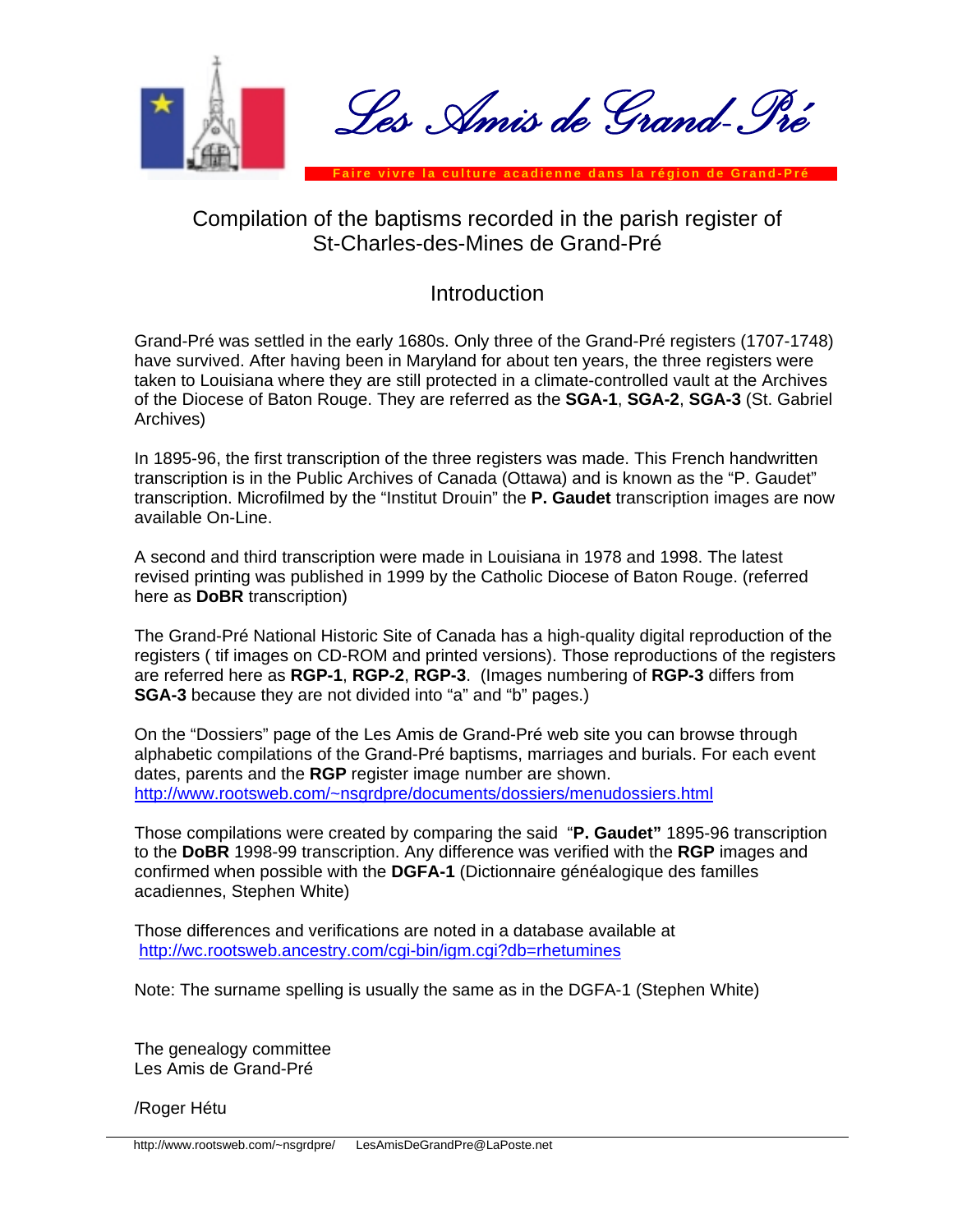# Les Amis de Grand-Pré

**Faire vivre la culture acadienne dans la région de Grand-Pré**

## Compilation of the baptisms recorded in the parish register of St-Charles-des-Mines de Grand-Pré

## Introduction

Grand-Pré was settled in the early 1680s. Only three of the Grand-Pré registers (1707-1748) have survived. After having been in Maryland for about ten years, the three registers were taken to Louisiana where they are still protected in a climate-controlled vault at the Archives of the Diocese of Baton Rouge. They are referred as the **SGA-1**, **SGA-2**, **SGA-3** (St. Gabriel Archives)

In 1895-96, the first transcription of the three registers was made. This French handwritten transcription is in the Public Archives of Canada (Ottawa) and is known as the "P. Gaudet" transcription. Microfilmed by the "Institut Drouin" the **P. Gaudet** transcription images are now available On-Line.

A second and third transcription were made in Louisiana in 1978 and 1998. The latest revised printing was published in 1999 by the Catholic Diocese of Baton Rouge. (referred here as **DoBR** transcription)

The Grand-Pré National Historic Site of Canada has a high-quality digital reproduction of the registers ( tif images on CD-ROM and printed versions). Those reproductions of the registers are referred here as **RGP-1**, **RGP-2**, **RGP-3**. (Images numbering of **RGP-3** differs from **SGA-3** because they are not divided into "a" and "b" pages.)

On the "Dossiers" page of the Les Amis de Grand-Pré web site you can browse through alphabetic compilations of the Grand-Pré baptisms, marriages and burials. For each event dates, parents and the **RGP** register image number are shown.
http://www.rootsweb.com/~nsgrdpre/documents/dossiers/menudossiers.html

Those compilations were created by comparing the said "**P. Gaudet"** 1895-96 transcription to the **DoBR** 1998-99 transcription. Any difference was verified with the **RGP** images and confirmed when possible with the **DGFA-1** (Dictionnaire généalogique des familles acadiennes, Stephen White)

Those differences and verifications are noted in a database available at
http://wc.rootsweb.ancestry.com/cgi-bin/igm.cgi?db=rhetumines

Note: The surname spelling is usually the same as in the DGFA-1 (Stephen White)

The genealogy committee
Les Amis de Grand-Pré

/Roger Hétu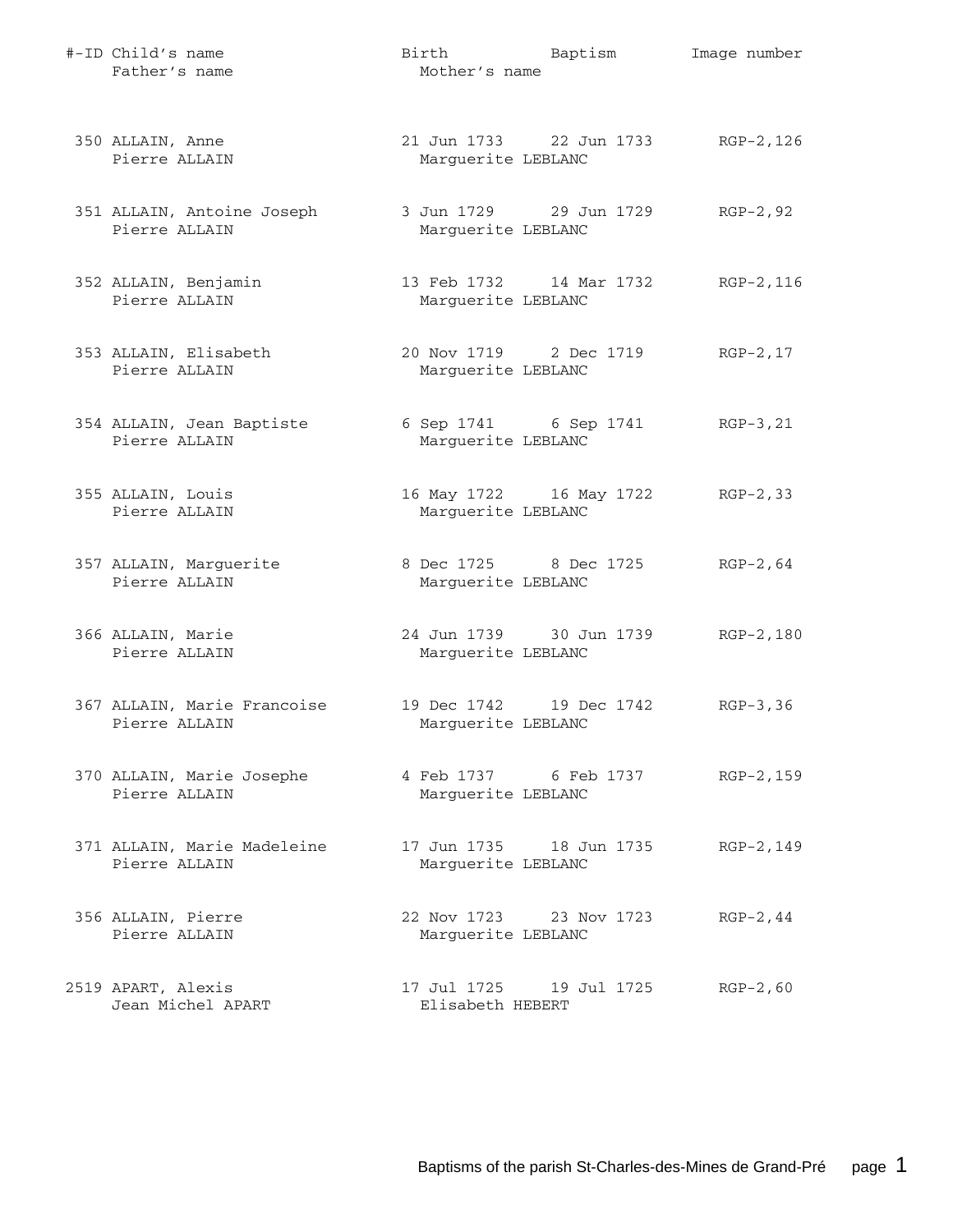| #-ID | Child's name / Father's name | Birth / Mother's name | Baptism | Image number |
|---|---|---|---|---|
| 350 | ALLAIN, Anne<br>Pierre ALLAIN | 21 Jun 1733<br>Marguerite LEBLANC | 22 Jun 1733 | RGP-2,126 |
| 351 | ALLAIN, Antoine Joseph<br>Pierre ALLAIN | 3 Jun 1729<br>Marguerite LEBLANC | 29 Jun 1729 | RGP-2,92 |
| 352 | ALLAIN, Benjamin<br>Pierre ALLAIN | 13 Feb 1732<br>Marguerite LEBLANC | 14 Mar 1732 | RGP-2,116 |
| 353 | ALLAIN, Elisabeth<br>Pierre ALLAIN | 20 Nov 1719<br>Marguerite LEBLANC | 2 Dec 1719 | RGP-2,17 |
| 354 | ALLAIN, Jean Baptiste<br>Pierre ALLAIN | 6 Sep 1741<br>Marguerite LEBLANC | 6 Sep 1741 | RGP-3,21 |
| 355 | ALLAIN, Louis<br>Pierre ALLAIN | 16 May 1722<br>Marguerite LEBLANC | 16 May 1722 | RGP-2,33 |
| 357 | ALLAIN, Marguerite<br>Pierre ALLAIN | 8 Dec 1725<br>Marguerite LEBLANC | 8 Dec 1725 | RGP-2,64 |
| 366 | ALLAIN, Marie<br>Pierre ALLAIN | 24 Jun 1739<br>Marguerite LEBLANC | 30 Jun 1739 | RGP-2,180 |
| 367 | ALLAIN, Marie Francoise<br>Pierre ALLAIN | 19 Dec 1742<br>Marguerite LEBLANC | 19 Dec 1742 | RGP-3,36 |
| 370 | ALLAIN, Marie Josephe<br>Pierre ALLAIN | 4 Feb 1737<br>Marguerite LEBLANC | 6 Feb 1737 | RGP-2,159 |
| 371 | ALLAIN, Marie Madeleine<br>Pierre ALLAIN | 17 Jun 1735<br>Marguerite LEBLANC | 18 Jun 1735 | RGP-2,149 |
| 356 | ALLAIN, Pierre<br>Pierre ALLAIN | 22 Nov 1723<br>Marguerite LEBLANC | 23 Nov 1723 | RGP-2,44 |
| 2519 | APART, Alexis<br>Jean Michel APART | 17 Jul 1725<br>Elisabeth HEBERT | 19 Jul 1725 | RGP-2,60 |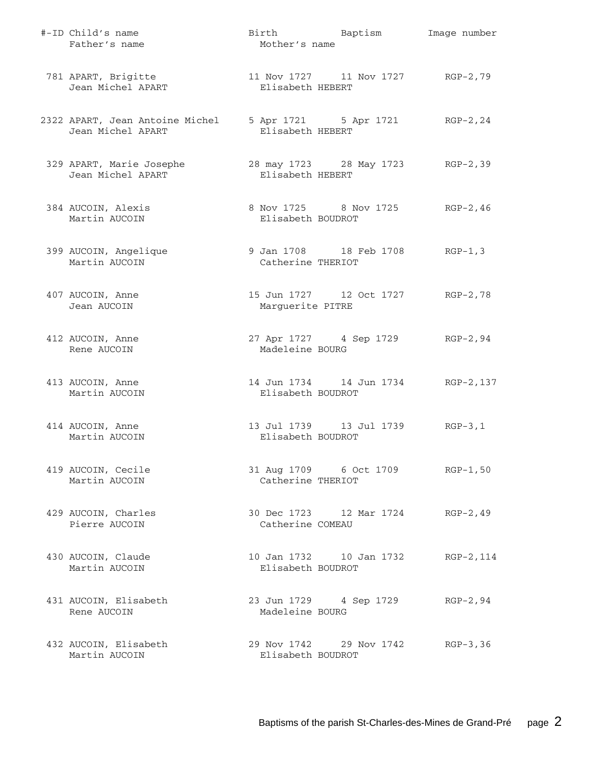| #-ID | Child's name / Father's name | Birth / Mother's name | Baptism | Image number |
|---|---|---|---|---|
| 781 | APART, Brigitte<br>Jean Michel APART | 11 Nov 1727<br>Elisabeth HEBERT | 11 Nov 1727 | RGP-2,79 |
| 2322 | APART, Jean Antoine Michel<br>Jean Michel APART | 5 Apr 1721<br>Elisabeth HEBERT | 5 Apr 1721 | RGP-2,24 |
| 329 | APART, Marie Josephe<br>Jean Michel APART | 28 may 1723<br>Elisabeth HEBERT | 28 May 1723 | RGP-2,39 |
| 384 | AUCOIN, Alexis<br>Martin AUCOIN | 8 Nov 1725<br>Elisabeth BOUDROT | 8 Nov 1725 | RGP-2,46 |
| 399 | AUCOIN, Angelique<br>Martin AUCOIN | 9 Jan 1708<br>Catherine THERIOT | 18 Feb 1708 | RGP-1,3 |
| 407 | AUCOIN, Anne<br>Jean AUCOIN | 15 Jun 1727<br>Marguerite PITRE | 12 Oct 1727 | RGP-2,78 |
| 412 | AUCOIN, Anne<br>Rene AUCOIN | 27 Apr 1727<br>Madeleine BOURG | 4 Sep 1729 | RGP-2,94 |
| 413 | AUCOIN, Anne<br>Martin AUCOIN | 14 Jun 1734<br>Elisabeth BOUDROT | 14 Jun 1734 | RGP-2,137 |
| 414 | AUCOIN, Anne<br>Martin AUCOIN | 13 Jul 1739<br>Elisabeth BOUDROT | 13 Jul 1739 | RGP-3,1 |
| 419 | AUCOIN, Cecile<br>Martin AUCOIN | 31 Aug 1709<br>Catherine THERIOT | 6 Oct 1709 | RGP-1,50 |
| 429 | AUCOIN, Charles<br>Pierre AUCOIN | 30 Dec 1723<br>Catherine COMEAU | 12 Mar 1724 | RGP-2,49 |
| 430 | AUCOIN, Claude<br>Martin AUCOIN | 10 Jan 1732<br>Elisabeth BOUDROT | 10 Jan 1732 | RGP-2,114 |
| 431 | AUCOIN, Elisabeth<br>Rene AUCOIN | 23 Jun 1729<br>Madeleine BOURG | 4 Sep 1729 | RGP-2,94 |
| 432 | AUCOIN, Elisabeth<br>Martin AUCOIN | 29 Nov 1742<br>Elisabeth BOUDROT | 29 Nov 1742 | RGP-3,36 |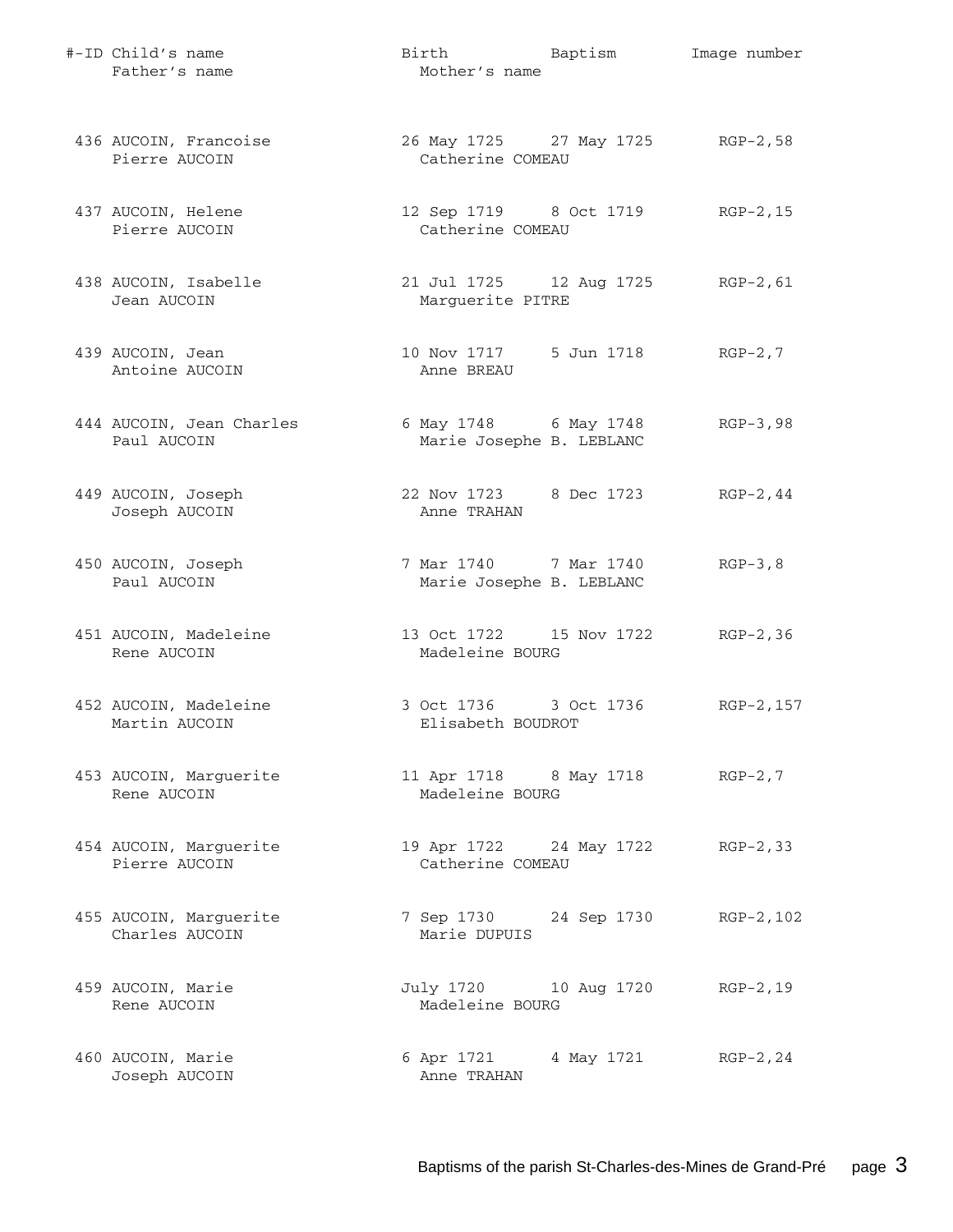| #-ID | Child's name / Father's name | Birth / Mother's name | Baptism | Image number |
|---|---|---|---|---|
| 436 | AUCOIN, Francoise<br>Pierre AUCOIN | 26 May 1725<br>Catherine COMEAU | 27 May 1725 | RGP-2,58 |
| 437 | AUCOIN, Helene<br>Pierre AUCOIN | 12 Sep 1719<br>Catherine COMEAU | 8 Oct 1719 | RGP-2,15 |
| 438 | AUCOIN, Isabelle<br>Jean AUCOIN | 21 Jul 1725<br>Marguerite PITRE | 12 Aug 1725 | RGP-2,61 |
| 439 | AUCOIN, Jean<br>Antoine AUCOIN | 10 Nov 1717<br>Anne BREAU | 5 Jun 1718 | RGP-2,7 |
| 444 | AUCOIN, Jean Charles<br>Paul AUCOIN | 6 May 1748<br>Marie Josephe B. LEBLANC | 6 May 1748 | RGP-3,98 |
| 449 | AUCOIN, Joseph<br>Joseph AUCOIN | 22 Nov 1723<br>Anne TRAHAN | 8 Dec 1723 | RGP-2,44 |
| 450 | AUCOIN, Joseph<br>Paul AUCOIN | 7 Mar 1740<br>Marie Josephe B. LEBLANC | 7 Mar 1740 | RGP-3,8 |
| 451 | AUCOIN, Madeleine<br>Rene AUCOIN | 13 Oct 1722<br>Madeleine BOURG | 15 Nov 1722 | RGP-2,36 |
| 452 | AUCOIN, Madeleine<br>Martin AUCOIN | 3 Oct 1736<br>Elisabeth BOUDROT | 3 Oct 1736 | RGP-2,157 |
| 453 | AUCOIN, Marguerite<br>Rene AUCOIN | 11 Apr 1718<br>Madeleine BOURG | 8 May 1718 | RGP-2,7 |
| 454 | AUCOIN, Marguerite<br>Pierre AUCOIN | 19 Apr 1722<br>Catherine COMEAU | 24 May 1722 | RGP-2,33 |
| 455 | AUCOIN, Marguerite<br>Charles AUCOIN | 7 Sep 1730<br>Marie DUPUIS | 24 Sep 1730 | RGP-2,102 |
| 459 | AUCOIN, Marie<br>Rene AUCOIN | July 1720<br>Madeleine BOURG | 10 Aug 1720 | RGP-2,19 |
| 460 | AUCOIN, Marie<br>Joseph AUCOIN | 6 Apr 1721<br>Anne TRAHAN | 4 May 1721 | RGP-2,24 |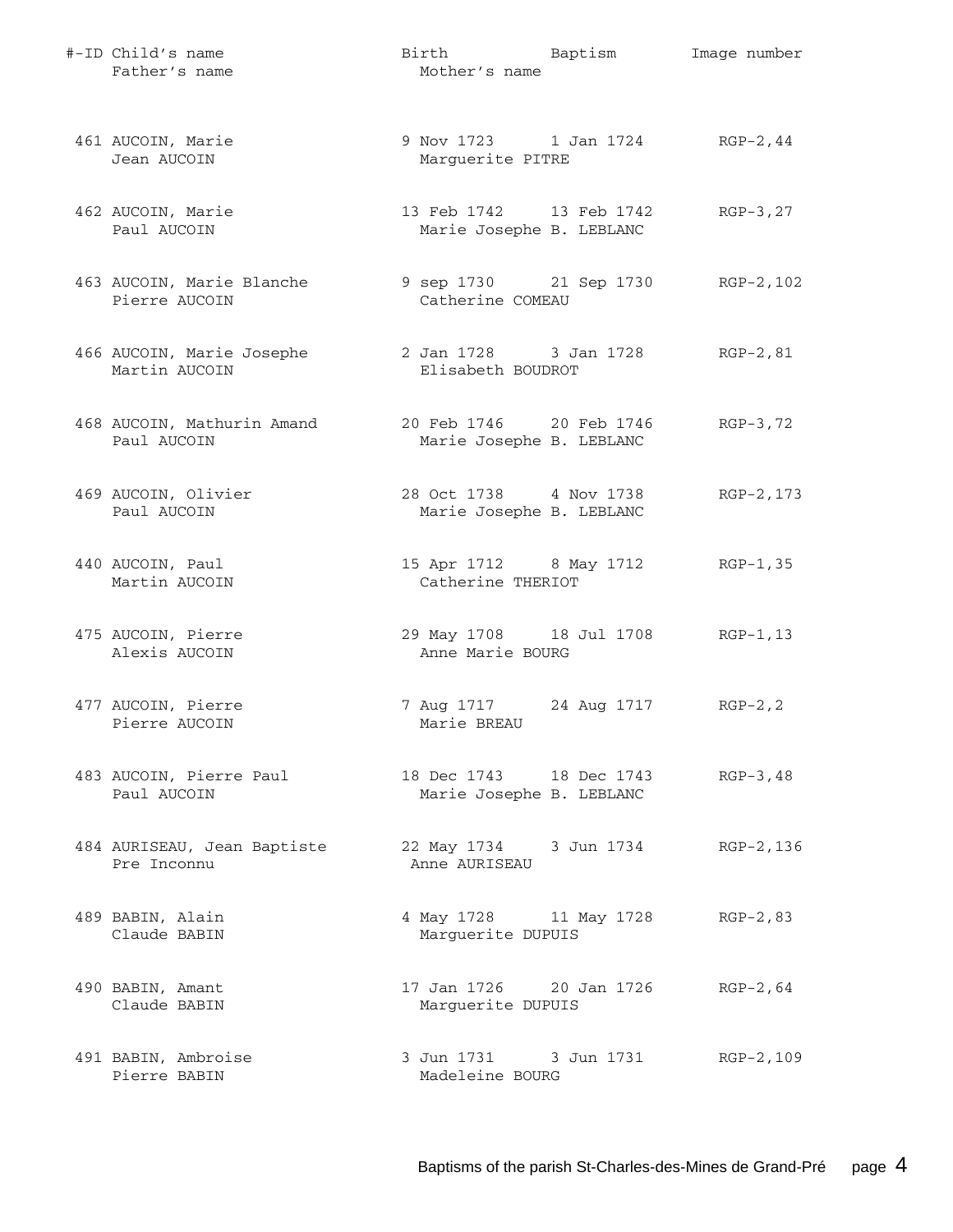| #-ID | Child's name / Father's name | Birth / Mother's name | Baptism | Image number |
|---|---|---|---|---|
| 461 | AUCOIN, Marie<br>Jean AUCOIN | 9 Nov 1723<br>Marguerite PITRE | 1 Jan 1724 | RGP-2,44 |
| 462 | AUCOIN, Marie<br>Paul AUCOIN | 13 Feb 1742<br>Marie Josephe B. LEBLANC | 13 Feb 1742 | RGP-3,27 |
| 463 | AUCOIN, Marie Blanche<br>Pierre AUCOIN | 9 sep 1730<br>Catherine COMEAU | 21 Sep 1730 | RGP-2,102 |
| 466 | AUCOIN, Marie Josephe<br>Martin AUCOIN | 2 Jan 1728<br>Elisabeth BOUDROT | 3 Jan 1728 | RGP-2,81 |
| 468 | AUCOIN, Mathurin Amand<br>Paul AUCOIN | 20 Feb 1746<br>Marie Josephe B. LEBLANC | 20 Feb 1746 | RGP-3,72 |
| 469 | AUCOIN, Olivier<br>Paul AUCOIN | 28 Oct 1738<br>Marie Josephe B. LEBLANC | 4 Nov 1738 | RGP-2,173 |
| 440 | AUCOIN, Paul<br>Martin AUCOIN | 15 Apr 1712<br>Catherine THERIOT | 8 May 1712 | RGP-1,35 |
| 475 | AUCOIN, Pierre<br>Alexis AUCOIN | 29 May 1708<br>Anne Marie BOURG | 18 Jul 1708 | RGP-1,13 |
| 477 | AUCOIN, Pierre<br>Pierre AUCOIN | 7 Aug 1717<br>Marie BREAU | 24 Aug 1717 | RGP-2,2 |
| 483 | AUCOIN, Pierre Paul<br>Paul AUCOIN | 18 Dec 1743<br>Marie Josephe B. LEBLANC | 18 Dec 1743 | RGP-3,48 |
| 484 | AURISEAU, Jean Baptiste<br>Pre Inconnu | 22 May 1734<br>Anne AURISEAU | 3 Jun 1734 | RGP-2,136 |
| 489 | BABIN, Alain<br>Claude BABIN | 4 May 1728<br>Marguerite DUPUIS | 11 May 1728 | RGP-2,83 |
| 490 | BABIN, Amant<br>Claude BABIN | 17 Jan 1726<br>Marguerite DUPUIS | 20 Jan 1726 | RGP-2,64 |
| 491 | BABIN, Ambroise<br>Pierre BABIN | 3 Jun 1731<br>Madeleine BOURG | 3 Jun 1731 | RGP-2,109 |

Baptisms of the parish St-Charles-des-Mines de Grand-Pré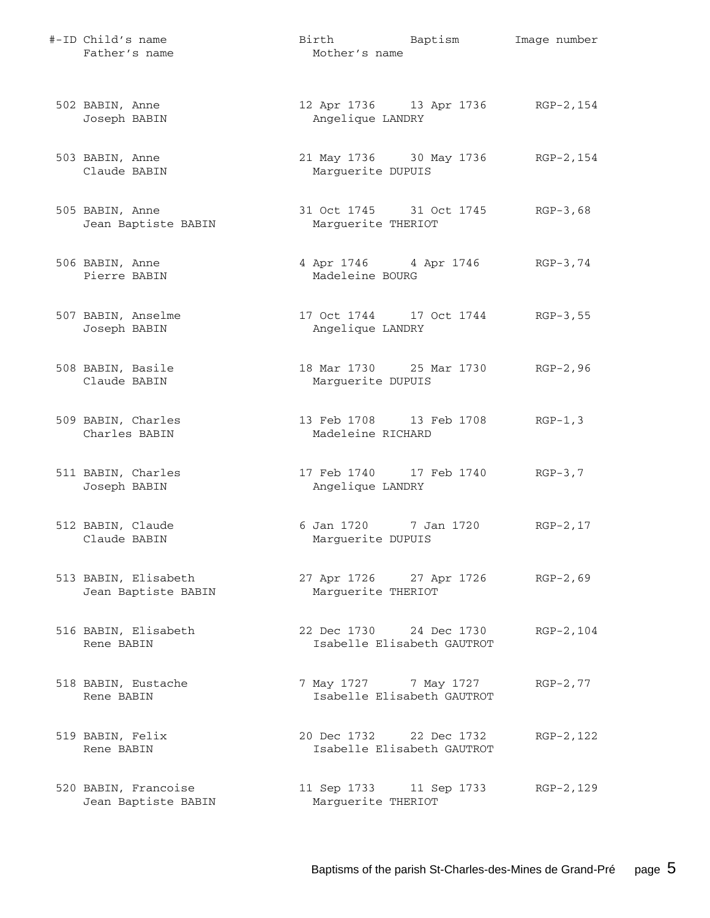| #-ID | Child's name / Father's name | Birth / Mother's name | Baptism | Image number |
|---|---|---|---|---|
| 502 | BABIN, Anne<br>Joseph BABIN | 12 Apr 1736<br>Angelique LANDRY | 13 Apr 1736 | RGP-2,154 |
| 503 | BABIN, Anne<br>Claude BABIN | 21 May 1736<br>Marguerite DUPUIS | 30 May 1736 | RGP-2,154 |
| 505 | BABIN, Anne<br>Jean Baptiste BABIN | 31 Oct 1745<br>Marguerite THERIOT | 31 Oct 1745 | RGP-3,68 |
| 506 | BABIN, Anne<br>Pierre BABIN | 4 Apr 1746<br>Madeleine BOURG | 4 Apr 1746 | RGP-3,74 |
| 507 | BABIN, Anselme<br>Joseph BABIN | 17 Oct 1744<br>Angelique LANDRY | 17 Oct 1744 | RGP-3,55 |
| 508 | BABIN, Basile<br>Claude BABIN | 18 Mar 1730<br>Marguerite DUPUIS | 25 Mar 1730 | RGP-2,96 |
| 509 | BABIN, Charles<br>Charles BABIN | 13 Feb 1708<br>Madeleine RICHARD | 13 Feb 1708 | RGP-1,3 |
| 511 | BABIN, Charles<br>Joseph BABIN | 17 Feb 1740<br>Angelique LANDRY | 17 Feb 1740 | RGP-3,7 |
| 512 | BABIN, Claude<br>Claude BABIN | 6 Jan 1720<br>Marguerite DUPUIS | 7 Jan 1720 | RGP-2,17 |
| 513 | BABIN, Elisabeth<br>Jean Baptiste BABIN | 27 Apr 1726<br>Marguerite THERIOT | 27 Apr 1726 | RGP-2,69 |
| 516 | BABIN, Elisabeth<br>Rene BABIN | 22 Dec 1730<br>Isabelle Elisabeth GAUTROT | 24 Dec 1730 | RGP-2,104 |
| 518 | BABIN, Eustache<br>Rene BABIN | 7 May 1727<br>Isabelle Elisabeth GAUTROT | 7 May 1727 | RGP-2,77 |
| 519 | BABIN, Felix<br>Rene BABIN | 20 Dec 1732<br>Isabelle Elisabeth GAUTROT | 22 Dec 1732 | RGP-2,122 |
| 520 | BABIN, Francoise<br>Jean Baptiste BABIN | 11 Sep 1733<br>Marguerite THERIOT | 11 Sep 1733 | RGP-2,129 |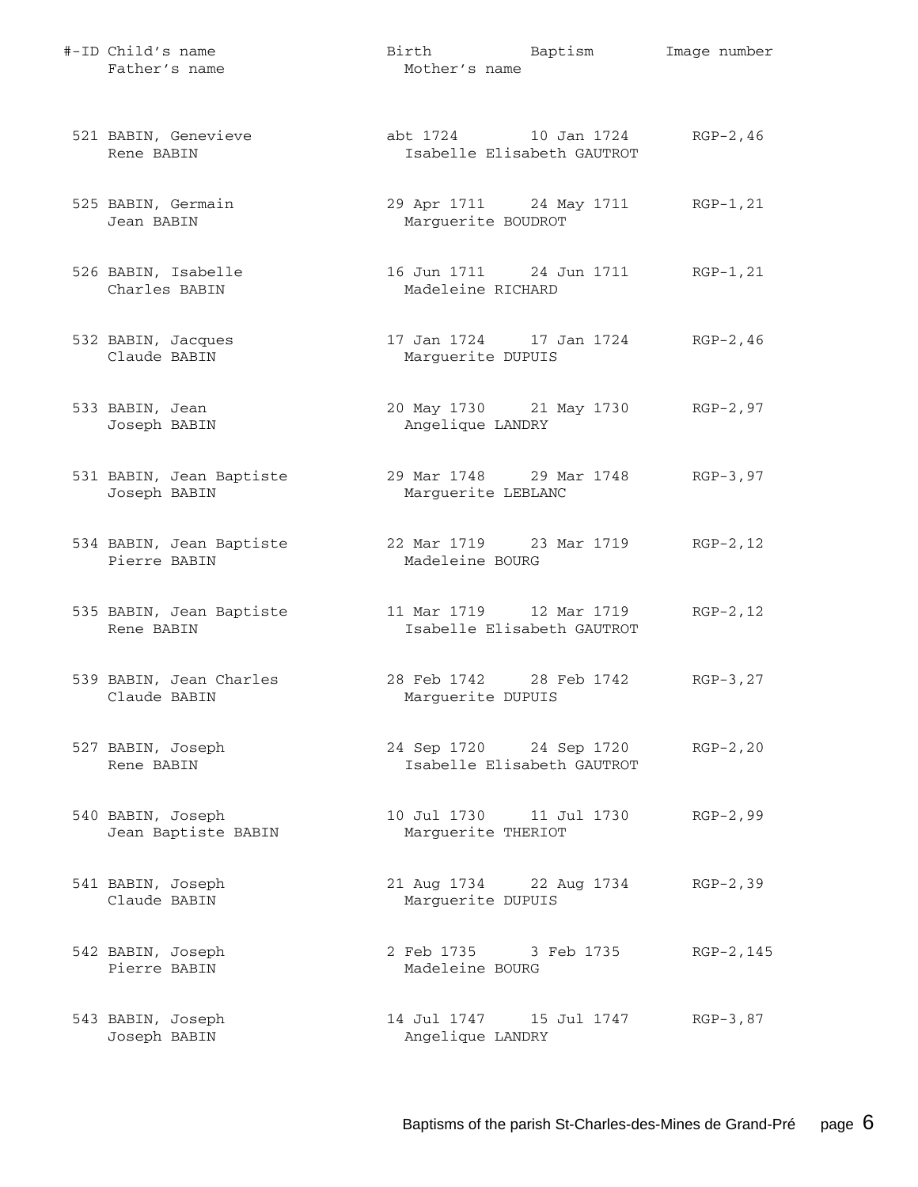| #-ID | Child's name / Father's name | Birth | Baptism | Mother's name | Image number |
|---|---|---|---|---|---|
| 521 | BABIN, Genevieve / Rene BABIN | abt 1724 | 10 Jan 1724 | Isabelle Elisabeth GAUTROT | RGP-2,46 |
| 525 | BABIN, Germain / Jean BABIN | 29 Apr 1711 | 24 May 1711 | Marguerite BOUDROT | RGP-1,21 |
| 526 | BABIN, Isabelle / Charles BABIN | 16 Jun 1711 | 24 Jun 1711 | Madeleine RICHARD | RGP-1,21 |
| 532 | BABIN, Jacques / Claude BABIN | 17 Jan 1724 | 17 Jan 1724 | Marguerite DUPUIS | RGP-2,46 |
| 533 | BABIN, Jean / Joseph BABIN | 20 May 1730 | 21 May 1730 | Angelique LANDRY | RGP-2,97 |
| 531 | BABIN, Jean Baptiste / Joseph BABIN | 29 Mar 1748 | 29 Mar 1748 | Marguerite LEBLANC | RGP-3,97 |
| 534 | BABIN, Jean Baptiste / Pierre BABIN | 22 Mar 1719 | 23 Mar 1719 | Madeleine BOURG | RGP-2,12 |
| 535 | BABIN, Jean Baptiste / Rene BABIN | 11 Mar 1719 | 12 Mar 1719 | Isabelle Elisabeth GAUTROT | RGP-2,12 |
| 539 | BABIN, Jean Charles / Claude BABIN | 28 Feb 1742 | 28 Feb 1742 | Marguerite DUPUIS | RGP-3,27 |
| 527 | BABIN, Joseph / Rene BABIN | 24 Sep 1720 | 24 Sep 1720 | Isabelle Elisabeth GAUTROT | RGP-2,20 |
| 540 | BABIN, Joseph / Jean Baptiste BABIN | 10 Jul 1730 | 11 Jul 1730 | Marguerite THERIOT | RGP-2,99 |
| 541 | BABIN, Joseph / Claude BABIN | 21 Aug 1734 | 22 Aug 1734 | Marguerite DUPUIS | RGP-2,39 |
| 542 | BABIN, Joseph / Pierre BABIN | 2 Feb 1735 | 3 Feb 1735 | Madeleine BOURG | RGP-2,145 |
| 543 | BABIN, Joseph / Joseph BABIN | 14 Jul 1747 | 15 Jul 1747 | Angelique LANDRY | RGP-3,87 |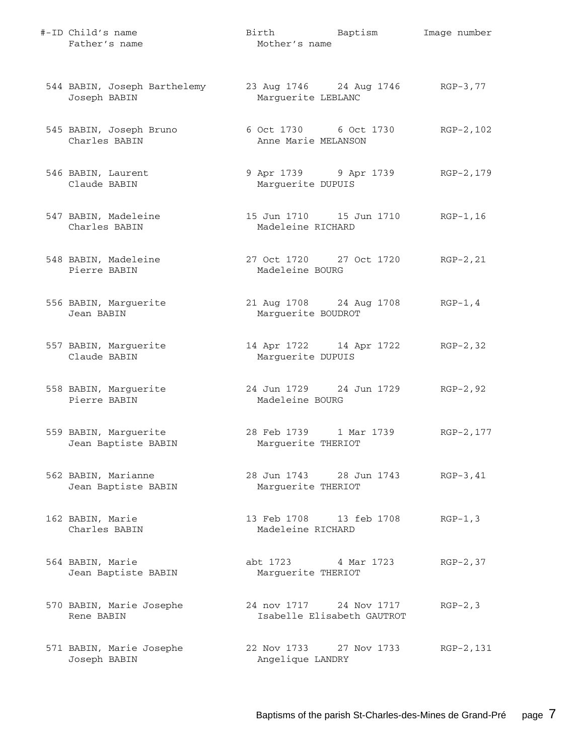| #-ID | Child's name / Father's name | Birth / Mother's name | Baptism | Image number |
|---|---|---|---|---|
| 544 | BABIN, Joseph Barthelemy<br>Joseph BABIN | 23 Aug 1746<br>Marguerite LEBLANC | 24 Aug 1746 | RGP-3,77 |
| 545 | BABIN, Joseph Bruno<br>Charles BABIN | 6 Oct 1730<br>Anne Marie MELANSON | 6 Oct 1730 | RGP-2,102 |
| 546 | BABIN, Laurent<br>Claude BABIN | 9 Apr 1739<br>Marguerite DUPUIS | 9 Apr 1739 | RGP-2,179 |
| 547 | BABIN, Madeleine<br>Charles BABIN | 15 Jun 1710<br>Madeleine RICHARD | 15 Jun 1710 | RGP-1,16 |
| 548 | BABIN, Madeleine<br>Pierre BABIN | 27 Oct 1720<br>Madeleine BOURG | 27 Oct 1720 | RGP-2,21 |
| 556 | BABIN, Marguerite<br>Jean BABIN | 21 Aug 1708<br>Marguerite BOUDROT | 24 Aug 1708 | RGP-1,4 |
| 557 | BABIN, Marguerite<br>Claude BABIN | 14 Apr 1722<br>Marguerite DUPUIS | 14 Apr 1722 | RGP-2,32 |
| 558 | BABIN, Marguerite<br>Pierre BABIN | 24 Jun 1729<br>Madeleine BOURG | 24 Jun 1729 | RGP-2,92 |
| 559 | BABIN, Marguerite<br>Jean Baptiste BABIN | 28 Feb 1739<br>Marguerite THERIOT | 1 Mar 1739 | RGP-2,177 |
| 562 | BABIN, Marianne<br>Jean Baptiste BABIN | 28 Jun 1743<br>Marguerite THERIOT | 28 Jun 1743 | RGP-3,41 |
| 162 | BABIN, Marie<br>Charles BABIN | 13 Feb 1708<br>Madeleine RICHARD | 13 feb 1708 | RGP-1,3 |
| 564 | BABIN, Marie<br>Jean Baptiste BABIN | abt 1723<br>Marguerite THERIOT | 4 Mar 1723 | RGP-2,37 |
| 570 | BABIN, Marie Josephe<br>Rene BABIN | 24 nov 1717<br>Isabelle Elisabeth GAUTROT | 24 Nov 1717 | RGP-2,3 |
| 571 | BABIN, Marie Josephe<br>Joseph BABIN | 22 Nov 1733<br>Angelique LANDRY | 27 Nov 1733 | RGP-2,131 |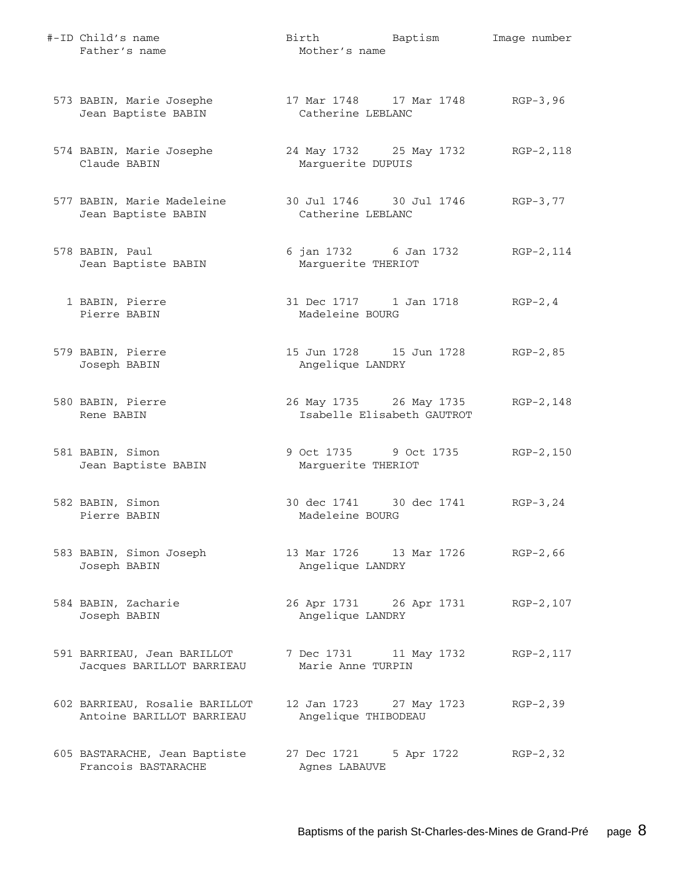| #-ID | Child's name / Father's name | Birth / Mother's name | Baptism | Image number |
|---|---|---|---|---|
| 573 | BABIN, Marie Josephe<br>Jean Baptiste BABIN | 17 Mar 1748<br>Catherine LEBLANC | 17 Mar 1748 | RGP-3,96 |
| 574 | BABIN, Marie Josephe<br>Claude BABIN | 24 May 1732<br>Marguerite DUPUIS | 25 May 1732 | RGP-2,118 |
| 577 | BABIN, Marie Madeleine<br>Jean Baptiste BABIN | 30 Jul 1746<br>Catherine LEBLANC | 30 Jul 1746 | RGP-3,77 |
| 578 | BABIN, Paul<br>Jean Baptiste BABIN | 6 jan 1732<br>Marguerite THERIOT | 6 Jan 1732 | RGP-2,114 |
| 1 | BABIN, Pierre<br>Pierre BABIN | 31 Dec 1717<br>Madeleine BOURG | 1 Jan 1718 | RGP-2,4 |
| 579 | BABIN, Pierre<br>Joseph BABIN | 15 Jun 1728<br>Angelique LANDRY | 15 Jun 1728 | RGP-2,85 |
| 580 | BABIN, Pierre<br>Rene BABIN | 26 May 1735<br>Isabelle Elisabeth GAUTROT | 26 May 1735 | RGP-2,148 |
| 581 | BABIN, Simon<br>Jean Baptiste BABIN | 9 Oct 1735<br>Marguerite THERIOT | 9 Oct 1735 | RGP-2,150 |
| 582 | BABIN, Simon<br>Pierre BABIN | 30 dec 1741<br>Madeleine BOURG | 30 dec 1741 | RGP-3,24 |
| 583 | BABIN, Simon Joseph<br>Joseph BABIN | 13 Mar 1726<br>Angelique LANDRY | 13 Mar 1726 | RGP-2,66 |
| 584 | BABIN, Zacharie<br>Joseph BABIN | 26 Apr 1731<br>Angelique LANDRY | 26 Apr 1731 | RGP-2,107 |
| 591 | BARRIEAU, Jean BARILLOT<br>Jacques BARILLOT BARRIEAU | 7 Dec 1731<br>Marie Anne TURPIN | 11 May 1732 | RGP-2,117 |
| 602 | BARRIEAU, Rosalie BARILLOT<br>Antoine BARILLOT BARRIEAU | 12 Jan 1723<br>Angelique THIBODEAU | 27 May 1723 | RGP-2,39 |
| 605 | BASTARACHE, Jean Baptiste<br>Francois BASTARACHE | 27 Dec 1721<br>Agnes LABAUVE | 5 Apr 1722 | RGP-2,32 |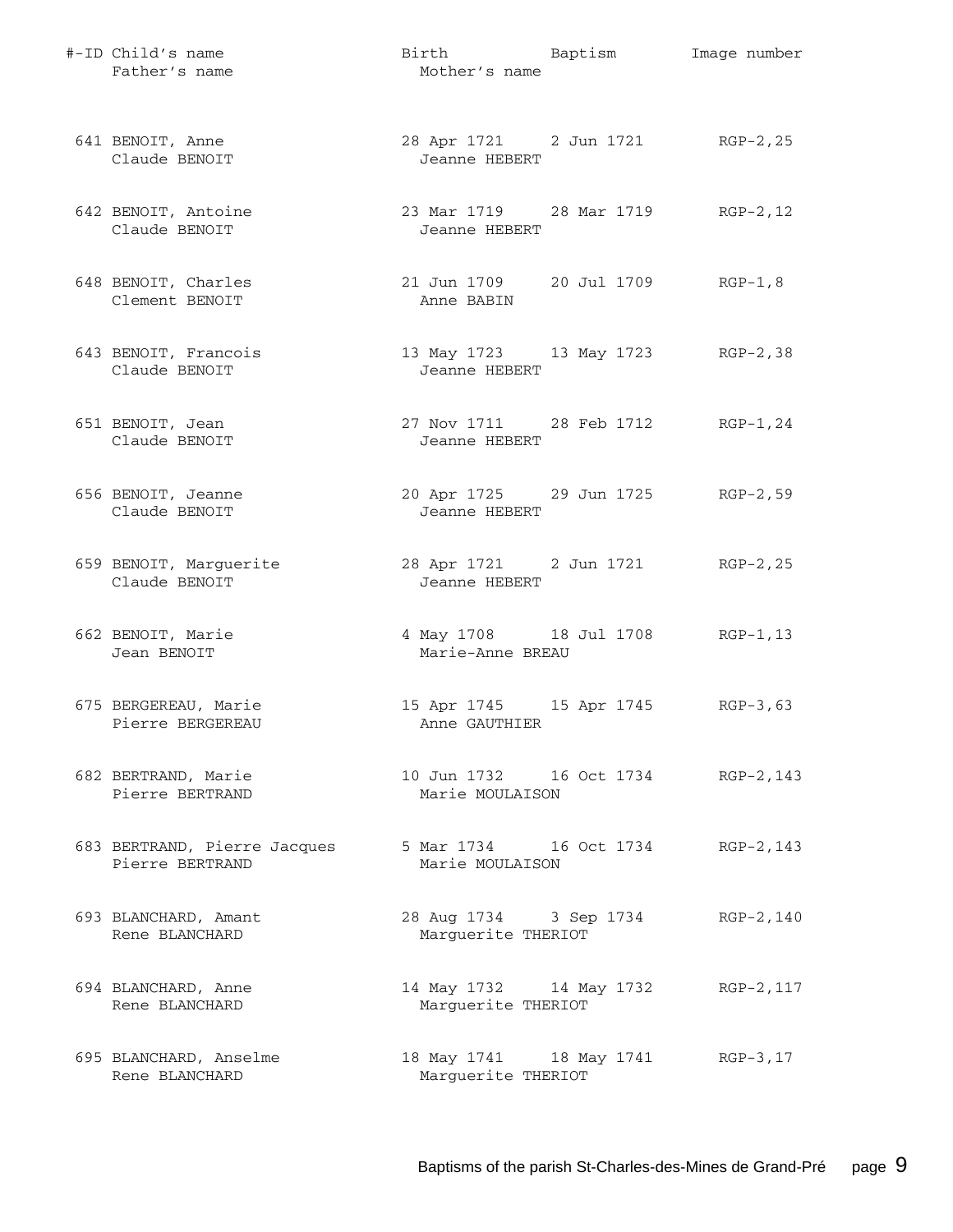| #-ID | Child's name / Father's name | Birth / Mother's name | Baptism | Image number |
|---|---|---|---|---|
| 641 | BENOIT, Anne<br>Claude BENOIT | 28 Apr 1721<br>Jeanne HEBERT | 2 Jun 1721 | RGP-2,25 |
| 642 | BENOIT, Antoine<br>Claude BENOIT | 23 Mar 1719<br>Jeanne HEBERT | 28 Mar 1719 | RGP-2,12 |
| 648 | BENOIT, Charles<br>Clement BENOIT | 21 Jun 1709<br>Anne BABIN | 20 Jul 1709 | RGP-1,8 |
| 643 | BENOIT, Francois<br>Claude BENOIT | 13 May 1723<br>Jeanne HEBERT | 13 May 1723 | RGP-2,38 |
| 651 | BENOIT, Jean<br>Claude BENOIT | 27 Nov 1711<br>Jeanne HEBERT | 28 Feb 1712 | RGP-1,24 |
| 656 | BENOIT, Jeanne<br>Claude BENOIT | 20 Apr 1725<br>Jeanne HEBERT | 29 Jun 1725 | RGP-2,59 |
| 659 | BENOIT, Marguerite<br>Claude BENOIT | 28 Apr 1721<br>Jeanne HEBERT | 2 Jun 1721 | RGP-2,25 |
| 662 | BENOIT, Marie<br>Jean BENOIT | 4 May 1708<br>Marie-Anne BREAU | 18 Jul 1708 | RGP-1,13 |
| 675 | BERGEREAU, Marie<br>Pierre BERGEREAU | 15 Apr 1745<br>Anne GAUTHIER | 15 Apr 1745 | RGP-3,63 |
| 682 | BERTRAND, Marie<br>Pierre BERTRAND | 10 Jun 1732<br>Marie MOULAISON | 16 Oct 1734 | RGP-2,143 |
| 683 | BERTRAND, Pierre Jacques<br>Pierre BERTRAND | 5 Mar 1734<br>Marie MOULAISON | 16 Oct 1734 | RGP-2,143 |
| 693 | BLANCHARD, Amant<br>Rene BLANCHARD | 28 Aug 1734<br>Marguerite THERIOT | 3 Sep 1734 | RGP-2,140 |
| 694 | BLANCHARD, Anne<br>Rene BLANCHARD | 14 May 1732<br>Marguerite THERIOT | 14 May 1732 | RGP-2,117 |
| 695 | BLANCHARD, Anselme<br>Rene BLANCHARD | 18 May 1741<br>Marguerite THERIOT | 18 May 1741 | RGP-3,17 |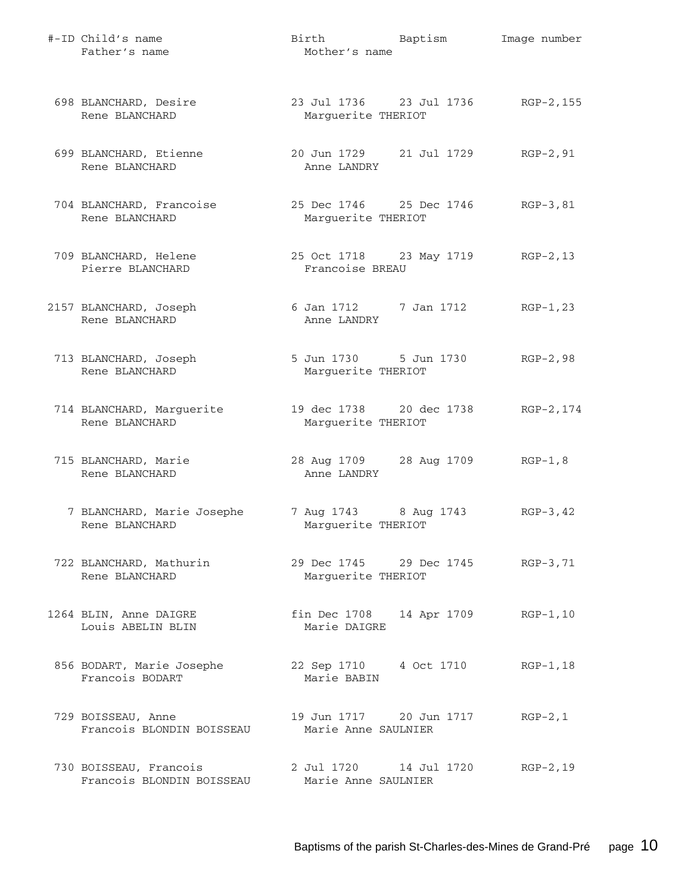| #-ID | Child's name / Father's name | Birth | Baptism / Mother's name | Image number |
|---|---|---|---|---|
| 698 | BLANCHARD, Desire<br>Rene BLANCHARD | 23 Jul 1736 | 23 Jul 1736<br>Marguerite THERIOT | RGP-2,155 |
| 699 | BLANCHARD, Etienne<br>Rene BLANCHARD | 20 Jun 1729 | 21 Jul 1729<br>Anne LANDRY | RGP-2,91 |
| 704 | BLANCHARD, Francoise<br>Rene BLANCHARD | 25 Dec 1746 | 25 Dec 1746<br>Marguerite THERIOT | RGP-3,81 |
| 709 | BLANCHARD, Helene<br>Pierre BLANCHARD | 25 Oct 1718 | 23 May 1719<br>Francoise BREAU | RGP-2,13 |
| 2157 | BLANCHARD, Joseph<br>Rene BLANCHARD | 6 Jan 1712 | 7 Jan 1712<br>Anne LANDRY | RGP-1,23 |
| 713 | BLANCHARD, Joseph<br>Rene BLANCHARD | 5 Jun 1730 | 5 Jun 1730<br>Marguerite THERIOT | RGP-2,98 |
| 714 | BLANCHARD, Marguerite<br>Rene BLANCHARD | 19 dec 1738 | 20 dec 1738<br>Marguerite THERIOT | RGP-2,174 |
| 715 | BLANCHARD, Marie<br>Rene BLANCHARD | 28 Aug 1709 | 28 Aug 1709<br>Anne LANDRY | RGP-1,8 |
| 7 | BLANCHARD, Marie Josephe<br>Rene BLANCHARD | 7 Aug 1743 | 8 Aug 1743<br>Marguerite THERIOT | RGP-3,42 |
| 722 | BLANCHARD, Mathurin<br>Rene BLANCHARD | 29 Dec 1745 | 29 Dec 1745<br>Marguerite THERIOT | RGP-3,71 |
| 1264 | BLIN, Anne DAIGRE<br>Louis ABELIN BLIN | fin Dec 1708 | 14 Apr 1709<br>Marie DAIGRE | RGP-1,10 |
| 856 | BODART, Marie Josephe<br>Francois BODART | 22 Sep 1710 | 4 Oct 1710<br>Marie BABIN | RGP-1,18 |
| 729 | BOISSEAU, Anne<br>Francois BLONDIN BOISSEAU | 19 Jun 1717 | 20 Jun 1717<br>Marie Anne SAULNIER | RGP-2,1 |
| 730 | BOISSEAU, Francois<br>Francois BLONDIN BOISSEAU | 2 Jul 1720 | 14 Jul 1720<br>Marie Anne SAULNIER | RGP-2,19 |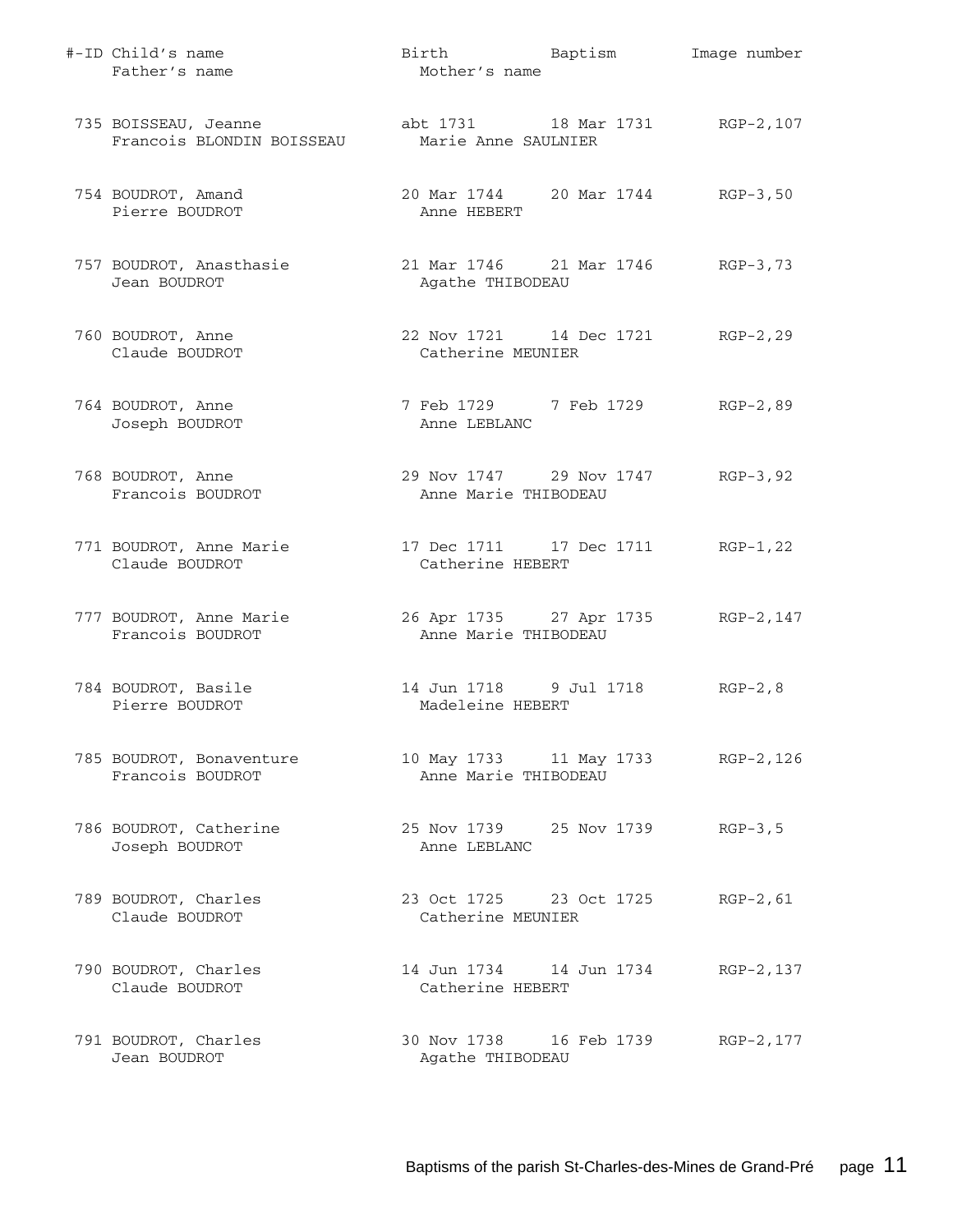| #-ID | Child's name / Father's name | Birth / Mother's name | Baptism | Image number |
|---|---|---|---|---|
| 735 | BOISSEAU, Jeanne<br>Francois BLONDIN BOISSEAU | abt 1731<br>Marie Anne SAULNIER | 18 Mar 1731 | RGP-2,107 |
| 754 | BOUDROT, Amand<br>Pierre BOUDROT | 20 Mar 1744<br>Anne HEBERT | 20 Mar 1744 | RGP-3,50 |
| 757 | BOUDROT, Anasthasie<br>Jean BOUDROT | 21 Mar 1746<br>Agathe THIBODEAU | 21 Mar 1746 | RGP-3,73 |
| 760 | BOUDROT, Anne<br>Claude BOUDROT | 22 Nov 1721<br>Catherine MEUNIER | 14 Dec 1721 | RGP-2,29 |
| 764 | BOUDROT, Anne<br>Joseph BOUDROT | 7 Feb 1729<br>Anne LEBLANC | 7 Feb 1729 | RGP-2,89 |
| 768 | BOUDROT, Anne<br>Francois BOUDROT | 29 Nov 1747<br>Anne Marie THIBODEAU | 29 Nov 1747 | RGP-3,92 |
| 771 | BOUDROT, Anne Marie<br>Claude BOUDROT | 17 Dec 1711<br>Catherine HEBERT | 17 Dec 1711 | RGP-1,22 |
| 777 | BOUDROT, Anne Marie<br>Francois BOUDROT | 26 Apr 1735<br>Anne Marie THIBODEAU | 27 Apr 1735 | RGP-2,147 |
| 784 | BOUDROT, Basile<br>Pierre BOUDROT | 14 Jun 1718<br>Madeleine HEBERT | 9 Jul 1718 | RGP-2,8 |
| 785 | BOUDROT, Bonaventure<br>Francois BOUDROT | 10 May 1733<br>Anne Marie THIBODEAU | 11 May 1733 | RGP-2,126 |
| 786 | BOUDROT, Catherine<br>Joseph BOUDROT | 25 Nov 1739<br>Anne LEBLANC | 25 Nov 1739 | RGP-3,5 |
| 789 | BOUDROT, Charles<br>Claude BOUDROT | 23 Oct 1725<br>Catherine MEUNIER | 23 Oct 1725 | RGP-2,61 |
| 790 | BOUDROT, Charles<br>Claude BOUDROT | 14 Jun 1734<br>Catherine HEBERT | 14 Jun 1734 | RGP-2,137 |
| 791 | BOUDROT, Charles<br>Jean BOUDROT | 30 Nov 1738<br>Agathe THIBODEAU | 16 Feb 1739 | RGP-2,177 |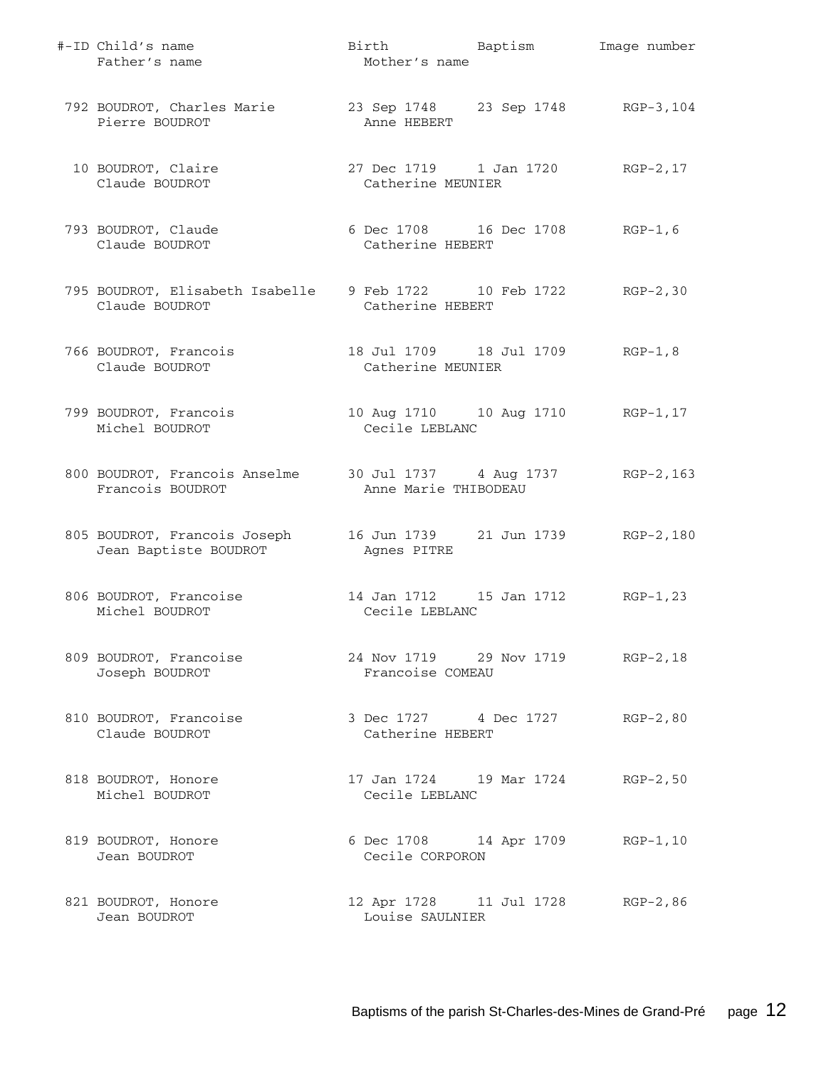| #-ID | Child's name<br>Father's name | Birth<br>Mother's name | Baptism | Image number |
|---|---|---|---|---|
| 792 | BOUDROT, Charles Marie<br>Pierre BOUDROT | 23 Sep 1748<br>Anne HEBERT | 23 Sep 1748 | RGP-3,104 |
| 10 | BOUDROT, Claire<br>Claude BOUDROT | 27 Dec 1719<br>Catherine MEUNIER | 1 Jan 1720 | RGP-2,17 |
| 793 | BOUDROT, Claude<br>Claude BOUDROT | 6 Dec 1708<br>Catherine HEBERT | 16 Dec 1708 | RGP-1,6 |
| 795 | BOUDROT, Elisabeth Isabelle<br>Claude BOUDROT | 9 Feb 1722<br>Catherine HEBERT | 10 Feb 1722 | RGP-2,30 |
| 766 | BOUDROT, Francois<br>Claude BOUDROT | 18 Jul 1709<br>Catherine MEUNIER | 18 Jul 1709 | RGP-1,8 |
| 799 | BOUDROT, Francois<br>Michel BOUDROT | 10 Aug 1710<br>Cecile LEBLANC | 10 Aug 1710 | RGP-1,17 |
| 800 | BOUDROT, Francois Anselme<br>Francois BOUDROT | 30 Jul 1737<br>Anne Marie THIBODEAU | 4 Aug 1737 | RGP-2,163 |
| 805 | BOUDROT, Francois Joseph<br>Jean Baptiste BOUDROT | 16 Jun 1739<br>Agnes PITRE | 21 Jun 1739 | RGP-2,180 |
| 806 | BOUDROT, Francoise<br>Michel BOUDROT | 14 Jan 1712<br>Cecile LEBLANC | 15 Jan 1712 | RGP-1,23 |
| 809 | BOUDROT, Francoise<br>Joseph BOUDROT | 24 Nov 1719<br>Francoise COMEAU | 29 Nov 1719 | RGP-2,18 |
| 810 | BOUDROT, Francoise<br>Claude BOUDROT | 3 Dec 1727<br>Catherine HEBERT | 4 Dec 1727 | RGP-2,80 |
| 818 | BOUDROT, Honore<br>Michel BOUDROT | 17 Jan 1724<br>Cecile LEBLANC | 19 Mar 1724 | RGP-2,50 |
| 819 | BOUDROT, Honore<br>Jean BOUDROT | 6 Dec 1708<br>Cecile CORPORON | 14 Apr 1709 | RGP-1,10 |
| 821 | BOUDROT, Honore<br>Jean BOUDROT | 12 Apr 1728<br>Louise SAULNIER | 11 Jul 1728 | RGP-2,86 |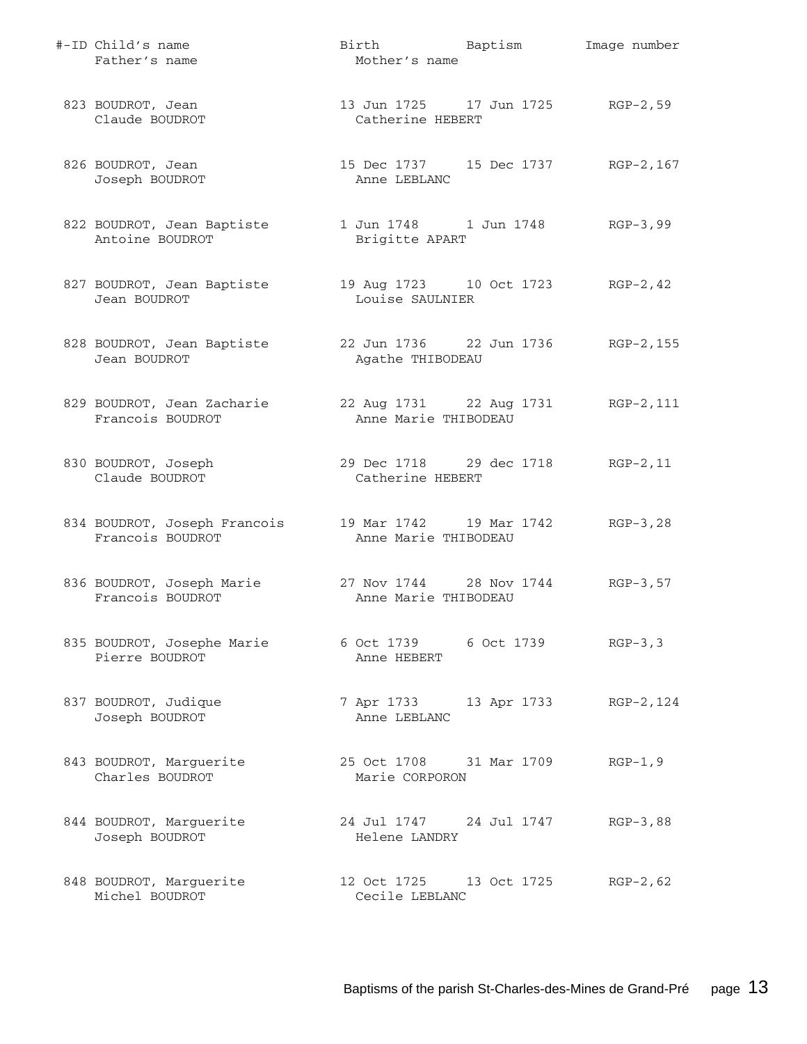| #-ID | Child's name / Father's name | Birth / Mother's name | Baptism | Image number |
|---|---|---|---|---|
| 823 | BOUDROT, Jean<br>Claude BOUDROT | 13 Jun 1725<br>Catherine HEBERT | 17 Jun 1725 | RGP-2,59 |
| 826 | BOUDROT, Jean<br>Joseph BOUDROT | 15 Dec 1737<br>Anne LEBLANC | 15 Dec 1737 | RGP-2,167 |
| 822 | BOUDROT, Jean Baptiste<br>Antoine BOUDROT | 1 Jun 1748<br>Brigitte APART | 1 Jun 1748 | RGP-3,99 |
| 827 | BOUDROT, Jean Baptiste<br>Jean BOUDROT | 19 Aug 1723<br>Louise SAULNIER | 10 Oct 1723 | RGP-2,42 |
| 828 | BOUDROT, Jean Baptiste<br>Jean BOUDROT | 22 Jun 1736<br>Agathe THIBODEAU | 22 Jun 1736 | RGP-2,155 |
| 829 | BOUDROT, Jean Zacharie<br>Francois BOUDROT | 22 Aug 1731<br>Anne Marie THIBODEAU | 22 Aug 1731 | RGP-2,111 |
| 830 | BOUDROT, Joseph<br>Claude BOUDROT | 29 Dec 1718<br>Catherine HEBERT | 29 dec 1718 | RGP-2,11 |
| 834 | BOUDROT, Joseph Francois<br>Francois BOUDROT | 19 Mar 1742<br>Anne Marie THIBODEAU | 19 Mar 1742 | RGP-3,28 |
| 836 | BOUDROT, Joseph Marie<br>Francois BOUDROT | 27 Nov 1744<br>Anne Marie THIBODEAU | 28 Nov 1744 | RGP-3,57 |
| 835 | BOUDROT, Josephe Marie<br>Pierre BOUDROT | 6 Oct 1739<br>Anne HEBERT | 6 Oct 1739 | RGP-3,3 |
| 837 | BOUDROT, Judique<br>Joseph BOUDROT | 7 Apr 1733<br>Anne LEBLANC | 13 Apr 1733 | RGP-2,124 |
| 843 | BOUDROT, Marguerite<br>Charles BOUDROT | 25 Oct 1708<br>Marie CORPORON | 31 Mar 1709 | RGP-1,9 |
| 844 | BOUDROT, Marguerite<br>Joseph BOUDROT | 24 Jul 1747<br>Helene LANDRY | 24 Jul 1747 | RGP-3,88 |
| 848 | BOUDROT, Marguerite<br>Michel BOUDROT | 12 Oct 1725<br>Cecile LEBLANC | 13 Oct 1725 | RGP-2,62 |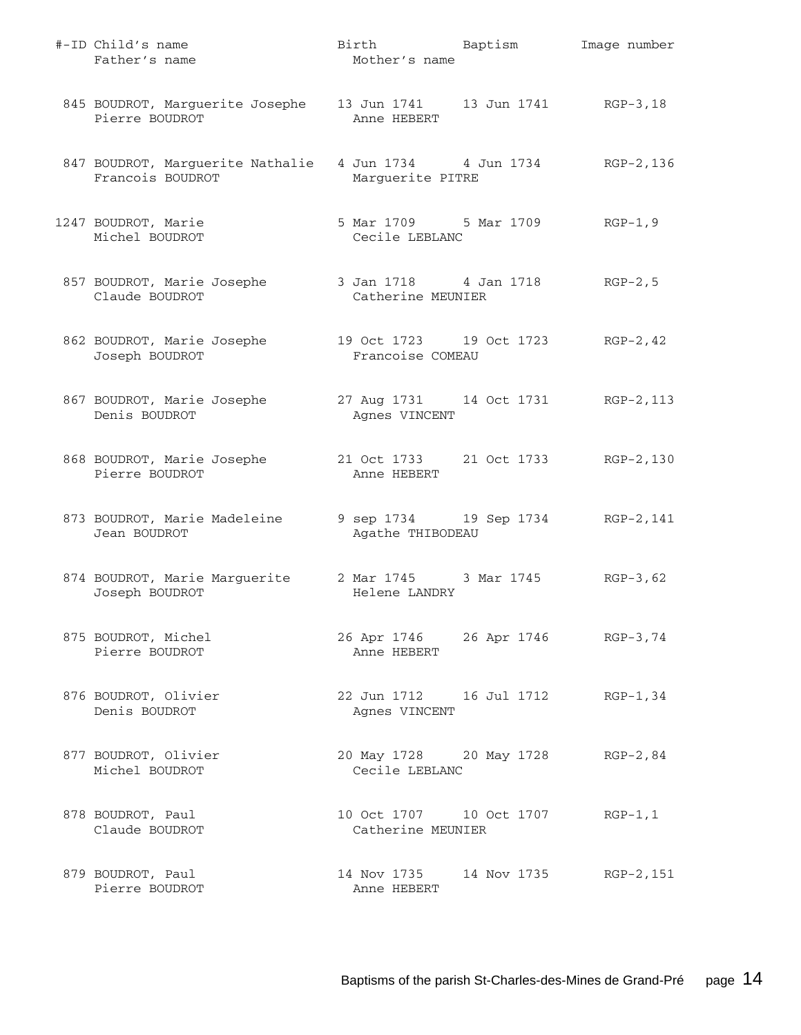| #-ID | Child's name / Father's name | Birth / Mother's name | Baptism | Image number |
|---|---|---|---|---|
| 845 | BOUDROT, Marguerite Josephe<br>Pierre BOUDROT | 13 Jun 1741<br>Anne HEBERT | 13 Jun 1741 | RGP-3,18 |
| 847 | BOUDROT, Marguerite Nathalie<br>Francois BOUDROT | 4 Jun 1734<br>Marguerite PITRE | 4 Jun 1734 | RGP-2,136 |
| 1247 | BOUDROT, Marie<br>Michel BOUDROT | 5 Mar 1709<br>Cecile LEBLANC | 5 Mar 1709 | RGP-1,9 |
| 857 | BOUDROT, Marie Josephe<br>Claude BOUDROT | 3 Jan 1718<br>Catherine MEUNIER | 4 Jan 1718 | RGP-2,5 |
| 862 | BOUDROT, Marie Josephe<br>Joseph BOUDROT | 19 Oct 1723<br>Francoise COMEAU | 19 Oct 1723 | RGP-2,42 |
| 867 | BOUDROT, Marie Josephe<br>Denis BOUDROT | 27 Aug 1731<br>Agnes VINCENT | 14 Oct 1731 | RGP-2,113 |
| 868 | BOUDROT, Marie Josephe<br>Pierre BOUDROT | 21 Oct 1733<br>Anne HEBERT | 21 Oct 1733 | RGP-2,130 |
| 873 | BOUDROT, Marie Madeleine<br>Jean BOUDROT | 9 sep 1734<br>Agathe THIBODEAU | 19 Sep 1734 | RGP-2,141 |
| 874 | BOUDROT, Marie Marguerite<br>Joseph BOUDROT | 2 Mar 1745<br>Helene LANDRY | 3 Mar 1745 | RGP-3,62 |
| 875 | BOUDROT, Michel<br>Pierre BOUDROT | 26 Apr 1746<br>Anne HEBERT | 26 Apr 1746 | RGP-3,74 |
| 876 | BOUDROT, Olivier<br>Denis BOUDROT | 22 Jun 1712<br>Agnes VINCENT | 16 Jul 1712 | RGP-1,34 |
| 877 | BOUDROT, Olivier<br>Michel BOUDROT | 20 May 1728<br>Cecile LEBLANC | 20 May 1728 | RGP-2,84 |
| 878 | BOUDROT, Paul<br>Claude BOUDROT | 10 Oct 1707<br>Catherine MEUNIER | 10 Oct 1707 | RGP-1,1 |
| 879 | BOUDROT, Paul<br>Pierre BOUDROT | 14 Nov 1735<br>Anne HEBERT | 14 Nov 1735 | RGP-2,151 |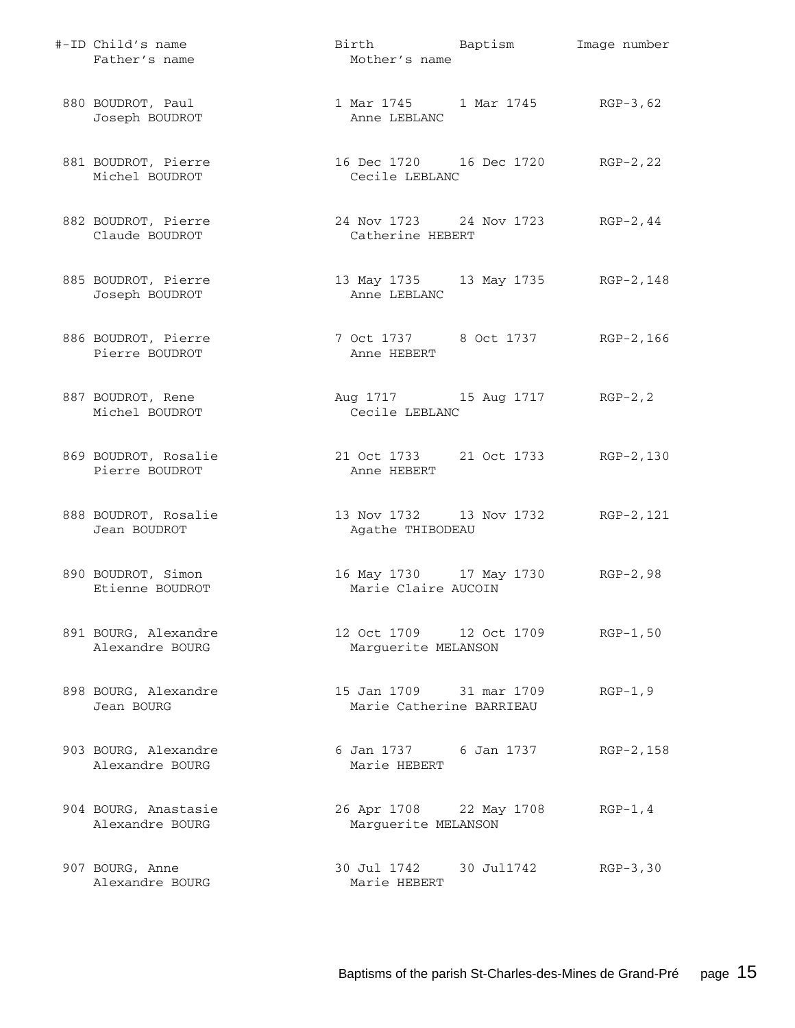| #-ID | Child's name / Father's name | Birth / Mother's name | Baptism | Image number |
|---|---|---|---|---|
| 880 | BOUDROT, Paul<br>Joseph BOUDROT | 1 Mar 1745<br>Anne LEBLANC | 1 Mar 1745 | RGP-3,62 |
| 881 | BOUDROT, Pierre<br>Michel BOUDROT | 16 Dec 1720<br>Cecile LEBLANC | 16 Dec 1720 | RGP-2,22 |
| 882 | BOUDROT, Pierre<br>Claude BOUDROT | 24 Nov 1723<br>Catherine HEBERT | 24 Nov 1723 | RGP-2,44 |
| 885 | BOUDROT, Pierre<br>Joseph BOUDROT | 13 May 1735<br>Anne LEBLANC | 13 May 1735 | RGP-2,148 |
| 886 | BOUDROT, Pierre<br>Pierre BOUDROT | 7 Oct 1737<br>Anne HEBERT | 8 Oct 1737 | RGP-2,166 |
| 887 | BOUDROT, Rene<br>Michel BOUDROT | Aug 1717<br>Cecile LEBLANC | 15 Aug 1717 | RGP-2,2 |
| 869 | BOUDROT, Rosalie<br>Pierre BOUDROT | 21 Oct 1733<br>Anne HEBERT | 21 Oct 1733 | RGP-2,130 |
| 888 | BOUDROT, Rosalie<br>Jean BOUDROT | 13 Nov 1732<br>Agathe THIBODEAU | 13 Nov 1732 | RGP-2,121 |
| 890 | BOUDROT, Simon<br>Etienne BOUDROT | 16 May 1730<br>Marie Claire AUCOIN | 17 May 1730 | RGP-2,98 |
| 891 | BOURG, Alexandre<br>Alexandre BOURG | 12 Oct 1709<br>Marguerite MELANSON | 12 Oct 1709 | RGP-1,50 |
| 898 | BOURG, Alexandre<br>Jean BOURG | 15 Jan 1709<br>Marie Catherine BARRIEAU | 31 mar 1709 | RGP-1,9 |
| 903 | BOURG, Alexandre<br>Alexandre BOURG | 6 Jan 1737<br>Marie HEBERT | 6 Jan 1737 | RGP-2,158 |
| 904 | BOURG, Anastasie<br>Alexandre BOURG | 26 Apr 1708<br>Marguerite MELANSON | 22 May 1708 | RGP-1,4 |
| 907 | BOURG, Anne<br>Alexandre BOURG | 30 Jul 1742<br>Marie HEBERT | 30 Jul1742 | RGP-3,30 |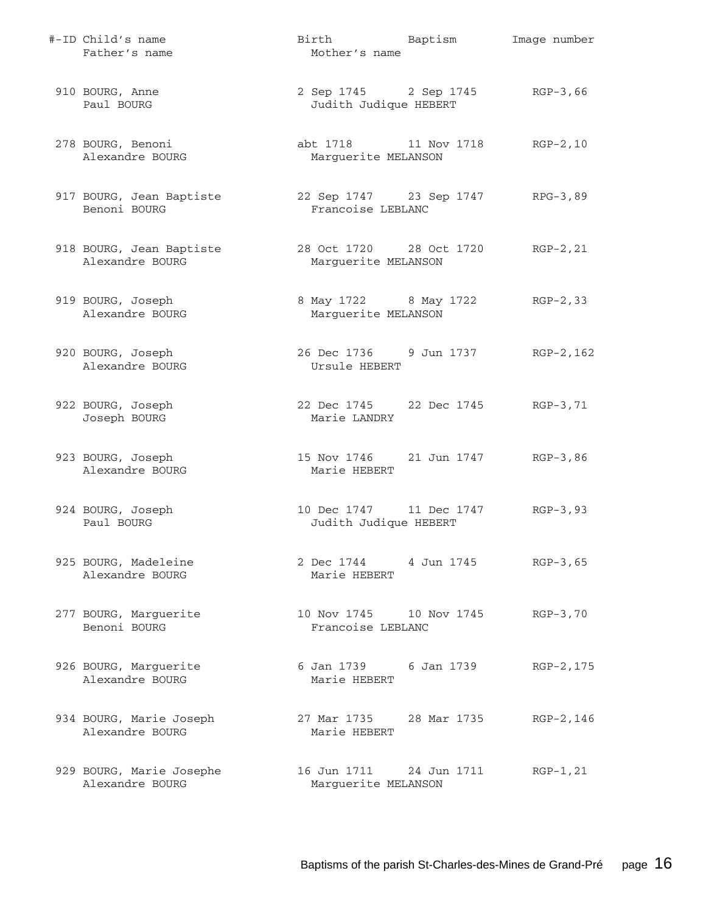| #-ID | Child's name / Father's name | Birth | Baptism / Mother's name | Image number |
|---|---|---|---|---|
| 910 | BOURG, Anne<br>Paul BOURG | 2 Sep 1745 | 2 Sep 1745<br>Judith Judique HEBERT | RGP-3,66 |
| 278 | BOURG, Benoni<br>Alexandre BOURG | abt 1718 | 11 Nov 1718<br>Marguerite MELANSON | RGP-2,10 |
| 917 | BOURG, Jean Baptiste<br>Benoni BOURG | 22 Sep 1747 | 23 Sep 1747<br>Francoise LEBLANC | RPG-3,89 |
| 918 | BOURG, Jean Baptiste<br>Alexandre BOURG | 28 Oct 1720 | 28 Oct 1720<br>Marguerite MELANSON | RGP-2,21 |
| 919 | BOURG, Joseph<br>Alexandre BOURG | 8 May 1722 | 8 May 1722<br>Marguerite MELANSON | RGP-2,33 |
| 920 | BOURG, Joseph<br>Alexandre BOURG | 26 Dec 1736 | 9 Jun 1737<br>Ursule HEBERT | RGP-2,162 |
| 922 | BOURG, Joseph<br>Joseph BOURG | 22 Dec 1745 | 22 Dec 1745<br>Marie LANDRY | RGP-3,71 |
| 923 | BOURG, Joseph<br>Alexandre BOURG | 15 Nov 1746 | 21 Jun 1747<br>Marie HEBERT | RGP-3,86 |
| 924 | BOURG, Joseph<br>Paul BOURG | 10 Dec 1747 | 11 Dec 1747<br>Judith Judique HEBERT | RGP-3,93 |
| 925 | BOURG, Madeleine<br>Alexandre BOURG | 2 Dec 1744 | 4 Jun 1745<br>Marie HEBERT | RGP-3,65 |
| 277 | BOURG, Marguerite<br>Benoni BOURG | 10 Nov 1745 | 10 Nov 1745<br>Francoise LEBLANC | RGP-3,70 |
| 926 | BOURG, Marguerite<br>Alexandre BOURG | 6 Jan 1739 | 6 Jan 1739<br>Marie HEBERT | RGP-2,175 |
| 934 | BOURG, Marie Joseph<br>Alexandre BOURG | 27 Mar 1735 | 28 Mar 1735<br>Marie HEBERT | RGP-2,146 |
| 929 | BOURG, Marie Josephe<br>Alexandre BOURG | 16 Jun 1711 | 24 Jun 1711<br>Marguerite MELANSON | RGP-1,21 |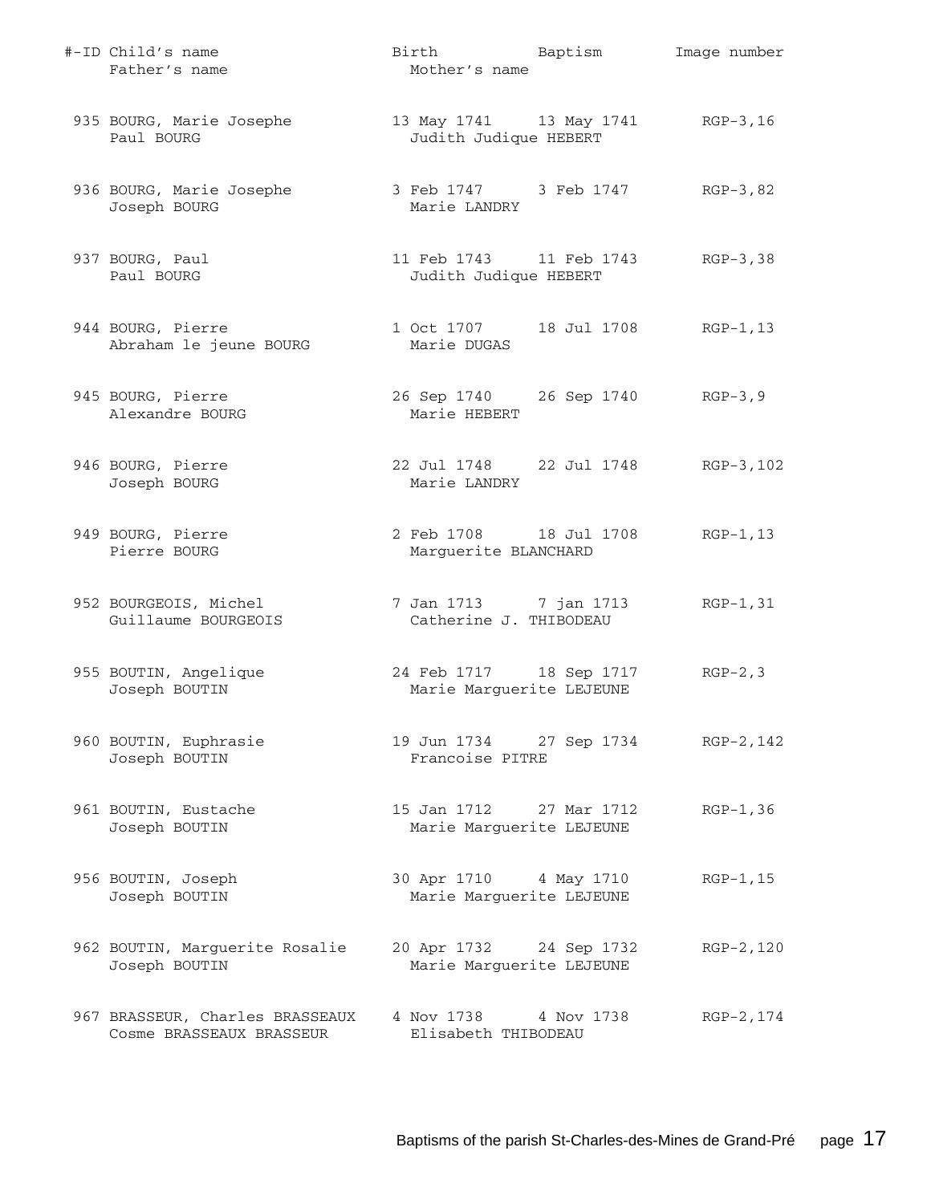| #-ID | Child's name / Father's name | Birth / Mother's name | Baptism | Image number |
|---|---|---|---|---|
| 935 | BOURG, Marie Josephe<br>Paul BOURG | 13 May 1741<br>Judith Judique HEBERT | 13 May 1741 | RGP-3,16 |
| 936 | BOURG, Marie Josephe<br>Joseph BOURG | 3 Feb 1747<br>Marie LANDRY | 3 Feb 1747 | RGP-3,82 |
| 937 | BOURG, Paul<br>Paul BOURG | 11 Feb 1743<br>Judith Judique HEBERT | 11 Feb 1743 | RGP-3,38 |
| 944 | BOURG, Pierre<br>Abraham le jeune BOURG | 1 Oct 1707<br>Marie DUGAS | 18 Jul 1708 | RGP-1,13 |
| 945 | BOURG, Pierre<br>Alexandre BOURG | 26 Sep 1740<br>Marie HEBERT | 26 Sep 1740 | RGP-3,9 |
| 946 | BOURG, Pierre<br>Joseph BOURG | 22 Jul 1748<br>Marie LANDRY | 22 Jul 1748 | RGP-3,102 |
| 949 | BOURG, Pierre<br>Pierre BOURG | 2 Feb 1708<br>Marguerite BLANCHARD | 18 Jul 1708 | RGP-1,13 |
| 952 | BOURGEOIS, Michel<br>Guillaume BOURGEOIS | 7 Jan 1713<br>Catherine J. THIBODEAU | 7 jan 1713 | RGP-1,31 |
| 955 | BOUTIN, Angelique<br>Joseph BOUTIN | 24 Feb 1717<br>Marie Marguerite LEJEUNE | 18 Sep 1717 | RGP-2,3 |
| 960 | BOUTIN, Euphrasie<br>Joseph BOUTIN | 19 Jun 1734<br>Francoise PITRE | 27 Sep 1734 | RGP-2,142 |
| 961 | BOUTIN, Eustache<br>Joseph BOUTIN | 15 Jan 1712<br>Marie Marguerite LEJEUNE | 27 Mar 1712 | RGP-1,36 |
| 956 | BOUTIN, Joseph<br>Joseph BOUTIN | 30 Apr 1710<br>Marie Marguerite LEJEUNE | 4 May 1710 | RGP-1,15 |
| 962 | BOUTIN, Marguerite Rosalie<br>Joseph BOUTIN | 20 Apr 1732<br>Marie Marguerite LEJEUNE | 24 Sep 1732 | RGP-2,120 |
| 967 | BRASSEUR, Charles BRASSEAUX<br>Cosme BRASSEAUX BRASSEUR | 4 Nov 1738<br>Elisabeth THIBODEAU | 4 Nov 1738 | RGP-2,174 |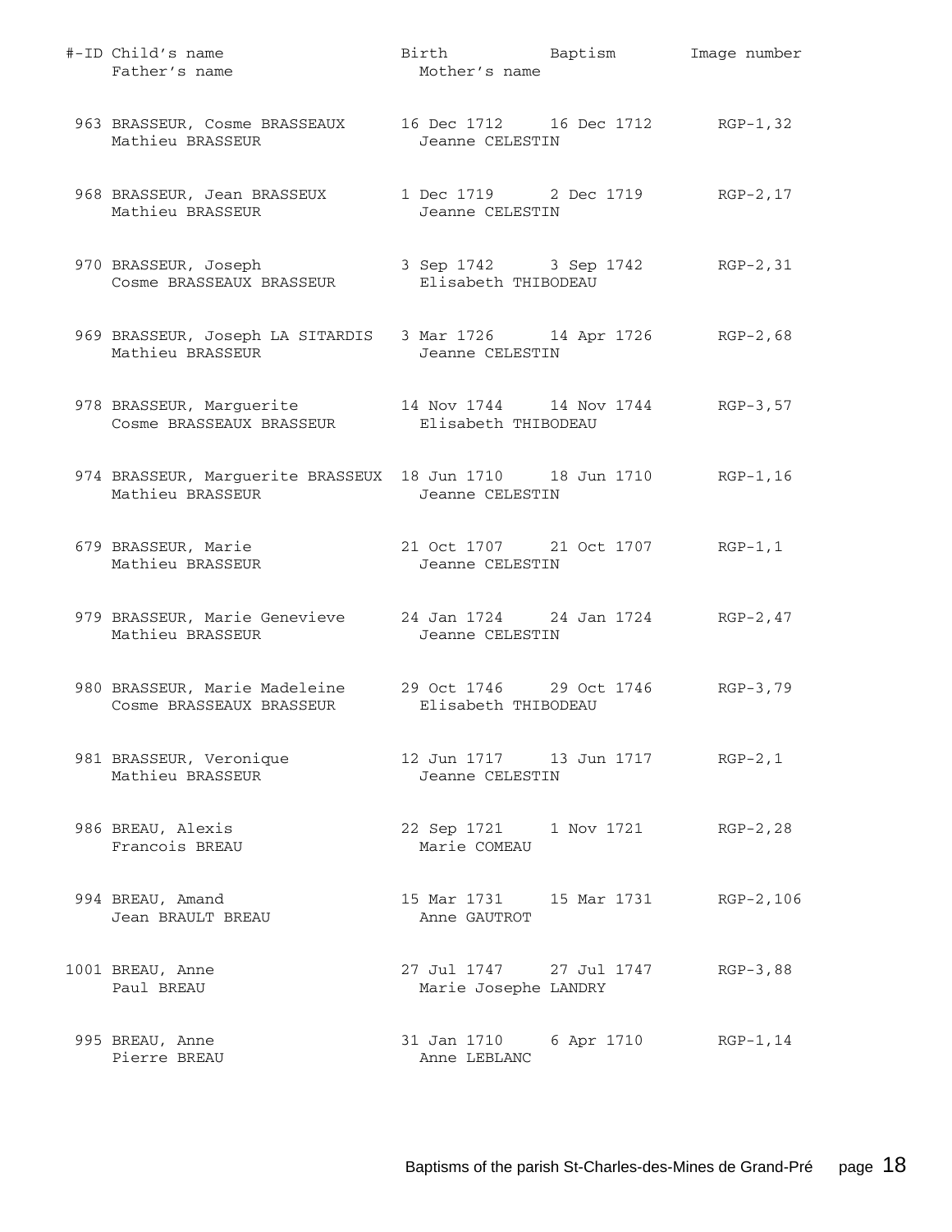| #-ID | Child's name / Father's name | Birth / Mother's name | Baptism | Image number |
|---|---|---|---|---|
| 963 | BRASSEUR, Cosme BRASSEAUX<br>Mathieu BRASSEUR | 16 Dec 1712<br>Jeanne CELESTIN | 16 Dec 1712 | RGP-1,32 |
| 968 | BRASSEUR, Jean BRASSEUX<br>Mathieu BRASSEUR | 1 Dec 1719<br>Jeanne CELESTIN | 2 Dec 1719 | RGP-2,17 |
| 970 | BRASSEUR, Joseph<br>Cosme BRASSEAUX BRASSEUR | 3 Sep 1742<br>Elisabeth THIBODEAU | 3 Sep 1742 | RGP-2,31 |
| 969 | BRASSEUR, Joseph LA SITARDIS<br>Mathieu BRASSEUR | 3 Mar 1726<br>Jeanne CELESTIN | 14 Apr 1726 | RGP-2,68 |
| 978 | BRASSEUR, Marguerite<br>Cosme BRASSEAUX BRASSEUR | 14 Nov 1744<br>Elisabeth THIBODEAU | 14 Nov 1744 | RGP-3,57 |
| 974 | BRASSEUR, Marguerite BRASSEUX<br>Mathieu BRASSEUR | 18 Jun 1710<br>Jeanne CELESTIN | 18 Jun 1710 | RGP-1,16 |
| 679 | BRASSEUR, Marie<br>Mathieu BRASSEUR | 21 Oct 1707<br>Jeanne CELESTIN | 21 Oct 1707 | RGP-1,1 |
| 979 | BRASSEUR, Marie Genevieve<br>Mathieu BRASSEUR | 24 Jan 1724<br>Jeanne CELESTIN | 24 Jan 1724 | RGP-2,47 |
| 980 | BRASSEUR, Marie Madeleine<br>Cosme BRASSEAUX BRASSEUR | 29 Oct 1746<br>Elisabeth THIBODEAU | 29 Oct 1746 | RGP-3,79 |
| 981 | BRASSEUR, Veronique<br>Mathieu BRASSEUR | 12 Jun 1717<br>Jeanne CELESTIN | 13 Jun 1717 | RGP-2,1 |
| 986 | BREAU, Alexis<br>Francois BREAU | 22 Sep 1721<br>Marie COMEAU | 1 Nov 1721 | RGP-2,28 |
| 994 | BREAU, Amand<br>Jean BRAULT BREAU | 15 Mar 1731<br>Anne GAUTROT | 15 Mar 1731 | RGP-2,106 |
| 1001 | BREAU, Anne<br>Paul BREAU | 27 Jul 1747<br>Marie Josephe LANDRY | 27 Jul 1747 | RGP-3,88 |
| 995 | BREAU, Anne<br>Pierre BREAU | 31 Jan 1710<br>Anne LEBLANC | 6 Apr 1710 | RGP-1,14 |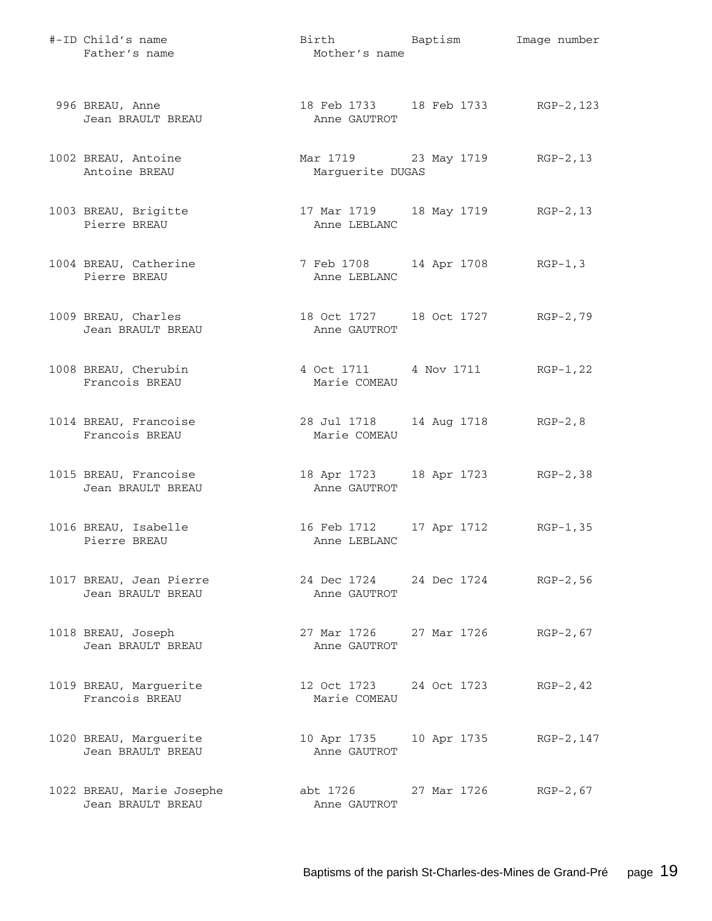| #-ID | Child's name / Father's name | Birth / Mother's name | Baptism | Image number |
|---|---|---|---|---|
| 996 | BREAU, Anne<br>Jean BRAULT BREAU | 18 Feb 1733<br>Anne GAUTROT | 18 Feb 1733 | RGP-2,123 |
| 1002 | BREAU, Antoine<br>Antoine BREAU | Mar 1719<br>Marguerite DUGAS | 23 May 1719 | RGP-2,13 |
| 1003 | BREAU, Brigitte<br>Pierre BREAU | 17 Mar 1719<br>Anne LEBLANC | 18 May 1719 | RGP-2,13 |
| 1004 | BREAU, Catherine<br>Pierre BREAU | 7 Feb 1708<br>Anne LEBLANC | 14 Apr 1708 | RGP-1,3 |
| 1009 | BREAU, Charles<br>Jean BRAULT BREAU | 18 Oct 1727<br>Anne GAUTROT | 18 Oct 1727 | RGP-2,79 |
| 1008 | BREAU, Cherubin<br>Francois BREAU | 4 Oct 1711<br>Marie COMEAU | 4 Nov 1711 | RGP-1,22 |
| 1014 | BREAU, Francoise<br>Francois BREAU | 28 Jul 1718<br>Marie COMEAU | 14 Aug 1718 | RGP-2,8 |
| 1015 | BREAU, Francoise<br>Jean BRAULT BREAU | 18 Apr 1723<br>Anne GAUTROT | 18 Apr 1723 | RGP-2,38 |
| 1016 | BREAU, Isabelle<br>Pierre BREAU | 16 Feb 1712<br>Anne LEBLANC | 17 Apr 1712 | RGP-1,35 |
| 1017 | BREAU, Jean Pierre<br>Jean BRAULT BREAU | 24 Dec 1724<br>Anne GAUTROT | 24 Dec 1724 | RGP-2,56 |
| 1018 | BREAU, Joseph<br>Jean BRAULT BREAU | 27 Mar 1726<br>Anne GAUTROT | 27 Mar 1726 | RGP-2,67 |
| 1019 | BREAU, Marguerite<br>Francois BREAU | 12 Oct 1723<br>Marie COMEAU | 24 Oct 1723 | RGP-2,42 |
| 1020 | BREAU, Marguerite<br>Jean BRAULT BREAU | 10 Apr 1735<br>Anne GAUTROT | 10 Apr 1735 | RGP-2,147 |
| 1022 | BREAU, Marie Josephe<br>Jean BRAULT BREAU | abt 1726<br>Anne GAUTROT | 27 Mar 1726 | RGP-2,67 |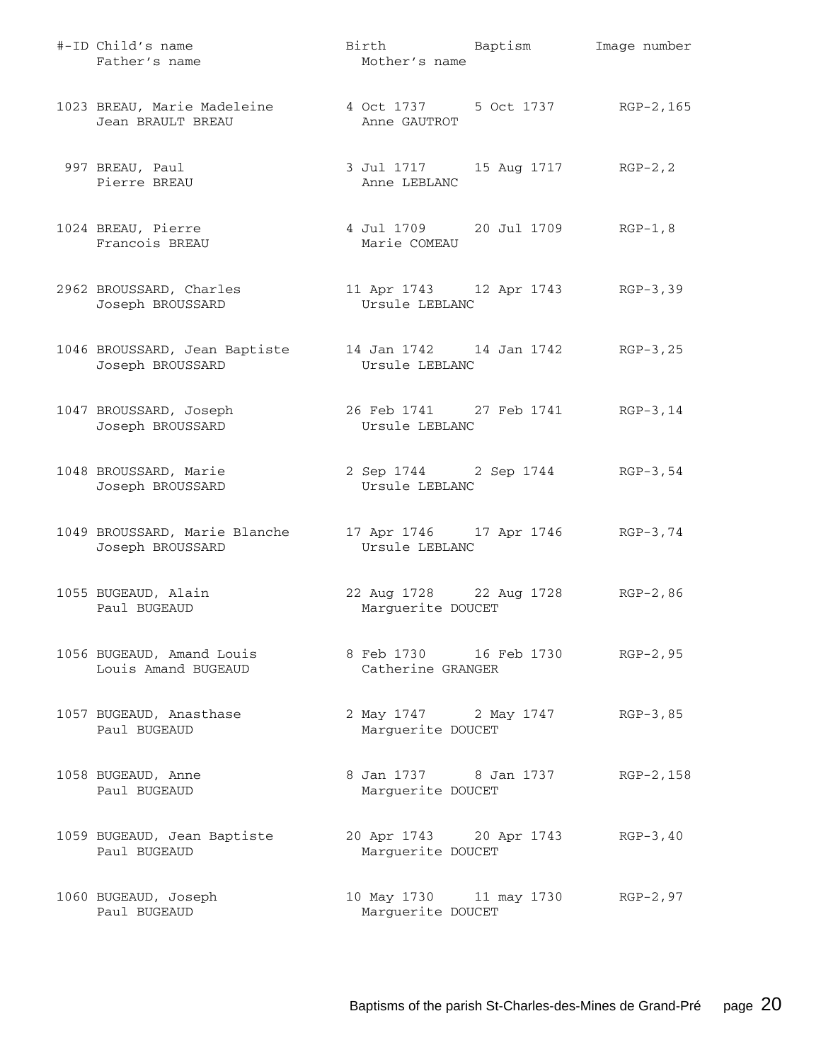| #-ID | Child's name / Father's name | Birth / Mother's name | Baptism | Image number |
|---|---|---|---|---|
| 1023 | BREAU, Marie Madeleine<br>Jean BRAULT BREAU | 4 Oct 1737<br>Anne GAUTROT | 5 Oct 1737 | RGP-2,165 |
| 997 | BREAU, Paul<br>Pierre BREAU | 3 Jul 1717<br>Anne LEBLANC | 15 Aug 1717 | RGP-2,2 |
| 1024 | BREAU, Pierre<br>Francois BREAU | 4 Jul 1709<br>Marie COMEAU | 20 Jul 1709 | RGP-1,8 |
| 2962 | BROUSSARD, Charles<br>Joseph BROUSSARD | 11 Apr 1743<br>Ursule LEBLANC | 12 Apr 1743 | RGP-3,39 |
| 1046 | BROUSSARD, Jean Baptiste<br>Joseph BROUSSARD | 14 Jan 1742<br>Ursule LEBLANC | 14 Jan 1742 | RGP-3,25 |
| 1047 | BROUSSARD, Joseph<br>Joseph BROUSSARD | 26 Feb 1741<br>Ursule LEBLANC | 27 Feb 1741 | RGP-3,14 |
| 1048 | BROUSSARD, Marie<br>Joseph BROUSSARD | 2 Sep 1744<br>Ursule LEBLANC | 2 Sep 1744 | RGP-3,54 |
| 1049 | BROUSSARD, Marie Blanche<br>Joseph BROUSSARD | 17 Apr 1746<br>Ursule LEBLANC | 17 Apr 1746 | RGP-3,74 |
| 1055 | BUGEAUD, Alain<br>Paul BUGEAUD | 22 Aug 1728<br>Marguerite DOUCET | 22 Aug 1728 | RGP-2,86 |
| 1056 | BUGEAUD, Amand Louis<br>Louis Amand BUGEAUD | 8 Feb 1730<br>Catherine GRANGER | 16 Feb 1730 | RGP-2,95 |
| 1057 | BUGEAUD, Anasthase<br>Paul BUGEAUD | 2 May 1747<br>Marguerite DOUCET | 2 May 1747 | RGP-3,85 |
| 1058 | BUGEAUD, Anne<br>Paul BUGEAUD | 8 Jan 1737<br>Marguerite DOUCET | 8 Jan 1737 | RGP-2,158 |
| 1059 | BUGEAUD, Jean Baptiste<br>Paul BUGEAUD | 20 Apr 1743<br>Marguerite DOUCET | 20 Apr 1743 | RGP-3,40 |
| 1060 | BUGEAUD, Joseph<br>Paul BUGEAUD | 10 May 1730<br>Marguerite DOUCET | 11 may 1730 | RGP-2,97 |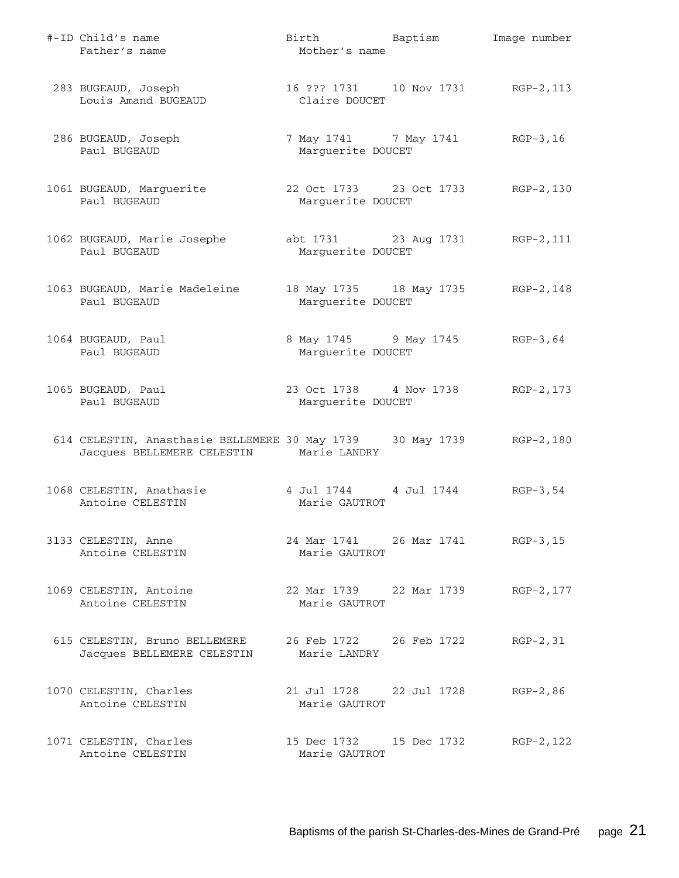| #-ID | Child's name / Father's name | Birth / Mother's name | Baptism | Image number |
|---|---|---|---|---|
| 283 | BUGEAUD, Joseph<br>Louis Amand BUGEAUD | 16 ??? 1731<br>Claire DOUCET | 10 Nov 1731 | RGP-2,113 |
| 286 | BUGEAUD, Joseph<br>Paul BUGEAUD | 7 May 1741<br>Marguerite DOUCET | 7 May 1741 | RGP-3,16 |
| 1061 | BUGEAUD, Marguerite<br>Paul BUGEAUD | 22 Oct 1733<br>Marguerite DOUCET | 23 Oct 1733 | RGP-2,130 |
| 1062 | BUGEAUD, Marie Josephe<br>Paul BUGEAUD | abt 1731<br>Marguerite DOUCET | 23 Aug 1731 | RGP-2,111 |
| 1063 | BUGEAUD, Marie Madeleine<br>Paul BUGEAUD | 18 May 1735<br>Marguerite DOUCET | 18 May 1735 | RGP-2,148 |
| 1064 | BUGEAUD, Paul<br>Paul BUGEAUD | 8 May 1745<br>Marguerite DOUCET | 9 May 1745 | RGP-3,64 |
| 1065 | BUGEAUD, Paul<br>Paul BUGEAUD | 23 Oct 1738<br>Marguerite DOUCET | 4 Nov 1738 | RGP-2,173 |
| 614 | CELESTIN, Anasthasie BELLEMERE<br>Jacques BELLEMERE CELESTIN | 30 May 1739<br>Marie LANDRY | 30 May 1739 | RGP-2,180 |
| 1068 | CELESTIN, Anathasie<br>Antoine CELESTIN | 4 Jul 1744<br>Marie GAUTROT | 4 Jul 1744 | RGP-3,54 |
| 3133 | CELESTIN, Anne<br>Antoine CELESTIN | 24 Mar 1741<br>Marie GAUTROT | 26 Mar 1741 | RGP-3,15 |
| 1069 | CELESTIN, Antoine<br>Antoine CELESTIN | 22 Mar 1739<br>Marie GAUTROT | 22 Mar 1739 | RGP-2,177 |
| 615 | CELESTIN, Bruno BELLEMERE<br>Jacques BELLEMERE CELESTIN | 26 Feb 1722<br>Marie LANDRY | 26 Feb 1722 | RGP-2,31 |
| 1070 | CELESTIN, Charles<br>Antoine CELESTIN | 21 Jul 1728<br>Marie GAUTROT | 22 Jul 1728 | RGP-2,86 |
| 1071 | CELESTIN, Charles<br>Antoine CELESTIN | 15 Dec 1732<br>Marie GAUTROT | 15 Dec 1732 | RGP-2,122 |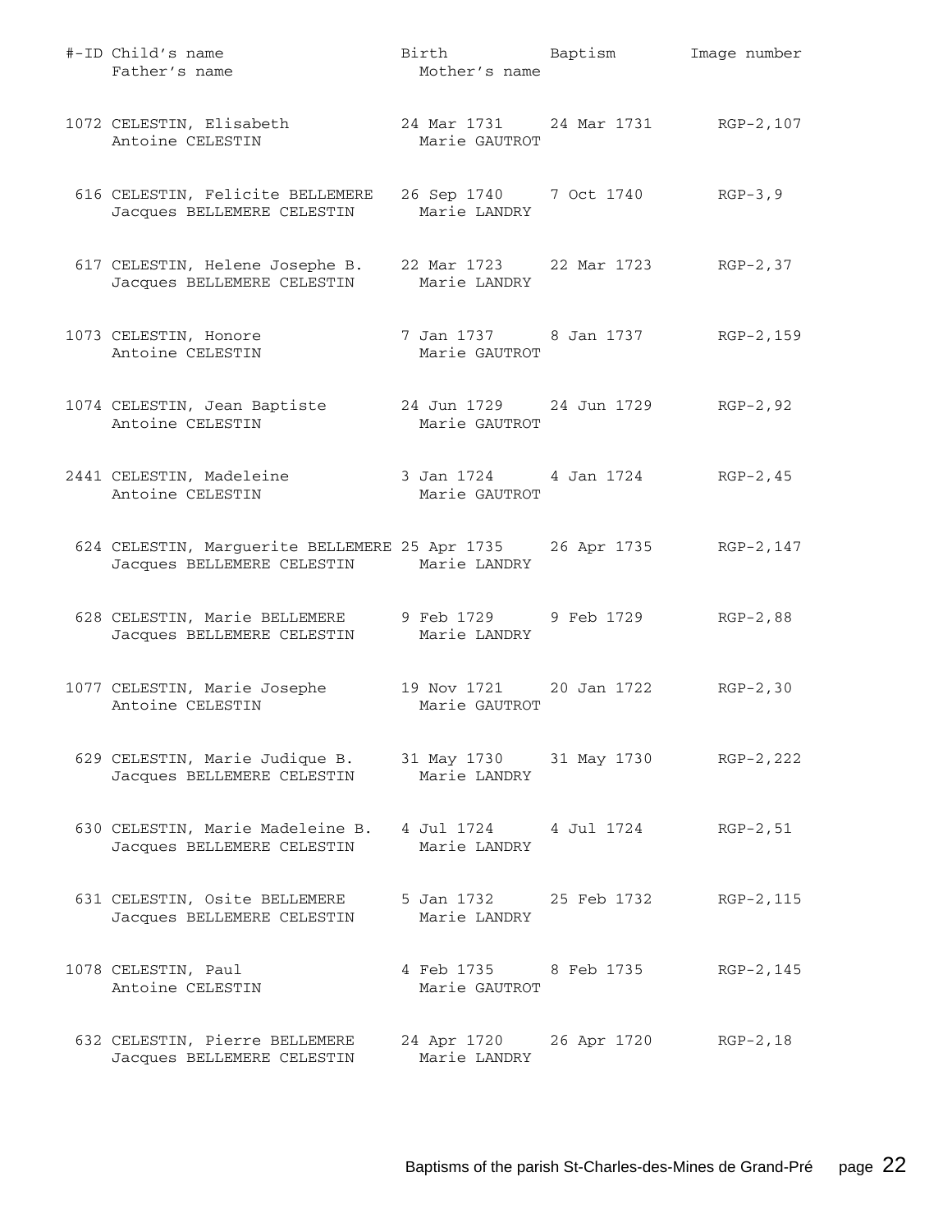| #-ID | Child's name / Father's name | Birth / Mother's name | Baptism | Image number |
|---|---|---|---|---|
| 1072 | CELESTIN, Elisabeth<br>Antoine CELESTIN | 24 Mar 1731<br>Marie GAUTROT | 24 Mar 1731 | RGP-2,107 |
| 616 | CELESTIN, Felicite BELLEMERE<br>Jacques BELLEMERE CELESTIN | 26 Sep 1740<br>Marie LANDRY | 7 Oct 1740 | RGP-3,9 |
| 617 | CELESTIN, Helene Josephe B.<br>Jacques BELLEMERE CELESTIN | 22 Mar 1723<br>Marie LANDRY | 22 Mar 1723 | RGP-2,37 |
| 1073 | CELESTIN, Honore<br>Antoine CELESTIN | 7 Jan 1737<br>Marie GAUTROT | 8 Jan 1737 | RGP-2,159 |
| 1074 | CELESTIN, Jean Baptiste<br>Antoine CELESTIN | 24 Jun 1729<br>Marie GAUTROT | 24 Jun 1729 | RGP-2,92 |
| 2441 | CELESTIN, Madeleine<br>Antoine CELESTIN | 3 Jan 1724<br>Marie GAUTROT | 4 Jan 1724 | RGP-2,45 |
| 624 | CELESTIN, Marguerite BELLEMERE<br>Jacques BELLEMERE CELESTIN | 25 Apr 1735<br>Marie LANDRY | 26 Apr 1735 | RGP-2,147 |
| 628 | CELESTIN, Marie BELLEMERE<br>Jacques BELLEMERE CELESTIN | 9 Feb 1729<br>Marie LANDRY | 9 Feb 1729 | RGP-2,88 |
| 1077 | CELESTIN, Marie Josephe<br>Antoine CELESTIN | 19 Nov 1721<br>Marie GAUTROT | 20 Jan 1722 | RGP-2,30 |
| 629 | CELESTIN, Marie Judique B.<br>Jacques BELLEMERE CELESTIN | 31 May 1730<br>Marie LANDRY | 31 May 1730 | RGP-2,222 |
| 630 | CELESTIN, Marie Madeleine B.<br>Jacques BELLEMERE CELESTIN | 4 Jul 1724<br>Marie LANDRY | 4 Jul 1724 | RGP-2,51 |
| 631 | CELESTIN, Osite BELLEMERE<br>Jacques BELLEMERE CELESTIN | 5 Jan 1732<br>Marie LANDRY | 25 Feb 1732 | RGP-2,115 |
| 1078 | CELESTIN, Paul<br>Antoine CELESTIN | 4 Feb 1735<br>Marie GAUTROT | 8 Feb 1735 | RGP-2,145 |
| 632 | CELESTIN, Pierre BELLEMERE<br>Jacques BELLEMERE CELESTIN | 24 Apr 1720<br>Marie LANDRY | 26 Apr 1720 | RGP-2,18 |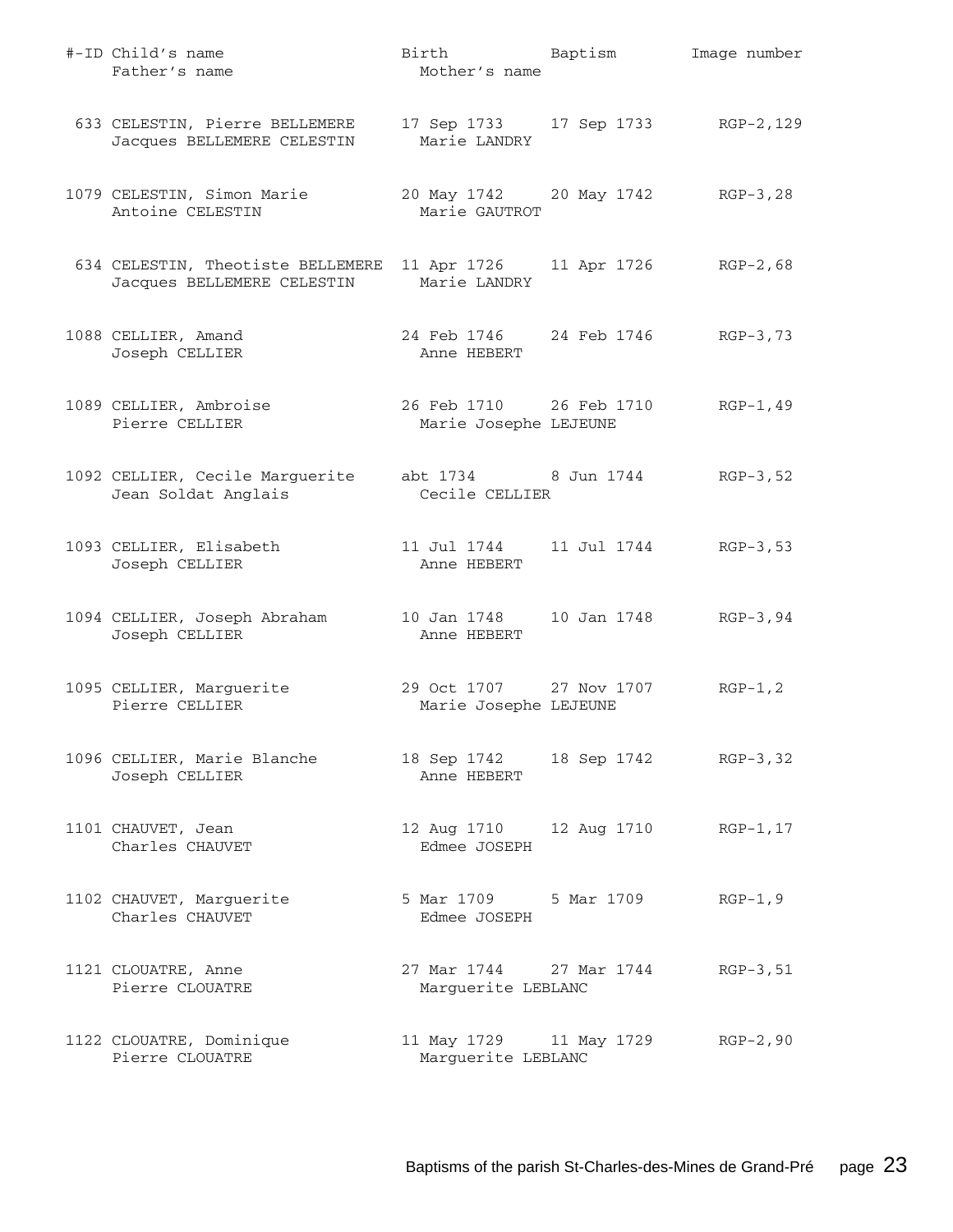| #-ID | Child's name / Father's name | Birth / Mother's name | Baptism | Image number |
|---|---|---|---|---|
| 633 | CELESTIN, Pierre BELLEMERE<br>Jacques BELLEMERE CELESTIN | 17 Sep 1733<br>Marie LANDRY | 17 Sep 1733 | RGP-2,129 |
| 1079 | CELESTIN, Simon Marie<br>Antoine CELESTIN | 20 May 1742<br>Marie GAUTROT | 20 May 1742 | RGP-3,28 |
| 634 | CELESTIN, Theotiste BELLEMERE<br>Jacques BELLEMERE CELESTIN | 11 Apr 1726<br>Marie LANDRY | 11 Apr 1726 | RGP-2,68 |
| 1088 | CELLIER, Amand<br>Joseph CELLIER | 24 Feb 1746<br>Anne HEBERT | 24 Feb 1746 | RGP-3,73 |
| 1089 | CELLIER, Ambroise<br>Pierre CELLIER | 26 Feb 1710<br>Marie Josephe LEJEUNE | 26 Feb 1710 | RGP-1,49 |
| 1092 | CELLIER, Cecile Marguerite<br>Jean Soldat Anglais | abt 1734<br>Cecile CELLIER | 8 Jun 1744 | RGP-3,52 |
| 1093 | CELLIER, Elisabeth<br>Joseph CELLIER | 11 Jul 1744<br>Anne HEBERT | 11 Jul 1744 | RGP-3,53 |
| 1094 | CELLIER, Joseph Abraham<br>Joseph CELLIER | 10 Jan 1748<br>Anne HEBERT | 10 Jan 1748 | RGP-3,94 |
| 1095 | CELLIER, Marguerite<br>Pierre CELLIER | 29 Oct 1707<br>Marie Josephe LEJEUNE | 27 Nov 1707 | RGP-1,2 |
| 1096 | CELLIER, Marie Blanche<br>Joseph CELLIER | 18 Sep 1742<br>Anne HEBERT | 18 Sep 1742 | RGP-3,32 |
| 1101 | CHAUVET, Jean<br>Charles CHAUVET | 12 Aug 1710<br>Edmee JOSEPH | 12 Aug 1710 | RGP-1,17 |
| 1102 | CHAUVET, Marguerite<br>Charles CHAUVET | 5 Mar 1709<br>Edmee JOSEPH | 5 Mar 1709 | RGP-1,9 |
| 1121 | CLOUATRE, Anne<br>Pierre CLOUATRE | 27 Mar 1744<br>Marguerite LEBLANC | 27 Mar 1744 | RGP-3,51 |
| 1122 | CLOUATRE, Dominique<br>Pierre CLOUATRE | 11 May 1729<br>Marguerite LEBLANC | 11 May 1729 | RGP-2,90 |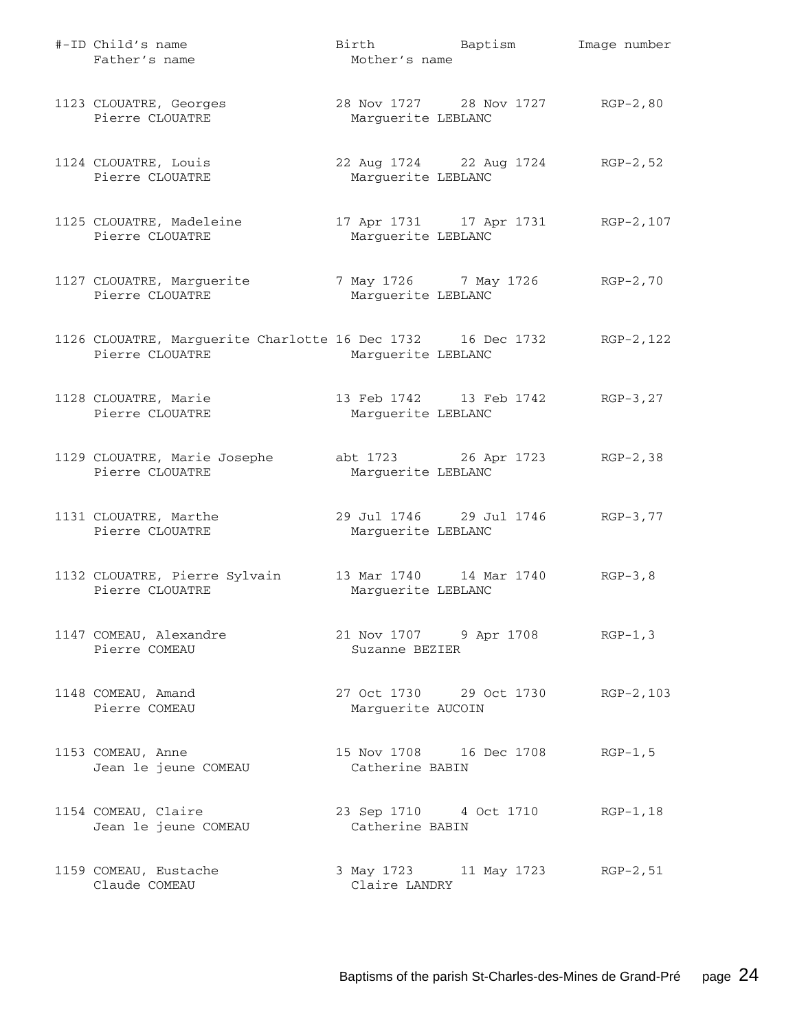| #-ID | Child's name / Father's name | Birth | Baptism / Mother's name | Image number |
|---|---|---|---|---|
| 1123 | CLOUATRE, Georges | 28 Nov 1727 | 28 Nov 1727 | RGP-2,80 |
| | Pierre CLOUATRE | | Marguerite LEBLANC | |
| 1124 | CLOUATRE, Louis | 22 Aug 1724 | 22 Aug 1724 | RGP-2,52 |
| | Pierre CLOUATRE | | Marguerite LEBLANC | |
| 1125 | CLOUATRE, Madeleine | 17 Apr 1731 | 17 Apr 1731 | RGP-2,107 |
| | Pierre CLOUATRE | | Marguerite LEBLANC | |
| 1127 | CLOUATRE, Marguerite | 7 May 1726 | 7 May 1726 | RGP-2,70 |
| | Pierre CLOUATRE | | Marguerite LEBLANC | |
| 1126 | CLOUATRE, Marguerite Charlotte | 16 Dec 1732 | 16 Dec 1732 | RGP-2,122 |
| | Pierre CLOUATRE | | Marguerite LEBLANC | |
| 1128 | CLOUATRE, Marie | 13 Feb 1742 | 13 Feb 1742 | RGP-3,27 |
| | Pierre CLOUATRE | | Marguerite LEBLANC | |
| 1129 | CLOUATRE, Marie Josephe | abt 1723 | 26 Apr 1723 | RGP-2,38 |
| | Pierre CLOUATRE | | Marguerite LEBLANC | |
| 1131 | CLOUATRE, Marthe | 29 Jul 1746 | 29 Jul 1746 | RGP-3,77 |
| | Pierre CLOUATRE | | Marguerite LEBLANC | |
| 1132 | CLOUATRE, Pierre Sylvain | 13 Mar 1740 | 14 Mar 1740 | RGP-3,8 |
| | Pierre CLOUATRE | | Marguerite LEBLANC | |
| 1147 | COMEAU, Alexandre | 21 Nov 1707 | 9 Apr 1708 | RGP-1,3 |
| | Pierre COMEAU | | Suzanne BEZIER | |
| 1148 | COMEAU, Amand | 27 Oct 1730 | 29 Oct 1730 | RGP-2,103 |
| | Pierre COMEAU | | Marguerite AUCOIN | |
| 1153 | COMEAU, Anne | 15 Nov 1708 | 16 Dec 1708 | RGP-1,5 |
| | Jean le jeune COMEAU | | Catherine BABIN | |
| 1154 | COMEAU, Claire | 23 Sep 1710 | 4 Oct 1710 | RGP-1,18 |
| | Jean le jeune COMEAU | | Catherine BABIN | |
| 1159 | COMEAU, Eustache | 3 May 1723 | 11 May 1723 | RGP-2,51 |
| | Claude COMEAU | | Claire LANDRY | |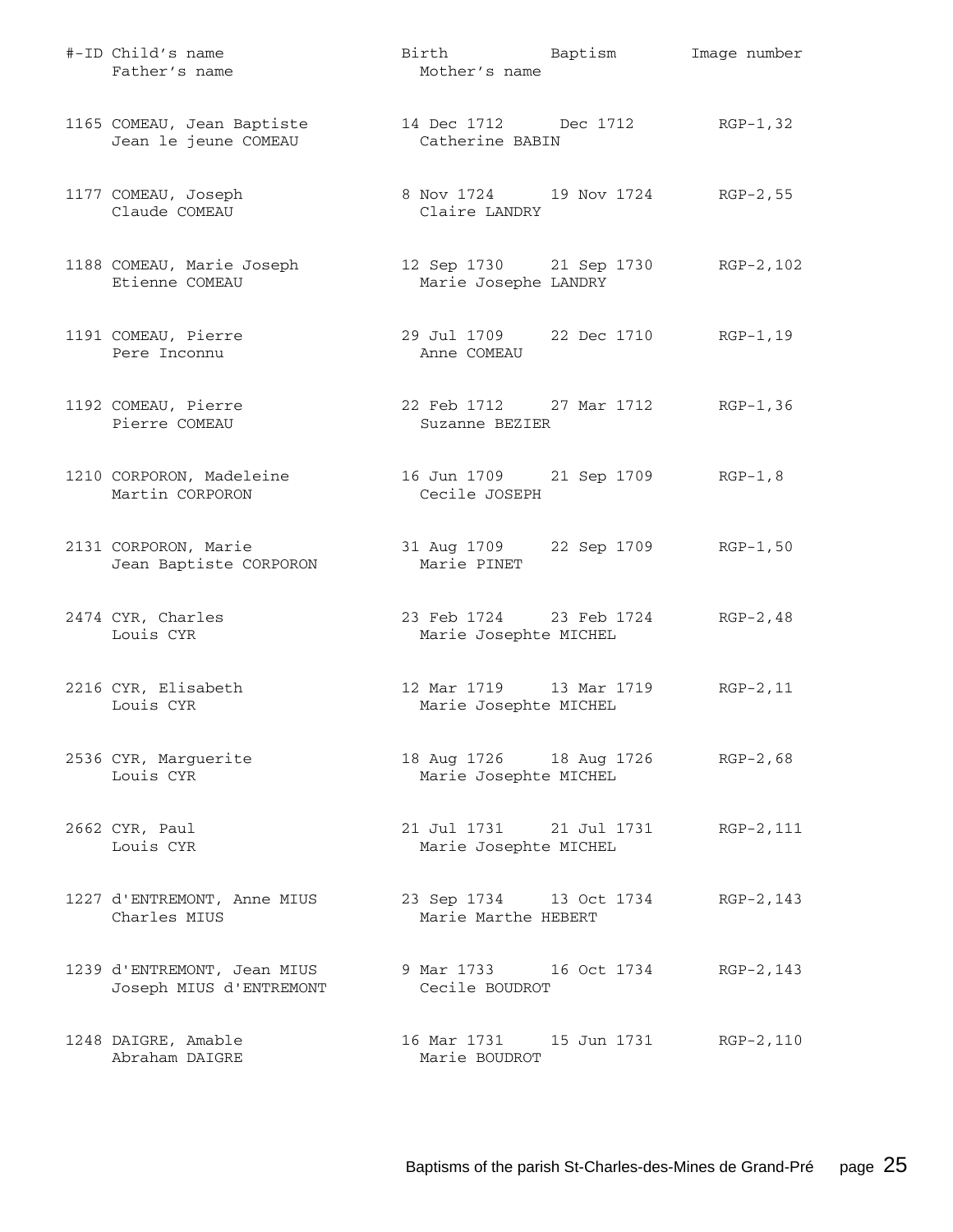| #-ID | Child's name / Father's name | Birth / Mother's name | Baptism | Image number |
|---|---|---|---|---|
| 1165 | COMEAU, Jean Baptiste<br>Jean le jeune COMEAU | 14 Dec 1712<br>Catherine BABIN | Dec 1712 | RGP-1,32 |
| 1177 | COMEAU, Joseph<br>Claude COMEAU | 8 Nov 1724<br>Claire LANDRY | 19 Nov 1724 | RGP-2,55 |
| 1188 | COMEAU, Marie Joseph<br>Etienne COMEAU | 12 Sep 1730<br>Marie Josephe LANDRY | 21 Sep 1730 | RGP-2,102 |
| 1191 | COMEAU, Pierre<br>Pere Inconnu | 29 Jul 1709<br>Anne COMEAU | 22 Dec 1710 | RGP-1,19 |
| 1192 | COMEAU, Pierre<br>Pierre COMEAU | 22 Feb 1712<br>Suzanne BEZIER | 27 Mar 1712 | RGP-1,36 |
| 1210 | CORPORON, Madeleine<br>Martin CORPORON | 16 Jun 1709<br>Cecile JOSEPH | 21 Sep 1709 | RGP-1,8 |
| 2131 | CORPORON, Marie<br>Jean Baptiste CORPORON | 31 Aug 1709<br>Marie PINET | 22 Sep 1709 | RGP-1,50 |
| 2474 | CYR, Charles<br>Louis CYR | 23 Feb 1724<br>Marie Josephte MICHEL | 23 Feb 1724 | RGP-2,48 |
| 2216 | CYR, Elisabeth<br>Louis CYR | 12 Mar 1719<br>Marie Josephte MICHEL | 13 Mar 1719 | RGP-2,11 |
| 2536 | CYR, Marguerite<br>Louis CYR | 18 Aug 1726<br>Marie Josephte MICHEL | 18 Aug 1726 | RGP-2,68 |
| 2662 | CYR, Paul<br>Louis CYR | 21 Jul 1731<br>Marie Josephte MICHEL | 21 Jul 1731 | RGP-2,111 |
| 1227 | d'ENTREMONT, Anne MIUS<br>Charles MIUS | 23 Sep 1734<br>Marie Marthe HEBERT | 13 Oct 1734 | RGP-2,143 |
| 1239 | d'ENTREMONT, Jean MIUS<br>Joseph MIUS d'ENTREMONT | 9 Mar 1733<br>Cecile BOUDROT | 16 Oct 1734 | RGP-2,143 |
| 1248 | DAIGRE, Amable<br>Abraham DAIGRE | 16 Mar 1731<br>Marie BOUDROT | 15 Jun 1731 | RGP-2,110 |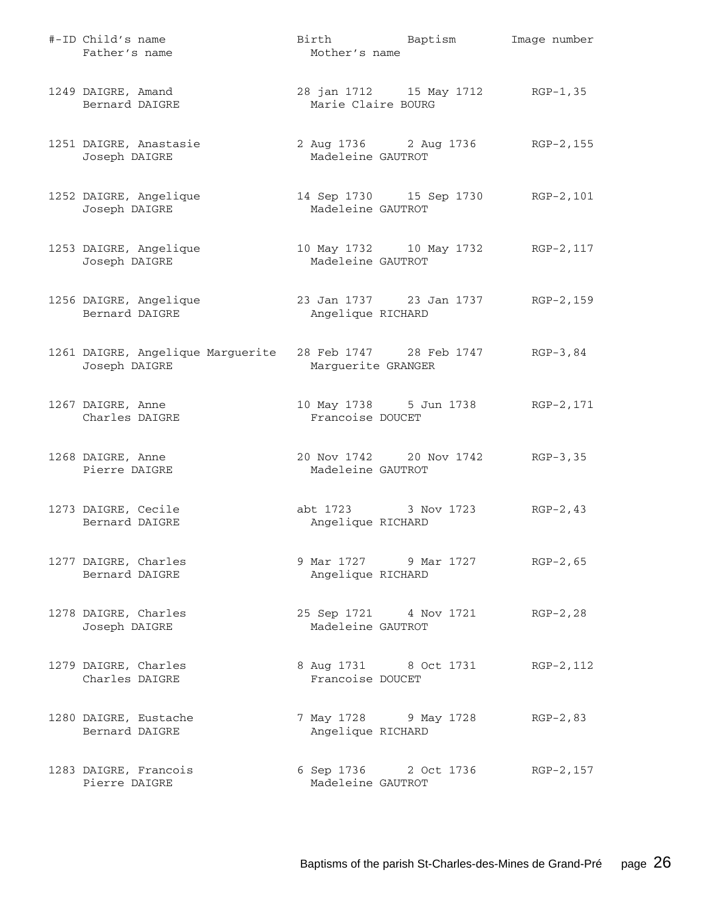| #-ID | Child's name / Father's name | Birth / Mother's name | Baptism | Image number |
|---|---|---|---|---|
| 1249 | DAIGRE, Amand | 28 jan 1712 | 15 May 1712 | RGP-1,35 |
| | Bernard DAIGRE | Marie Claire BOURG | | |
| 1251 | DAIGRE, Anastasie | 2 Aug 1736 | 2 Aug 1736 | RGP-2,155 |
| | Joseph DAIGRE | Madeleine GAUTROT | | |
| 1252 | DAIGRE, Angelique | 14 Sep 1730 | 15 Sep 1730 | RGP-2,101 |
| | Joseph DAIGRE | Madeleine GAUTROT | | |
| 1253 | DAIGRE, Angelique | 10 May 1732 | 10 May 1732 | RGP-2,117 |
| | Joseph DAIGRE | Madeleine GAUTROT | | |
| 1256 | DAIGRE, Angelique | 23 Jan 1737 | 23 Jan 1737 | RGP-2,159 |
| | Bernard DAIGRE | Angelique RICHARD | | |
| 1261 | DAIGRE, Angelique Marguerite | 28 Feb 1747 | 28 Feb 1747 | RGP-3,84 |
| | Joseph DAIGRE | Marguerite GRANGER | | |
| 1267 | DAIGRE, Anne | 10 May 1738 | 5 Jun 1738 | RGP-2,171 |
| | Charles DAIGRE | Francoise DOUCET | | |
| 1268 | DAIGRE, Anne | 20 Nov 1742 | 20 Nov 1742 | RGP-3,35 |
| | Pierre DAIGRE | Madeleine GAUTROT | | |
| 1273 | DAIGRE, Cecile | abt 1723 | 3 Nov 1723 | RGP-2,43 |
| | Bernard DAIGRE | Angelique RICHARD | | |
| 1277 | DAIGRE, Charles | 9 Mar 1727 | 9 Mar 1727 | RGP-2,65 |
| | Bernard DAIGRE | Angelique RICHARD | | |
| 1278 | DAIGRE, Charles | 25 Sep 1721 | 4 Nov 1721 | RGP-2,28 |
| | Joseph DAIGRE | Madeleine GAUTROT | | |
| 1279 | DAIGRE, Charles | 8 Aug 1731 | 8 Oct 1731 | RGP-2,112 |
| | Charles DAIGRE | Francoise DOUCET | | |
| 1280 | DAIGRE, Eustache | 7 May 1728 | 9 May 1728 | RGP-2,83 |
| | Bernard DAIGRE | Angelique RICHARD | | |
| 1283 | DAIGRE, Francois | 6 Sep 1736 | 2 Oct 1736 | RGP-2,157 |
| | Pierre DAIGRE | Madeleine GAUTROT | | |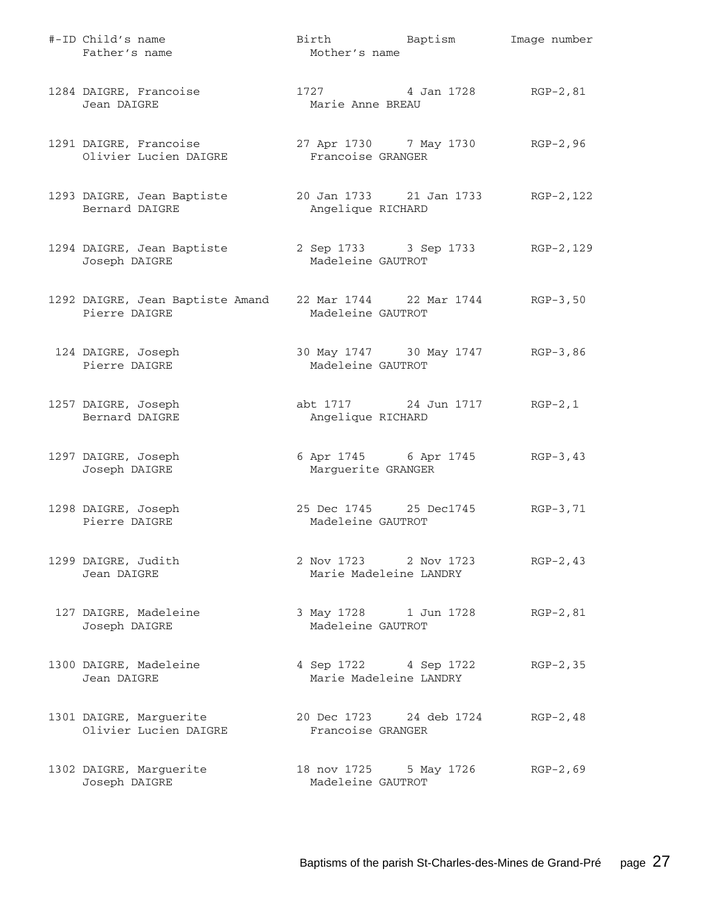| #-ID | Child's name / Father's name | Birth / Mother's name | Baptism | Image number |
|---|---|---|---|---|
| 1284 | DAIGRE, Francoise<br>Jean DAIGRE | 1727<br>Marie Anne BREAU | 4 Jan 1728 | RGP-2,81 |
| 1291 | DAIGRE, Francoise<br>Olivier Lucien DAIGRE | 27 Apr 1730<br>Francoise GRANGER | 7 May 1730 | RGP-2,96 |
| 1293 | DAIGRE, Jean Baptiste<br>Bernard DAIGRE | 20 Jan 1733<br>Angelique RICHARD | 21 Jan 1733 | RGP-2,122 |
| 1294 | DAIGRE, Jean Baptiste<br>Joseph DAIGRE | 2 Sep 1733<br>Madeleine GAUTROT | 3 Sep 1733 | RGP-2,129 |
| 1292 | DAIGRE, Jean Baptiste Amand<br>Pierre DAIGRE | 22 Mar 1744<br>Madeleine GAUTROT | 22 Mar 1744 | RGP-3,50 |
| 124 | DAIGRE, Joseph<br>Pierre DAIGRE | 30 May 1747<br>Madeleine GAUTROT | 30 May 1747 | RGP-3,86 |
| 1257 | DAIGRE, Joseph<br>Bernard DAIGRE | abt 1717<br>Angelique RICHARD | 24 Jun 1717 | RGP-2,1 |
| 1297 | DAIGRE, Joseph<br>Joseph DAIGRE | 6 Apr 1745<br>Marguerite GRANGER | 6 Apr 1745 | RGP-3,43 |
| 1298 | DAIGRE, Joseph<br>Pierre DAIGRE | 25 Dec 1745<br>Madeleine GAUTROT | 25 Dec1745 | RGP-3,71 |
| 1299 | DAIGRE, Judith<br>Jean DAIGRE | 2 Nov 1723<br>Marie Madeleine LANDRY | 2 Nov 1723 | RGP-2,43 |
| 127 | DAIGRE, Madeleine<br>Joseph DAIGRE | 3 May 1728<br>Madeleine GAUTROT | 1 Jun 1728 | RGP-2,81 |
| 1300 | DAIGRE, Madeleine<br>Jean DAIGRE | 4 Sep 1722<br>Marie Madeleine LANDRY | 4 Sep 1722 | RGP-2,35 |
| 1301 | DAIGRE, Marguerite<br>Olivier Lucien DAIGRE | 20 Dec 1723<br>Francoise GRANGER | 24 deb 1724 | RGP-2,48 |
| 1302 | DAIGRE, Marguerite<br>Joseph DAIGRE | 18 nov 1725<br>Madeleine GAUTROT | 5 May 1726 | RGP-2,69 |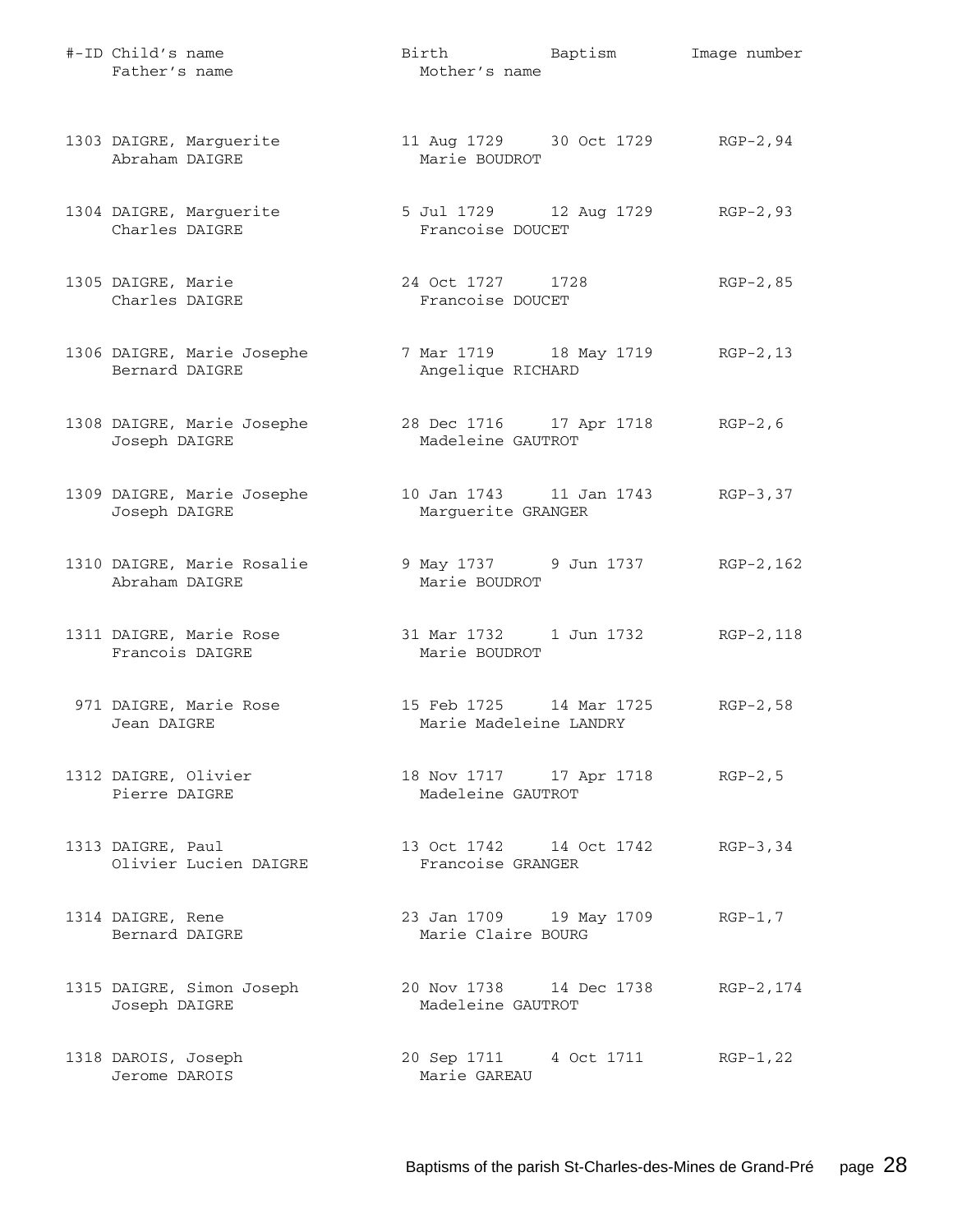| #-ID | Child's name / Father's name | Birth / Mother's name | Baptism | Image number |
|---|---|---|---|---|
| 1303 | DAIGRE, Marguerite<br>Abraham DAIGRE | 11 Aug 1729<br>Marie BOUDROT | 30 Oct 1729 | RGP-2,94 |
| 1304 | DAIGRE, Marguerite<br>Charles DAIGRE | 5 Jul 1729<br>Francoise DOUCET | 12 Aug 1729 | RGP-2,93 |
| 1305 | DAIGRE, Marie<br>Charles DAIGRE | 24 Oct 1727<br>Francoise DOUCET | 1728 | RGP-2,85 |
| 1306 | DAIGRE, Marie Josephe<br>Bernard DAIGRE | 7 Mar 1719<br>Angelique RICHARD | 18 May 1719 | RGP-2,13 |
| 1308 | DAIGRE, Marie Josephe<br>Joseph DAIGRE | 28 Dec 1716<br>Madeleine GAUTROT | 17 Apr 1718 | RGP-2,6 |
| 1309 | DAIGRE, Marie Josephe<br>Joseph DAIGRE | 10 Jan 1743<br>Marguerite GRANGER | 11 Jan 1743 | RGP-3,37 |
| 1310 | DAIGRE, Marie Rosalie<br>Abraham DAIGRE | 9 May 1737<br>Marie BOUDROT | 9 Jun 1737 | RGP-2,162 |
| 1311 | DAIGRE, Marie Rose<br>Francois DAIGRE | 31 Mar 1732<br>Marie BOUDROT | 1 Jun 1732 | RGP-2,118 |
| 971 | DAIGRE, Marie Rose<br>Jean DAIGRE | 15 Feb 1725<br>Marie Madeleine LANDRY | 14 Mar 1725 | RGP-2,58 |
| 1312 | DAIGRE, Olivier<br>Pierre DAIGRE | 18 Nov 1717<br>Madeleine GAUTROT | 17 Apr 1718 | RGP-2,5 |
| 1313 | DAIGRE, Paul<br>Olivier Lucien DAIGRE | 13 Oct 1742<br>Francoise GRANGER | 14 Oct 1742 | RGP-3,34 |
| 1314 | DAIGRE, Rene<br>Bernard DAIGRE | 23 Jan 1709<br>Marie Claire BOURG | 19 May 1709 | RGP-1,7 |
| 1315 | DAIGRE, Simon Joseph<br>Joseph DAIGRE | 20 Nov 1738<br>Madeleine GAUTROT | 14 Dec 1738 | RGP-2,174 |
| 1318 | DAROIS, Joseph<br>Jerome DAROIS | 20 Sep 1711<br>Marie GAREAU | 4 Oct 1711 | RGP-1,22 |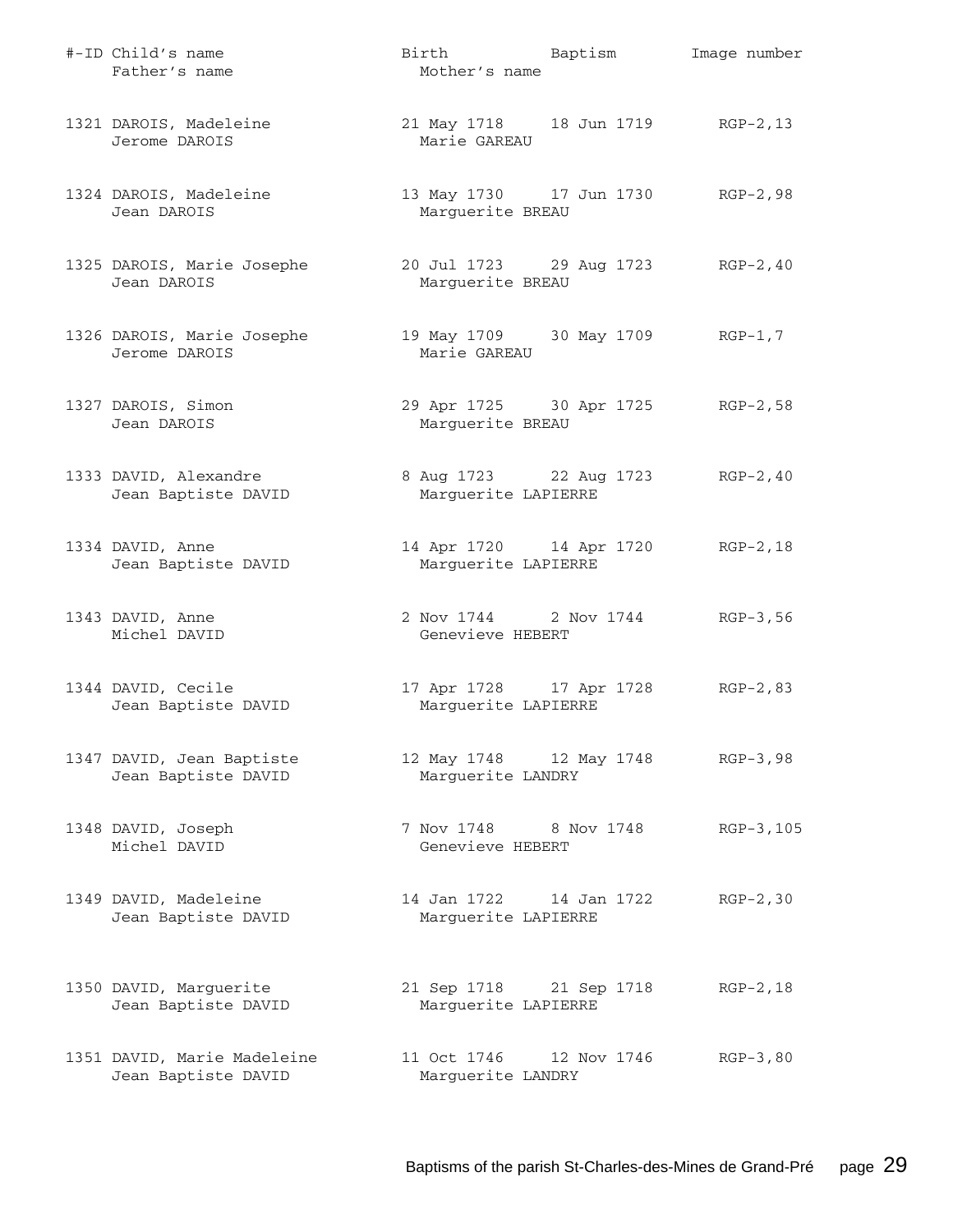| #-ID | Child's name / Father's name | Birth / Mother's name | Baptism | Image number |
|---|---|---|---|---|
| 1321 | DAROIS, Madeleine<br>Jerome DAROIS | 21 May 1718<br>Marie GAREAU | 18 Jun 1719 | RGP-2,13 |
| 1324 | DAROIS, Madeleine<br>Jean DAROIS | 13 May 1730<br>Marguerite BREAU | 17 Jun 1730 | RGP-2,98 |
| 1325 | DAROIS, Marie Josephe<br>Jean DAROIS | 20 Jul 1723<br>Marguerite BREAU | 29 Aug 1723 | RGP-2,40 |
| 1326 | DAROIS, Marie Josephe<br>Jerome DAROIS | 19 May 1709<br>Marie GAREAU | 30 May 1709 | RGP-1,7 |
| 1327 | DAROIS, Simon<br>Jean DAROIS | 29 Apr 1725<br>Marguerite BREAU | 30 Apr 1725 | RGP-2,58 |
| 1333 | DAVID, Alexandre<br>Jean Baptiste DAVID | 8 Aug 1723<br>Marguerite LAPIERRE | 22 Aug 1723 | RGP-2,40 |
| 1334 | DAVID, Anne<br>Jean Baptiste DAVID | 14 Apr 1720<br>Marguerite LAPIERRE | 14 Apr 1720 | RGP-2,18 |
| 1343 | DAVID, Anne<br>Michel DAVID | 2 Nov 1744<br>Genevieve HEBERT | 2 Nov 1744 | RGP-3,56 |
| 1344 | DAVID, Cecile<br>Jean Baptiste DAVID | 17 Apr 1728<br>Marguerite LAPIERRE | 17 Apr 1728 | RGP-2,83 |
| 1347 | DAVID, Jean Baptiste<br>Jean Baptiste DAVID | 12 May 1748<br>Marguerite LANDRY | 12 May 1748 | RGP-3,98 |
| 1348 | DAVID, Joseph<br>Michel DAVID | 7 Nov 1748<br>Genevieve HEBERT | 8 Nov 1748 | RGP-3,105 |
| 1349 | DAVID, Madeleine<br>Jean Baptiste DAVID | 14 Jan 1722<br>Marguerite LAPIERRE | 14 Jan 1722 | RGP-2,30 |
| 1350 | DAVID, Marguerite<br>Jean Baptiste DAVID | 21 Sep 1718<br>Marguerite LAPIERRE | 21 Sep 1718 | RGP-2,18 |
| 1351 | DAVID, Marie Madeleine<br>Jean Baptiste DAVID | 11 Oct 1746<br>Marguerite LANDRY | 12 Nov 1746 | RGP-3,80 |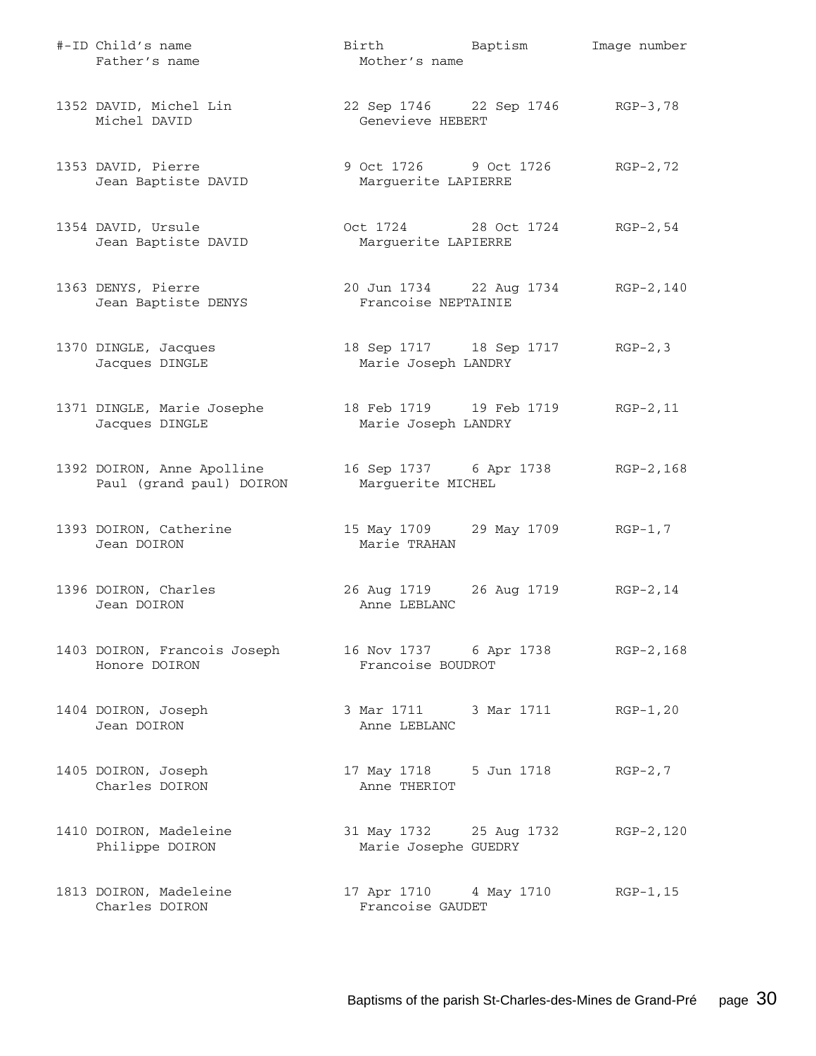| #-ID | Child's name<br>Father's name | Birth<br>Mother's name | Baptism | Image number |
|---|---|---|---|---|
| 1352 | DAVID, Michel Lin<br>Michel DAVID | 22 Sep 1746<br>Genevieve HEBERT | 22 Sep 1746 | RGP-3,78 |
| 1353 | DAVID, Pierre<br>Jean Baptiste DAVID | 9 Oct 1726<br>Marguerite LAPIERRE | 9 Oct 1726 | RGP-2,72 |
| 1354 | DAVID, Ursule<br>Jean Baptiste DAVID | Oct 1724<br>Marguerite LAPIERRE | 28 Oct 1724 | RGP-2,54 |
| 1363 | DENYS, Pierre<br>Jean Baptiste DENYS | 20 Jun 1734<br>Francoise NEPTAINIE | 22 Aug 1734 | RGP-2,140 |
| 1370 | DINGLE, Jacques<br>Jacques DINGLE | 18 Sep 1717<br>Marie Joseph LANDRY | 18 Sep 1717 | RGP-2,3 |
| 1371 | DINGLE, Marie Josephe<br>Jacques DINGLE | 18 Feb 1719<br>Marie Joseph LANDRY | 19 Feb 1719 | RGP-2,11 |
| 1392 | DOIRON, Anne Apolline<br>Paul (grand paul) DOIRON | 16 Sep 1737<br>Marguerite MICHEL | 6 Apr 1738 | RGP-2,168 |
| 1393 | DOIRON, Catherine<br>Jean DOIRON | 15 May 1709<br>Marie TRAHAN | 29 May 1709 | RGP-1,7 |
| 1396 | DOIRON, Charles<br>Jean DOIRON | 26 Aug 1719<br>Anne LEBLANC | 26 Aug 1719 | RGP-2,14 |
| 1403 | DOIRON, Francois Joseph<br>Honore DOIRON | 16 Nov 1737<br>Francoise BOUDROT | 6 Apr 1738 | RGP-2,168 |
| 1404 | DOIRON, Joseph<br>Jean DOIRON | 3 Mar 1711<br>Anne LEBLANC | 3 Mar 1711 | RGP-1,20 |
| 1405 | DOIRON, Joseph<br>Charles DOIRON | 17 May 1718<br>Anne THERIOT | 5 Jun 1718 | RGP-2,7 |
| 1410 | DOIRON, Madeleine<br>Philippe DOIRON | 31 May 1732<br>Marie Josephe GUEDRY | 25 Aug 1732 | RGP-2,120 |
| 1813 | DOIRON, Madeleine<br>Charles DOIRON | 17 Apr 1710<br>Francoise GAUDET | 4 May 1710 | RGP-1,15 |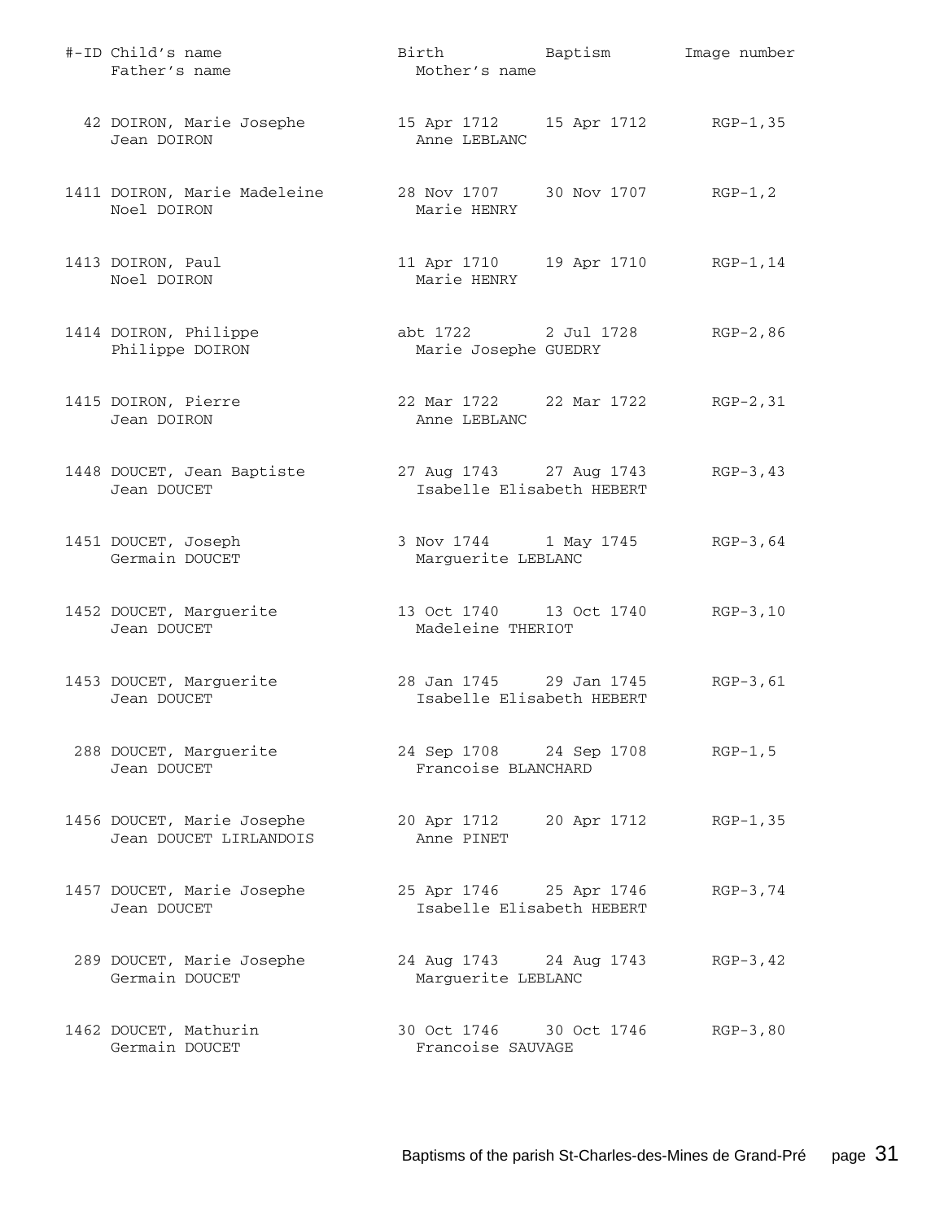| #-ID | Child's name / Father's name | Birth / Mother's name | Baptism | Image number |
|---|---|---|---|---|
| 42 | DOIRON, Marie Josephe<br>Jean DOIRON | 15 Apr 1712<br>Anne LEBLANC | 15 Apr 1712 | RGP-1,35 |
| 1411 | DOIRON, Marie Madeleine<br>Noel DOIRON | 28 Nov 1707<br>Marie HENRY | 30 Nov 1707 | RGP-1,2 |
| 1413 | DOIRON, Paul<br>Noel DOIRON | 11 Apr 1710<br>Marie HENRY | 19 Apr 1710 | RGP-1,14 |
| 1414 | DOIRON, Philippe<br>Philippe DOIRON | abt 1722<br>Marie Josephe GUEDRY | 2 Jul 1728 | RGP-2,86 |
| 1415 | DOIRON, Pierre<br>Jean DOIRON | 22 Mar 1722<br>Anne LEBLANC | 22 Mar 1722 | RGP-2,31 |
| 1448 | DOUCET, Jean Baptiste<br>Jean DOUCET | 27 Aug 1743<br>Isabelle Elisabeth HEBERT | 27 Aug 1743 | RGP-3,43 |
| 1451 | DOUCET, Joseph<br>Germain DOUCET | 3 Nov 1744<br>Marguerite LEBLANC | 1 May 1745 | RGP-3,64 |
| 1452 | DOUCET, Marguerite<br>Jean DOUCET | 13 Oct 1740<br>Madeleine THERIOT | 13 Oct 1740 | RGP-3,10 |
| 1453 | DOUCET, Marguerite<br>Jean DOUCET | 28 Jan 1745<br>Isabelle Elisabeth HEBERT | 29 Jan 1745 | RGP-3,61 |
| 288 | DOUCET, Marguerite<br>Jean DOUCET | 24 Sep 1708<br>Francoise BLANCHARD | 24 Sep 1708 | RGP-1,5 |
| 1456 | DOUCET, Marie Josephe<br>Jean DOUCET LIRLANDOIS | 20 Apr 1712<br>Anne PINET | 20 Apr 1712 | RGP-1,35 |
| 1457 | DOUCET, Marie Josephe<br>Jean DOUCET | 25 Apr 1746<br>Isabelle Elisabeth HEBERT | 25 Apr 1746 | RGP-3,74 |
| 289 | DOUCET, Marie Josephe<br>Germain DOUCET | 24 Aug 1743<br>Marguerite LEBLANC | 24 Aug 1743 | RGP-3,42 |
| 1462 | DOUCET, Mathurin<br>Germain DOUCET | 30 Oct 1746<br>Francoise SAUVAGE | 30 Oct 1746 | RGP-3,80 |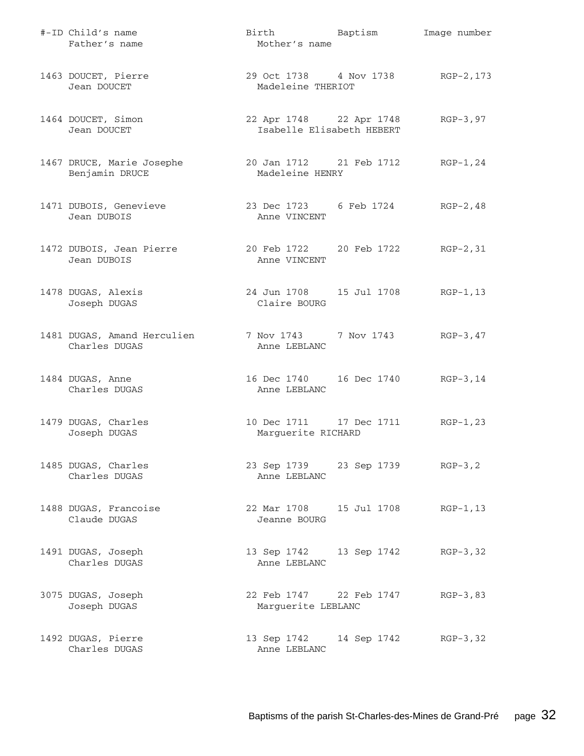| #-ID | Child's name / Father's name | Birth | Baptism / Mother's name | Image number |
|---|---|---|---|---|
| 1463 | DOUCET, Pierre<br>Jean DOUCET | 29 Oct 1738 | 4 Nov 1738<br>Madeleine THERIOT | RGP-2,173 |
| 1464 | DOUCET, Simon<br>Jean DOUCET | 22 Apr 1748 | 22 Apr 1748<br>Isabelle Elisabeth HEBERT | RGP-3,97 |
| 1467 | DRUCE, Marie Josephe<br>Benjamin DRUCE | 20 Jan 1712 | 21 Feb 1712<br>Madeleine HENRY | RGP-1,24 |
| 1471 | DUBOIS, Genevieve<br>Jean DUBOIS | 23 Dec 1723 | 6 Feb 1724<br>Anne VINCENT | RGP-2,48 |
| 1472 | DUBOIS, Jean Pierre<br>Jean DUBOIS | 20 Feb 1722 | 20 Feb 1722<br>Anne VINCENT | RGP-2,31 |
| 1478 | DUGAS, Alexis<br>Joseph DUGAS | 24 Jun 1708 | 15 Jul 1708<br>Claire BOURG | RGP-1,13 |
| 1481 | DUGAS, Amand Herculien<br>Charles DUGAS | 7 Nov 1743 | 7 Nov 1743<br>Anne LEBLANC | RGP-3,47 |
| 1484 | DUGAS, Anne<br>Charles DUGAS | 16 Dec 1740 | 16 Dec 1740<br>Anne LEBLANC | RGP-3,14 |
| 1479 | DUGAS, Charles<br>Joseph DUGAS | 10 Dec 1711 | 17 Dec 1711<br>Marguerite RICHARD | RGP-1,23 |
| 1485 | DUGAS, Charles<br>Charles DUGAS | 23 Sep 1739 | 23 Sep 1739<br>Anne LEBLANC | RGP-3,2 |
| 1488 | DUGAS, Francoise<br>Claude DUGAS | 22 Mar 1708 | 15 Jul 1708<br>Jeanne BOURG | RGP-1,13 |
| 1491 | DUGAS, Joseph<br>Charles DUGAS | 13 Sep 1742 | 13 Sep 1742<br>Anne LEBLANC | RGP-3,32 |
| 3075 | DUGAS, Joseph<br>Joseph DUGAS | 22 Feb 1747 | 22 Feb 1747<br>Marguerite LEBLANC | RGP-3,83 |
| 1492 | DUGAS, Pierre<br>Charles DUGAS | 13 Sep 1742 | 14 Sep 1742<br>Anne LEBLANC | RGP-3,32 |

Baptisms of the parish St-Charles-des-Mines de Grand-Pré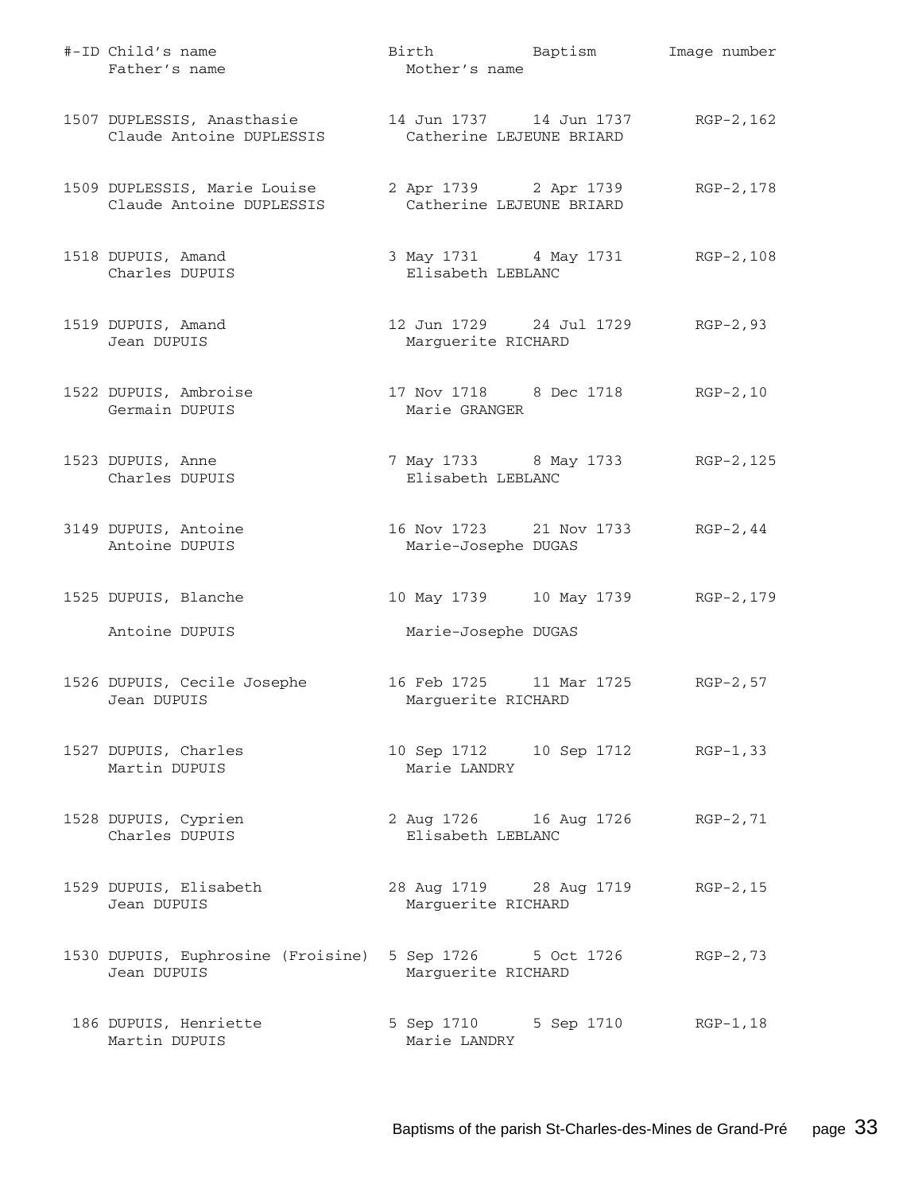| #-ID | Child's name / Father's name | Birth / Mother's name | Baptism | Image number |
|---|---|---|---|---|
| 1507 | DUPLESSIS, Anasthasie | 14 Jun 1737 | 14 Jun 1737 | RGP-2,162 |
| | Claude Antoine DUPLESSIS | Catherine LEJEUNE BRIARD | | |
| 1509 | DUPLESSIS, Marie Louise | 2 Apr 1739 | 2 Apr 1739 | RGP-2,178 |
| | Claude Antoine DUPLESSIS | Catherine LEJEUNE BRIARD | | |
| 1518 | DUPUIS, Amand | 3 May 1731 | 4 May 1731 | RGP-2,108 |
| | Charles DUPUIS | Elisabeth LEBLANC | | |
| 1519 | DUPUIS, Amand | 12 Jun 1729 | 24 Jul 1729 | RGP-2,93 |
| | Jean DUPUIS | Marguerite RICHARD | | |
| 1522 | DUPUIS, Ambroise | 17 Nov 1718 | 8 Dec 1718 | RGP-2,10 |
| | Germain DUPUIS | Marie GRANGER | | |
| 1523 | DUPUIS, Anne | 7 May 1733 | 8 May 1733 | RGP-2,125 |
| | Charles DUPUIS | Elisabeth LEBLANC | | |
| 3149 | DUPUIS, Antoine | 16 Nov 1723 | 21 Nov 1733 | RGP-2,44 |
| | Antoine DUPUIS | Marie-Josephe DUGAS | | |
| 1525 | DUPUIS, Blanche | 10 May 1739 | 10 May 1739 | RGP-2,179 |
| | Antoine DUPUIS | Marie-Josephe DUGAS | | |
| 1526 | DUPUIS, Cecile Josephe | 16 Feb 1725 | 11 Mar 1725 | RGP-2,57 |
| | Jean DUPUIS | Marguerite RICHARD | | |
| 1527 | DUPUIS, Charles | 10 Sep 1712 | 10 Sep 1712 | RGP-1,33 |
| | Martin DUPUIS | Marie LANDRY | | |
| 1528 | DUPUIS, Cyprien | 2 Aug 1726 | 16 Aug 1726 | RGP-2,71 |
| | Charles DUPUIS | Elisabeth LEBLANC | | |
| 1529 | DUPUIS, Elisabeth | 28 Aug 1719 | 28 Aug 1719 | RGP-2,15 |
| | Jean DUPUIS | Marguerite RICHARD | | |
| 1530 | DUPUIS, Euphrosine (Froisine) | 5 Sep 1726 | 5 Oct 1726 | RGP-2,73 |
| | Jean DUPUIS | Marguerite RICHARD | | |
| 186 | DUPUIS, Henriette | 5 Sep 1710 | 5 Sep 1710 | RGP-1,18 |
| | Martin DUPUIS | Marie LANDRY | | |

Baptisms of the parish St-Charles-des-Mines de Grand-Pré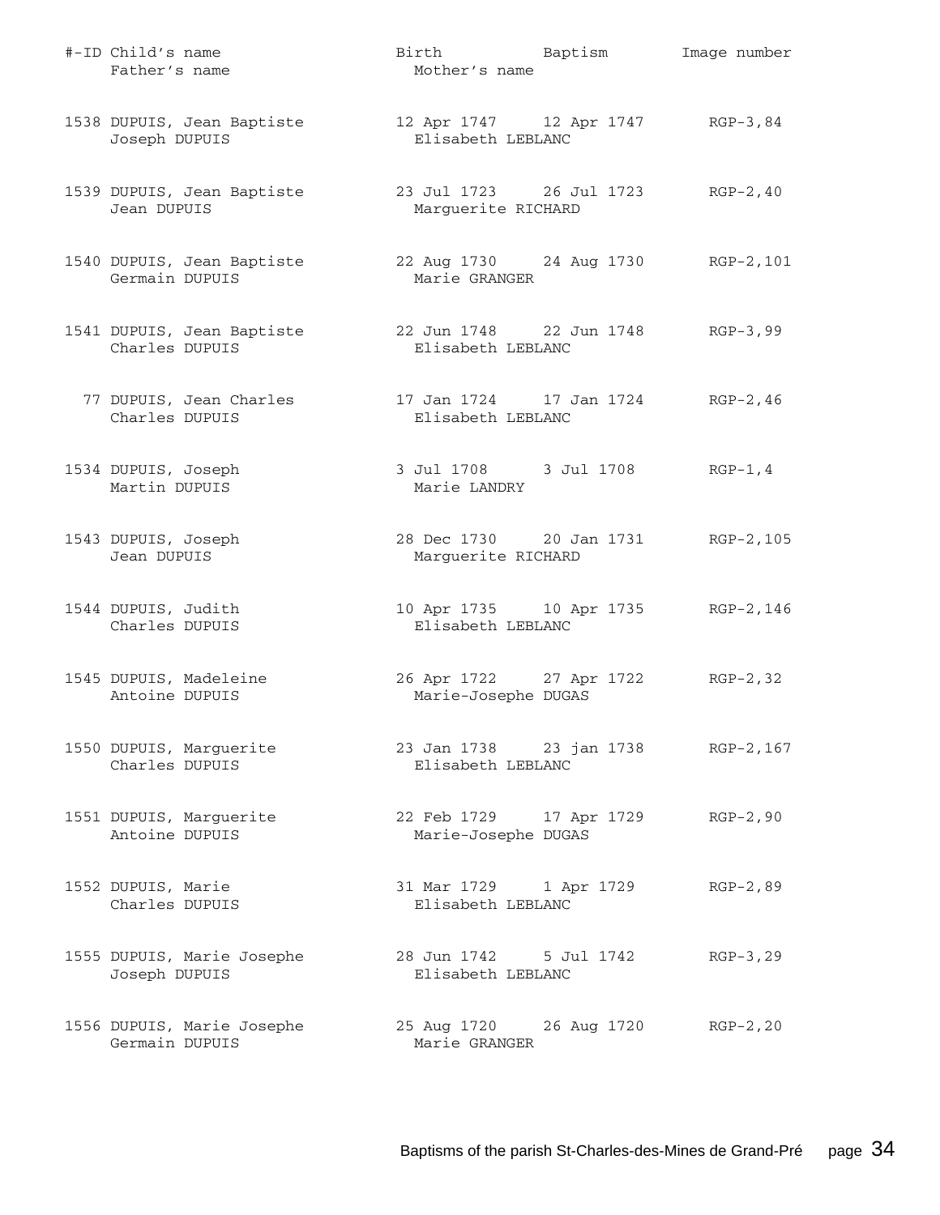| #-ID | Child's name / Father's name | Birth / Mother's name | Baptism | Image number |
|---|---|---|---|---|
| 1538 | DUPUIS, Jean Baptiste<br>Joseph DUPUIS | 12 Apr 1747<br>Elisabeth LEBLANC | 12 Apr 1747 | RGP-3,84 |
| 1539 | DUPUIS, Jean Baptiste<br>Jean DUPUIS | 23 Jul 1723<br>Marguerite RICHARD | 26 Jul 1723 | RGP-2,40 |
| 1540 | DUPUIS, Jean Baptiste<br>Germain DUPUIS | 22 Aug 1730<br>Marie GRANGER | 24 Aug 1730 | RGP-2,101 |
| 1541 | DUPUIS, Jean Baptiste<br>Charles DUPUIS | 22 Jun 1748<br>Elisabeth LEBLANC | 22 Jun 1748 | RGP-3,99 |
| 77 | DUPUIS, Jean Charles<br>Charles DUPUIS | 17 Jan 1724<br>Elisabeth LEBLANC | 17 Jan 1724 | RGP-2,46 |
| 1534 | DUPUIS, Joseph<br>Martin DUPUIS | 3 Jul 1708<br>Marie LANDRY | 3 Jul 1708 | RGP-1,4 |
| 1543 | DUPUIS, Joseph<br>Jean DUPUIS | 28 Dec 1730<br>Marguerite RICHARD | 20 Jan 1731 | RGP-2,105 |
| 1544 | DUPUIS, Judith<br>Charles DUPUIS | 10 Apr 1735<br>Elisabeth LEBLANC | 10 Apr 1735 | RGP-2,146 |
| 1545 | DUPUIS, Madeleine<br>Antoine DUPUIS | 26 Apr 1722<br>Marie-Josephe DUGAS | 27 Apr 1722 | RGP-2,32 |
| 1550 | DUPUIS, Marguerite<br>Charles DUPUIS | 23 Jan 1738<br>Elisabeth LEBLANC | 23 jan 1738 | RGP-2,167 |
| 1551 | DUPUIS, Marguerite<br>Antoine DUPUIS | 22 Feb 1729<br>Marie-Josephe DUGAS | 17 Apr 1729 | RGP-2,90 |
| 1552 | DUPUIS, Marie<br>Charles DUPUIS | 31 Mar 1729<br>Elisabeth LEBLANC | 1 Apr 1729 | RGP-2,89 |
| 1555 | DUPUIS, Marie Josephe<br>Joseph DUPUIS | 28 Jun 1742<br>Elisabeth LEBLANC | 5 Jul 1742 | RGP-3,29 |
| 1556 | DUPUIS, Marie Josephe<br>Germain DUPUIS | 25 Aug 1720<br>Marie GRANGER | 26 Aug 1720 | RGP-2,20 |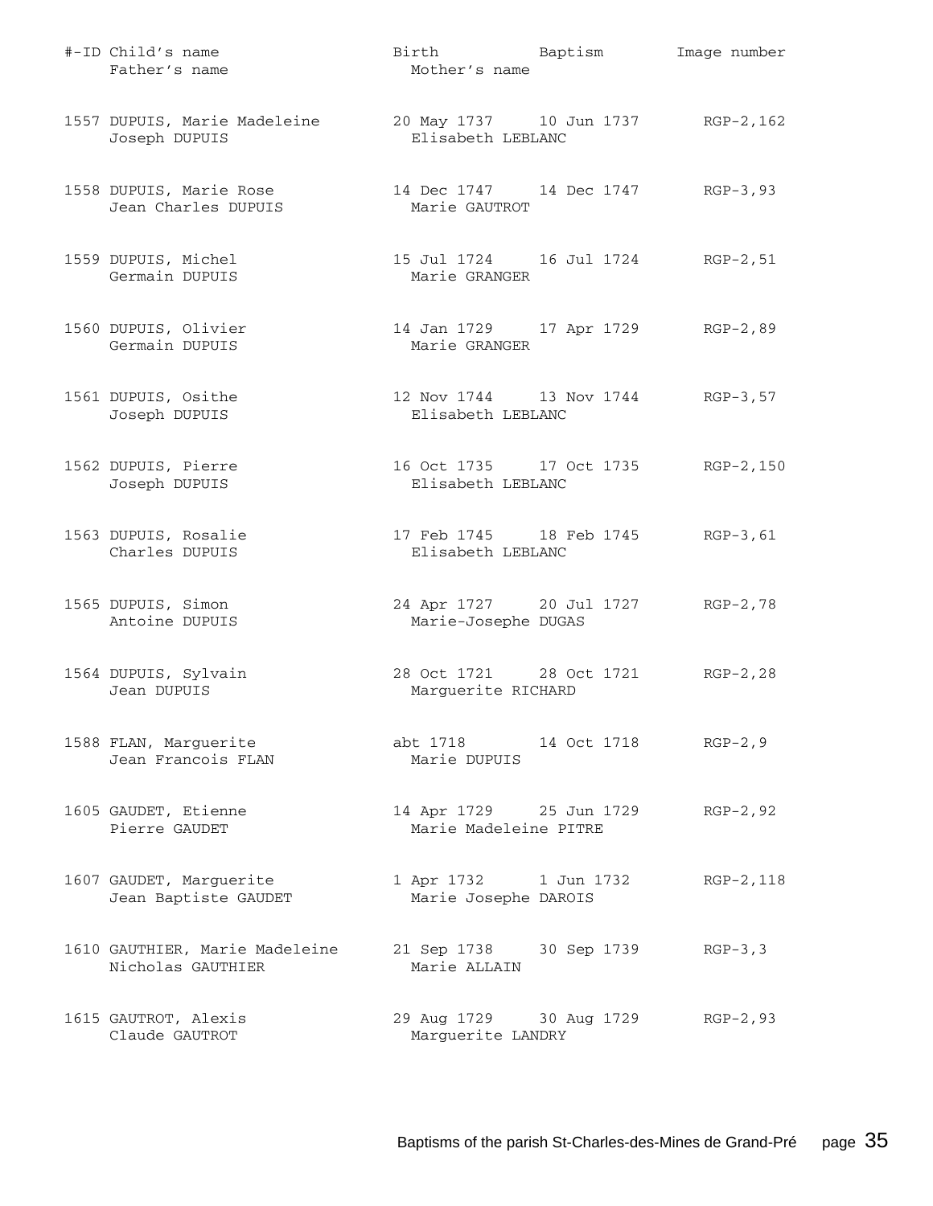| #-ID | Child's name / Father's name | Birth / Mother's name | Baptism | Image number |
|---|---|---|---|---|
| 1557 | DUPUIS, Marie Madeleine<br>Joseph DUPUIS | 20 May 1737<br>Elisabeth LEBLANC | 10 Jun 1737 | RGP-2,162 |
| 1558 | DUPUIS, Marie Rose<br>Jean Charles DUPUIS | 14 Dec 1747<br>Marie GAUTROT | 14 Dec 1747 | RGP-3,93 |
| 1559 | DUPUIS, Michel<br>Germain DUPUIS | 15 Jul 1724<br>Marie GRANGER | 16 Jul 1724 | RGP-2,51 |
| 1560 | DUPUIS, Olivier<br>Germain DUPUIS | 14 Jan 1729<br>Marie GRANGER | 17 Apr 1729 | RGP-2,89 |
| 1561 | DUPUIS, Osithe<br>Joseph DUPUIS | 12 Nov 1744<br>Elisabeth LEBLANC | 13 Nov 1744 | RGP-3,57 |
| 1562 | DUPUIS, Pierre<br>Joseph DUPUIS | 16 Oct 1735<br>Elisabeth LEBLANC | 17 Oct 1735 | RGP-2,150 |
| 1563 | DUPUIS, Rosalie<br>Charles DUPUIS | 17 Feb 1745<br>Elisabeth LEBLANC | 18 Feb 1745 | RGP-3,61 |
| 1565 | DUPUIS, Simon<br>Antoine DUPUIS | 24 Apr 1727<br>Marie-Josephe DUGAS | 20 Jul 1727 | RGP-2,78 |
| 1564 | DUPUIS, Sylvain<br>Jean DUPUIS | 28 Oct 1721<br>Marguerite RICHARD | 28 Oct 1721 | RGP-2,28 |
| 1588 | FLAN, Marguerite<br>Jean Francois FLAN | abt 1718<br>Marie DUPUIS | 14 Oct 1718 | RGP-2,9 |
| 1605 | GAUDET, Etienne<br>Pierre GAUDET | 14 Apr 1729<br>Marie Madeleine PITRE | 25 Jun 1729 | RGP-2,92 |
| 1607 | GAUDET, Marguerite<br>Jean Baptiste GAUDET | 1 Apr 1732<br>Marie Josephe DAROIS | 1 Jun 1732 | RGP-2,118 |
| 1610 | GAUTHIER, Marie Madeleine<br>Nicholas GAUTHIER | 21 Sep 1738<br>Marie ALLAIN | 30 Sep 1739 | RGP-3,3 |
| 1615 | GAUTROT, Alexis<br>Claude GAUTROT | 29 Aug 1729<br>Marguerite LANDRY | 30 Aug 1729 | RGP-2,93 |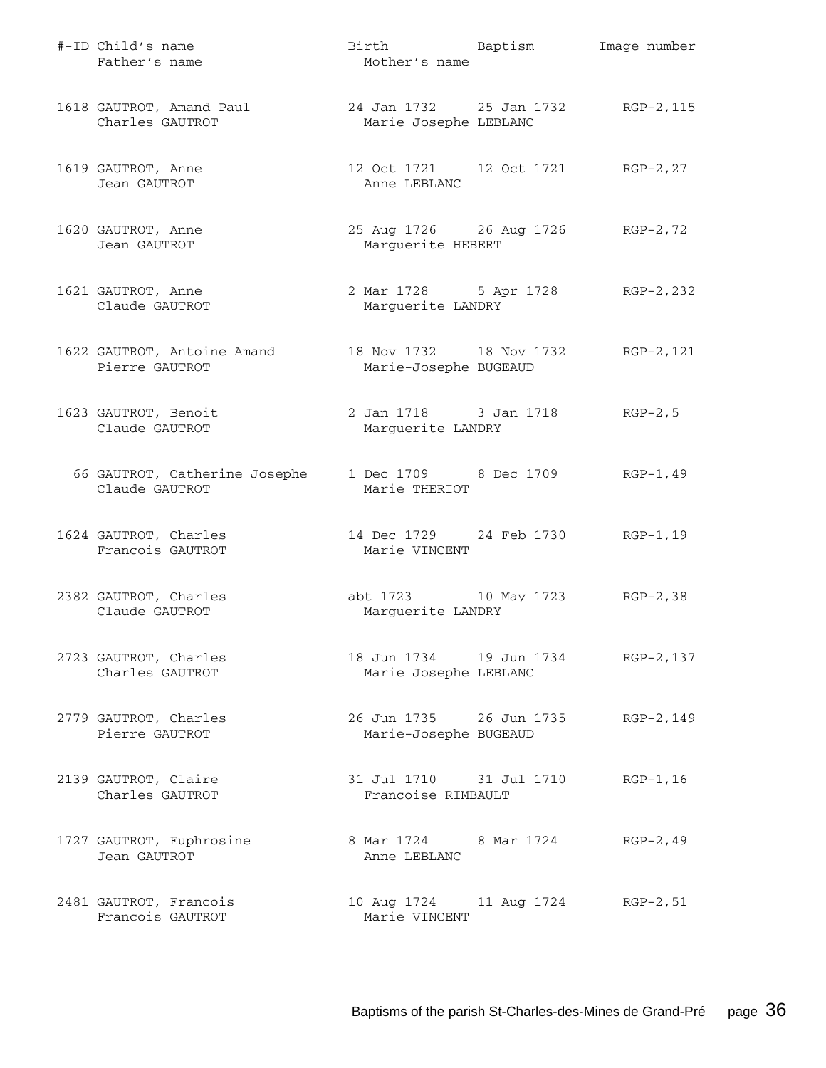| #-ID | Child's name / Father's name | Birth / Mother's name | Baptism | Image number |
|---|---|---|---|---|
| 1618 | GAUTROT, Amand Paul<br>Charles GAUTROT | 24 Jan 1732<br>Marie Josephe LEBLANC | 25 Jan 1732 | RGP-2,115 |
| 1619 | GAUTROT, Anne<br>Jean GAUTROT | 12 Oct 1721<br>Anne LEBLANC | 12 Oct 1721 | RGP-2,27 |
| 1620 | GAUTROT, Anne<br>Jean GAUTROT | 25 Aug 1726<br>Marguerite HEBERT | 26 Aug 1726 | RGP-2,72 |
| 1621 | GAUTROT, Anne<br>Claude GAUTROT | 2 Mar 1728<br>Marguerite LANDRY | 5 Apr 1728 | RGP-2,232 |
| 1622 | GAUTROT, Antoine Amand<br>Pierre GAUTROT | 18 Nov 1732<br>Marie-Josephe BUGEAUD | 18 Nov 1732 | RGP-2,121 |
| 1623 | GAUTROT, Benoit<br>Claude GAUTROT | 2 Jan 1718<br>Marguerite LANDRY | 3 Jan 1718 | RGP-2,5 |
| 66 | GAUTROT, Catherine Josephe<br>Claude GAUTROT | 1 Dec 1709<br>Marie THERIOT | 8 Dec 1709 | RGP-1,49 |
| 1624 | GAUTROT, Charles<br>Francois GAUTROT | 14 Dec 1729<br>Marie VINCENT | 24 Feb 1730 | RGP-1,19 |
| 2382 | GAUTROT, Charles<br>Claude GAUTROT | abt 1723<br>Marguerite LANDRY | 10 May 1723 | RGP-2,38 |
| 2723 | GAUTROT, Charles<br>Charles GAUTROT | 18 Jun 1734<br>Marie Josephe LEBLANC | 19 Jun 1734 | RGP-2,137 |
| 2779 | GAUTROT, Charles<br>Pierre GAUTROT | 26 Jun 1735<br>Marie-Josephe BUGEAUD | 26 Jun 1735 | RGP-2,149 |
| 2139 | GAUTROT, Claire<br>Charles GAUTROT | 31 Jul 1710<br>Francoise RIMBAULT | 31 Jul 1710 | RGP-1,16 |
| 1727 | GAUTROT, Euphrosine<br>Jean GAUTROT | 8 Mar 1724<br>Anne LEBLANC | 8 Mar 1724 | RGP-2,49 |
| 2481 | GAUTROT, Francois<br>Francois GAUTROT | 10 Aug 1724<br>Marie VINCENT | 11 Aug 1724 | RGP-2,51 |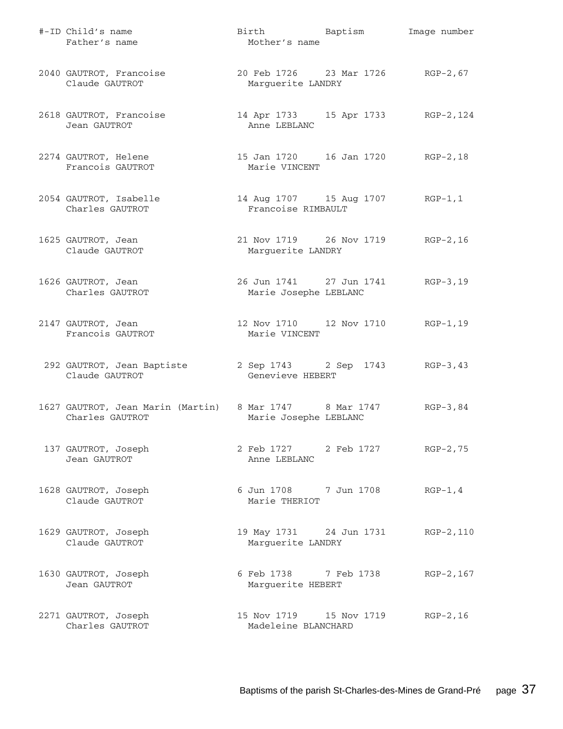| #-ID | Child's name / Father's name | Birth / Mother's name | Baptism | Image number |
|---|---|---|---|---|
| 2040 | GAUTROT, Francoise<br>Claude GAUTROT | 20 Feb 1726<br>Marguerite LANDRY | 23 Mar 1726 | RGP-2,67 |
| 2618 | GAUTROT, Francoise<br>Jean GAUTROT | 14 Apr 1733<br>Anne LEBLANC | 15 Apr 1733 | RGP-2,124 |
| 2274 | GAUTROT, Helene<br>Francois GAUTROT | 15 Jan 1720<br>Marie VINCENT | 16 Jan 1720 | RGP-2,18 |
| 2054 | GAUTROT, Isabelle<br>Charles GAUTROT | 14 Aug 1707<br>Francoise RIMBAULT | 15 Aug 1707 | RGP-1,1 |
| 1625 | GAUTROT, Jean<br>Claude GAUTROT | 21 Nov 1719<br>Marguerite LANDRY | 26 Nov 1719 | RGP-2,16 |
| 1626 | GAUTROT, Jean<br>Charles GAUTROT | 26 Jun 1741<br>Marie Josephe LEBLANC | 27 Jun 1741 | RGP-3,19 |
| 2147 | GAUTROT, Jean<br>Francois GAUTROT | 12 Nov 1710<br>Marie VINCENT | 12 Nov 1710 | RGP-1,19 |
| 292 | GAUTROT, Jean Baptiste<br>Claude GAUTROT | 2 Sep 1743<br>Genevieve HEBERT | 2 Sep 1743 | RGP-3,43 |
| 1627 | GAUTROT, Jean Marin (Martin)<br>Charles GAUTROT | 8 Mar 1747<br>Marie Josephe LEBLANC | 8 Mar 1747 | RGP-3,84 |
| 137 | GAUTROT, Joseph<br>Jean GAUTROT | 2 Feb 1727<br>Anne LEBLANC | 2 Feb 1727 | RGP-2,75 |
| 1628 | GAUTROT, Joseph<br>Claude GAUTROT | 6 Jun 1708<br>Marie THERIOT | 7 Jun 1708 | RGP-1,4 |
| 1629 | GAUTROT, Joseph<br>Claude GAUTROT | 19 May 1731<br>Marguerite LANDRY | 24 Jun 1731 | RGP-2,110 |
| 1630 | GAUTROT, Joseph<br>Jean GAUTROT | 6 Feb 1738<br>Marguerite HEBERT | 7 Feb 1738 | RGP-2,167 |
| 2271 | GAUTROT, Joseph<br>Charles GAUTROT | 15 Nov 1719<br>Madeleine BLANCHARD | 15 Nov 1719 | RGP-2,16 |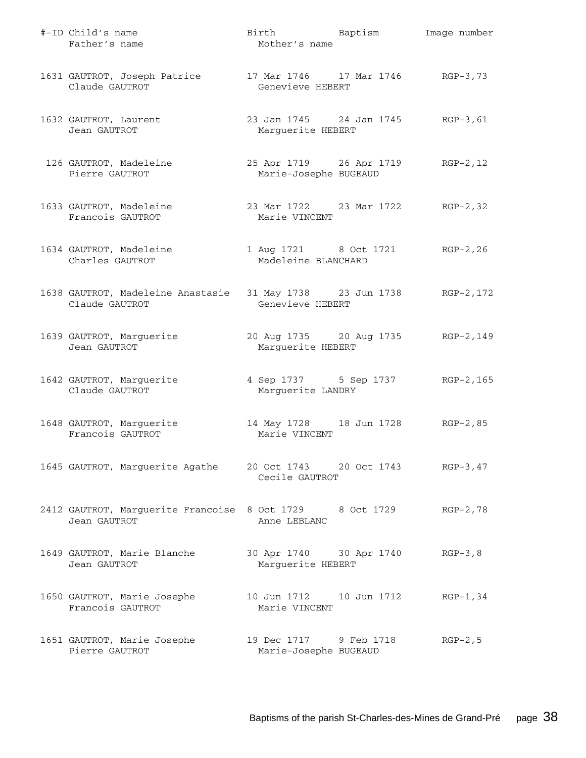| #-ID | Child's name / Father's name | Birth / Mother's name | Baptism | Image number |
|---|---|---|---|---|
| 1631 | GAUTROT, Joseph Patrice<br>Claude GAUTROT | 17 Mar 1746<br>Genevieve HEBERT | 17 Mar 1746 | RGP-3,73 |
| 1632 | GAUTROT, Laurent<br>Jean GAUTROT | 23 Jan 1745<br>Marguerite HEBERT | 24 Jan 1745 | RGP-3,61 |
| 126 | GAUTROT, Madeleine<br>Pierre GAUTROT | 25 Apr 1719<br>Marie-Josephe BUGEAUD | 26 Apr 1719 | RGP-2,12 |
| 1633 | GAUTROT, Madeleine<br>Francois GAUTROT | 23 Mar 1722<br>Marie VINCENT | 23 Mar 1722 | RGP-2,32 |
| 1634 | GAUTROT, Madeleine<br>Charles GAUTROT | 1 Aug 1721<br>Madeleine BLANCHARD | 8 Oct 1721 | RGP-2,26 |
| 1638 | GAUTROT, Madeleine Anastasie<br>Claude GAUTROT | 31 May 1738<br>Genevieve HEBERT | 23 Jun 1738 | RGP-2,172 |
| 1639 | GAUTROT, Marguerite<br>Jean GAUTROT | 20 Aug 1735<br>Marguerite HEBERT | 20 Aug 1735 | RGP-2,149 |
| 1642 | GAUTROT, Marguerite<br>Claude GAUTROT | 4 Sep 1737<br>Marguerite LANDRY | 5 Sep 1737 | RGP-2,165 |
| 1648 | GAUTROT, Marguerite<br>Francois GAUTROT | 14 May 1728<br>Marie VINCENT | 18 Jun 1728 | RGP-2,85 |
| 1645 | GAUTROT, Marguerite Agathe | 20 Oct 1743<br>Cecile GAUTROT | 20 Oct 1743 | RGP-3,47 |
| 2412 | GAUTROT, Marguerite Francoise<br>Jean GAUTROT | 8 Oct 1729<br>Anne LEBLANC | 8 Oct 1729 | RGP-2,78 |
| 1649 | GAUTROT, Marie Blanche<br>Jean GAUTROT | 30 Apr 1740<br>Marguerite HEBERT | 30 Apr 1740 | RGP-3,8 |
| 1650 | GAUTROT, Marie Josephe<br>Francois GAUTROT | 10 Jun 1712<br>Marie VINCENT | 10 Jun 1712 | RGP-1,34 |
| 1651 | GAUTROT, Marie Josephe<br>Pierre GAUTROT | 19 Dec 1717<br>Marie-Josephe BUGEAUD | 9 Feb 1718 | RGP-2,5 |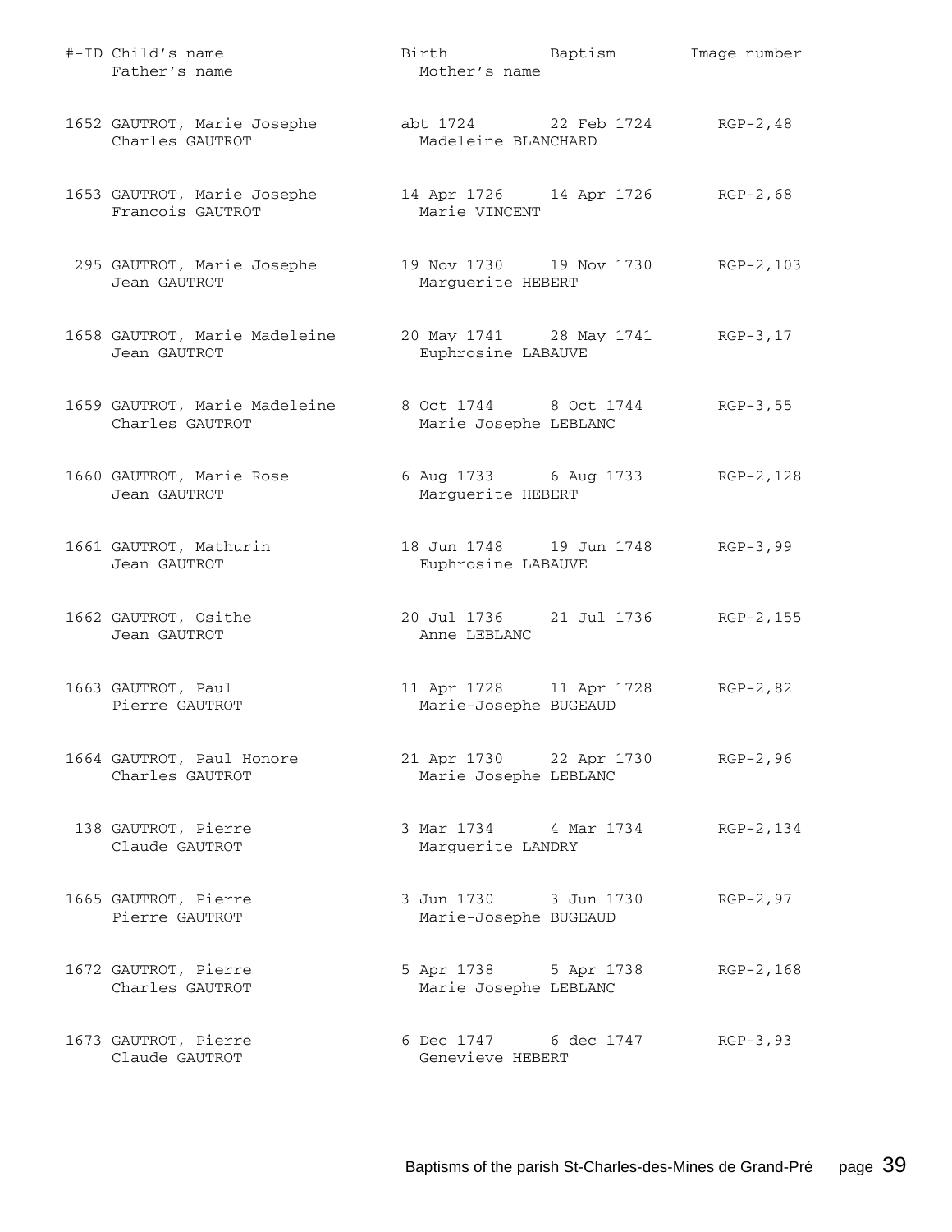| #-ID | Child's name / Father's name | Birth / Mother's name | Baptism | Image number |
|---|---|---|---|---|
| 1652 | GAUTROT, Marie Josephe<br>Charles GAUTROT | abt 1724<br>Madeleine BLANCHARD | 22 Feb 1724 | RGP-2,48 |
| 1653 | GAUTROT, Marie Josephe<br>Francois GAUTROT | 14 Apr 1726<br>Marie VINCENT | 14 Apr 1726 | RGP-2,68 |
| 295 | GAUTROT, Marie Josephe<br>Jean GAUTROT | 19 Nov 1730<br>Marguerite HEBERT | 19 Nov 1730 | RGP-2,103 |
| 1658 | GAUTROT, Marie Madeleine<br>Jean GAUTROT | 20 May 1741<br>Euphrosine LABAUVE | 28 May 1741 | RGP-3,17 |
| 1659 | GAUTROT, Marie Madeleine<br>Charles GAUTROT | 8 Oct 1744<br>Marie Josephe LEBLANC | 8 Oct 1744 | RGP-3,55 |
| 1660 | GAUTROT, Marie Rose<br>Jean GAUTROT | 6 Aug 1733<br>Marguerite HEBERT | 6 Aug 1733 | RGP-2,128 |
| 1661 | GAUTROT, Mathurin<br>Jean GAUTROT | 18 Jun 1748<br>Euphrosine LABAUVE | 19 Jun 1748 | RGP-3,99 |
| 1662 | GAUTROT, Osithe<br>Jean GAUTROT | 20 Jul 1736<br>Anne LEBLANC | 21 Jul 1736 | RGP-2,155 |
| 1663 | GAUTROT, Paul<br>Pierre GAUTROT | 11 Apr 1728<br>Marie-Josephe BUGEAUD | 11 Apr 1728 | RGP-2,82 |
| 1664 | GAUTROT, Paul Honore<br>Charles GAUTROT | 21 Apr 1730<br>Marie Josephe LEBLANC | 22 Apr 1730 | RGP-2,96 |
| 138 | GAUTROT, Pierre<br>Claude GAUTROT | 3 Mar 1734<br>Marguerite LANDRY | 4 Mar 1734 | RGP-2,134 |
| 1665 | GAUTROT, Pierre<br>Pierre GAUTROT | 3 Jun 1730<br>Marie-Josephe BUGEAUD | 3 Jun 1730 | RGP-2,97 |
| 1672 | GAUTROT, Pierre<br>Charles GAUTROT | 5 Apr 1738<br>Marie Josephe LEBLANC | 5 Apr 1738 | RGP-2,168 |
| 1673 | GAUTROT, Pierre<br>Claude GAUTROT | 6 Dec 1747<br>Genevieve HEBERT | 6 dec 1747 | RGP-3,93 |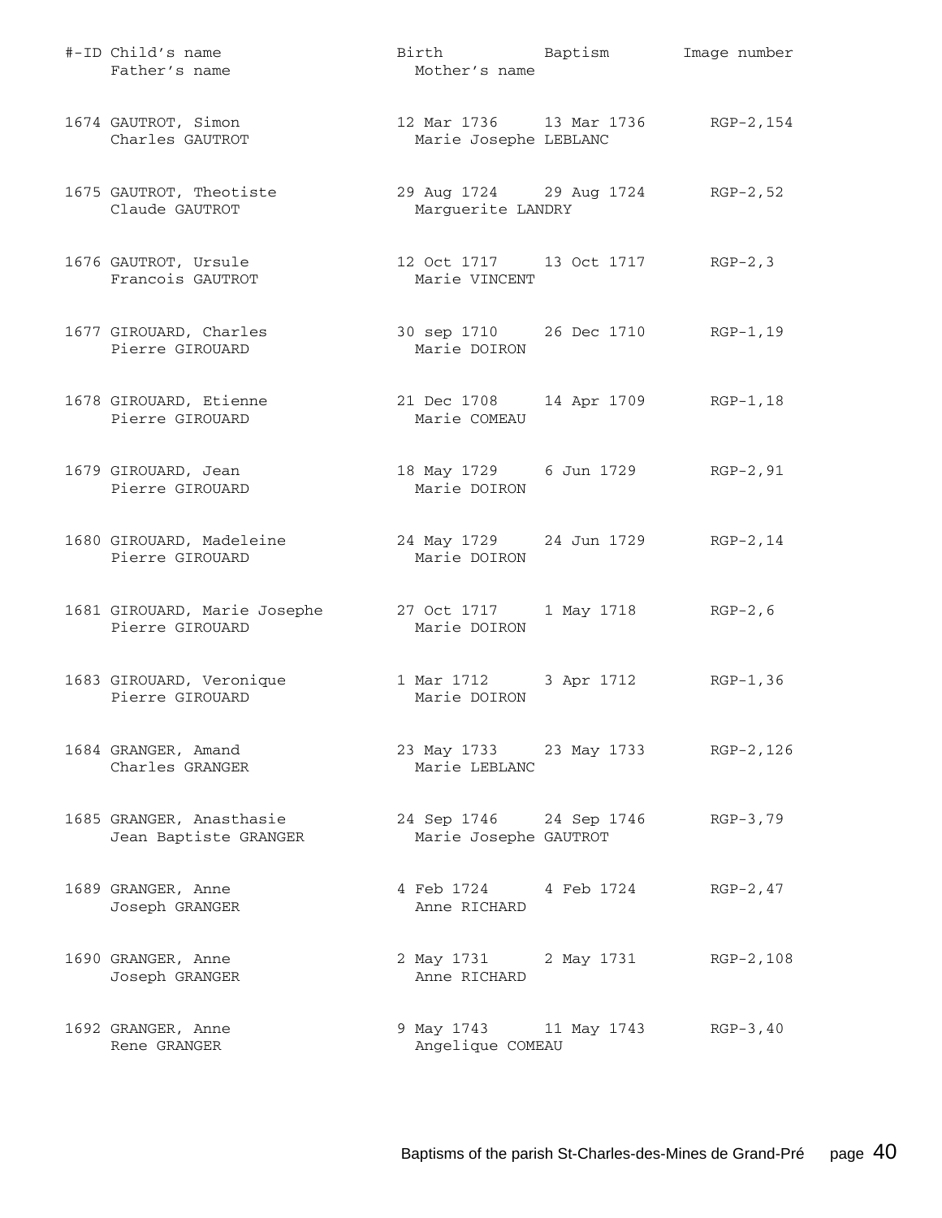| #-ID | Child's name / Father's name | Birth / Mother's name | Baptism | Image number |
|---|---|---|---|---|
| 1674 | GAUTROT, Simon<br>Charles GAUTROT | 12 Mar 1736<br>Marie Josephe LEBLANC | 13 Mar 1736 | RGP-2,154 |
| 1675 | GAUTROT, Theotiste<br>Claude GAUTROT | 29 Aug 1724<br>Marguerite LANDRY | 29 Aug 1724 | RGP-2,52 |
| 1676 | GAUTROT, Ursule<br>Francois GAUTROT | 12 Oct 1717<br>Marie VINCENT | 13 Oct 1717 | RGP-2,3 |
| 1677 | GIROUARD, Charles<br>Pierre GIROUARD | 30 sep 1710<br>Marie DOIRON | 26 Dec 1710 | RGP-1,19 |
| 1678 | GIROUARD, Etienne<br>Pierre GIROUARD | 21 Dec 1708<br>Marie COMEAU | 14 Apr 1709 | RGP-1,18 |
| 1679 | GIROUARD, Jean<br>Pierre GIROUARD | 18 May 1729<br>Marie DOIRON | 6 Jun 1729 | RGP-2,91 |
| 1680 | GIROUARD, Madeleine<br>Pierre GIROUARD | 24 May 1729<br>Marie DOIRON | 24 Jun 1729 | RGP-2,14 |
| 1681 | GIROUARD, Marie Josephe<br>Pierre GIROUARD | 27 Oct 1717<br>Marie DOIRON | 1 May 1718 | RGP-2,6 |
| 1683 | GIROUARD, Veronique<br>Pierre GIROUARD | 1 Mar 1712<br>Marie DOIRON | 3 Apr 1712 | RGP-1,36 |
| 1684 | GRANGER, Amand<br>Charles GRANGER | 23 May 1733<br>Marie LEBLANC | 23 May 1733 | RGP-2,126 |
| 1685 | GRANGER, Anasthasie<br>Jean Baptiste GRANGER | 24 Sep 1746<br>Marie Josephe GAUTROT | 24 Sep 1746 | RGP-3,79 |
| 1689 | GRANGER, Anne<br>Joseph GRANGER | 4 Feb 1724<br>Anne RICHARD | 4 Feb 1724 | RGP-2,47 |
| 1690 | GRANGER, Anne<br>Joseph GRANGER | 2 May 1731<br>Anne RICHARD | 2 May 1731 | RGP-2,108 |
| 1692 | GRANGER, Anne<br>Rene GRANGER | 9 May 1743<br>Angelique COMEAU | 11 May 1743 | RGP-3,40 |

Baptisms of the parish St-Charles-des-Mines de Grand-Pré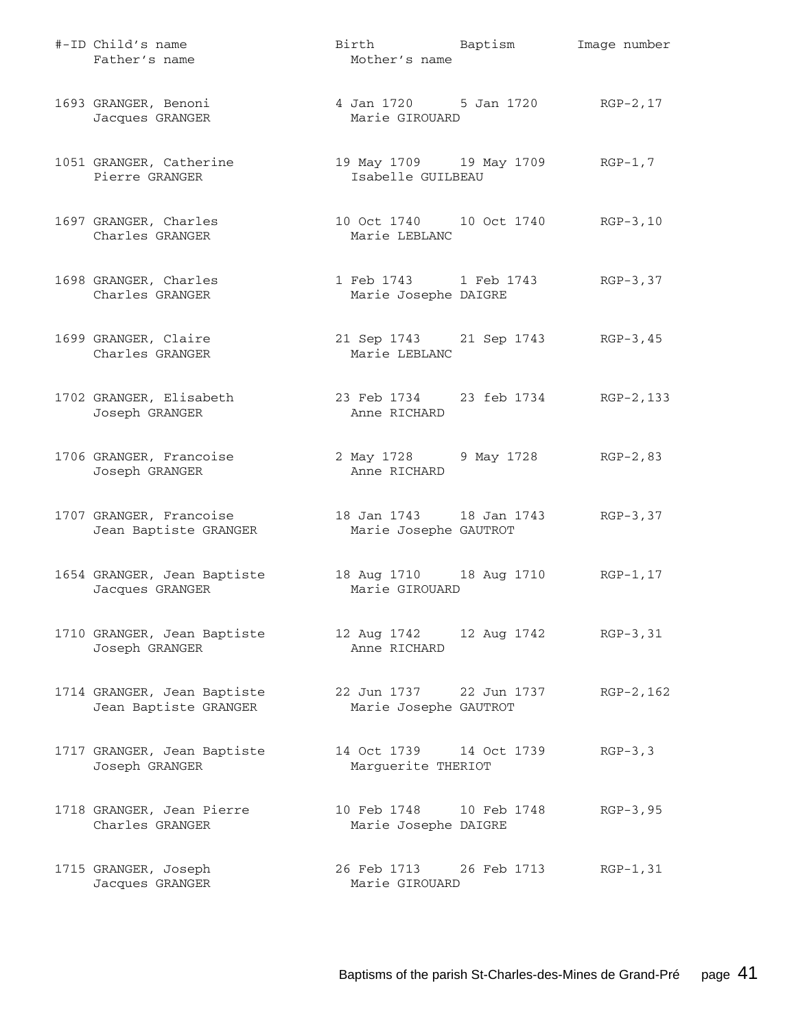| #-ID | Child's name<br>Father's name | Birth<br>Mother's name | Baptism | Image number |
|---|---|---|---|---|
| 1693 | GRANGER, Benoni<br>Jacques GRANGER | 4 Jan 1720<br>Marie GIROUARD | 5 Jan 1720 | RGP-2,17 |
| 1051 | GRANGER, Catherine<br>Pierre GRANGER | 19 May 1709<br>Isabelle GUILBEAU | 19 May 1709 | RGP-1,7 |
| 1697 | GRANGER, Charles<br>Charles GRANGER | 10 Oct 1740<br>Marie LEBLANC | 10 Oct 1740 | RGP-3,10 |
| 1698 | GRANGER, Charles<br>Charles GRANGER | 1 Feb 1743<br>Marie Josephe DAIGRE | 1 Feb 1743 | RGP-3,37 |
| 1699 | GRANGER, Claire<br>Charles GRANGER | 21 Sep 1743<br>Marie LEBLANC | 21 Sep 1743 | RGP-3,45 |
| 1702 | GRANGER, Elisabeth<br>Joseph GRANGER | 23 Feb 1734<br>Anne RICHARD | 23 feb 1734 | RGP-2,133 |
| 1706 | GRANGER, Francoise<br>Joseph GRANGER | 2 May 1728<br>Anne RICHARD | 9 May 1728 | RGP-2,83 |
| 1707 | GRANGER, Francoise<br>Jean Baptiste GRANGER | 18 Jan 1743<br>Marie Josephe GAUTROT | 18 Jan 1743 | RGP-3,37 |
| 1654 | GRANGER, Jean Baptiste<br>Jacques GRANGER | 18 Aug 1710<br>Marie GIROUARD | 18 Aug 1710 | RGP-1,17 |
| 1710 | GRANGER, Jean Baptiste<br>Joseph GRANGER | 12 Aug 1742<br>Anne RICHARD | 12 Aug 1742 | RGP-3,31 |
| 1714 | GRANGER, Jean Baptiste<br>Jean Baptiste GRANGER | 22 Jun 1737<br>Marie Josephe GAUTROT | 22 Jun 1737 | RGP-2,162 |
| 1717 | GRANGER, Jean Baptiste<br>Joseph GRANGER | 14 Oct 1739<br>Marguerite THERIOT | 14 Oct 1739 | RGP-3,3 |
| 1718 | GRANGER, Jean Pierre<br>Charles GRANGER | 10 Feb 1748<br>Marie Josephe DAIGRE | 10 Feb 1748 | RGP-3,95 |
| 1715 | GRANGER, Joseph<br>Jacques GRANGER | 26 Feb 1713<br>Marie GIROUARD | 26 Feb 1713 | RGP-1,31 |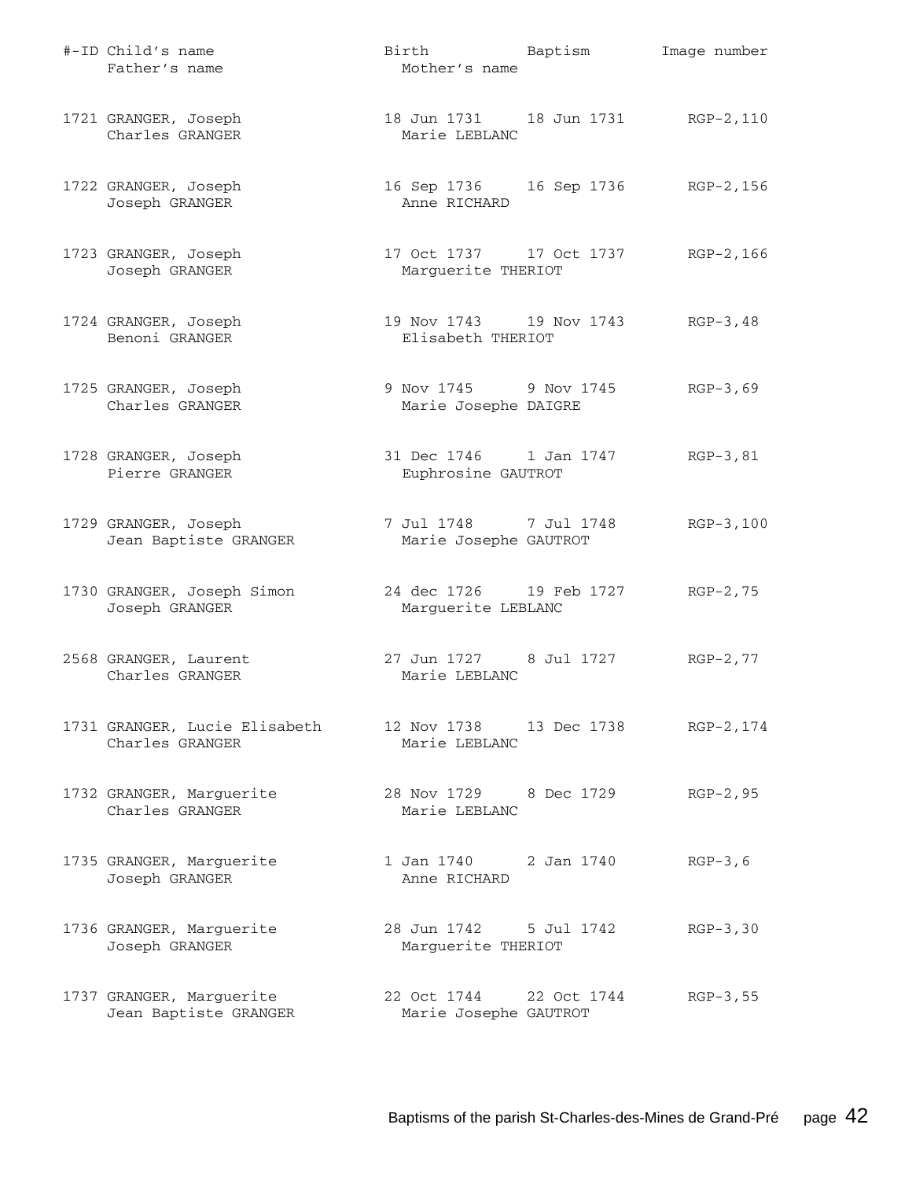| #-ID | Child's name / Father's name | Birth / Mother's name | Baptism | Image number |
|---|---|---|---|---|
| 1721 | GRANGER, Joseph<br>Charles GRANGER | 18 Jun 1731<br>Marie LEBLANC | 18 Jun 1731 | RGP-2,110 |
| 1722 | GRANGER, Joseph<br>Joseph GRANGER | 16 Sep 1736<br>Anne RICHARD | 16 Sep 1736 | RGP-2,156 |
| 1723 | GRANGER, Joseph<br>Joseph GRANGER | 17 Oct 1737<br>Marguerite THERIOT | 17 Oct 1737 | RGP-2,166 |
| 1724 | GRANGER, Joseph<br>Benoni GRANGER | 19 Nov 1743<br>Elisabeth THERIOT | 19 Nov 1743 | RGP-3,48 |
| 1725 | GRANGER, Joseph<br>Charles GRANGER | 9 Nov 1745<br>Marie Josephe DAIGRE | 9 Nov 1745 | RGP-3,69 |
| 1728 | GRANGER, Joseph<br>Pierre GRANGER | 31 Dec 1746<br>Euphrosine GAUTROT | 1 Jan 1747 | RGP-3,81 |
| 1729 | GRANGER, Joseph<br>Jean Baptiste GRANGER | 7 Jul 1748<br>Marie Josephe GAUTROT | 7 Jul 1748 | RGP-3,100 |
| 1730 | GRANGER, Joseph Simon<br>Joseph GRANGER | 24 dec 1726<br>Marguerite LEBLANC | 19 Feb 1727 | RGP-2,75 |
| 2568 | GRANGER, Laurent<br>Charles GRANGER | 27 Jun 1727<br>Marie LEBLANC | 8 Jul 1727 | RGP-2,77 |
| 1731 | GRANGER, Lucie Elisabeth<br>Charles GRANGER | 12 Nov 1738<br>Marie LEBLANC | 13 Dec 1738 | RGP-2,174 |
| 1732 | GRANGER, Marguerite<br>Charles GRANGER | 28 Nov 1729<br>Marie LEBLANC | 8 Dec 1729 | RGP-2,95 |
| 1735 | GRANGER, Marguerite<br>Joseph GRANGER | 1 Jan 1740<br>Anne RICHARD | 2 Jan 1740 | RGP-3,6 |
| 1736 | GRANGER, Marguerite<br>Joseph GRANGER | 28 Jun 1742<br>Marguerite THERIOT | 5 Jul 1742 | RGP-3,30 |
| 1737 | GRANGER, Marguerite<br>Jean Baptiste GRANGER | 22 Oct 1744<br>Marie Josephe GAUTROT | 22 Oct 1744 | RGP-3,55 |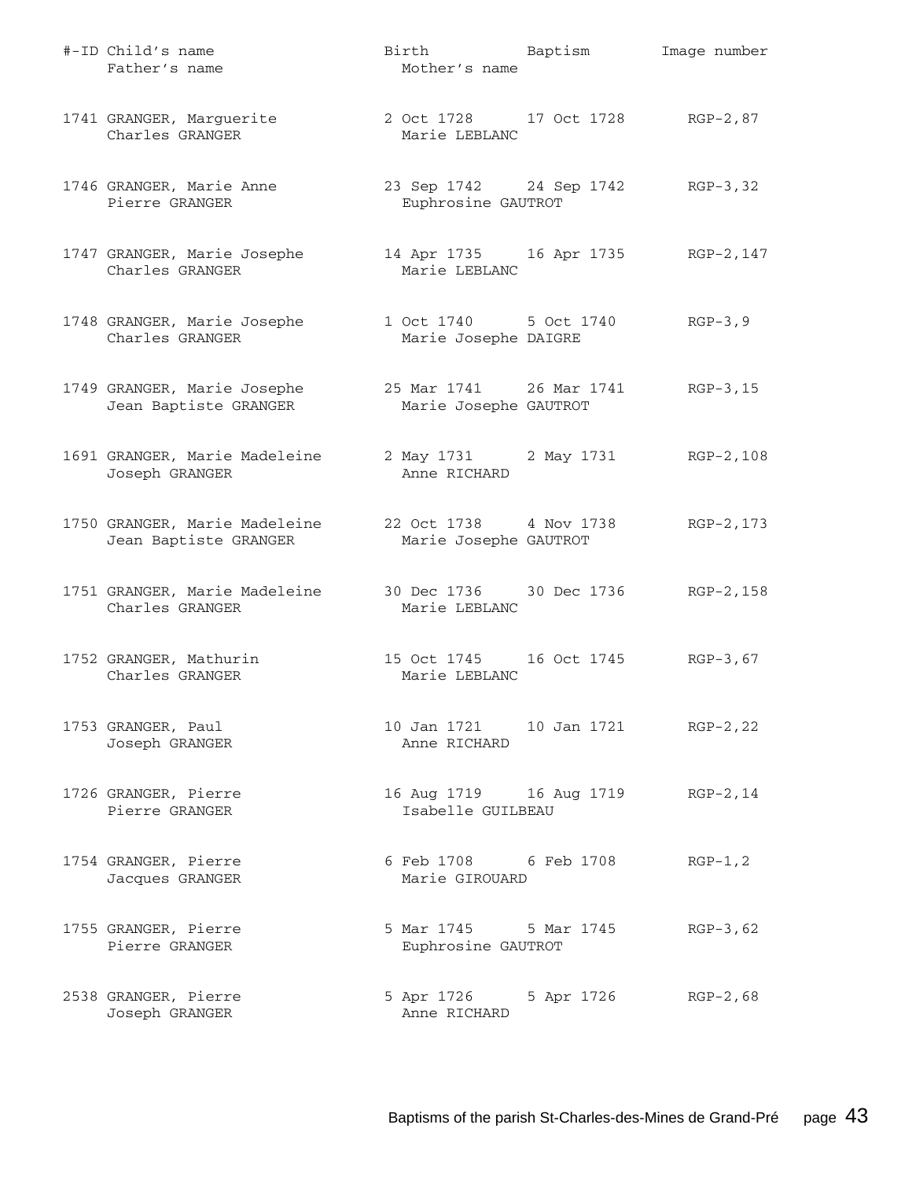| #-ID | Child's name / Father's name | Birth / Mother's name | Baptism | Image number |
|---|---|---|---|---|
| 1741 | GRANGER, Marguerite<br>Charles GRANGER | 2 Oct 1728<br>Marie LEBLANC | 17 Oct 1728 | RGP-2,87 |
| 1746 | GRANGER, Marie Anne<br>Pierre GRANGER | 23 Sep 1742<br>Euphrosine GAUTROT | 24 Sep 1742 | RGP-3,32 |
| 1747 | GRANGER, Marie Josephe<br>Charles GRANGER | 14 Apr 1735<br>Marie LEBLANC | 16 Apr 1735 | RGP-2,147 |
| 1748 | GRANGER, Marie Josephe<br>Charles GRANGER | 1 Oct 1740<br>Marie Josephe DAIGRE | 5 Oct 1740 | RGP-3,9 |
| 1749 | GRANGER, Marie Josephe<br>Jean Baptiste GRANGER | 25 Mar 1741<br>Marie Josephe GAUTROT | 26 Mar 1741 | RGP-3,15 |
| 1691 | GRANGER, Marie Madeleine<br>Joseph GRANGER | 2 May 1731<br>Anne RICHARD | 2 May 1731 | RGP-2,108 |
| 1750 | GRANGER, Marie Madeleine<br>Jean Baptiste GRANGER | 22 Oct 1738<br>Marie Josephe GAUTROT | 4 Nov 1738 | RGP-2,173 |
| 1751 | GRANGER, Marie Madeleine<br>Charles GRANGER | 30 Dec 1736<br>Marie LEBLANC | 30 Dec 1736 | RGP-2,158 |
| 1752 | GRANGER, Mathurin<br>Charles GRANGER | 15 Oct 1745<br>Marie LEBLANC | 16 Oct 1745 | RGP-3,67 |
| 1753 | GRANGER, Paul<br>Joseph GRANGER | 10 Jan 1721<br>Anne RICHARD | 10 Jan 1721 | RGP-2,22 |
| 1726 | GRANGER, Pierre<br>Pierre GRANGER | 16 Aug 1719<br>Isabelle GUILBEAU | 16 Aug 1719 | RGP-2,14 |
| 1754 | GRANGER, Pierre<br>Jacques GRANGER | 6 Feb 1708<br>Marie GIROUARD | 6 Feb 1708 | RGP-1,2 |
| 1755 | GRANGER, Pierre<br>Pierre GRANGER | 5 Mar 1745<br>Euphrosine GAUTROT | 5 Mar 1745 | RGP-3,62 |
| 2538 | GRANGER, Pierre<br>Joseph GRANGER | 5 Apr 1726<br>Anne RICHARD | 5 Apr 1726 | RGP-2,68 |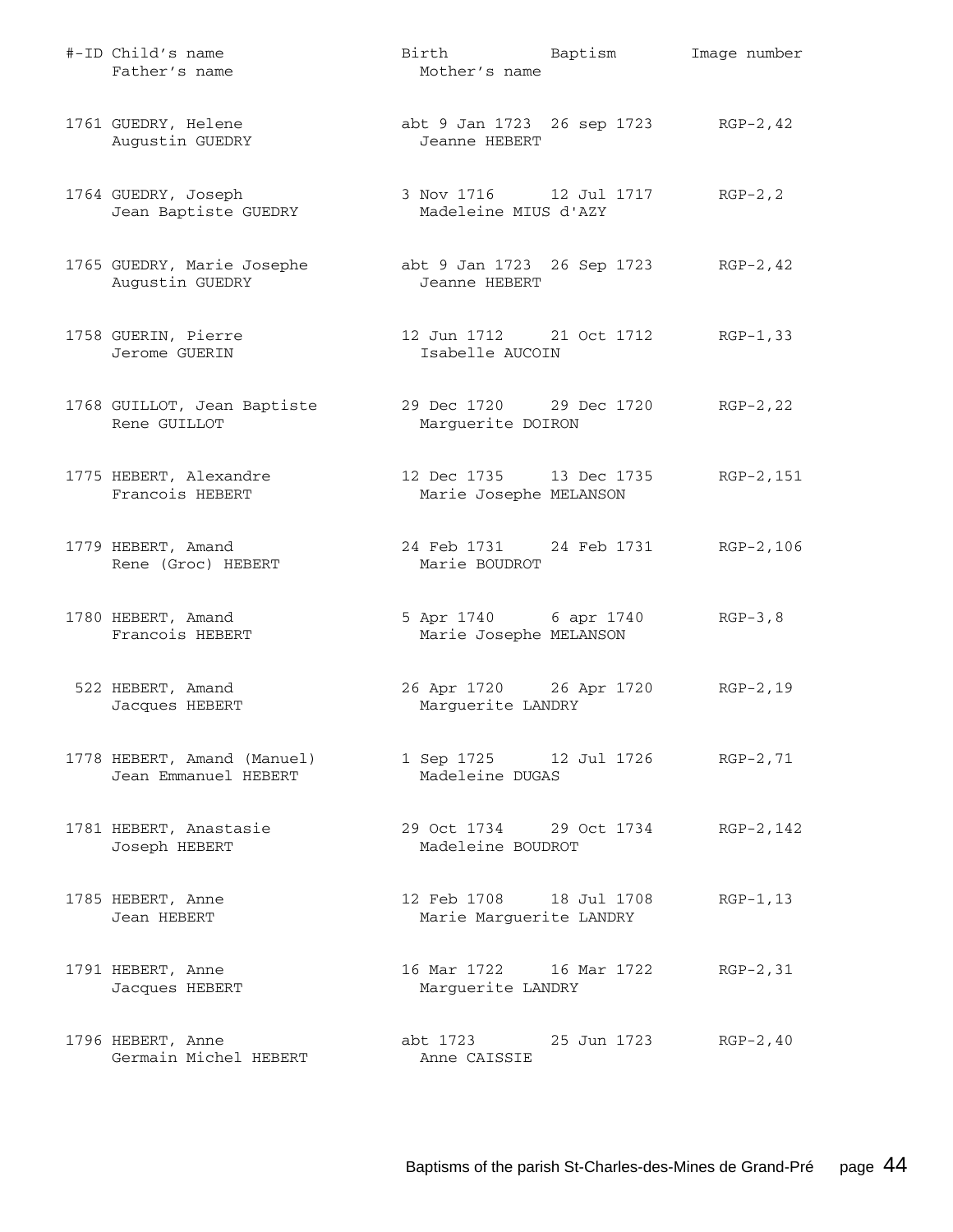| #-ID | Child's name / Father's name | Birth / Mother's name | Baptism | Image number |
|---|---|---|---|---|
| 1761 | GUEDRY, Helene<br>Augustin GUEDRY | abt 9 Jan 1723<br>Jeanne HEBERT | 26 sep 1723 | RGP-2,42 |
| 1764 | GUEDRY, Joseph<br>Jean Baptiste GUEDRY | 3 Nov 1716<br>Madeleine MIUS d'AZY | 12 Jul 1717 | RGP-2,2 |
| 1765 | GUEDRY, Marie Josephe<br>Augustin GUEDRY | abt 9 Jan 1723<br>Jeanne HEBERT | 26 Sep 1723 | RGP-2,42 |
| 1758 | GUERIN, Pierre<br>Jerome GUERIN | 12 Jun 1712<br>Isabelle AUCOIN | 21 Oct 1712 | RGP-1,33 |
| 1768 | GUILLOT, Jean Baptiste<br>Rene GUILLOT | 29 Dec 1720<br>Marguerite DOIRON | 29 Dec 1720 | RGP-2,22 |
| 1775 | HEBERT, Alexandre<br>Francois HEBERT | 12 Dec 1735<br>Marie Josephe MELANSON | 13 Dec 1735 | RGP-2,151 |
| 1779 | HEBERT, Amand<br>Rene (Groc) HEBERT | 24 Feb 1731<br>Marie BOUDROT | 24 Feb 1731 | RGP-2,106 |
| 1780 | HEBERT, Amand<br>Francois HEBERT | 5 Apr 1740<br>Marie Josephe MELANSON | 6 apr 1740 | RGP-3,8 |
| 522 | HEBERT, Amand<br>Jacques HEBERT | 26 Apr 1720<br>Marguerite LANDRY | 26 Apr 1720 | RGP-2,19 |
| 1778 | HEBERT, Amand (Manuel)<br>Jean Emmanuel HEBERT | 1 Sep 1725<br>Madeleine DUGAS | 12 Jul 1726 | RGP-2,71 |
| 1781 | HEBERT, Anastasie<br>Joseph HEBERT | 29 Oct 1734<br>Madeleine BOUDROT | 29 Oct 1734 | RGP-2,142 |
| 1785 | HEBERT, Anne<br>Jean HEBERT | 12 Feb 1708<br>Marie Marguerite LANDRY | 18 Jul 1708 | RGP-1,13 |
| 1791 | HEBERT, Anne<br>Jacques HEBERT | 16 Mar 1722<br>Marguerite LANDRY | 16 Mar 1722 | RGP-2,31 |
| 1796 | HEBERT, Anne<br>Germain Michel HEBERT | abt 1723<br>Anne CAISSIE | 25 Jun 1723 | RGP-2,40 |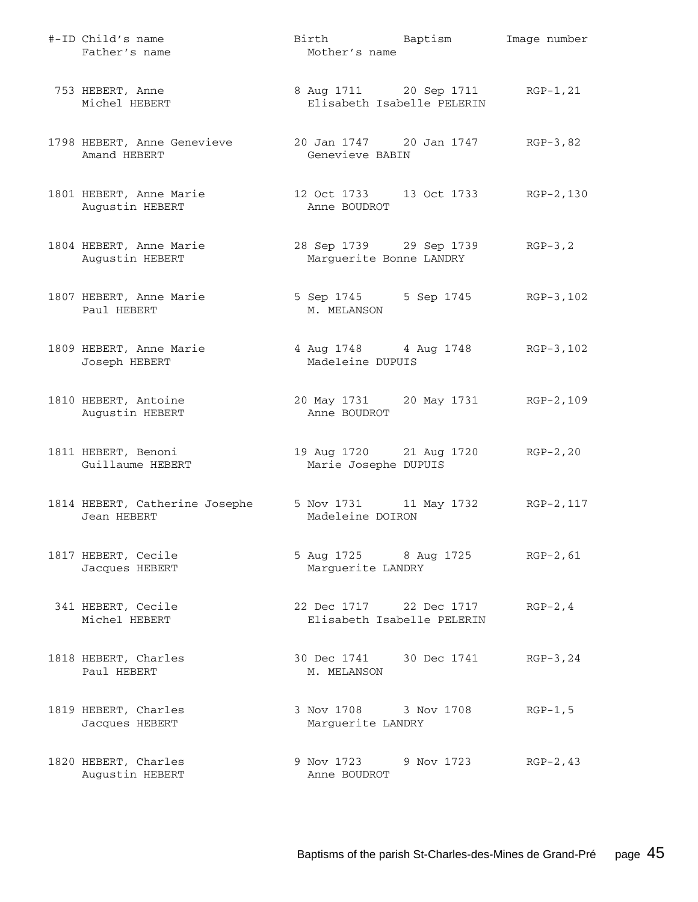| #-ID | Child's name / Father's name | Birth | Baptism / Mother's name | Image number |
|---|---|---|---|---|
| 753 | HEBERT, Anne<br>Michel HEBERT | 8 Aug 1711 | 20 Sep 1711<br>Elisabeth Isabelle PELERIN | RGP-1,21 |
| 1798 | HEBERT, Anne Genevieve<br>Amand HEBERT | 20 Jan 1747 | 20 Jan 1747<br>Genevieve BABIN | RGP-3,82 |
| 1801 | HEBERT, Anne Marie<br>Augustin HEBERT | 12 Oct 1733 | 13 Oct 1733<br>Anne BOUDROT | RGP-2,130 |
| 1804 | HEBERT, Anne Marie<br>Augustin HEBERT | 28 Sep 1739 | 29 Sep 1739<br>Marguerite Bonne LANDRY | RGP-3,2 |
| 1807 | HEBERT, Anne Marie<br>Paul HEBERT | 5 Sep 1745 | 5 Sep 1745<br>M. MELANSON | RGP-3,102 |
| 1809 | HEBERT, Anne Marie<br>Joseph HEBERT | 4 Aug 1748 | 4 Aug 1748<br>Madeleine DUPUIS | RGP-3,102 |
| 1810 | HEBERT, Antoine<br>Augustin HEBERT | 20 May 1731 | 20 May 1731<br>Anne BOUDROT | RGP-2,109 |
| 1811 | HEBERT, Benoni<br>Guillaume HEBERT | 19 Aug 1720 | 21 Aug 1720<br>Marie Josephe DUPUIS | RGP-2,20 |
| 1814 | HEBERT, Catherine Josephe<br>Jean HEBERT | 5 Nov 1731 | 11 May 1732<br>Madeleine DOIRON | RGP-2,117 |
| 1817 | HEBERT, Cecile<br>Jacques HEBERT | 5 Aug 1725 | 8 Aug 1725<br>Marguerite LANDRY | RGP-2,61 |
| 341 | HEBERT, Cecile<br>Michel HEBERT | 22 Dec 1717 | 22 Dec 1717<br>Elisabeth Isabelle PELERIN | RGP-2,4 |
| 1818 | HEBERT, Charles<br>Paul HEBERT | 30 Dec 1741 | 30 Dec 1741<br>M. MELANSON | RGP-3,24 |
| 1819 | HEBERT, Charles<br>Jacques HEBERT | 3 Nov 1708 | 3 Nov 1708<br>Marguerite LANDRY | RGP-1,5 |
| 1820 | HEBERT, Charles<br>Augustin HEBERT | 9 Nov 1723 | 9 Nov 1723<br>Anne BOUDROT | RGP-2,43 |

Baptisms of the parish St-Charles-des-Mines de Grand-Pré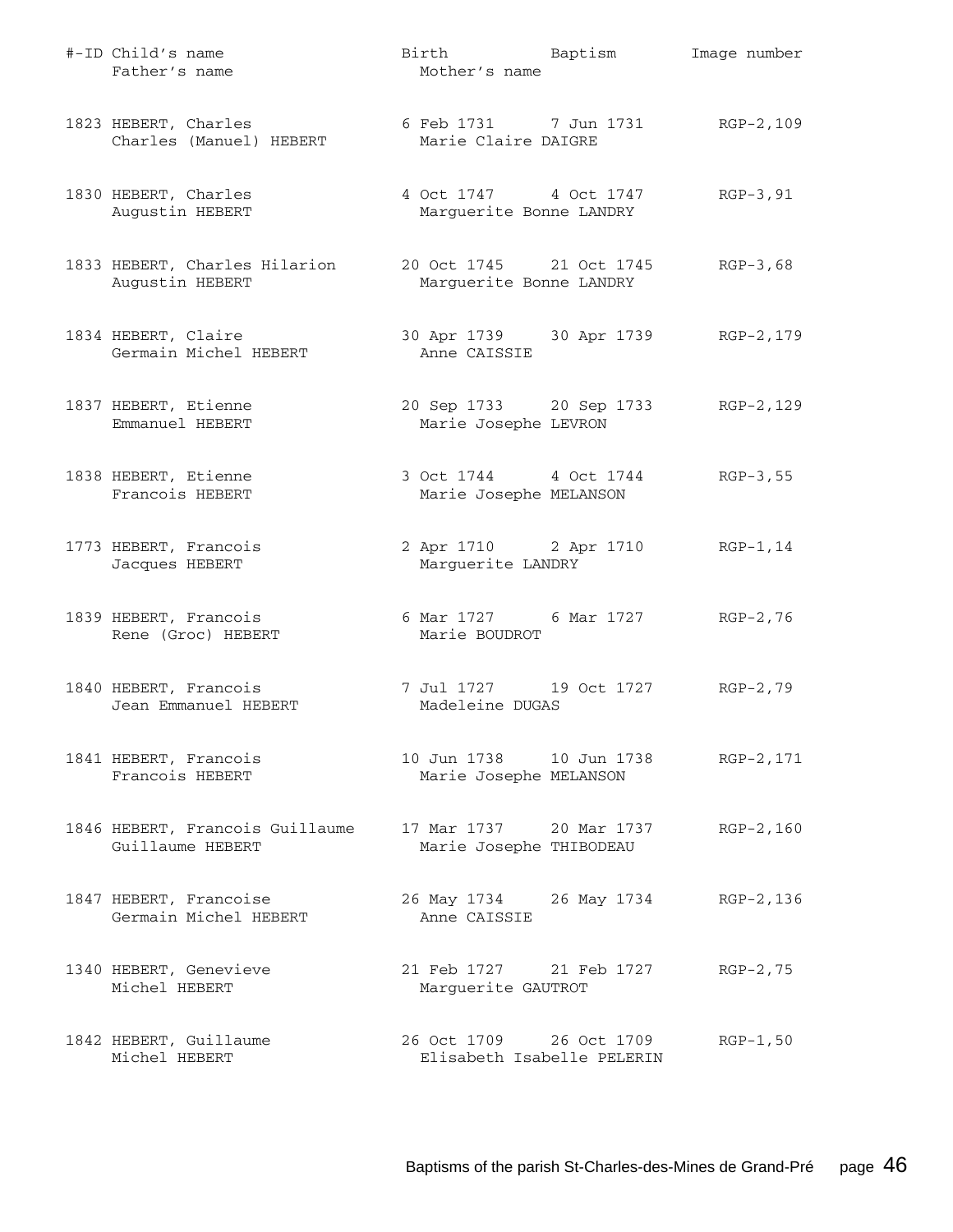| #-ID | Child's name / Father's name | Birth / Mother's name | Baptism | Image number |
|---|---|---|---|---|
| 1823 | HEBERT, Charles<br>Charles (Manuel) HEBERT | 6 Feb 1731<br>Marie Claire DAIGRE | 7 Jun 1731 | RGP-2,109 |
| 1830 | HEBERT, Charles<br>Augustin HEBERT | 4 Oct 1747<br>Marguerite Bonne LANDRY | 4 Oct 1747 | RGP-3,91 |
| 1833 | HEBERT, Charles Hilarion<br>Augustin HEBERT | 20 Oct 1745<br>Marguerite Bonne LANDRY | 21 Oct 1745 | RGP-3,68 |
| 1834 | HEBERT, Claire<br>Germain Michel HEBERT | 30 Apr 1739<br>Anne CAISSIE | 30 Apr 1739 | RGP-2,179 |
| 1837 | HEBERT, Etienne<br>Emmanuel HEBERT | 20 Sep 1733<br>Marie Josephe LEVRON | 20 Sep 1733 | RGP-2,129 |
| 1838 | HEBERT, Etienne<br>Francois HEBERT | 3 Oct 1744<br>Marie Josephe MELANSON | 4 Oct 1744 | RGP-3,55 |
| 1773 | HEBERT, Francois<br>Jacques HEBERT | 2 Apr 1710<br>Marguerite LANDRY | 2 Apr 1710 | RGP-1,14 |
| 1839 | HEBERT, Francois<br>Rene (Groc) HEBERT | 6 Mar 1727<br>Marie BOUDROT | 6 Mar 1727 | RGP-2,76 |
| 1840 | HEBERT, Francois<br>Jean Emmanuel HEBERT | 7 Jul 1727<br>Madeleine DUGAS | 19 Oct 1727 | RGP-2,79 |
| 1841 | HEBERT, Francois<br>Francois HEBERT | 10 Jun 1738<br>Marie Josephe MELANSON | 10 Jun 1738 | RGP-2,171 |
| 1846 | HEBERT, Francois Guillaume<br>Guillaume HEBERT | 17 Mar 1737<br>Marie Josephe THIBODEAU | 20 Mar 1737 | RGP-2,160 |
| 1847 | HEBERT, Francoise<br>Germain Michel HEBERT | 26 May 1734<br>Anne CAISSIE | 26 May 1734 | RGP-2,136 |
| 1340 | HEBERT, Genevieve<br>Michel HEBERT | 21 Feb 1727<br>Marguerite GAUTROT | 21 Feb 1727 | RGP-2,75 |
| 1842 | HEBERT, Guillaume<br>Michel HEBERT | 26 Oct 1709<br>Elisabeth Isabelle PELERIN | 26 Oct 1709 | RGP-1,50 |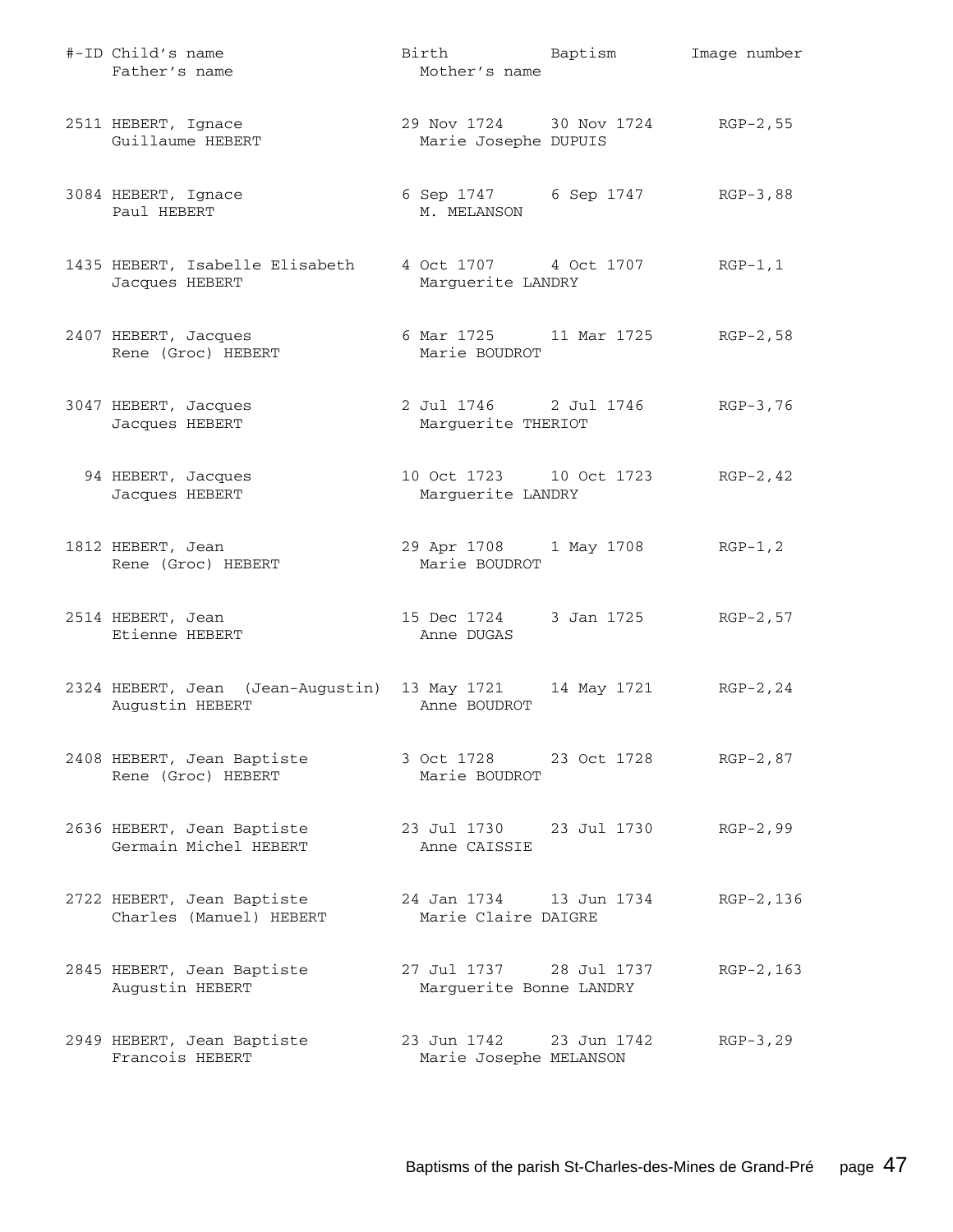| #-ID | Child's name / Father's name | Birth / Mother's name | Baptism | Image number |
|---|---|---|---|---|
| 2511 | HEBERT, Ignace<br>Guillaume HEBERT | 29 Nov 1724<br>Marie Josephe DUPUIS | 30 Nov 1724 | RGP-2,55 |
| 3084 | HEBERT, Ignace<br>Paul HEBERT | 6 Sep 1747<br>M. MELANSON | 6 Sep 1747 | RGP-3,88 |
| 1435 | HEBERT, Isabelle Elisabeth<br>Jacques HEBERT | 4 Oct 1707<br>Marguerite LANDRY | 4 Oct 1707 | RGP-1,1 |
| 2407 | HEBERT, Jacques<br>Rene (Groc) HEBERT | 6 Mar 1725<br>Marie BOUDROT | 11 Mar 1725 | RGP-2,58 |
| 3047 | HEBERT, Jacques<br>Jacques HEBERT | 2 Jul 1746<br>Marguerite THERIOT | 2 Jul 1746 | RGP-3,76 |
| 94 | HEBERT, Jacques<br>Jacques HEBERT | 10 Oct 1723<br>Marguerite LANDRY | 10 Oct 1723 | RGP-2,42 |
| 1812 | HEBERT, Jean<br>Rene (Groc) HEBERT | 29 Apr 1708<br>Marie BOUDROT | 1 May 1708 | RGP-1,2 |
| 2514 | HEBERT, Jean<br>Etienne HEBERT | 15 Dec 1724<br>Anne DUGAS | 3 Jan 1725 | RGP-2,57 |
| 2324 | HEBERT, Jean (Jean-Augustin)<br>Augustin HEBERT | 13 May 1721<br>Anne BOUDROT | 14 May 1721 | RGP-2,24 |
| 2408 | HEBERT, Jean Baptiste<br>Rene (Groc) HEBERT | 3 Oct 1728<br>Marie BOUDROT | 23 Oct 1728 | RGP-2,87 |
| 2636 | HEBERT, Jean Baptiste<br>Germain Michel HEBERT | 23 Jul 1730<br>Anne CAISSIE | 23 Jul 1730 | RGP-2,99 |
| 2722 | HEBERT, Jean Baptiste<br>Charles (Manuel) HEBERT | 24 Jan 1734<br>Marie Claire DAIGRE | 13 Jun 1734 | RGP-2,136 |
| 2845 | HEBERT, Jean Baptiste<br>Augustin HEBERT | 27 Jul 1737<br>Marguerite Bonne LANDRY | 28 Jul 1737 | RGP-2,163 |
| 2949 | HEBERT, Jean Baptiste<br>Francois HEBERT | 23 Jun 1742<br>Marie Josephe MELANSON | 23 Jun 1742 | RGP-3,29 |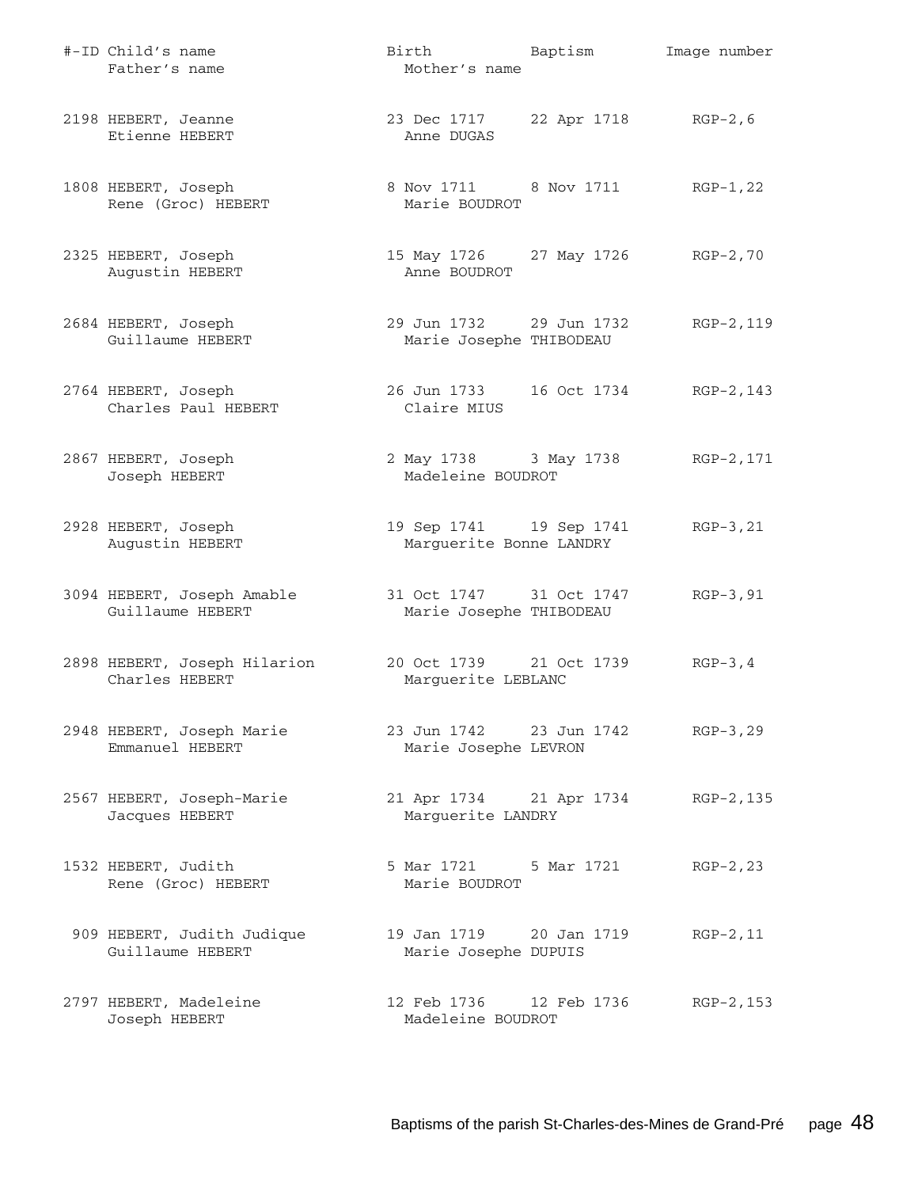| #-ID | Child's name / Father's name | Birth / Mother's name | Baptism | Image number |
|---|---|---|---|---|
| 2198 | HEBERT, Jeanne<br>Etienne HEBERT | 23 Dec 1717<br>Anne DUGAS | 22 Apr 1718 | RGP-2,6 |
| 1808 | HEBERT, Joseph<br>Rene (Groc) HEBERT | 8 Nov 1711<br>Marie BOUDROT | 8 Nov 1711 | RGP-1,22 |
| 2325 | HEBERT, Joseph<br>Augustin HEBERT | 15 May 1726<br>Anne BOUDROT | 27 May 1726 | RGP-2,70 |
| 2684 | HEBERT, Joseph<br>Guillaume HEBERT | 29 Jun 1732<br>Marie Josephe THIBODEAU | 29 Jun 1732 | RGP-2,119 |
| 2764 | HEBERT, Joseph<br>Charles Paul HEBERT | 26 Jun 1733<br>Claire MIUS | 16 Oct 1734 | RGP-2,143 |
| 2867 | HEBERT, Joseph<br>Joseph HEBERT | 2 May 1738<br>Madeleine BOUDROT | 3 May 1738 | RGP-2,171 |
| 2928 | HEBERT, Joseph<br>Augustin HEBERT | 19 Sep 1741<br>Marguerite Bonne LANDRY | 19 Sep 1741 | RGP-3,21 |
| 3094 | HEBERT, Joseph Amable<br>Guillaume HEBERT | 31 Oct 1747<br>Marie Josephe THIBODEAU | 31 Oct 1747 | RGP-3,91 |
| 2898 | HEBERT, Joseph Hilarion<br>Charles HEBERT | 20 Oct 1739<br>Marguerite LEBLANC | 21 Oct 1739 | RGP-3,4 |
| 2948 | HEBERT, Joseph Marie<br>Emmanuel HEBERT | 23 Jun 1742<br>Marie Josephe LEVRON | 23 Jun 1742 | RGP-3,29 |
| 2567 | HEBERT, Joseph-Marie<br>Jacques HEBERT | 21 Apr 1734<br>Marguerite LANDRY | 21 Apr 1734 | RGP-2,135 |
| 1532 | HEBERT, Judith<br>Rene (Groc) HEBERT | 5 Mar 1721<br>Marie BOUDROT | 5 Mar 1721 | RGP-2,23 |
| 909 | HEBERT, Judith Judique<br>Guillaume HEBERT | 19 Jan 1719<br>Marie Josephe DUPUIS | 20 Jan 1719 | RGP-2,11 |
| 2797 | HEBERT, Madeleine<br>Joseph HEBERT | 12 Feb 1736<br>Madeleine BOUDROT | 12 Feb 1736 | RGP-2,153 |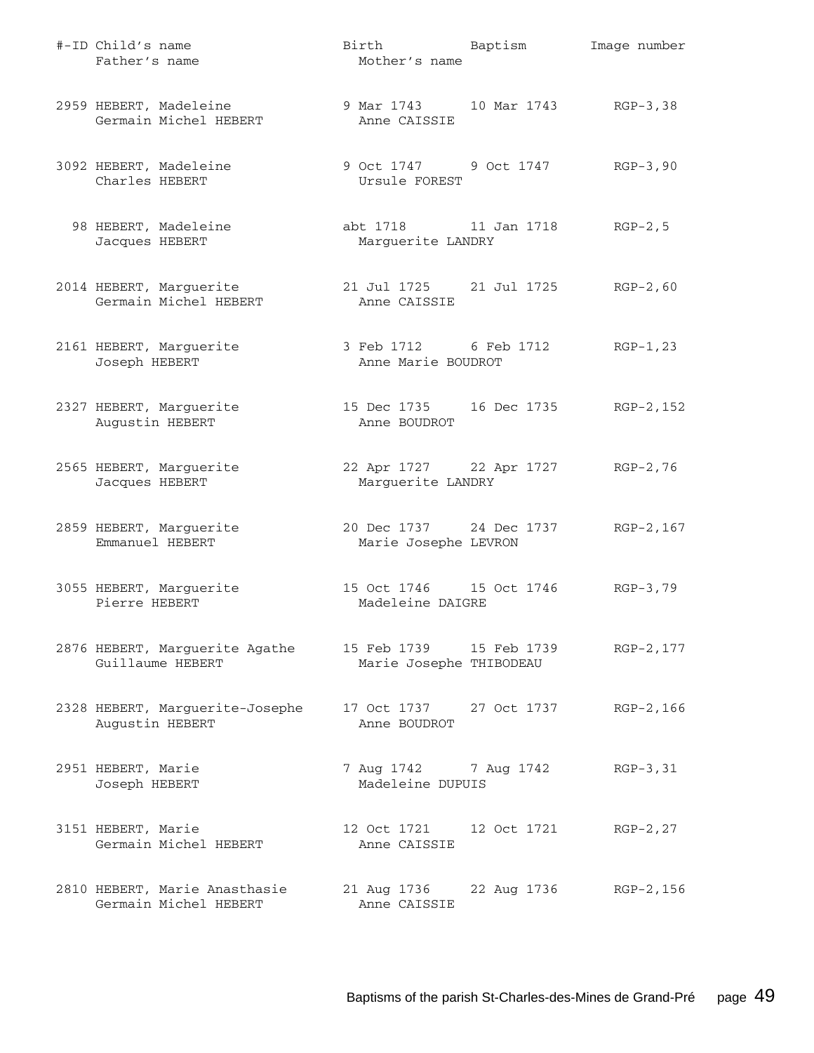| #-ID | Child's name / Father's name | Birth / Mother's name | Baptism | Image number |
|---|---|---|---|---|
| 2959 | HEBERT, Madeleine<br>Germain Michel HEBERT | 9 Mar 1743<br>Anne CAISSIE | 10 Mar 1743 | RGP-3,38 |
| 3092 | HEBERT, Madeleine<br>Charles HEBERT | 9 Oct 1747<br>Ursule FOREST | 9 Oct 1747 | RGP-3,90 |
| 98 | HEBERT, Madeleine<br>Jacques HEBERT | abt 1718<br>Marguerite LANDRY | 11 Jan 1718 | RGP-2,5 |
| 2014 | HEBERT, Marguerite<br>Germain Michel HEBERT | 21 Jul 1725<br>Anne CAISSIE | 21 Jul 1725 | RGP-2,60 |
| 2161 | HEBERT, Marguerite<br>Joseph HEBERT | 3 Feb 1712<br>Anne Marie BOUDROT | 6 Feb 1712 | RGP-1,23 |
| 2327 | HEBERT, Marguerite<br>Augustin HEBERT | 15 Dec 1735<br>Anne BOUDROT | 16 Dec 1735 | RGP-2,152 |
| 2565 | HEBERT, Marguerite<br>Jacques HEBERT | 22 Apr 1727<br>Marguerite LANDRY | 22 Apr 1727 | RGP-2,76 |
| 2859 | HEBERT, Marguerite<br>Emmanuel HEBERT | 20 Dec 1737<br>Marie Josephe LEVRON | 24 Dec 1737 | RGP-2,167 |
| 3055 | HEBERT, Marguerite<br>Pierre HEBERT | 15 Oct 1746<br>Madeleine DAIGRE | 15 Oct 1746 | RGP-3,79 |
| 2876 | HEBERT, Marguerite Agathe<br>Guillaume HEBERT | 15 Feb 1739<br>Marie Josephe THIBODEAU | 15 Feb 1739 | RGP-2,177 |
| 2328 | HEBERT, Marguerite-Josephe<br>Augustin HEBERT | 17 Oct 1737<br>Anne BOUDROT | 27 Oct 1737 | RGP-2,166 |
| 2951 | HEBERT, Marie<br>Joseph HEBERT | 7 Aug 1742<br>Madeleine DUPUIS | 7 Aug 1742 | RGP-3,31 |
| 3151 | HEBERT, Marie<br>Germain Michel HEBERT | 12 Oct 1721<br>Anne CAISSIE | 12 Oct 1721 | RGP-2,27 |
| 2810 | HEBERT, Marie Anasthasie<br>Germain Michel HEBERT | 21 Aug 1736<br>Anne CAISSIE | 22 Aug 1736 | RGP-2,156 |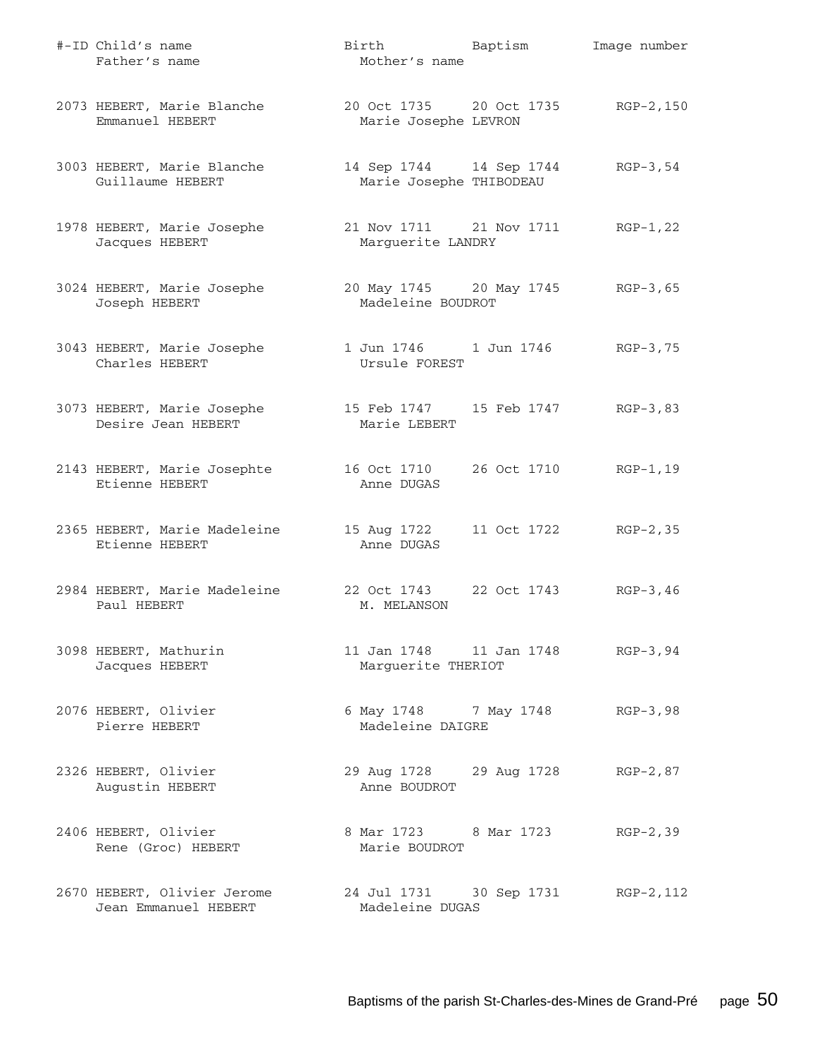| #-ID | Child's name / Father's name | Birth / Mother's name | Baptism | Image number |
|---|---|---|---|---|
| 2073 | HEBERT, Marie Blanche<br>Emmanuel HEBERT | 20 Oct 1735<br>Marie Josephe LEVRON | 20 Oct 1735 | RGP-2,150 |
| 3003 | HEBERT, Marie Blanche<br>Guillaume HEBERT | 14 Sep 1744<br>Marie Josephe THIBODEAU | 14 Sep 1744 | RGP-3,54 |
| 1978 | HEBERT, Marie Josephe<br>Jacques HEBERT | 21 Nov 1711<br>Marguerite LANDRY | 21 Nov 1711 | RGP-1,22 |
| 3024 | HEBERT, Marie Josephe<br>Joseph HEBERT | 20 May 1745<br>Madeleine BOUDROT | 20 May 1745 | RGP-3,65 |
| 3043 | HEBERT, Marie Josephe<br>Charles HEBERT | 1 Jun 1746<br>Ursule FOREST | 1 Jun 1746 | RGP-3,75 |
| 3073 | HEBERT, Marie Josephe<br>Desire Jean HEBERT | 15 Feb 1747<br>Marie LEBERT | 15 Feb 1747 | RGP-3,83 |
| 2143 | HEBERT, Marie Josephte<br>Etienne HEBERT | 16 Oct 1710<br>Anne DUGAS | 26 Oct 1710 | RGP-1,19 |
| 2365 | HEBERT, Marie Madeleine<br>Etienne HEBERT | 15 Aug 1722<br>Anne DUGAS | 11 Oct 1722 | RGP-2,35 |
| 2984 | HEBERT, Marie Madeleine<br>Paul HEBERT | 22 Oct 1743<br>M. MELANSON | 22 Oct 1743 | RGP-3,46 |
| 3098 | HEBERT, Mathurin<br>Jacques HEBERT | 11 Jan 1748<br>Marguerite THERIOT | 11 Jan 1748 | RGP-3,94 |
| 2076 | HEBERT, Olivier<br>Pierre HEBERT | 6 May 1748<br>Madeleine DAIGRE | 7 May 1748 | RGP-3,98 |
| 2326 | HEBERT, Olivier<br>Augustin HEBERT | 29 Aug 1728<br>Anne BOUDROT | 29 Aug 1728 | RGP-2,87 |
| 2406 | HEBERT, Olivier<br>Rene (Groc) HEBERT | 8 Mar 1723<br>Marie BOUDROT | 8 Mar 1723 | RGP-2,39 |
| 2670 | HEBERT, Olivier Jerome<br>Jean Emmanuel HEBERT | 24 Jul 1731<br>Madeleine DUGAS | 30 Sep 1731 | RGP-2,112 |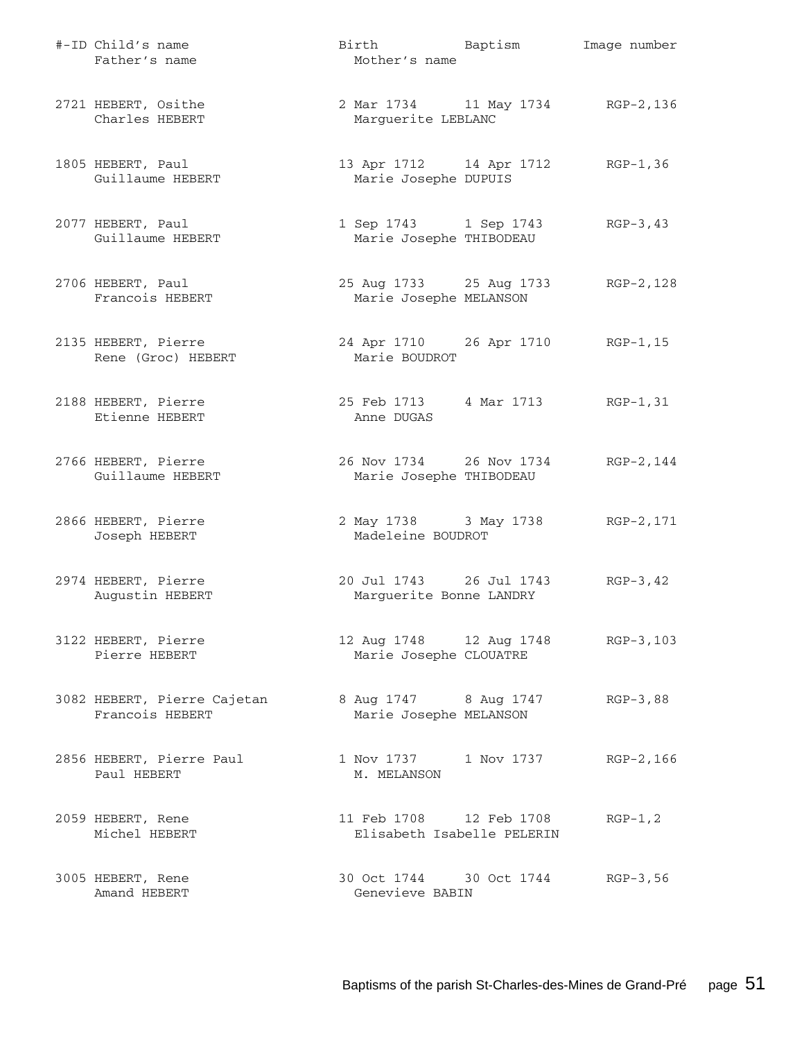| #-ID | Child's name / Father's name | Birth / Mother's name | Baptism | Image number |
|---|---|---|---|---|
| 2721 | HEBERT, Osithe<br>Charles HEBERT | 2 Mar 1734<br>Marguerite LEBLANC | 11 May 1734 | RGP-2,136 |
| 1805 | HEBERT, Paul<br>Guillaume HEBERT | 13 Apr 1712<br>Marie Josephe DUPUIS | 14 Apr 1712 | RGP-1,36 |
| 2077 | HEBERT, Paul<br>Guillaume HEBERT | 1 Sep 1743<br>Marie Josephe THIBODEAU | 1 Sep 1743 | RGP-3,43 |
| 2706 | HEBERT, Paul<br>Francois HEBERT | 25 Aug 1733<br>Marie Josephe MELANSON | 25 Aug 1733 | RGP-2,128 |
| 2135 | HEBERT, Pierre<br>Rene (Groc) HEBERT | 24 Apr 1710<br>Marie BOUDROT | 26 Apr 1710 | RGP-1,15 |
| 2188 | HEBERT, Pierre<br>Etienne HEBERT | 25 Feb 1713<br>Anne DUGAS | 4 Mar 1713 | RGP-1,31 |
| 2766 | HEBERT, Pierre<br>Guillaume HEBERT | 26 Nov 1734<br>Marie Josephe THIBODEAU | 26 Nov 1734 | RGP-2,144 |
| 2866 | HEBERT, Pierre<br>Joseph HEBERT | 2 May 1738<br>Madeleine BOUDROT | 3 May 1738 | RGP-2,171 |
| 2974 | HEBERT, Pierre<br>Augustin HEBERT | 20 Jul 1743<br>Marguerite Bonne LANDRY | 26 Jul 1743 | RGP-3,42 |
| 3122 | HEBERT, Pierre<br>Pierre HEBERT | 12 Aug 1748<br>Marie Josephe CLOUATRE | 12 Aug 1748 | RGP-3,103 |
| 3082 | HEBERT, Pierre Cajetan<br>Francois HEBERT | 8 Aug 1747<br>Marie Josephe MELANSON | 8 Aug 1747 | RGP-3,88 |
| 2856 | HEBERT, Pierre Paul<br>Paul HEBERT | 1 Nov 1737<br>M. MELANSON | 1 Nov 1737 | RGP-2,166 |
| 2059 | HEBERT, Rene<br>Michel HEBERT | 11 Feb 1708<br>Elisabeth Isabelle PELERIN | 12 Feb 1708 | RGP-1,2 |
| 3005 | HEBERT, Rene<br>Amand HEBERT | 30 Oct 1744<br>Genevieve BABIN | 30 Oct 1744 | RGP-3,56 |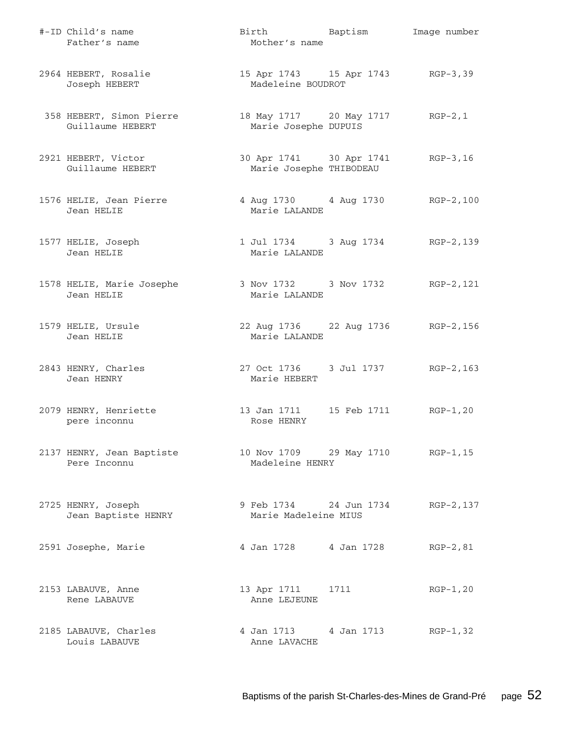| #-ID | Child's name / Father's name | Birth | Baptism | Image number |
|---|---|---|---|---|
| | | Mother's name | | |
| 2964 | HEBERT, Rosalie | 15 Apr 1743 | 15 Apr 1743 | RGP-3,39 |
| | Joseph HEBERT | Madeleine BOUDROT | | |
| 358 | HEBERT, Simon Pierre | 18 May 1717 | 20 May 1717 | RGP-2,1 |
| | Guillaume HEBERT | Marie Josephe DUPUIS | | |
| 2921 | HEBERT, Victor | 30 Apr 1741 | 30 Apr 1741 | RGP-3,16 |
| | Guillaume HEBERT | Marie Josephe THIBODEAU | | |
| 1576 | HELIE, Jean Pierre | 4 Aug 1730 | 4 Aug 1730 | RGP-2,100 |
| | Jean HELIE | Marie LALANDE | | |
| 1577 | HELIE, Joseph | 1 Jul 1734 | 3 Aug 1734 | RGP-2,139 |
| | Jean HELIE | Marie LALANDE | | |
| 1578 | HELIE, Marie Josephe | 3 Nov 1732 | 3 Nov 1732 | RGP-2,121 |
| | Jean HELIE | Marie LALANDE | | |
| 1579 | HELIE, Ursule | 22 Aug 1736 | 22 Aug 1736 | RGP-2,156 |
| | Jean HELIE | Marie LALANDE | | |
| 2843 | HENRY, Charles | 27 Oct 1736 | 3 Jul 1737 | RGP-2,163 |
| | Jean HENRY | Marie HEBERT | | |
| 2079 | HENRY, Henriette | 13 Jan 1711 | 15 Feb 1711 | RGP-1,20 |
| | pere inconnu | Rose HENRY | | |
| 2137 | HENRY, Jean Baptiste | 10 Nov 1709 | 29 May 1710 | RGP-1,15 |
| | Pere Inconnu | Madeleine HENRY | | |
| 2725 | HENRY, Joseph | 9 Feb 1734 | 24 Jun 1734 | RGP-2,137 |
| | Jean Baptiste HENRY | Marie Madeleine MIUS | | |
| 2591 | Josephe, Marie | 4 Jan 1728 | 4 Jan 1728 | RGP-2,81 |
| 2153 | LABAUVE, Anne | 13 Apr 1711 | 1711 | RGP-1,20 |
| | Rene LABAUVE | Anne LEJEUNE | | |
| 2185 | LABAUVE, Charles | 4 Jan 1713 | 4 Jan 1713 | RGP-1,32 |
| | Louis LABAUVE | Anne LAVACHE | | |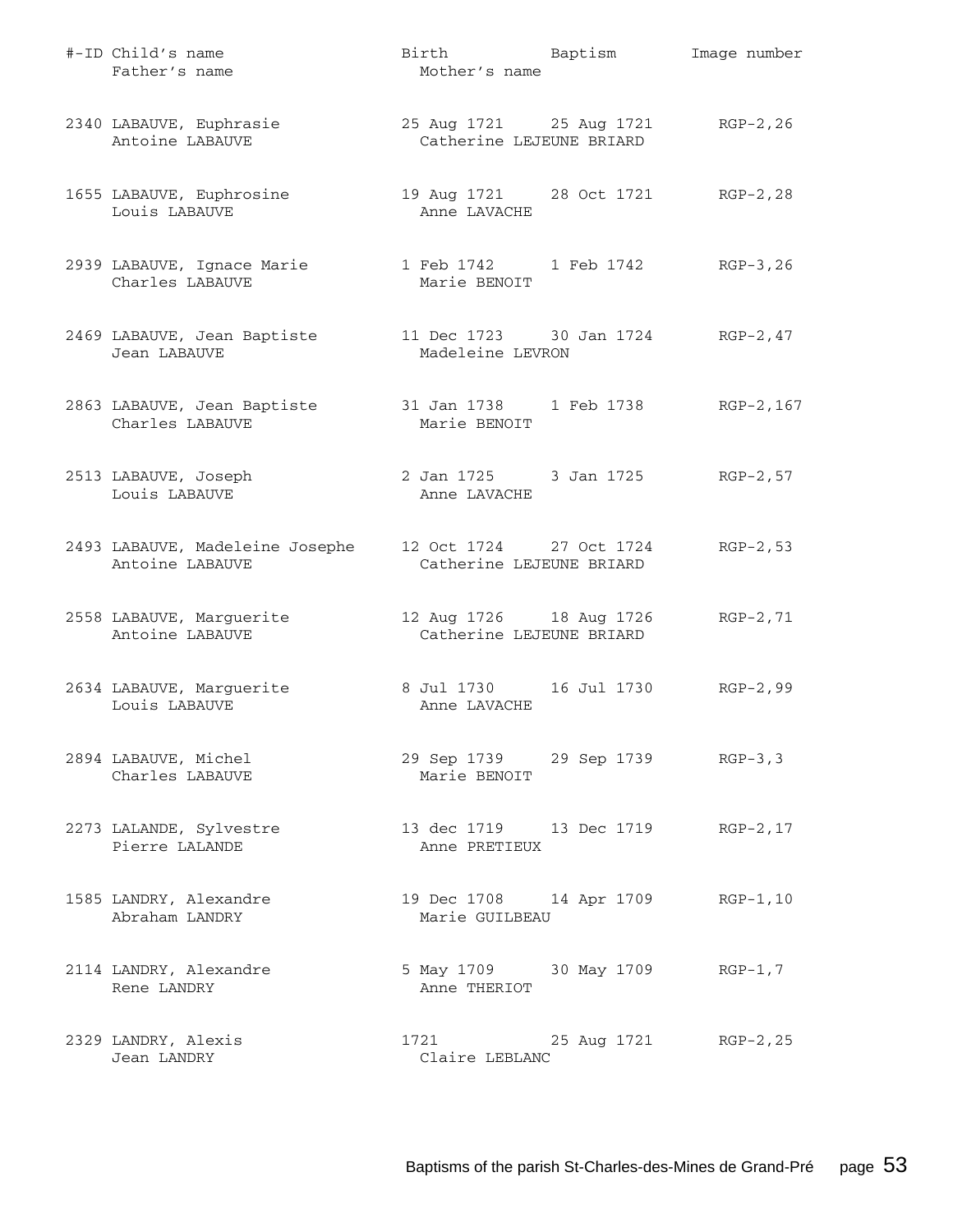| #-ID | Child's name / Father's name | Birth / Mother's name | Baptism | Image number |
|---|---|---|---|---|
| 2340 | LABAUVE, Euphrasie<br>Antoine LABAUVE | 25 Aug 1721<br>Catherine LEJEUNE BRIARD | 25 Aug 1721 | RGP-2,26 |
| 1655 | LABAUVE, Euphrosine<br>Louis LABAUVE | 19 Aug 1721<br>Anne LAVACHE | 28 Oct 1721 | RGP-2,28 |
| 2939 | LABAUVE, Ignace Marie<br>Charles LABAUVE | 1 Feb 1742<br>Marie BENOIT | 1 Feb 1742 | RGP-3,26 |
| 2469 | LABAUVE, Jean Baptiste<br>Jean LABAUVE | 11 Dec 1723<br>Madeleine LEVRON | 30 Jan 1724 | RGP-2,47 |
| 2863 | LABAUVE, Jean Baptiste<br>Charles LABAUVE | 31 Jan 1738<br>Marie BENOIT | 1 Feb 1738 | RGP-2,167 |
| 2513 | LABAUVE, Joseph<br>Louis LABAUVE | 2 Jan 1725<br>Anne LAVACHE | 3 Jan 1725 | RGP-2,57 |
| 2493 | LABAUVE, Madeleine Josephe<br>Antoine LABAUVE | 12 Oct 1724<br>Catherine LEJEUNE BRIARD | 27 Oct 1724 | RGP-2,53 |
| 2558 | LABAUVE, Marguerite<br>Antoine LABAUVE | 12 Aug 1726<br>Catherine LEJEUNE BRIARD | 18 Aug 1726 | RGP-2,71 |
| 2634 | LABAUVE, Marguerite<br>Louis LABAUVE | 8 Jul 1730<br>Anne LAVACHE | 16 Jul 1730 | RGP-2,99 |
| 2894 | LABAUVE, Michel<br>Charles LABAUVE | 29 Sep 1739<br>Marie BENOIT | 29 Sep 1739 | RGP-3,3 |
| 2273 | LALANDE, Sylvestre<br>Pierre LALANDE | 13 dec 1719<br>Anne PRETIEUX | 13 Dec 1719 | RGP-2,17 |
| 1585 | LANDRY, Alexandre<br>Abraham LANDRY | 19 Dec 1708<br>Marie GUILBEAU | 14 Apr 1709 | RGP-1,10 |
| 2114 | LANDRY, Alexandre<br>Rene LANDRY | 5 May 1709<br>Anne THERIOT | 30 May 1709 | RGP-1,7 |
| 2329 | LANDRY, Alexis<br>Jean LANDRY | 1721<br>Claire LEBLANC | 25 Aug 1721 | RGP-2,25 |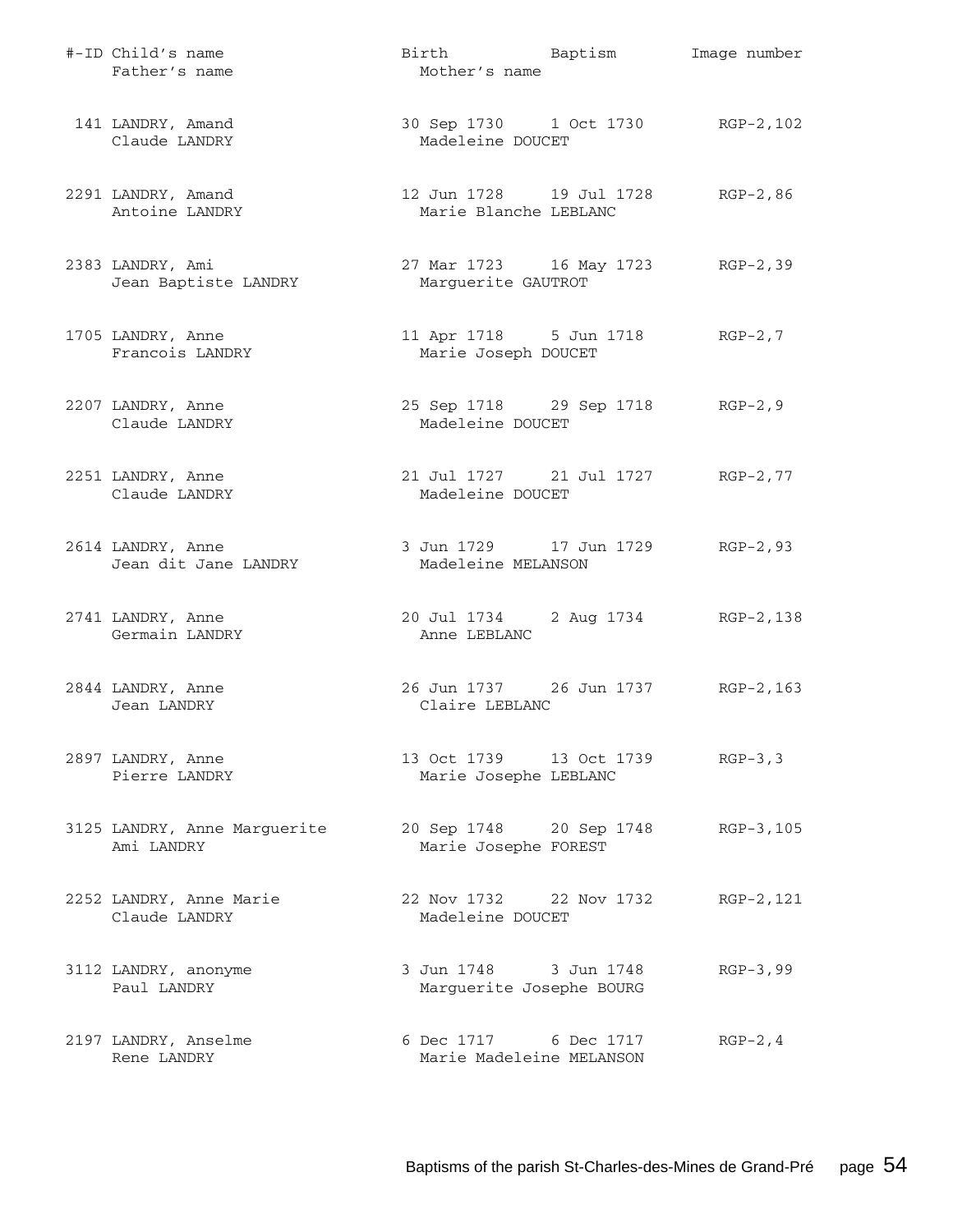| #-ID | Child's name / Father's name | Birth / Mother's name | Baptism | Image number |
|---|---|---|---|---|
| 141 | LANDRY, Amand<br>Claude LANDRY | 30 Sep 1730<br>Madeleine DOUCET | 1 Oct 1730 | RGP-2,102 |
| 2291 | LANDRY, Amand<br>Antoine LANDRY | 12 Jun 1728<br>Marie Blanche LEBLANC | 19 Jul 1728 | RGP-2,86 |
| 2383 | LANDRY, Ami<br>Jean Baptiste LANDRY | 27 Mar 1723<br>Marguerite GAUTROT | 16 May 1723 | RGP-2,39 |
| 1705 | LANDRY, Anne<br>Francois LANDRY | 11 Apr 1718<br>Marie Joseph DOUCET | 5 Jun 1718 | RGP-2,7 |
| 2207 | LANDRY, Anne<br>Claude LANDRY | 25 Sep 1718<br>Madeleine DOUCET | 29 Sep 1718 | RGP-2,9 |
| 2251 | LANDRY, Anne<br>Claude LANDRY | 21 Jul 1727<br>Madeleine DOUCET | 21 Jul 1727 | RGP-2,77 |
| 2614 | LANDRY, Anne<br>Jean dit Jane LANDRY | 3 Jun 1729<br>Madeleine MELANSON | 17 Jun 1729 | RGP-2,93 |
| 2741 | LANDRY, Anne<br>Germain LANDRY | 20 Jul 1734<br>Anne LEBLANC | 2 Aug 1734 | RGP-2,138 |
| 2844 | LANDRY, Anne<br>Jean LANDRY | 26 Jun 1737<br>Claire LEBLANC | 26 Jun 1737 | RGP-2,163 |
| 2897 | LANDRY, Anne<br>Pierre LANDRY | 13 Oct 1739<br>Marie Josephe LEBLANC | 13 Oct 1739 | RGP-3,3 |
| 3125 | LANDRY, Anne Marguerite<br>Ami LANDRY | 20 Sep 1748<br>Marie Josephe FOREST | 20 Sep 1748 | RGP-3,105 |
| 2252 | LANDRY, Anne Marie<br>Claude LANDRY | 22 Nov 1732<br>Madeleine DOUCET | 22 Nov 1732 | RGP-2,121 |
| 3112 | LANDRY, anonyme<br>Paul LANDRY | 3 Jun 1748<br>Marguerite Josephe BOURG | 3 Jun 1748 | RGP-3,99 |
| 2197 | LANDRY, Anselme<br>Rene LANDRY | 6 Dec 1717<br>Marie Madeleine MELANSON | 6 Dec 1717 | RGP-2,4 |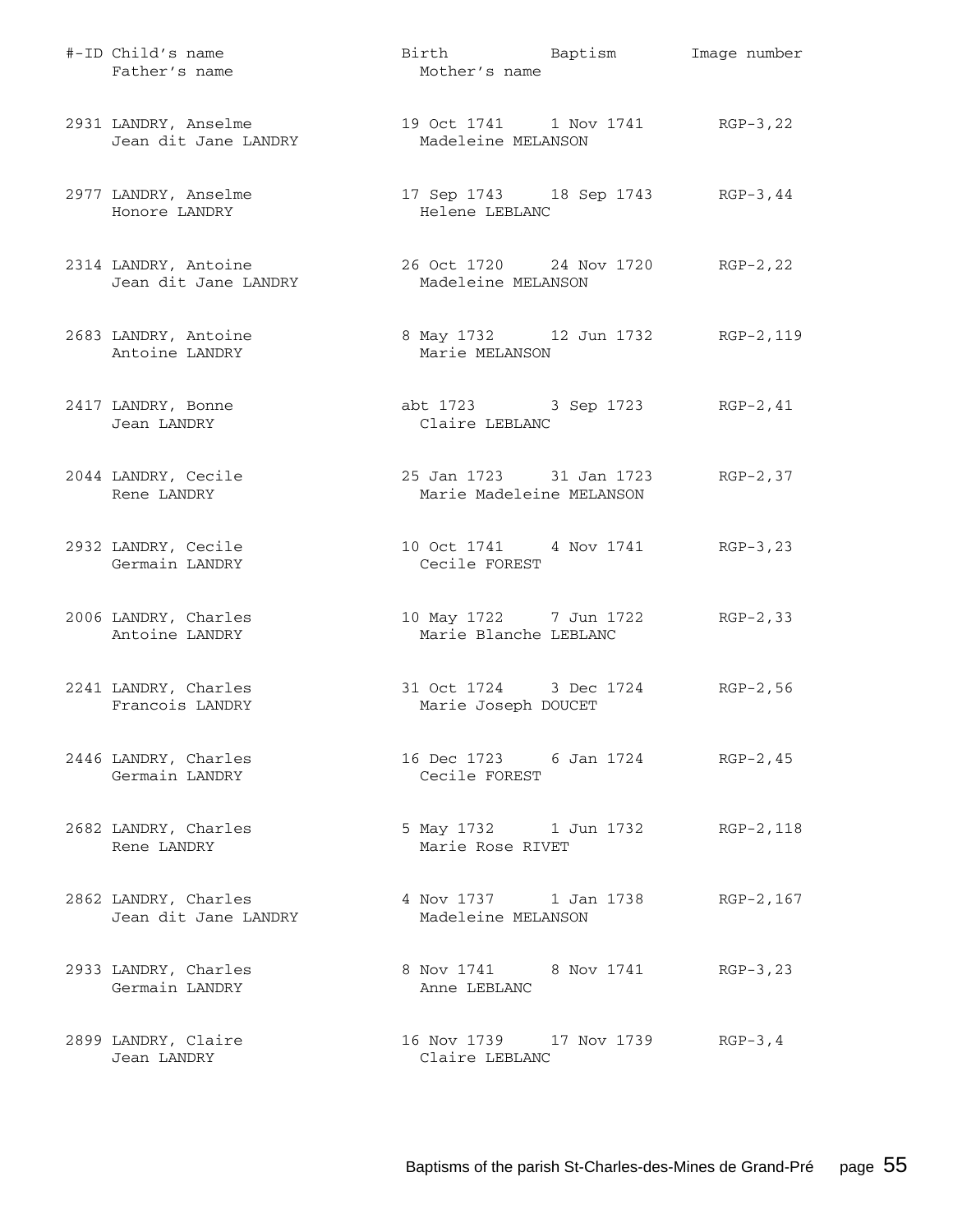| #-ID | Child's name / Father's name | Birth / Mother's name | Baptism | Image number |
|---|---|---|---|---|
| 2931 | LANDRY, Anselme<br>Jean dit Jane LANDRY | 19 Oct 1741<br>Madeleine MELANSON | 1 Nov 1741 | RGP-3,22 |
| 2977 | LANDRY, Anselme<br>Honore LANDRY | 17 Sep 1743<br>Helene LEBLANC | 18 Sep 1743 | RGP-3,44 |
| 2314 | LANDRY, Antoine<br>Jean dit Jane LANDRY | 26 Oct 1720<br>Madeleine MELANSON | 24 Nov 1720 | RGP-2,22 |
| 2683 | LANDRY, Antoine<br>Antoine LANDRY | 8 May 1732<br>Marie MELANSON | 12 Jun 1732 | RGP-2,119 |
| 2417 | LANDRY, Bonne<br>Jean LANDRY | abt 1723<br>Claire LEBLANC | 3 Sep 1723 | RGP-2,41 |
| 2044 | LANDRY, Cecile<br>Rene LANDRY | 25 Jan 1723<br>Marie Madeleine MELANSON | 31 Jan 1723 | RGP-2,37 |
| 2932 | LANDRY, Cecile<br>Germain LANDRY | 10 Oct 1741<br>Cecile FOREST | 4 Nov 1741 | RGP-3,23 |
| 2006 | LANDRY, Charles<br>Antoine LANDRY | 10 May 1722<br>Marie Blanche LEBLANC | 7 Jun 1722 | RGP-2,33 |
| 2241 | LANDRY, Charles<br>Francois LANDRY | 31 Oct 1724<br>Marie Joseph DOUCET | 3 Dec 1724 | RGP-2,56 |
| 2446 | LANDRY, Charles<br>Germain LANDRY | 16 Dec 1723<br>Cecile FOREST | 6 Jan 1724 | RGP-2,45 |
| 2682 | LANDRY, Charles<br>Rene LANDRY | 5 May 1732<br>Marie Rose RIVET | 1 Jun 1732 | RGP-2,118 |
| 2862 | LANDRY, Charles<br>Jean dit Jane LANDRY | 4 Nov 1737<br>Madeleine MELANSON | 1 Jan 1738 | RGP-2,167 |
| 2933 | LANDRY, Charles<br>Germain LANDRY | 8 Nov 1741<br>Anne LEBLANC | 8 Nov 1741 | RGP-3,23 |
| 2899 | LANDRY, Claire<br>Jean LANDRY | 16 Nov 1739<br>Claire LEBLANC | 17 Nov 1739 | RGP-3,4 |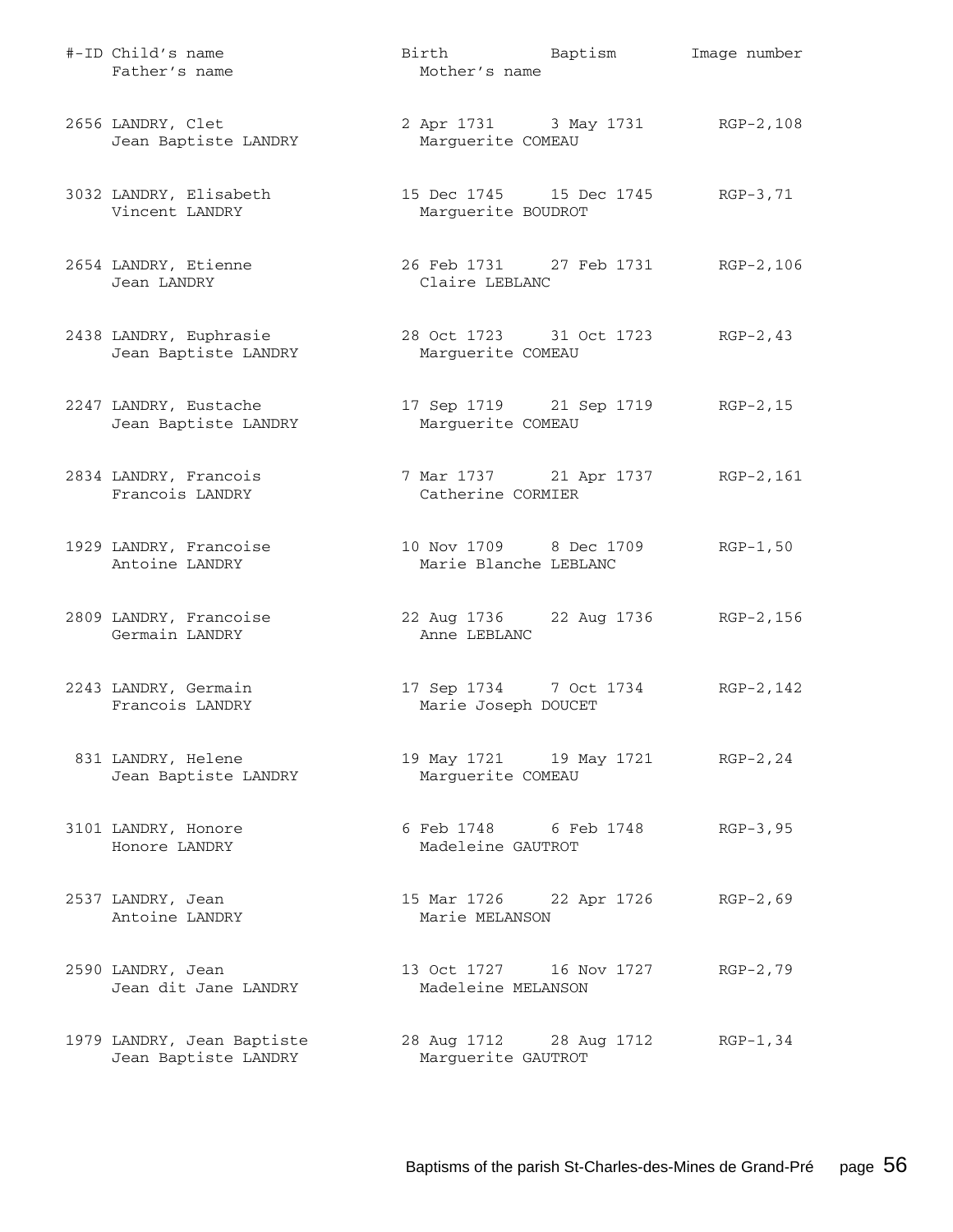| #-ID | Child's name / Father's name | Birth / Mother's name | Baptism | Image number |
|---|---|---|---|---|
| 2656 | LANDRY, Clet<br>Jean Baptiste LANDRY | 2 Apr 1731<br>Marguerite COMEAU | 3 May 1731 | RGP-2,108 |
| 3032 | LANDRY, Elisabeth<br>Vincent LANDRY | 15 Dec 1745<br>Marguerite BOUDROT | 15 Dec 1745 | RGP-3,71 |
| 2654 | LANDRY, Etienne<br>Jean LANDRY | 26 Feb 1731<br>Claire LEBLANC | 27 Feb 1731 | RGP-2,106 |
| 2438 | LANDRY, Euphrasie<br>Jean Baptiste LANDRY | 28 Oct 1723<br>Marguerite COMEAU | 31 Oct 1723 | RGP-2,43 |
| 2247 | LANDRY, Eustache<br>Jean Baptiste LANDRY | 17 Sep 1719<br>Marguerite COMEAU | 21 Sep 1719 | RGP-2,15 |
| 2834 | LANDRY, Francois<br>Francois LANDRY | 7 Mar 1737<br>Catherine CORMIER | 21 Apr 1737 | RGP-2,161 |
| 1929 | LANDRY, Francoise<br>Antoine LANDRY | 10 Nov 1709<br>Marie Blanche LEBLANC | 8 Dec 1709 | RGP-1,50 |
| 2809 | LANDRY, Francoise<br>Germain LANDRY | 22 Aug 1736<br>Anne LEBLANC | 22 Aug 1736 | RGP-2,156 |
| 2243 | LANDRY, Germain<br>Francois LANDRY | 17 Sep 1734<br>Marie Joseph DOUCET | 7 Oct 1734 | RGP-2,142 |
| 831 | LANDRY, Helene<br>Jean Baptiste LANDRY | 19 May 1721<br>Marguerite COMEAU | 19 May 1721 | RGP-2,24 |
| 3101 | LANDRY, Honore<br>Honore LANDRY | 6 Feb 1748<br>Madeleine GAUTROT | 6 Feb 1748 | RGP-3,95 |
| 2537 | LANDRY, Jean<br>Antoine LANDRY | 15 Mar 1726<br>Marie MELANSON | 22 Apr 1726 | RGP-2,69 |
| 2590 | LANDRY, Jean<br>Jean dit Jane LANDRY | 13 Oct 1727<br>Madeleine MELANSON | 16 Nov 1727 | RGP-2,79 |
| 1979 | LANDRY, Jean Baptiste<br>Jean Baptiste LANDRY | 28 Aug 1712<br>Marguerite GAUTROT | 28 Aug 1712 | RGP-1,34 |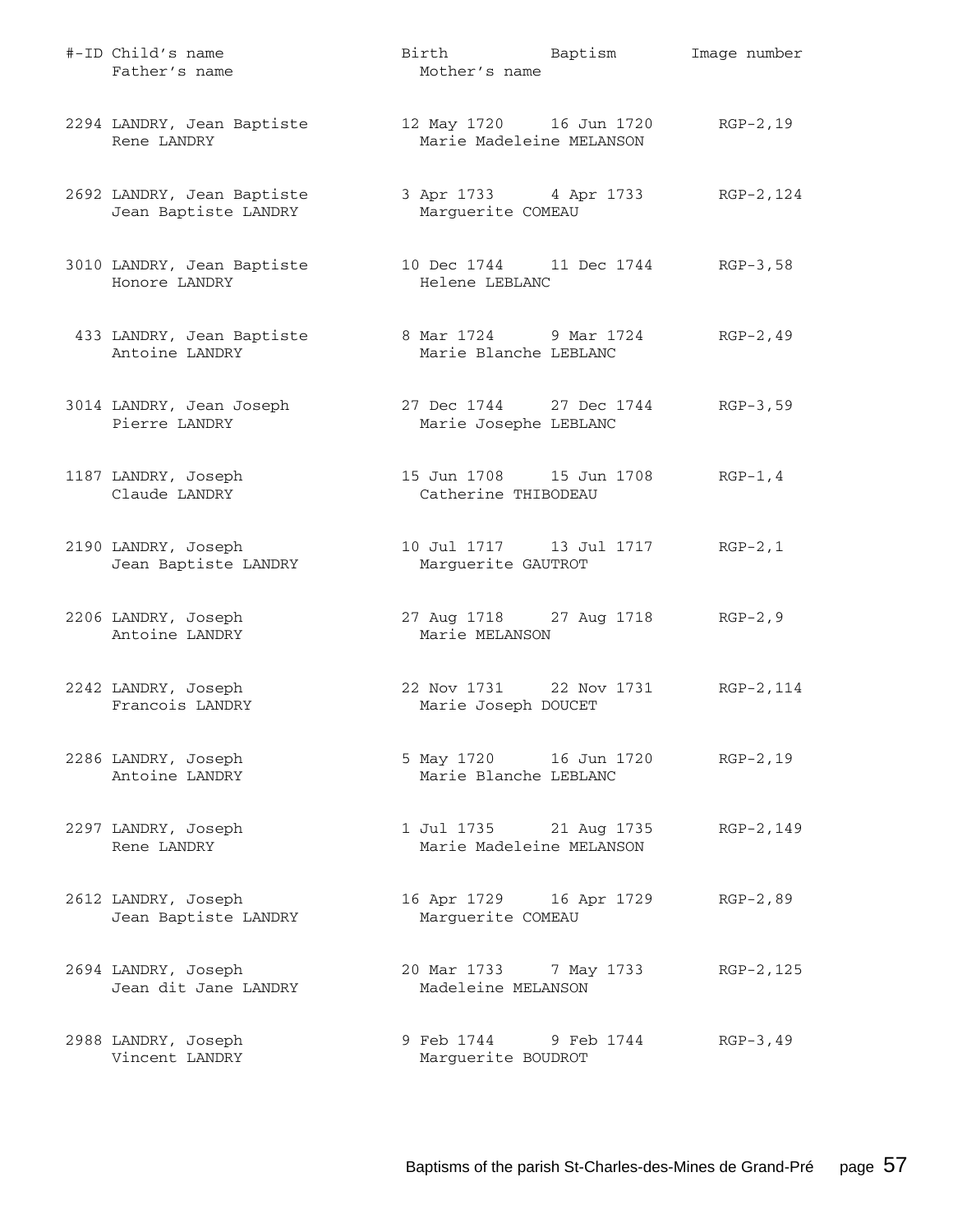| #-ID | Child's name / Father's name | Birth | Baptism / Mother's name | Image number |
|---|---|---|---|---|
| 2294 | LANDRY, Jean Baptiste<br>Rene LANDRY | 12 May 1720 | 16 Jun 1720<br>Marie Madeleine MELANSON | RGP-2,19 |
| 2692 | LANDRY, Jean Baptiste<br>Jean Baptiste LANDRY | 3 Apr 1733 | 4 Apr 1733<br>Marguerite COMEAU | RGP-2,124 |
| 3010 | LANDRY, Jean Baptiste<br>Honore LANDRY | 10 Dec 1744 | 11 Dec 1744<br>Helene LEBLANC | RGP-3,58 |
| 433 | LANDRY, Jean Baptiste<br>Antoine LANDRY | 8 Mar 1724 | 9 Mar 1724<br>Marie Blanche LEBLANC | RGP-2,49 |
| 3014 | LANDRY, Jean Joseph<br>Pierre LANDRY | 27 Dec 1744 | 27 Dec 1744<br>Marie Josephe LEBLANC | RGP-3,59 |
| 1187 | LANDRY, Joseph<br>Claude LANDRY | 15 Jun 1708 | 15 Jun 1708<br>Catherine THIBODEAU | RGP-1,4 |
| 2190 | LANDRY, Joseph<br>Jean Baptiste LANDRY | 10 Jul 1717 | 13 Jul 1717<br>Marguerite GAUTROT | RGP-2,1 |
| 2206 | LANDRY, Joseph<br>Antoine LANDRY | 27 Aug 1718 | 27 Aug 1718<br>Marie MELANSON | RGP-2,9 |
| 2242 | LANDRY, Joseph<br>Francois LANDRY | 22 Nov 1731 | 22 Nov 1731<br>Marie Joseph DOUCET | RGP-2,114 |
| 2286 | LANDRY, Joseph<br>Antoine LANDRY | 5 May 1720 | 16 Jun 1720<br>Marie Blanche LEBLANC | RGP-2,19 |
| 2297 | LANDRY, Joseph<br>Rene LANDRY | 1 Jul 1735 | 21 Aug 1735<br>Marie Madeleine MELANSON | RGP-2,149 |
| 2612 | LANDRY, Joseph<br>Jean Baptiste LANDRY | 16 Apr 1729 | 16 Apr 1729<br>Marguerite COMEAU | RGP-2,89 |
| 2694 | LANDRY, Joseph<br>Jean dit Jane LANDRY | 20 Mar 1733 | 7 May 1733<br>Madeleine MELANSON | RGP-2,125 |
| 2988 | LANDRY, Joseph<br>Vincent LANDRY | 9 Feb 1744 | 9 Feb 1744<br>Marguerite BOUDROT | RGP-3,49 |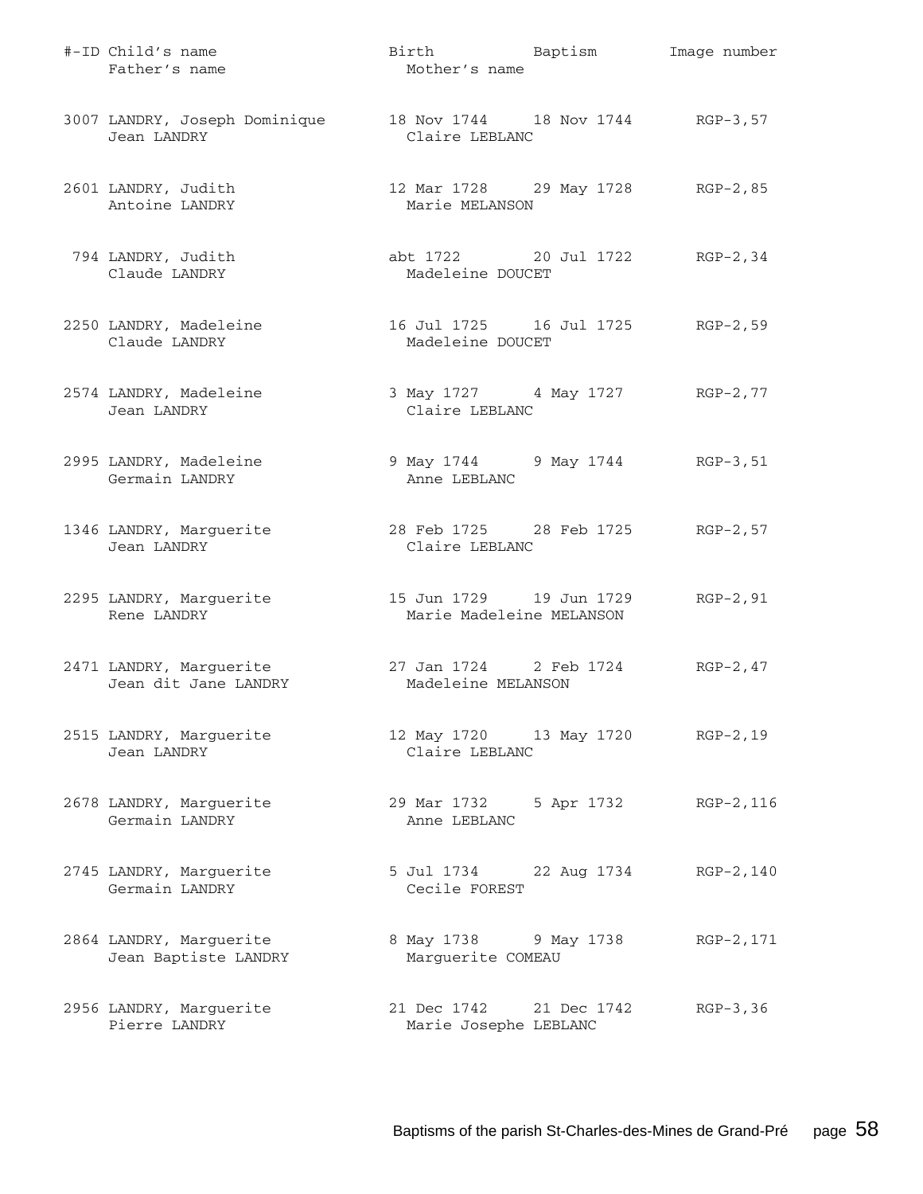| #-ID | Child's name / Father's name | Birth / Mother's name | Baptism | Image number |
|---|---|---|---|---|
| 3007 | LANDRY, Joseph Dominique<br>Jean LANDRY | 18 Nov 1744<br>Claire LEBLANC | 18 Nov 1744 | RGP-3,57 |
| 2601 | LANDRY, Judith<br>Antoine LANDRY | 12 Mar 1728<br>Marie MELANSON | 29 May 1728 | RGP-2,85 |
| 794 | LANDRY, Judith<br>Claude LANDRY | abt 1722<br>Madeleine DOUCET | 20 Jul 1722 | RGP-2,34 |
| 2250 | LANDRY, Madeleine<br>Claude LANDRY | 16 Jul 1725<br>Madeleine DOUCET | 16 Jul 1725 | RGP-2,59 |
| 2574 | LANDRY, Madeleine<br>Jean LANDRY | 3 May 1727<br>Claire LEBLANC | 4 May 1727 | RGP-2,77 |
| 2995 | LANDRY, Madeleine<br>Germain LANDRY | 9 May 1744<br>Anne LEBLANC | 9 May 1744 | RGP-3,51 |
| 1346 | LANDRY, Marguerite<br>Jean LANDRY | 28 Feb 1725<br>Claire LEBLANC | 28 Feb 1725 | RGP-2,57 |
| 2295 | LANDRY, Marguerite<br>Rene LANDRY | 15 Jun 1729<br>Marie Madeleine MELANSON | 19 Jun 1729 | RGP-2,91 |
| 2471 | LANDRY, Marguerite<br>Jean dit Jane LANDRY | 27 Jan 1724<br>Madeleine MELANSON | 2 Feb 1724 | RGP-2,47 |
| 2515 | LANDRY, Marguerite<br>Jean LANDRY | 12 May 1720<br>Claire LEBLANC | 13 May 1720 | RGP-2,19 |
| 2678 | LANDRY, Marguerite<br>Germain LANDRY | 29 Mar 1732<br>Anne LEBLANC | 5 Apr 1732 | RGP-2,116 |
| 2745 | LANDRY, Marguerite<br>Germain LANDRY | 5 Jul 1734<br>Cecile FOREST | 22 Aug 1734 | RGP-2,140 |
| 2864 | LANDRY, Marguerite<br>Jean Baptiste LANDRY | 8 May 1738<br>Marguerite COMEAU | 9 May 1738 | RGP-2,171 |
| 2956 | LANDRY, Marguerite<br>Pierre LANDRY | 21 Dec 1742<br>Marie Josephe LEBLANC | 21 Dec 1742 | RGP-3,36 |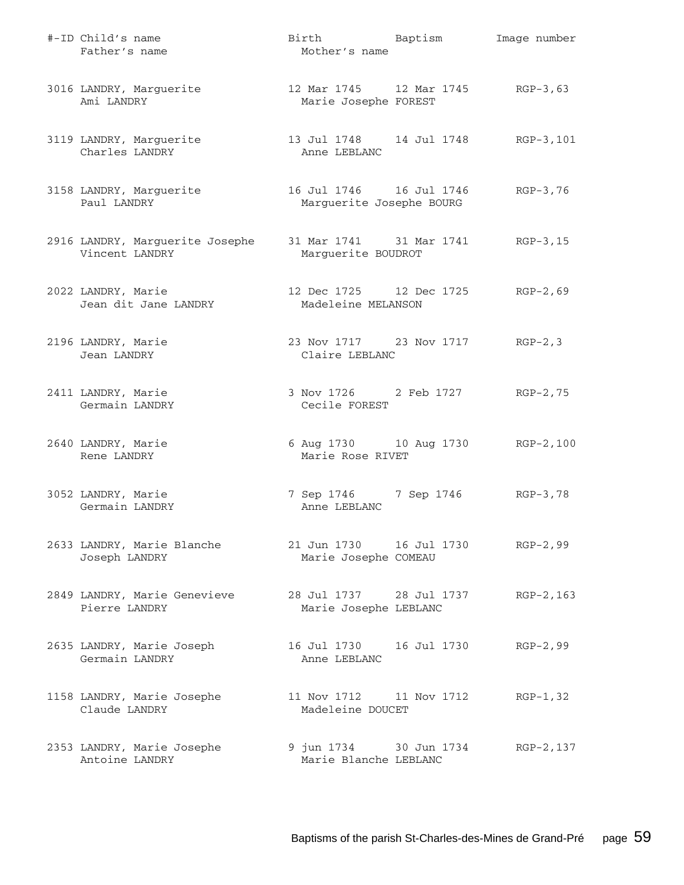| #-ID | Child's name / Father's name | Birth / Mother's name | Baptism | Image number |
|---|---|---|---|---|
| 3016 | LANDRY, Marguerite | 12 Mar 1745 | 12 Mar 1745 | RGP-3,63 |
| | Ami LANDRY | Marie Josephe FOREST | | |
| 3119 | LANDRY, Marguerite | 13 Jul 1748 | 14 Jul 1748 | RGP-3,101 |
| | Charles LANDRY | Anne LEBLANC | | |
| 3158 | LANDRY, Marguerite | 16 Jul 1746 | 16 Jul 1746 | RGP-3,76 |
| | Paul LANDRY | Marguerite Josephe BOURG | | |
| 2916 | LANDRY, Marguerite Josephe | 31 Mar 1741 | 31 Mar 1741 | RGP-3,15 |
| | Vincent LANDRY | Marguerite BOUDROT | | |
| 2022 | LANDRY, Marie | 12 Dec 1725 | 12 Dec 1725 | RGP-2,69 |
| | Jean dit Jane LANDRY | Madeleine MELANSON | | |
| 2196 | LANDRY, Marie | 23 Nov 1717 | 23 Nov 1717 | RGP-2,3 |
| | Jean LANDRY | Claire LEBLANC | | |
| 2411 | LANDRY, Marie | 3 Nov 1726 | 2 Feb 1727 | RGP-2,75 |
| | Germain LANDRY | Cecile FOREST | | |
| 2640 | LANDRY, Marie | 6 Aug 1730 | 10 Aug 1730 | RGP-2,100 |
| | Rene LANDRY | Marie Rose RIVET | | |
| 3052 | LANDRY, Marie | 7 Sep 1746 | 7 Sep 1746 | RGP-3,78 |
| | Germain LANDRY | Anne LEBLANC | | |
| 2633 | LANDRY, Marie Blanche | 21 Jun 1730 | 16 Jul 1730 | RGP-2,99 |
| | Joseph LANDRY | Marie Josephe COMEAU | | |
| 2849 | LANDRY, Marie Genevieve | 28 Jul 1737 | 28 Jul 1737 | RGP-2,163 |
| | Pierre LANDRY | Marie Josephe LEBLANC | | |
| 2635 | LANDRY, Marie Joseph | 16 Jul 1730 | 16 Jul 1730 | RGP-2,99 |
| | Germain LANDRY | Anne LEBLANC | | |
| 1158 | LANDRY, Marie Josephe | 11 Nov 1712 | 11 Nov 1712 | RGP-1,32 |
| | Claude LANDRY | Madeleine DOUCET | | |
| 2353 | LANDRY, Marie Josephe | 9 jun 1734 | 30 Jun 1734 | RGP-2,137 |
| | Antoine LANDRY | Marie Blanche LEBLANC | | |

Baptisms of the parish St-Charles-des-Mines de Grand-Pré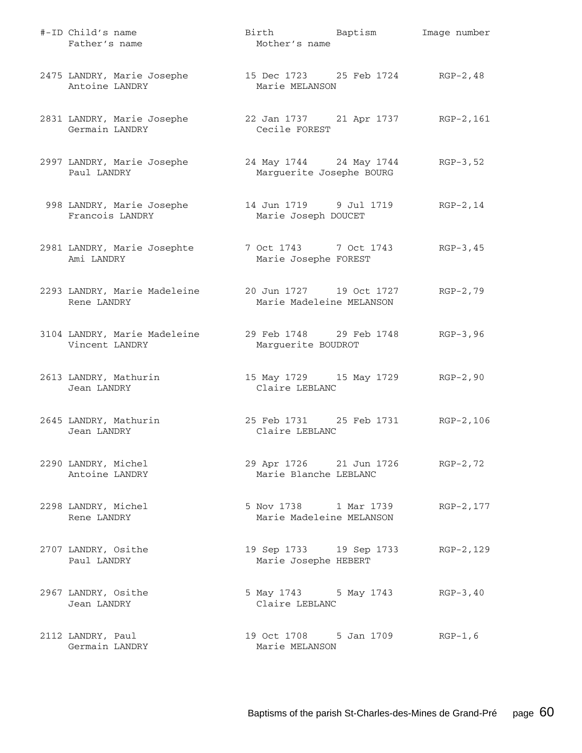| #-ID | Child's name / Father's name | Birth / Mother's name | Baptism | Image number |
|---|---|---|---|---|
| 2475 | LANDRY, Marie Josephe<br>Antoine LANDRY | 15 Dec 1723<br>Marie MELANSON | 25 Feb 1724 | RGP-2,48 |
| 2831 | LANDRY, Marie Josephe<br>Germain LANDRY | 22 Jan 1737<br>Cecile FOREST | 21 Apr 1737 | RGP-2,161 |
| 2997 | LANDRY, Marie Josephe<br>Paul LANDRY | 24 May 1744<br>Marguerite Josephe BOURG | 24 May 1744 | RGP-3,52 |
| 998 | LANDRY, Marie Josephe<br>Francois LANDRY | 14 Jun 1719<br>Marie Joseph DOUCET | 9 Jul 1719 | RGP-2,14 |
| 2981 | LANDRY, Marie Josephte<br>Ami LANDRY | 7 Oct 1743<br>Marie Josephe FOREST | 7 Oct 1743 | RGP-3,45 |
| 2293 | LANDRY, Marie Madeleine<br>Rene LANDRY | 20 Jun 1727<br>Marie Madeleine MELANSON | 19 Oct 1727 | RGP-2,79 |
| 3104 | LANDRY, Marie Madeleine<br>Vincent LANDRY | 29 Feb 1748<br>Marguerite BOUDROT | 29 Feb 1748 | RGP-3,96 |
| 2613 | LANDRY, Mathurin<br>Jean LANDRY | 15 May 1729<br>Claire LEBLANC | 15 May 1729 | RGP-2,90 |
| 2645 | LANDRY, Mathurin<br>Jean LANDRY | 25 Feb 1731<br>Claire LEBLANC | 25 Feb 1731 | RGP-2,106 |
| 2290 | LANDRY, Michel<br>Antoine LANDRY | 29 Apr 1726<br>Marie Blanche LEBLANC | 21 Jun 1726 | RGP-2,72 |
| 2298 | LANDRY, Michel<br>Rene LANDRY | 5 Nov 1738<br>Marie Madeleine MELANSON | 1 Mar 1739 | RGP-2,177 |
| 2707 | LANDRY, Osithe<br>Paul LANDRY | 19 Sep 1733<br>Marie Josephe HEBERT | 19 Sep 1733 | RGP-2,129 |
| 2967 | LANDRY, Osithe<br>Jean LANDRY | 5 May 1743<br>Claire LEBLANC | 5 May 1743 | RGP-3,40 |
| 2112 | LANDRY, Paul<br>Germain LANDRY | 19 Oct 1708<br>Marie MELANSON | 5 Jan 1709 | RGP-1,6 |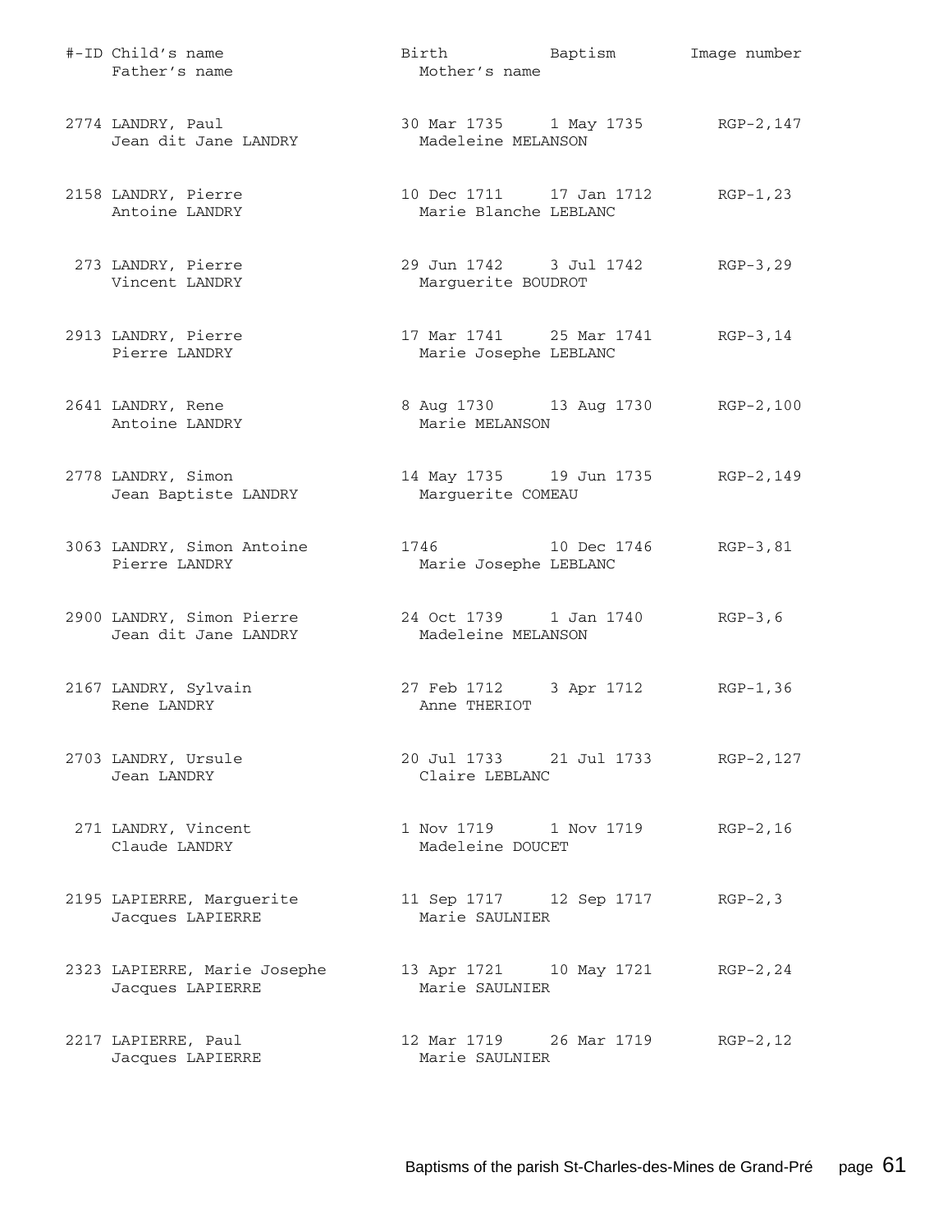| #-ID | Child's name / Father's name | Birth / Mother's name | Baptism | Image number |
|---|---|---|---|---|
| 2774 | LANDRY, Paul<br>Jean dit Jane LANDRY | 30 Mar 1735<br>Madeleine MELANSON | 1 May 1735 | RGP-2,147 |
| 2158 | LANDRY, Pierre<br>Antoine LANDRY | 10 Dec 1711<br>Marie Blanche LEBLANC | 17 Jan 1712 | RGP-1,23 |
| 273 | LANDRY, Pierre<br>Vincent LANDRY | 29 Jun 1742<br>Marguerite BOUDROT | 3 Jul 1742 | RGP-3,29 |
| 2913 | LANDRY, Pierre<br>Pierre LANDRY | 17 Mar 1741<br>Marie Josephe LEBLANC | 25 Mar 1741 | RGP-3,14 |
| 2641 | LANDRY, Rene<br>Antoine LANDRY | 8 Aug 1730<br>Marie MELANSON | 13 Aug 1730 | RGP-2,100 |
| 2778 | LANDRY, Simon<br>Jean Baptiste LANDRY | 14 May 1735<br>Marguerite COMEAU | 19 Jun 1735 | RGP-2,149 |
| 3063 | LANDRY, Simon Antoine<br>Pierre LANDRY | 1746<br>Marie Josephe LEBLANC | 10 Dec 1746 | RGP-3,81 |
| 2900 | LANDRY, Simon Pierre<br>Jean dit Jane LANDRY | 24 Oct 1739<br>Madeleine MELANSON | 1 Jan 1740 | RGP-3,6 |
| 2167 | LANDRY, Sylvain<br>Rene LANDRY | 27 Feb 1712<br>Anne THERIOT | 3 Apr 1712 | RGP-1,36 |
| 2703 | LANDRY, Ursule<br>Jean LANDRY | 20 Jul 1733<br>Claire LEBLANC | 21 Jul 1733 | RGP-2,127 |
| 271 | LANDRY, Vincent<br>Claude LANDRY | 1 Nov 1719<br>Madeleine DOUCET | 1 Nov 1719 | RGP-2,16 |
| 2195 | LAPIERRE, Marguerite<br>Jacques LAPIERRE | 11 Sep 1717<br>Marie SAULNIER | 12 Sep 1717 | RGP-2,3 |
| 2323 | LAPIERRE, Marie Josephe<br>Jacques LAPIERRE | 13 Apr 1721<br>Marie SAULNIER | 10 May 1721 | RGP-2,24 |
| 2217 | LAPIERRE, Paul<br>Jacques LAPIERRE | 12 Mar 1719<br>Marie SAULNIER | 26 Mar 1719 | RGP-2,12 |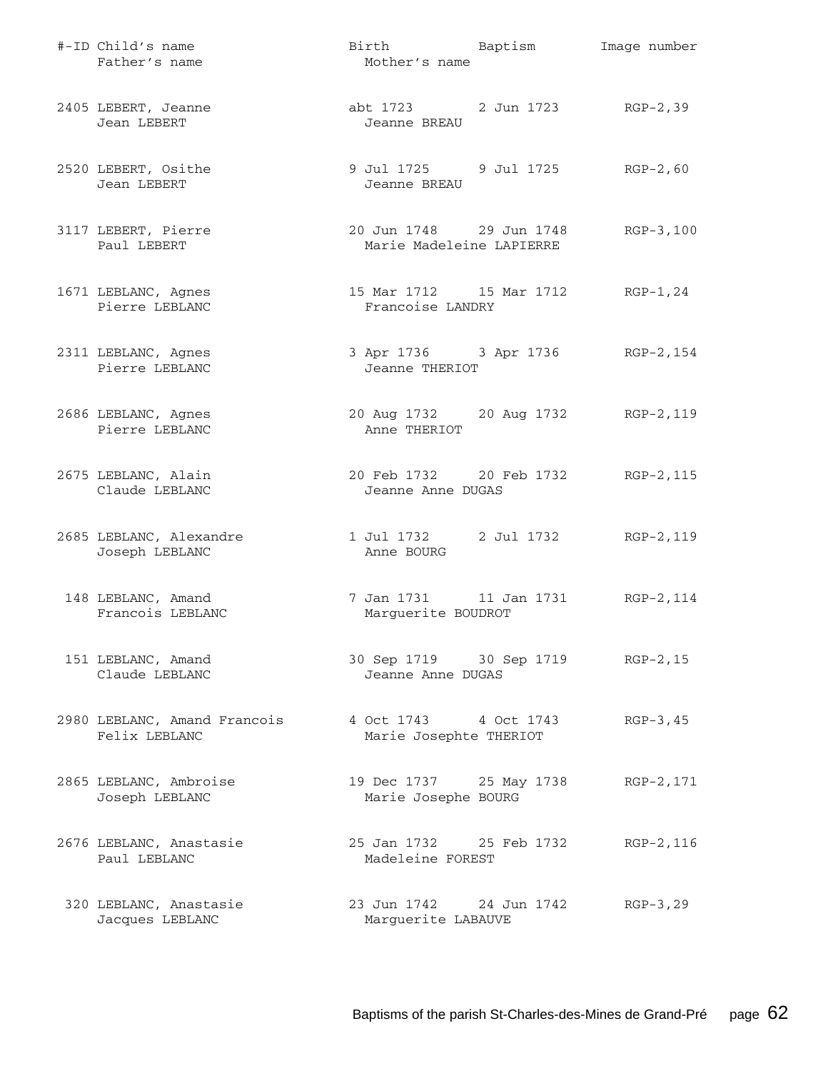| #-ID | Child's name / Father's name | Birth / Mother's name | Baptism | Image number |
|---|---|---|---|---|
| 2405 | LEBERT, Jeanne<br>Jean LEBERT | abt 1723<br>Jeanne BREAU | 2 Jun 1723 | RGP-2,39 |
| 2520 | LEBERT, Osithe<br>Jean LEBERT | 9 Jul 1725<br>Jeanne BREAU | 9 Jul 1725 | RGP-2,60 |
| 3117 | LEBERT, Pierre<br>Paul LEBERT | 20 Jun 1748<br>Marie Madeleine LAPIERRE | 29 Jun 1748 | RGP-3,100 |
| 1671 | LEBLANC, Agnes<br>Pierre LEBLANC | 15 Mar 1712<br>Francoise LANDRY | 15 Mar 1712 | RGP-1,24 |
| 2311 | LEBLANC, Agnes<br>Pierre LEBLANC | 3 Apr 1736<br>Jeanne THERIOT | 3 Apr 1736 | RGP-2,154 |
| 2686 | LEBLANC, Agnes<br>Pierre LEBLANC | 20 Aug 1732<br>Anne THERIOT | 20 Aug 1732 | RGP-2,119 |
| 2675 | LEBLANC, Alain<br>Claude LEBLANC | 20 Feb 1732<br>Jeanne Anne DUGAS | 20 Feb 1732 | RGP-2,115 |
| 2685 | LEBLANC, Alexandre<br>Joseph LEBLANC | 1 Jul 1732<br>Anne BOURG | 2 Jul 1732 | RGP-2,119 |
| 148 | LEBLANC, Amand<br>Francois LEBLANC | 7 Jan 1731<br>Marguerite BOUDROT | 11 Jan 1731 | RGP-2,114 |
| 151 | LEBLANC, Amand<br>Claude LEBLANC | 30 Sep 1719<br>Jeanne Anne DUGAS | 30 Sep 1719 | RGP-2,15 |
| 2980 | LEBLANC, Amand Francois<br>Felix LEBLANC | 4 Oct 1743<br>Marie Josephte THERIOT | 4 Oct 1743 | RGP-3,45 |
| 2865 | LEBLANC, Ambroise<br>Joseph LEBLANC | 19 Dec 1737<br>Marie Josephe BOURG | 25 May 1738 | RGP-2,171 |
| 2676 | LEBLANC, Anastasie<br>Paul LEBLANC | 25 Jan 1732<br>Madeleine FOREST | 25 Feb 1732 | RGP-2,116 |
| 320 | LEBLANC, Anastasie<br>Jacques LEBLANC | 23 Jun 1742<br>Marguerite LABAUVE | 24 Jun 1742 | RGP-3,29 |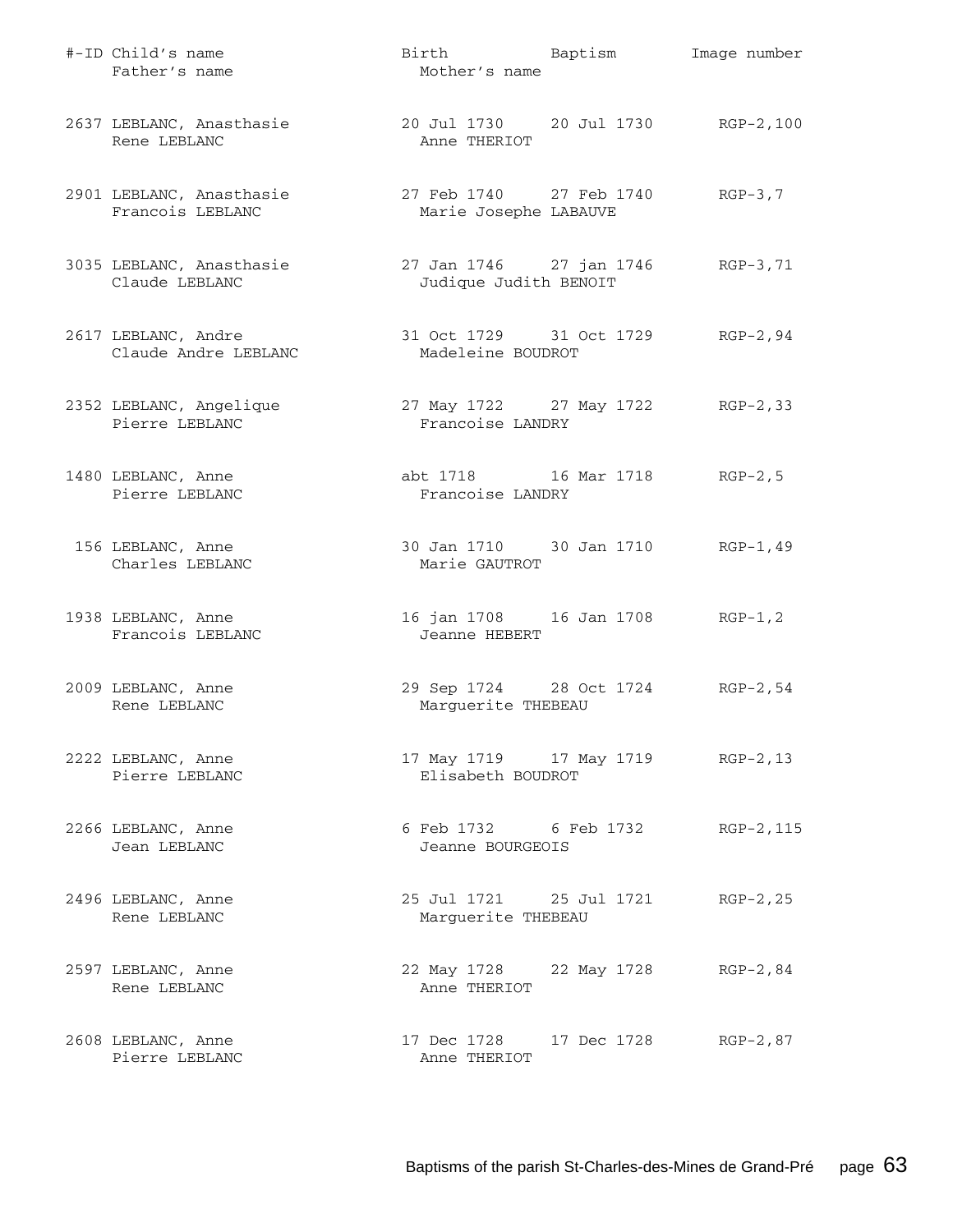| #-ID | Child's name / Father's name | Birth / Mother's name | Baptism | Image number |
|---|---|---|---|---|
| 2637 | LEBLANC, Anasthasie<br>Rene LEBLANC | 20 Jul 1730<br>Anne THERIOT | 20 Jul 1730 | RGP-2,100 |
| 2901 | LEBLANC, Anasthasie<br>Francois LEBLANC | 27 Feb 1740<br>Marie Josephe LABAUVE | 27 Feb 1740 | RGP-3,7 |
| 3035 | LEBLANC, Anasthasie<br>Claude LEBLANC | 27 Jan 1746<br>Judique Judith BENOIT | 27 jan 1746 | RGP-3,71 |
| 2617 | LEBLANC, Andre<br>Claude Andre LEBLANC | 31 Oct 1729<br>Madeleine BOUDROT | 31 Oct 1729 | RGP-2,94 |
| 2352 | LEBLANC, Angelique<br>Pierre LEBLANC | 27 May 1722<br>Francoise LANDRY | 27 May 1722 | RGP-2,33 |
| 1480 | LEBLANC, Anne<br>Pierre LEBLANC | abt 1718<br>Francoise LANDRY | 16 Mar 1718 | RGP-2,5 |
| 156 | LEBLANC, Anne<br>Charles LEBLANC | 30 Jan 1710<br>Marie GAUTROT | 30 Jan 1710 | RGP-1,49 |
| 1938 | LEBLANC, Anne<br>Francois LEBLANC | 16 jan 1708<br>Jeanne HEBERT | 16 Jan 1708 | RGP-1,2 |
| 2009 | LEBLANC, Anne<br>Rene LEBLANC | 29 Sep 1724<br>Marguerite THEBEAU | 28 Oct 1724 | RGP-2,54 |
| 2222 | LEBLANC, Anne<br>Pierre LEBLANC | 17 May 1719<br>Elisabeth BOUDROT | 17 May 1719 | RGP-2,13 |
| 2266 | LEBLANC, Anne<br>Jean LEBLANC | 6 Feb 1732<br>Jeanne BOURGEOIS | 6 Feb 1732 | RGP-2,115 |
| 2496 | LEBLANC, Anne<br>Rene LEBLANC | 25 Jul 1721<br>Marguerite THEBEAU | 25 Jul 1721 | RGP-2,25 |
| 2597 | LEBLANC, Anne<br>Rene LEBLANC | 22 May 1728<br>Anne THERIOT | 22 May 1728 | RGP-2,84 |
| 2608 | LEBLANC, Anne<br>Pierre LEBLANC | 17 Dec 1728<br>Anne THERIOT | 17 Dec 1728 | RGP-2,87 |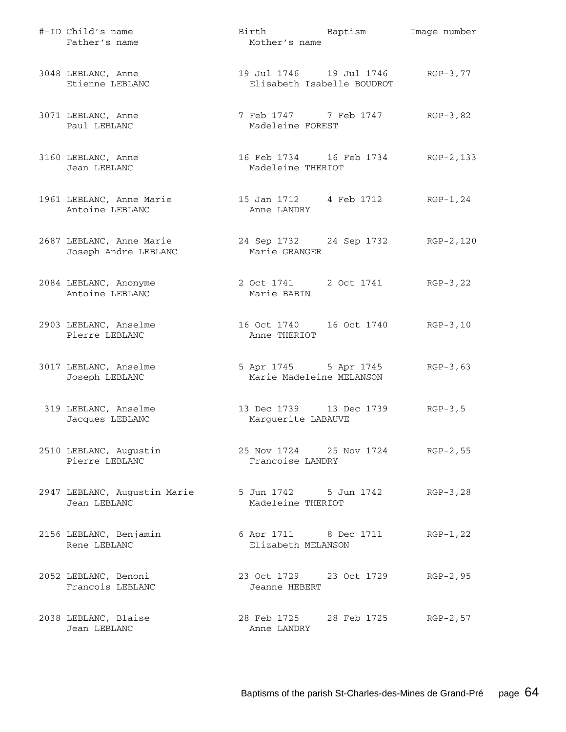| #-ID | Child's name / Father's name | Birth / Mother's name | Baptism | Image number |
|---|---|---|---|---|
| 3048 | LEBLANC, Anne<br>Etienne LEBLANC | 19 Jul 1746<br>Elisabeth Isabelle BOUDROT | 19 Jul 1746 | RGP-3,77 |
| 3071 | LEBLANC, Anne<br>Paul LEBLANC | 7 Feb 1747<br>Madeleine FOREST | 7 Feb 1747 | RGP-3,82 |
| 3160 | LEBLANC, Anne<br>Jean LEBLANC | 16 Feb 1734<br>Madeleine THERIOT | 16 Feb 1734 | RGP-2,133 |
| 1961 | LEBLANC, Anne Marie<br>Antoine LEBLANC | 15 Jan 1712<br>Anne LANDRY | 4 Feb 1712 | RGP-1,24 |
| 2687 | LEBLANC, Anne Marie<br>Joseph Andre LEBLANC | 24 Sep 1732<br>Marie GRANGER | 24 Sep 1732 | RGP-2,120 |
| 2084 | LEBLANC, Anonyme<br>Antoine LEBLANC | 2 Oct 1741<br>Marie BABIN | 2 Oct 1741 | RGP-3,22 |
| 2903 | LEBLANC, Anselme<br>Pierre LEBLANC | 16 Oct 1740<br>Anne THERIOT | 16 Oct 1740 | RGP-3,10 |
| 3017 | LEBLANC, Anselme<br>Joseph LEBLANC | 5 Apr 1745<br>Marie Madeleine MELANSON | 5 Apr 1745 | RGP-3,63 |
| 319 | LEBLANC, Anselme<br>Jacques LEBLANC | 13 Dec 1739<br>Marguerite LABAUVE | 13 Dec 1739 | RGP-3,5 |
| 2510 | LEBLANC, Augustin<br>Pierre LEBLANC | 25 Nov 1724<br>Francoise LANDRY | 25 Nov 1724 | RGP-2,55 |
| 2947 | LEBLANC, Augustin Marie<br>Jean LEBLANC | 5 Jun 1742<br>Madeleine THERIOT | 5 Jun 1742 | RGP-3,28 |
| 2156 | LEBLANC, Benjamin<br>Rene LEBLANC | 6 Apr 1711<br>Elizabeth MELANSON | 8 Dec 1711 | RGP-1,22 |
| 2052 | LEBLANC, Benoni<br>Francois LEBLANC | 23 Oct 1729<br>Jeanne HEBERT | 23 Oct 1729 | RGP-2,95 |
| 2038 | LEBLANC, Blaise<br>Jean LEBLANC | 28 Feb 1725<br>Anne LANDRY | 28 Feb 1725 | RGP-2,57 |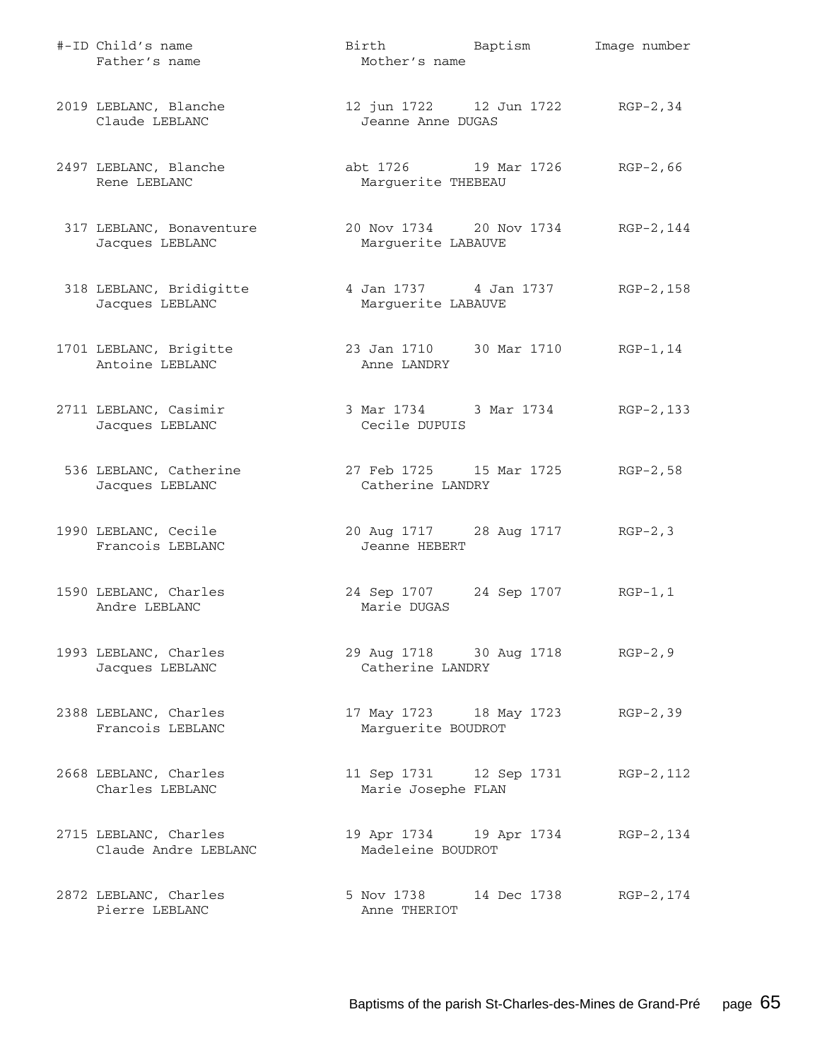| #-ID | Child's name / Father's name | Birth / Mother's name | Baptism | Image number |
|---|---|---|---|---|
| 2019 | LEBLANC, Blanche<br>Claude LEBLANC | 12 jun 1722<br>Jeanne Anne DUGAS | 12 Jun 1722 | RGP-2,34 |
| 2497 | LEBLANC, Blanche<br>Rene LEBLANC | abt 1726<br>Marguerite THEBEAU | 19 Mar 1726 | RGP-2,66 |
| 317 | LEBLANC, Bonaventure<br>Jacques LEBLANC | 20 Nov 1734<br>Marguerite LABAUVE | 20 Nov 1734 | RGP-2,144 |
| 318 | LEBLANC, Bridigitte<br>Jacques LEBLANC | 4 Jan 1737<br>Marguerite LABAUVE | 4 Jan 1737 | RGP-2,158 |
| 1701 | LEBLANC, Brigitte<br>Antoine LEBLANC | 23 Jan 1710<br>Anne LANDRY | 30 Mar 1710 | RGP-1,14 |
| 2711 | LEBLANC, Casimir<br>Jacques LEBLANC | 3 Mar 1734<br>Cecile DUPUIS | 3 Mar 1734 | RGP-2,133 |
| 536 | LEBLANC, Catherine<br>Jacques LEBLANC | 27 Feb 1725<br>Catherine LANDRY | 15 Mar 1725 | RGP-2,58 |
| 1990 | LEBLANC, Cecile<br>Francois LEBLANC | 20 Aug 1717<br>Jeanne HEBERT | 28 Aug 1717 | RGP-2,3 |
| 1590 | LEBLANC, Charles<br>Andre LEBLANC | 24 Sep 1707<br>Marie DUGAS | 24 Sep 1707 | RGP-1,1 |
| 1993 | LEBLANC, Charles<br>Jacques LEBLANC | 29 Aug 1718<br>Catherine LANDRY | 30 Aug 1718 | RGP-2,9 |
| 2388 | LEBLANC, Charles<br>Francois LEBLANC | 17 May 1723<br>Marguerite BOUDROT | 18 May 1723 | RGP-2,39 |
| 2668 | LEBLANC, Charles<br>Charles LEBLANC | 11 Sep 1731<br>Marie Josephe FLAN | 12 Sep 1731 | RGP-2,112 |
| 2715 | LEBLANC, Charles<br>Claude Andre LEBLANC | 19 Apr 1734<br>Madeleine BOUDROT | 19 Apr 1734 | RGP-2,134 |
| 2872 | LEBLANC, Charles<br>Pierre LEBLANC | 5 Nov 1738<br>Anne THERIOT | 14 Dec 1738 | RGP-2,174 |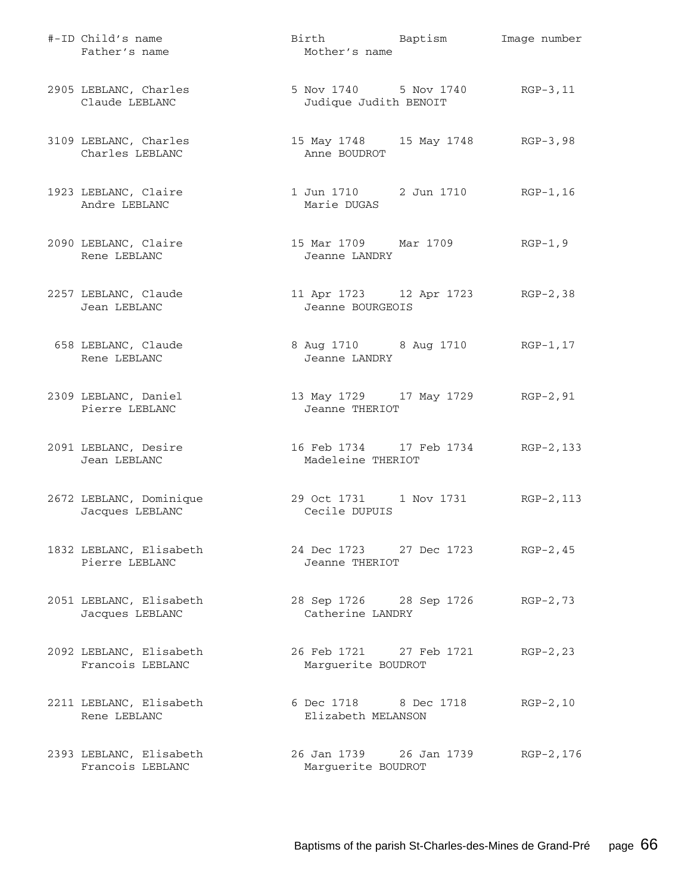| #-ID | Child's name / Father's name | Birth / Mother's name | Baptism | Image number |
|---|---|---|---|---|
| 2905 | LEBLANC, Charles<br>Claude LEBLANC | 5 Nov 1740<br>Judique Judith BENOIT | 5 Nov 1740 | RGP-3,11 |
| 3109 | LEBLANC, Charles<br>Charles LEBLANC | 15 May 1748<br>Anne BOUDROT | 15 May 1748 | RGP-3,98 |
| 1923 | LEBLANC, Claire<br>Andre LEBLANC | 1 Jun 1710<br>Marie DUGAS | 2 Jun 1710 | RGP-1,16 |
| 2090 | LEBLANC, Claire<br>Rene LEBLANC | 15 Mar 1709<br>Jeanne LANDRY | Mar 1709 | RGP-1,9 |
| 2257 | LEBLANC, Claude<br>Jean LEBLANC | 11 Apr 1723<br>Jeanne BOURGEOIS | 12 Apr 1723 | RGP-2,38 |
| 658 | LEBLANC, Claude<br>Rene LEBLANC | 8 Aug 1710<br>Jeanne LANDRY | 8 Aug 1710 | RGP-1,17 |
| 2309 | LEBLANC, Daniel<br>Pierre LEBLANC | 13 May 1729<br>Jeanne THERIOT | 17 May 1729 | RGP-2,91 |
| 2091 | LEBLANC, Desire<br>Jean LEBLANC | 16 Feb 1734<br>Madeleine THERIOT | 17 Feb 1734 | RGP-2,133 |
| 2672 | LEBLANC, Dominique<br>Jacques LEBLANC | 29 Oct 1731<br>Cecile DUPUIS | 1 Nov 1731 | RGP-2,113 |
| 1832 | LEBLANC, Elisabeth<br>Pierre LEBLANC | 24 Dec 1723<br>Jeanne THERIOT | 27 Dec 1723 | RGP-2,45 |
| 2051 | LEBLANC, Elisabeth<br>Jacques LEBLANC | 28 Sep 1726<br>Catherine LANDRY | 28 Sep 1726 | RGP-2,73 |
| 2092 | LEBLANC, Elisabeth<br>Francois LEBLANC | 26 Feb 1721<br>Marguerite BOUDROT | 27 Feb 1721 | RGP-2,23 |
| 2211 | LEBLANC, Elisabeth<br>Rene LEBLANC | 6 Dec 1718<br>Elizabeth MELANSON | 8 Dec 1718 | RGP-2,10 |
| 2393 | LEBLANC, Elisabeth<br>Francois LEBLANC | 26 Jan 1739<br>Marguerite BOUDROT | 26 Jan 1739 | RGP-2,176 |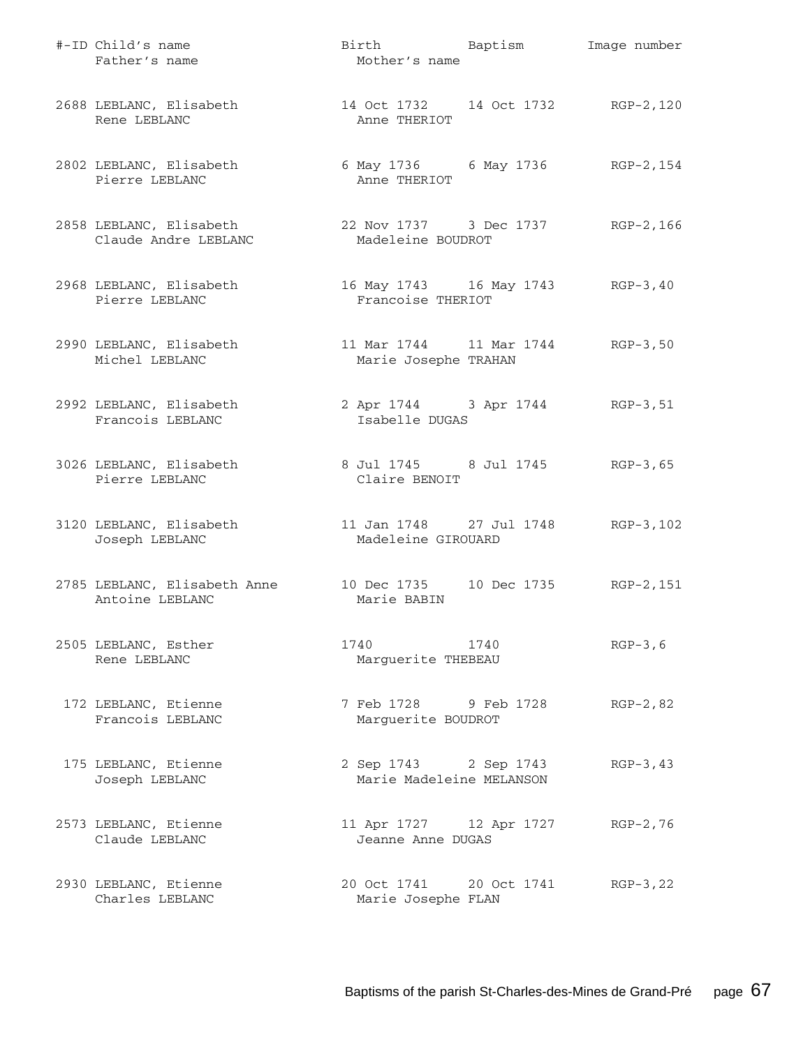| #-ID | Child's name / Father's name | Birth / Mother's name | Baptism | Image number |
|---|---|---|---|---|
| 2688 | LEBLANC, Elisabeth<br>Rene LEBLANC | 14 Oct 1732<br>Anne THERIOT | 14 Oct 1732 | RGP-2,120 |
| 2802 | LEBLANC, Elisabeth<br>Pierre LEBLANC | 6 May 1736<br>Anne THERIOT | 6 May 1736 | RGP-2,154 |
| 2858 | LEBLANC, Elisabeth<br>Claude Andre LEBLANC | 22 Nov 1737<br>Madeleine BOUDROT | 3 Dec 1737 | RGP-2,166 |
| 2968 | LEBLANC, Elisabeth<br>Pierre LEBLANC | 16 May 1743<br>Francoise THERIOT | 16 May 1743 | RGP-3,40 |
| 2990 | LEBLANC, Elisabeth<br>Michel LEBLANC | 11 Mar 1744<br>Marie Josephe TRAHAN | 11 Mar 1744 | RGP-3,50 |
| 2992 | LEBLANC, Elisabeth<br>Francois LEBLANC | 2 Apr 1744<br>Isabelle DUGAS | 3 Apr 1744 | RGP-3,51 |
| 3026 | LEBLANC, Elisabeth<br>Pierre LEBLANC | 8 Jul 1745<br>Claire BENOIT | 8 Jul 1745 | RGP-3,65 |
| 3120 | LEBLANC, Elisabeth<br>Joseph LEBLANC | 11 Jan 1748<br>Madeleine GIROUARD | 27 Jul 1748 | RGP-3,102 |
| 2785 | LEBLANC, Elisabeth Anne<br>Antoine LEBLANC | 10 Dec 1735<br>Marie BABIN | 10 Dec 1735 | RGP-2,151 |
| 2505 | LEBLANC, Esther<br>Rene LEBLANC | 1740<br>Marguerite THEBEAU | 1740 | RGP-3,6 |
| 172 | LEBLANC, Etienne<br>Francois LEBLANC | 7 Feb 1728<br>Marguerite BOUDROT | 9 Feb 1728 | RGP-2,82 |
| 175 | LEBLANC, Etienne<br>Joseph LEBLANC | 2 Sep 1743<br>Marie Madeleine MELANSON | 2 Sep 1743 | RGP-3,43 |
| 2573 | LEBLANC, Etienne<br>Claude LEBLANC | 11 Apr 1727<br>Jeanne Anne DUGAS | 12 Apr 1727 | RGP-2,76 |
| 2930 | LEBLANC, Etienne<br>Charles LEBLANC | 20 Oct 1741<br>Marie Josephe FLAN | 20 Oct 1741 | RGP-3,22 |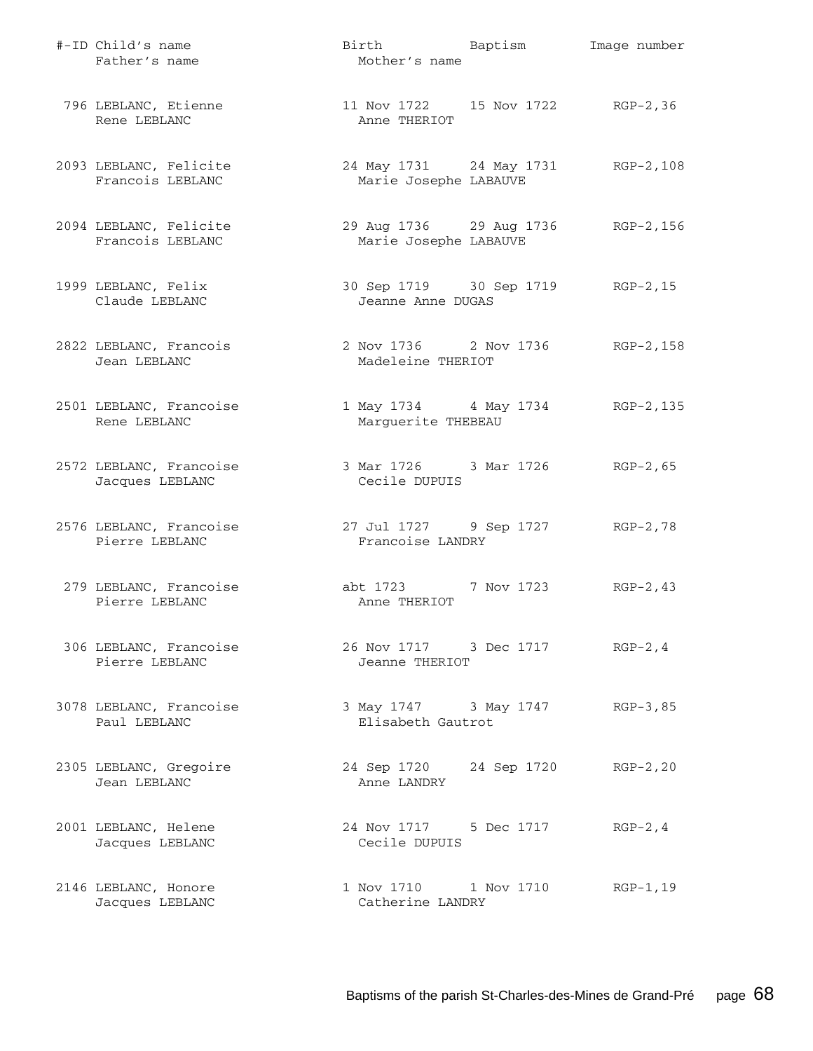| #-ID | Child's name<br>Father's name | Birth<br>Mother's name | Baptism | Image number |
|---|---|---|---|---|
| 796 | LEBLANC, Etienne<br>Rene LEBLANC | 11 Nov 1722<br>Anne THERIOT | 15 Nov 1722 | RGP-2,36 |
| 2093 | LEBLANC, Felicite<br>Francois LEBLANC | 24 May 1731<br>Marie Josephe LABAUVE | 24 May 1731 | RGP-2,108 |
| 2094 | LEBLANC, Felicite<br>Francois LEBLANC | 29 Aug 1736<br>Marie Josephe LABAUVE | 29 Aug 1736 | RGP-2,156 |
| 1999 | LEBLANC, Felix<br>Claude LEBLANC | 30 Sep 1719<br>Jeanne Anne DUGAS | 30 Sep 1719 | RGP-2,15 |
| 2822 | LEBLANC, Francois<br>Jean LEBLANC | 2 Nov 1736<br>Madeleine THERIOT | 2 Nov 1736 | RGP-2,158 |
| 2501 | LEBLANC, Francoise<br>Rene LEBLANC | 1 May 1734<br>Marguerite THEBEAU | 4 May 1734 | RGP-2,135 |
| 2572 | LEBLANC, Francoise<br>Jacques LEBLANC | 3 Mar 1726<br>Cecile DUPUIS | 3 Mar 1726 | RGP-2,65 |
| 2576 | LEBLANC, Francoise<br>Pierre LEBLANC | 27 Jul 1727<br>Francoise LANDRY | 9 Sep 1727 | RGP-2,78 |
| 279 | LEBLANC, Francoise<br>Pierre LEBLANC | abt 1723<br>Anne THERIOT | 7 Nov 1723 | RGP-2,43 |
| 306 | LEBLANC, Francoise<br>Pierre LEBLANC | 26 Nov 1717<br>Jeanne THERIOT | 3 Dec 1717 | RGP-2,4 |
| 3078 | LEBLANC, Francoise<br>Paul LEBLANC | 3 May 1747<br>Elisabeth Gautrot | 3 May 1747 | RGP-3,85 |
| 2305 | LEBLANC, Gregoire<br>Jean LEBLANC | 24 Sep 1720<br>Anne LANDRY | 24 Sep 1720 | RGP-2,20 |
| 2001 | LEBLANC, Helene<br>Jacques LEBLANC | 24 Nov 1717<br>Cecile DUPUIS | 5 Dec 1717 | RGP-2,4 |
| 2146 | LEBLANC, Honore<br>Jacques LEBLANC | 1 Nov 1710<br>Catherine LANDRY | 1 Nov 1710 | RGP-1,19 |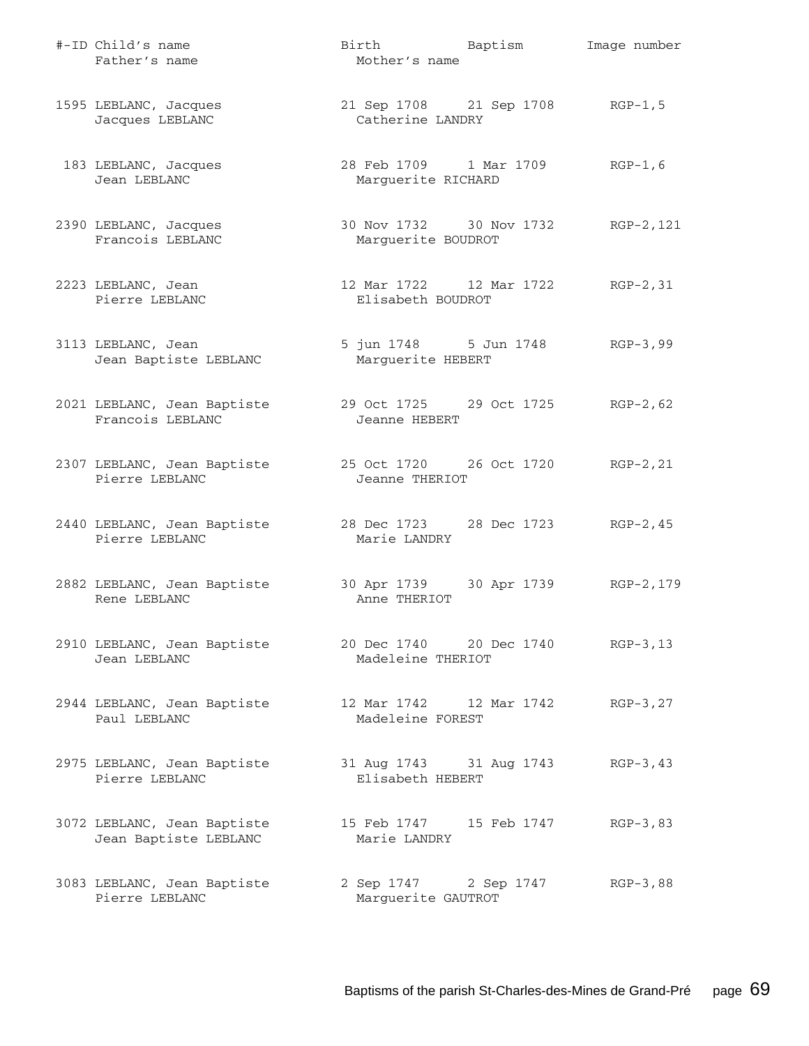| #-ID | Child's name / Father's name | Birth / Mother's name | Baptism | Image number |
|---|---|---|---|---|
| 1595 | LEBLANC, Jacques<br>Jacques LEBLANC | 21 Sep 1708<br>Catherine LANDRY | 21 Sep 1708 | RGP-1,5 |
| 183 | LEBLANC, Jacques<br>Jean LEBLANC | 28 Feb 1709<br>Marguerite RICHARD | 1 Mar 1709 | RGP-1,6 |
| 2390 | LEBLANC, Jacques<br>Francois LEBLANC | 30 Nov 1732<br>Marguerite BOUDROT | 30 Nov 1732 | RGP-2,121 |
| 2223 | LEBLANC, Jean<br>Pierre LEBLANC | 12 Mar 1722<br>Elisabeth BOUDROT | 12 Mar 1722 | RGP-2,31 |
| 3113 | LEBLANC, Jean<br>Jean Baptiste LEBLANC | 5 jun 1748<br>Marguerite HEBERT | 5 Jun 1748 | RGP-3,99 |
| 2021 | LEBLANC, Jean Baptiste<br>Francois LEBLANC | 29 Oct 1725<br>Jeanne HEBERT | 29 Oct 1725 | RGP-2,62 |
| 2307 | LEBLANC, Jean Baptiste<br>Pierre LEBLANC | 25 Oct 1720<br>Jeanne THERIOT | 26 Oct 1720 | RGP-2,21 |
| 2440 | LEBLANC, Jean Baptiste<br>Pierre LEBLANC | 28 Dec 1723<br>Marie LANDRY | 28 Dec 1723 | RGP-2,45 |
| 2882 | LEBLANC, Jean Baptiste<br>Rene LEBLANC | 30 Apr 1739<br>Anne THERIOT | 30 Apr 1739 | RGP-2,179 |
| 2910 | LEBLANC, Jean Baptiste<br>Jean LEBLANC | 20 Dec 1740<br>Madeleine THERIOT | 20 Dec 1740 | RGP-3,13 |
| 2944 | LEBLANC, Jean Baptiste<br>Paul LEBLANC | 12 Mar 1742<br>Madeleine FOREST | 12 Mar 1742 | RGP-3,27 |
| 2975 | LEBLANC, Jean Baptiste<br>Pierre LEBLANC | 31 Aug 1743<br>Elisabeth HEBERT | 31 Aug 1743 | RGP-3,43 |
| 3072 | LEBLANC, Jean Baptiste<br>Jean Baptiste LEBLANC | 15 Feb 1747<br>Marie LANDRY | 15 Feb 1747 | RGP-3,83 |
| 3083 | LEBLANC, Jean Baptiste<br>Pierre LEBLANC | 2 Sep 1747<br>Marguerite GAUTROT | 2 Sep 1747 | RGP-3,88 |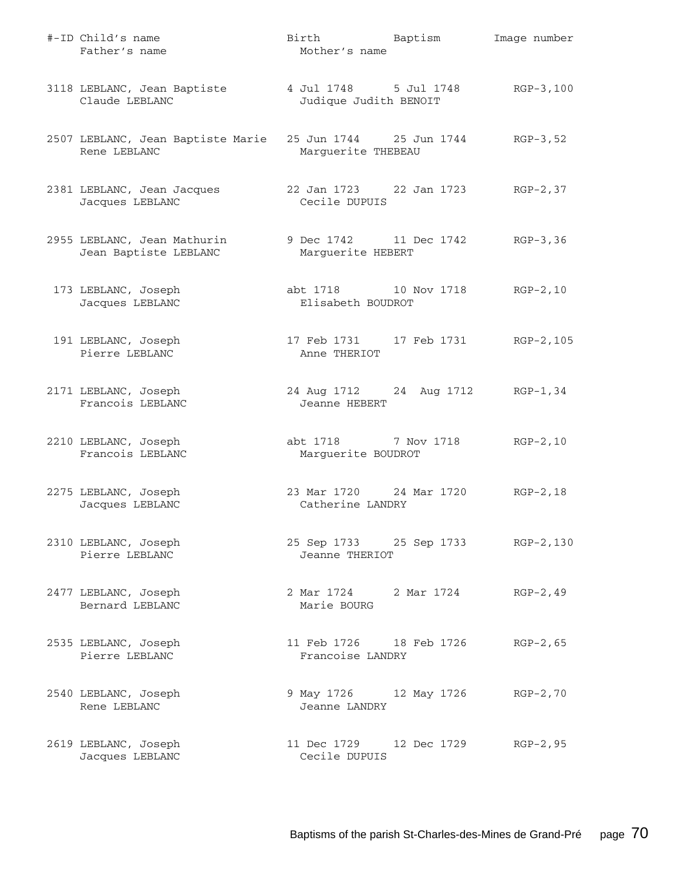| #-ID | Child's name / Father's name | Birth / Mother's name | Baptism | Image number |
|---|---|---|---|---|
| 3118 | LEBLANC, Jean Baptiste<br>Claude LEBLANC | 4 Jul 1748<br>Judique Judith BENOIT | 5 Jul 1748 | RGP-3,100 |
| 2507 | LEBLANC, Jean Baptiste Marie<br>Rene LEBLANC | 25 Jun 1744<br>Marguerite THEBEAU | 25 Jun 1744 | RGP-3,52 |
| 2381 | LEBLANC, Jean Jacques<br>Jacques LEBLANC | 22 Jan 1723<br>Cecile DUPUIS | 22 Jan 1723 | RGP-2,37 |
| 2955 | LEBLANC, Jean Mathurin<br>Jean Baptiste LEBLANC | 9 Dec 1742<br>Marguerite HEBERT | 11 Dec 1742 | RGP-3,36 |
| 173 | LEBLANC, Joseph<br>Jacques LEBLANC | abt 1718<br>Elisabeth BOUDROT | 10 Nov 1718 | RGP-2,10 |
| 191 | LEBLANC, Joseph<br>Pierre LEBLANC | 17 Feb 1731<br>Anne THERIOT | 17 Feb 1731 | RGP-2,105 |
| 2171 | LEBLANC, Joseph<br>Francois LEBLANC | 24 Aug 1712<br>Jeanne HEBERT | 24 Aug 1712 | RGP-1,34 |
| 2210 | LEBLANC, Joseph<br>Francois LEBLANC | abt 1718<br>Marguerite BOUDROT | 7 Nov 1718 | RGP-2,10 |
| 2275 | LEBLANC, Joseph<br>Jacques LEBLANC | 23 Mar 1720<br>Catherine LANDRY | 24 Mar 1720 | RGP-2,18 |
| 2310 | LEBLANC, Joseph<br>Pierre LEBLANC | 25 Sep 1733<br>Jeanne THERIOT | 25 Sep 1733 | RGP-2,130 |
| 2477 | LEBLANC, Joseph<br>Bernard LEBLANC | 2 Mar 1724<br>Marie BOURG | 2 Mar 1724 | RGP-2,49 |
| 2535 | LEBLANC, Joseph<br>Pierre LEBLANC | 11 Feb 1726<br>Francoise LANDRY | 18 Feb 1726 | RGP-2,65 |
| 2540 | LEBLANC, Joseph<br>Rene LEBLANC | 9 May 1726<br>Jeanne LANDRY | 12 May 1726 | RGP-2,70 |
| 2619 | LEBLANC, Joseph<br>Jacques LEBLANC | 11 Dec 1729<br>Cecile DUPUIS | 12 Dec 1729 | RGP-2,95 |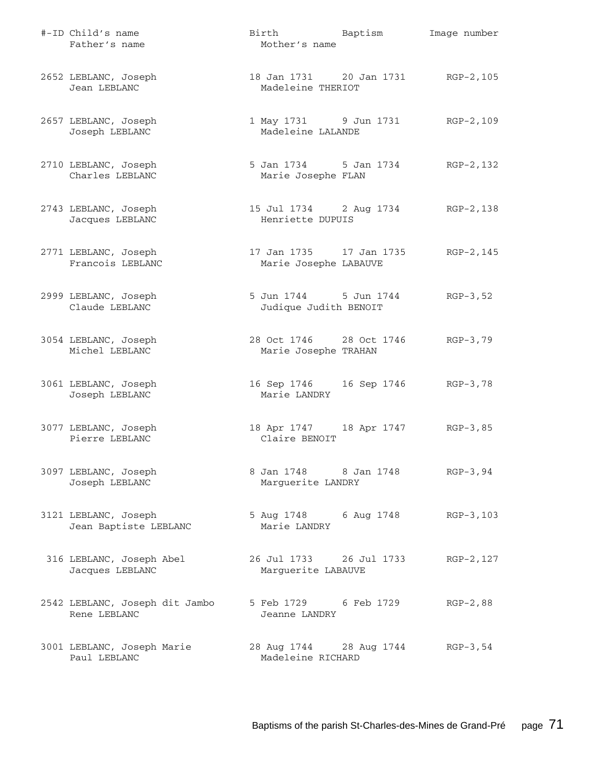| #-ID | Child's name / Father's name | Birth / Mother's name | Baptism | Image number |
|---|---|---|---|---|
| 2652 | LEBLANC, Joseph<br>Jean LEBLANC | 18 Jan 1731<br>Madeleine THERIOT | 20 Jan 1731 | RGP-2,105 |
| 2657 | LEBLANC, Joseph<br>Joseph LEBLANC | 1 May 1731<br>Madeleine LALANDE | 9 Jun 1731 | RGP-2,109 |
| 2710 | LEBLANC, Joseph<br>Charles LEBLANC | 5 Jan 1734<br>Marie Josephe FLAN | 5 Jan 1734 | RGP-2,132 |
| 2743 | LEBLANC, Joseph<br>Jacques LEBLANC | 15 Jul 1734<br>Henriette DUPUIS | 2 Aug 1734 | RGP-2,138 |
| 2771 | LEBLANC, Joseph<br>Francois LEBLANC | 17 Jan 1735<br>Marie Josephe LABAUVE | 17 Jan 1735 | RGP-2,145 |
| 2999 | LEBLANC, Joseph<br>Claude LEBLANC | 5 Jun 1744<br>Judique Judith BENOIT | 5 Jun 1744 | RGP-3,52 |
| 3054 | LEBLANC, Joseph<br>Michel LEBLANC | 28 Oct 1746<br>Marie Josephe TRAHAN | 28 Oct 1746 | RGP-3,79 |
| 3061 | LEBLANC, Joseph<br>Joseph LEBLANC | 16 Sep 1746<br>Marie LANDRY | 16 Sep 1746 | RGP-3,78 |
| 3077 | LEBLANC, Joseph<br>Pierre LEBLANC | 18 Apr 1747<br>Claire BENOIT | 18 Apr 1747 | RGP-3,85 |
| 3097 | LEBLANC, Joseph<br>Joseph LEBLANC | 8 Jan 1748<br>Marguerite LANDRY | 8 Jan 1748 | RGP-3,94 |
| 3121 | LEBLANC, Joseph<br>Jean Baptiste LEBLANC | 5 Aug 1748<br>Marie LANDRY | 6 Aug 1748 | RGP-3,103 |
| 316 | LEBLANC, Joseph Abel<br>Jacques LEBLANC | 26 Jul 1733<br>Marguerite LABAUVE | 26 Jul 1733 | RGP-2,127 |
| 2542 | LEBLANC, Joseph dit Jambo<br>Rene LEBLANC | 5 Feb 1729<br>Jeanne LANDRY | 6 Feb 1729 | RGP-2,88 |
| 3001 | LEBLANC, Joseph Marie<br>Paul LEBLANC | 28 Aug 1744<br>Madeleine RICHARD | 28 Aug 1744 | RGP-3,54 |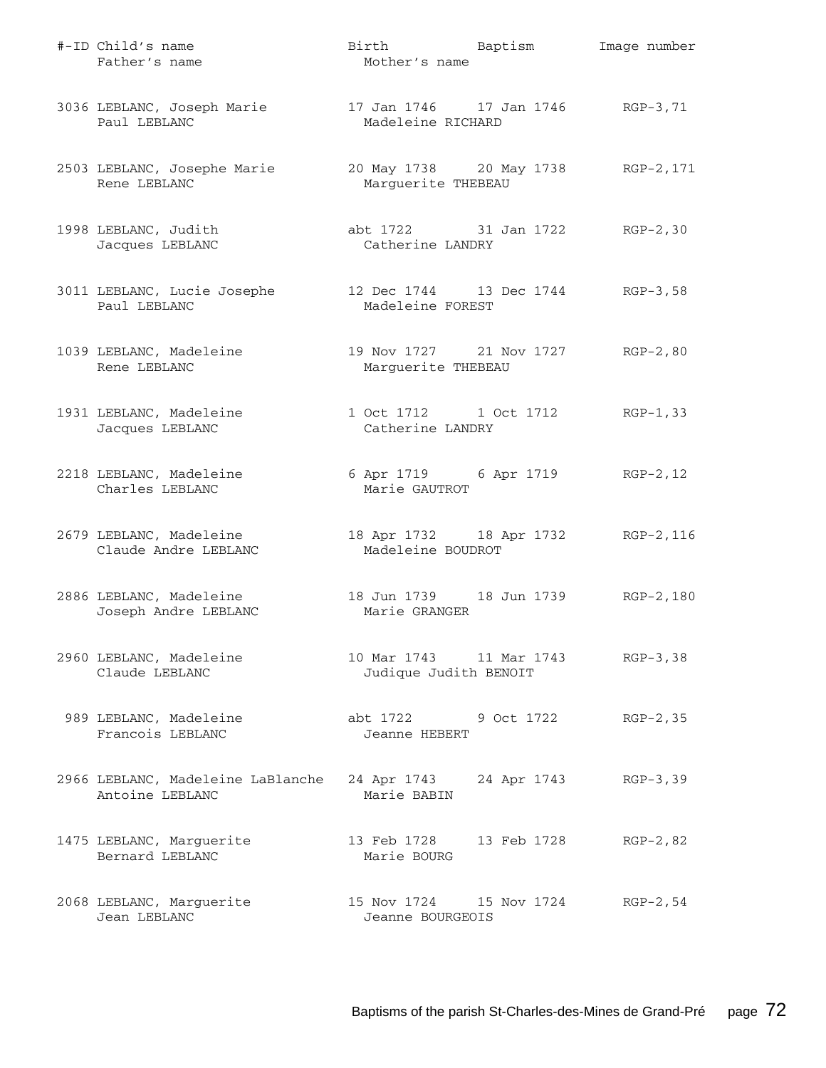| #-ID | Child's name / Father's name | Birth / Mother's name | Baptism | Image number |
|---|---|---|---|---|
| 3036 | LEBLANC, Joseph Marie<br>Paul LEBLANC | 17 Jan 1746<br>Madeleine RICHARD | 17 Jan 1746 | RGP-3,71 |
| 2503 | LEBLANC, Josephe Marie<br>Rene LEBLANC | 20 May 1738<br>Marguerite THEBEAU | 20 May 1738 | RGP-2,171 |
| 1998 | LEBLANC, Judith<br>Jacques LEBLANC | abt 1722<br>Catherine LANDRY | 31 Jan 1722 | RGP-2,30 |
| 3011 | LEBLANC, Lucie Josephe<br>Paul LEBLANC | 12 Dec 1744<br>Madeleine FOREST | 13 Dec 1744 | RGP-3,58 |
| 1039 | LEBLANC, Madeleine<br>Rene LEBLANC | 19 Nov 1727<br>Marguerite THEBEAU | 21 Nov 1727 | RGP-2,80 |
| 1931 | LEBLANC, Madeleine<br>Jacques LEBLANC | 1 Oct 1712<br>Catherine LANDRY | 1 Oct 1712 | RGP-1,33 |
| 2218 | LEBLANC, Madeleine<br>Charles LEBLANC | 6 Apr 1719<br>Marie GAUTROT | 6 Apr 1719 | RGP-2,12 |
| 2679 | LEBLANC, Madeleine<br>Claude Andre LEBLANC | 18 Apr 1732<br>Madeleine BOUDROT | 18 Apr 1732 | RGP-2,116 |
| 2886 | LEBLANC, Madeleine<br>Joseph Andre LEBLANC | 18 Jun 1739<br>Marie GRANGER | 18 Jun 1739 | RGP-2,180 |
| 2960 | LEBLANC, Madeleine<br>Claude LEBLANC | 10 Mar 1743<br>Judique Judith BENOIT | 11 Mar 1743 | RGP-3,38 |
| 989 | LEBLANC, Madeleine<br>Francois LEBLANC | abt 1722<br>Jeanne HEBERT | 9 Oct 1722 | RGP-2,35 |
| 2966 | LEBLANC, Madeleine LaBlanche<br>Antoine LEBLANC | 24 Apr 1743<br>Marie BABIN | 24 Apr 1743 | RGP-3,39 |
| 1475 | LEBLANC, Marguerite<br>Bernard LEBLANC | 13 Feb 1728<br>Marie BOURG | 13 Feb 1728 | RGP-2,82 |
| 2068 | LEBLANC, Marguerite<br>Jean LEBLANC | 15 Nov 1724<br>Jeanne BOURGEOIS | 15 Nov 1724 | RGP-2,54 |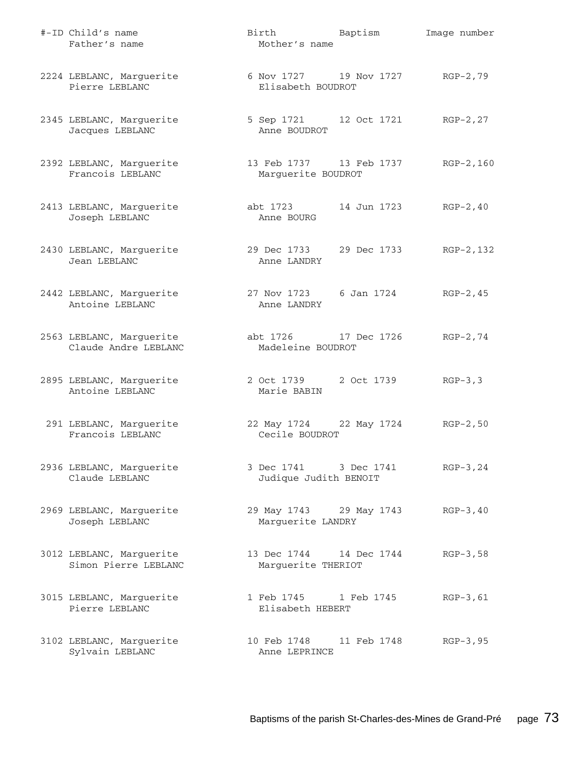| #-ID | Child's name / Father's name | Birth / Mother's name | Baptism | Image number |
|---|---|---|---|---|
| 2224 | LEBLANC, Marguerite<br>Pierre LEBLANC | 6 Nov 1727<br>Elisabeth BOUDROT | 19 Nov 1727 | RGP-2,79 |
| 2345 | LEBLANC, Marguerite<br>Jacques LEBLANC | 5 Sep 1721<br>Anne BOUDROT | 12 Oct 1721 | RGP-2,27 |
| 2392 | LEBLANC, Marguerite<br>Francois LEBLANC | 13 Feb 1737<br>Marguerite BOUDROT | 13 Feb 1737 | RGP-2,160 |
| 2413 | LEBLANC, Marguerite<br>Joseph LEBLANC | abt 1723<br>Anne BOURG | 14 Jun 1723 | RGP-2,40 |
| 2430 | LEBLANC, Marguerite<br>Jean LEBLANC | 29 Dec 1733<br>Anne LANDRY | 29 Dec 1733 | RGP-2,132 |
| 2442 | LEBLANC, Marguerite<br>Antoine LEBLANC | 27 Nov 1723<br>Anne LANDRY | 6 Jan 1724 | RGP-2,45 |
| 2563 | LEBLANC, Marguerite<br>Claude Andre LEBLANC | abt 1726<br>Madeleine BOUDROT | 17 Dec 1726 | RGP-2,74 |
| 2895 | LEBLANC, Marguerite<br>Antoine LEBLANC | 2 Oct 1739<br>Marie BABIN | 2 Oct 1739 | RGP-3,3 |
| 291 | LEBLANC, Marguerite<br>Francois LEBLANC | 22 May 1724<br>Cecile BOUDROT | 22 May 1724 | RGP-2,50 |
| 2936 | LEBLANC, Marguerite<br>Claude LEBLANC | 3 Dec 1741<br>Judique Judith BENOIT | 3 Dec 1741 | RGP-3,24 |
| 2969 | LEBLANC, Marguerite<br>Joseph LEBLANC | 29 May 1743<br>Marguerite LANDRY | 29 May 1743 | RGP-3,40 |
| 3012 | LEBLANC, Marguerite<br>Simon Pierre LEBLANC | 13 Dec 1744<br>Marguerite THERIOT | 14 Dec 1744 | RGP-3,58 |
| 3015 | LEBLANC, Marguerite<br>Pierre LEBLANC | 1 Feb 1745<br>Elisabeth HEBERT | 1 Feb 1745 | RGP-3,61 |
| 3102 | LEBLANC, Marguerite<br>Sylvain LEBLANC | 10 Feb 1748<br>Anne LEPRINCE | 11 Feb 1748 | RGP-3,95 |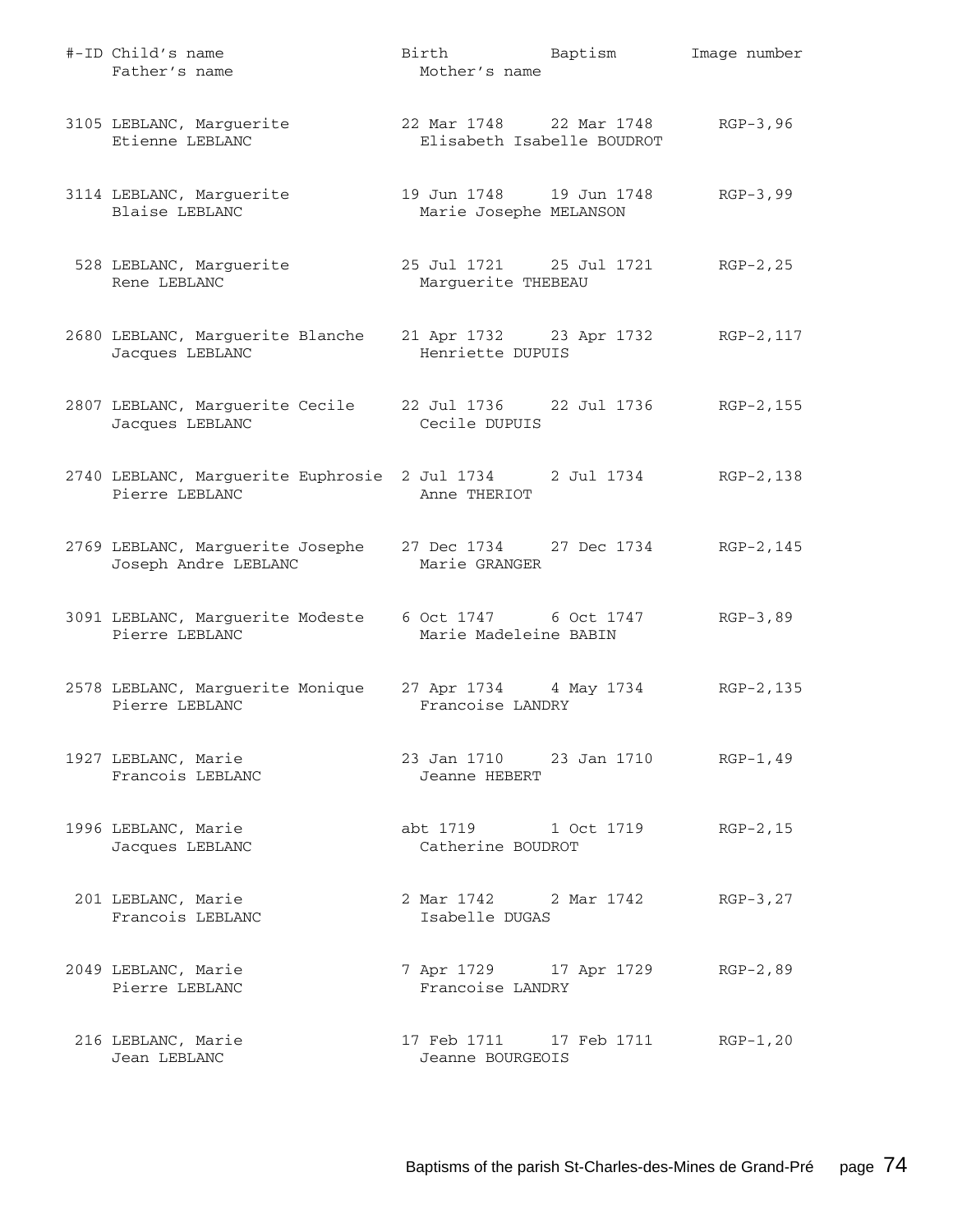| #-ID | Child's name<br>Father's name | Birth<br>Mother's name | Baptism | Image number |
|---|---|---|---|---|
| 3105 | LEBLANC, Marguerite<br>Etienne LEBLANC | 22 Mar 1748<br>Elisabeth Isabelle BOUDROT | 22 Mar 1748 | RGP-3,96 |
| 3114 | LEBLANC, Marguerite<br>Blaise LEBLANC | 19 Jun 1748<br>Marie Josephe MELANSON | 19 Jun 1748 | RGP-3,99 |
| 528 | LEBLANC, Marguerite<br>Rene LEBLANC | 25 Jul 1721<br>Marguerite THEBEAU | 25 Jul 1721 | RGP-2,25 |
| 2680 | LEBLANC, Marguerite Blanche<br>Jacques LEBLANC | 21 Apr 1732<br>Henriette DUPUIS | 23 Apr 1732 | RGP-2,117 |
| 2807 | LEBLANC, Marguerite Cecile<br>Jacques LEBLANC | 22 Jul 1736<br>Cecile DUPUIS | 22 Jul 1736 | RGP-2,155 |
| 2740 | LEBLANC, Marguerite Euphrosie<br>Pierre LEBLANC | 2 Jul 1734<br>Anne THERIOT | 2 Jul 1734 | RGP-2,138 |
| 2769 | LEBLANC, Marguerite Josephe<br>Joseph Andre LEBLANC | 27 Dec 1734<br>Marie GRANGER | 27 Dec 1734 | RGP-2,145 |
| 3091 | LEBLANC, Marguerite Modeste<br>Pierre LEBLANC | 6 Oct 1747<br>Marie Madeleine BABIN | 6 Oct 1747 | RGP-3,89 |
| 2578 | LEBLANC, Marguerite Monique<br>Pierre LEBLANC | 27 Apr 1734<br>Francoise LANDRY | 4 May 1734 | RGP-2,135 |
| 1927 | LEBLANC, Marie<br>Francois LEBLANC | 23 Jan 1710<br>Jeanne HEBERT | 23 Jan 1710 | RGP-1,49 |
| 1996 | LEBLANC, Marie<br>Jacques LEBLANC | abt 1719<br>Catherine BOUDROT | 1 Oct 1719 | RGP-2,15 |
| 201 | LEBLANC, Marie<br>Francois LEBLANC | 2 Mar 1742<br>Isabelle DUGAS | 2 Mar 1742 | RGP-3,27 |
| 2049 | LEBLANC, Marie<br>Pierre LEBLANC | 7 Apr 1729<br>Francoise LANDRY | 17 Apr 1729 | RGP-2,89 |
| 216 | LEBLANC, Marie<br>Jean LEBLANC | 17 Feb 1711<br>Jeanne BOURGEOIS | 17 Feb 1711 | RGP-1,20 |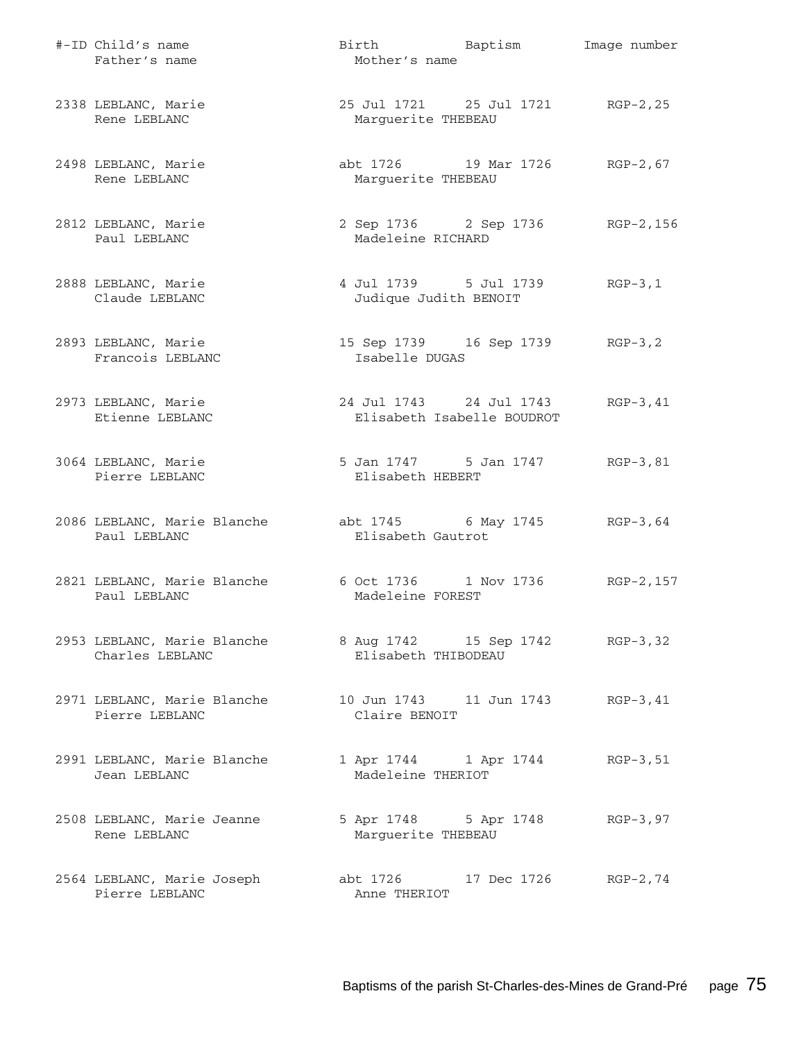| #-ID | Child's name / Father's name | Birth / Mother's name | Baptism | Image number |
|---|---|---|---|---|
| 2338 | LEBLANC, Marie<br>Rene LEBLANC | 25 Jul 1721<br>Marguerite THEBEAU | 25 Jul 1721 | RGP-2,25 |
| 2498 | LEBLANC, Marie<br>Rene LEBLANC | abt 1726<br>Marguerite THEBEAU | 19 Mar 1726 | RGP-2,67 |
| 2812 | LEBLANC, Marie<br>Paul LEBLANC | 2 Sep 1736<br>Madeleine RICHARD | 2 Sep 1736 | RGP-2,156 |
| 2888 | LEBLANC, Marie<br>Claude LEBLANC | 4 Jul 1739<br>Judique Judith BENOIT | 5 Jul 1739 | RGP-3,1 |
| 2893 | LEBLANC, Marie<br>Francois LEBLANC | 15 Sep 1739<br>Isabelle DUGAS | 16 Sep 1739 | RGP-3,2 |
| 2973 | LEBLANC, Marie<br>Etienne LEBLANC | 24 Jul 1743<br>Elisabeth Isabelle BOUDROT | 24 Jul 1743 | RGP-3,41 |
| 3064 | LEBLANC, Marie<br>Pierre LEBLANC | 5 Jan 1747<br>Elisabeth HEBERT | 5 Jan 1747 | RGP-3,81 |
| 2086 | LEBLANC, Marie Blanche<br>Paul LEBLANC | abt 1745<br>Elisabeth Gautrot | 6 May 1745 | RGP-3,64 |
| 2821 | LEBLANC, Marie Blanche<br>Paul LEBLANC | 6 Oct 1736<br>Madeleine FOREST | 1 Nov 1736 | RGP-2,157 |
| 2953 | LEBLANC, Marie Blanche<br>Charles LEBLANC | 8 Aug 1742<br>Elisabeth THIBODEAU | 15 Sep 1742 | RGP-3,32 |
| 2971 | LEBLANC, Marie Blanche<br>Pierre LEBLANC | 10 Jun 1743<br>Claire BENOIT | 11 Jun 1743 | RGP-3,41 |
| 2991 | LEBLANC, Marie Blanche<br>Jean LEBLANC | 1 Apr 1744<br>Madeleine THERIOT | 1 Apr 1744 | RGP-3,51 |
| 2508 | LEBLANC, Marie Jeanne<br>Rene LEBLANC | 5 Apr 1748<br>Marguerite THEBEAU | 5 Apr 1748 | RGP-3,97 |
| 2564 | LEBLANC, Marie Joseph<br>Pierre LEBLANC | abt 1726<br>Anne THERIOT | 17 Dec 1726 | RGP-2,74 |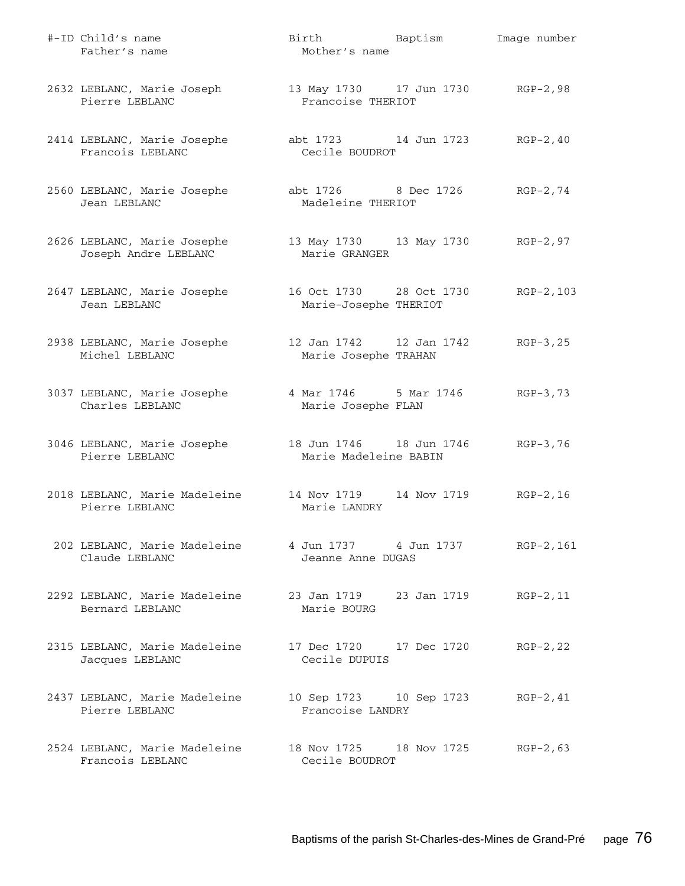| #-ID | Child's name / Father's name | Birth / Mother's name | Baptism | Image number |
|---|---|---|---|---|
| 2632 | LEBLANC, Marie Joseph<br>Pierre LEBLANC | 13 May 1730<br>Francoise THERIOT | 17 Jun 1730 | RGP-2,98 |
| 2414 | LEBLANC, Marie Josephe<br>Francois LEBLANC | abt 1723<br>Cecile BOUDROT | 14 Jun 1723 | RGP-2,40 |
| 2560 | LEBLANC, Marie Josephe<br>Jean LEBLANC | abt 1726<br>Madeleine THERIOT | 8 Dec 1726 | RGP-2,74 |
| 2626 | LEBLANC, Marie Josephe<br>Joseph Andre LEBLANC | 13 May 1730<br>Marie GRANGER | 13 May 1730 | RGP-2,97 |
| 2647 | LEBLANC, Marie Josephe<br>Jean LEBLANC | 16 Oct 1730<br>Marie-Josephe THERIOT | 28 Oct 1730 | RGP-2,103 |
| 2938 | LEBLANC, Marie Josephe<br>Michel LEBLANC | 12 Jan 1742<br>Marie Josephe TRAHAN | 12 Jan 1742 | RGP-3,25 |
| 3037 | LEBLANC, Marie Josephe<br>Charles LEBLANC | 4 Mar 1746<br>Marie Josephe FLAN | 5 Mar 1746 | RGP-3,73 |
| 3046 | LEBLANC, Marie Josephe<br>Pierre LEBLANC | 18 Jun 1746<br>Marie Madeleine BABIN | 18 Jun 1746 | RGP-3,76 |
| 2018 | LEBLANC, Marie Madeleine<br>Pierre LEBLANC | 14 Nov 1719<br>Marie LANDRY | 14 Nov 1719 | RGP-2,16 |
| 202 | LEBLANC, Marie Madeleine<br>Claude LEBLANC | 4 Jun 1737<br>Jeanne Anne DUGAS | 4 Jun 1737 | RGP-2,161 |
| 2292 | LEBLANC, Marie Madeleine<br>Bernard LEBLANC | 23 Jan 1719<br>Marie BOURG | 23 Jan 1719 | RGP-2,11 |
| 2315 | LEBLANC, Marie Madeleine<br>Jacques LEBLANC | 17 Dec 1720<br>Cecile DUPUIS | 17 Dec 1720 | RGP-2,22 |
| 2437 | LEBLANC, Marie Madeleine<br>Pierre LEBLANC | 10 Sep 1723<br>Francoise LANDRY | 10 Sep 1723 | RGP-2,41 |
| 2524 | LEBLANC, Marie Madeleine<br>Francois LEBLANC | 18 Nov 1725<br>Cecile BOUDROT | 18 Nov 1725 | RGP-2,63 |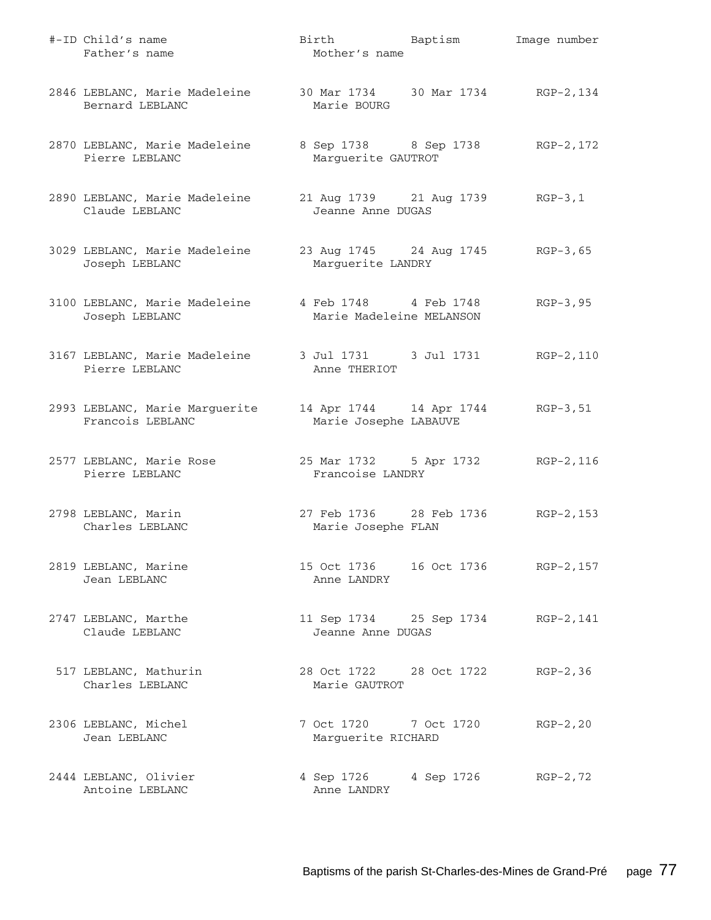| #-ID | Child's name / Father's name | Birth / Mother's name | Baptism | Image number |
|---|---|---|---|---|
| 2846 | LEBLANC, Marie Madeleine<br>Bernard LEBLANC | 30 Mar 1734<br>Marie BOURG | 30 Mar 1734 | RGP-2,134 |
| 2870 | LEBLANC, Marie Madeleine<br>Pierre LEBLANC | 8 Sep 1738<br>Marguerite GAUTROT | 8 Sep 1738 | RGP-2,172 |
| 2890 | LEBLANC, Marie Madeleine<br>Claude LEBLANC | 21 Aug 1739<br>Jeanne Anne DUGAS | 21 Aug 1739 | RGP-3,1 |
| 3029 | LEBLANC, Marie Madeleine<br>Joseph LEBLANC | 23 Aug 1745<br>Marguerite LANDRY | 24 Aug 1745 | RGP-3,65 |
| 3100 | LEBLANC, Marie Madeleine<br>Joseph LEBLANC | 4 Feb 1748<br>Marie Madeleine MELANSON | 4 Feb 1748 | RGP-3,95 |
| 3167 | LEBLANC, Marie Madeleine<br>Pierre LEBLANC | 3 Jul 1731<br>Anne THERIOT | 3 Jul 1731 | RGP-2,110 |
| 2993 | LEBLANC, Marie Marguerite<br>Francois LEBLANC | 14 Apr 1744<br>Marie Josephe LABAUVE | 14 Apr 1744 | RGP-3,51 |
| 2577 | LEBLANC, Marie Rose<br>Pierre LEBLANC | 25 Mar 1732<br>Francoise LANDRY | 5 Apr 1732 | RGP-2,116 |
| 2798 | LEBLANC, Marin<br>Charles LEBLANC | 27 Feb 1736<br>Marie Josephe FLAN | 28 Feb 1736 | RGP-2,153 |
| 2819 | LEBLANC, Marine<br>Jean LEBLANC | 15 Oct 1736<br>Anne LANDRY | 16 Oct 1736 | RGP-2,157 |
| 2747 | LEBLANC, Marthe<br>Claude LEBLANC | 11 Sep 1734<br>Jeanne Anne DUGAS | 25 Sep 1734 | RGP-2,141 |
| 517 | LEBLANC, Mathurin<br>Charles LEBLANC | 28 Oct 1722<br>Marie GAUTROT | 28 Oct 1722 | RGP-2,36 |
| 2306 | LEBLANC, Michel<br>Jean LEBLANC | 7 Oct 1720<br>Marguerite RICHARD | 7 Oct 1720 | RGP-2,20 |
| 2444 | LEBLANC, Olivier<br>Antoine LEBLANC | 4 Sep 1726<br>Anne LANDRY | 4 Sep 1726 | RGP-2,72 |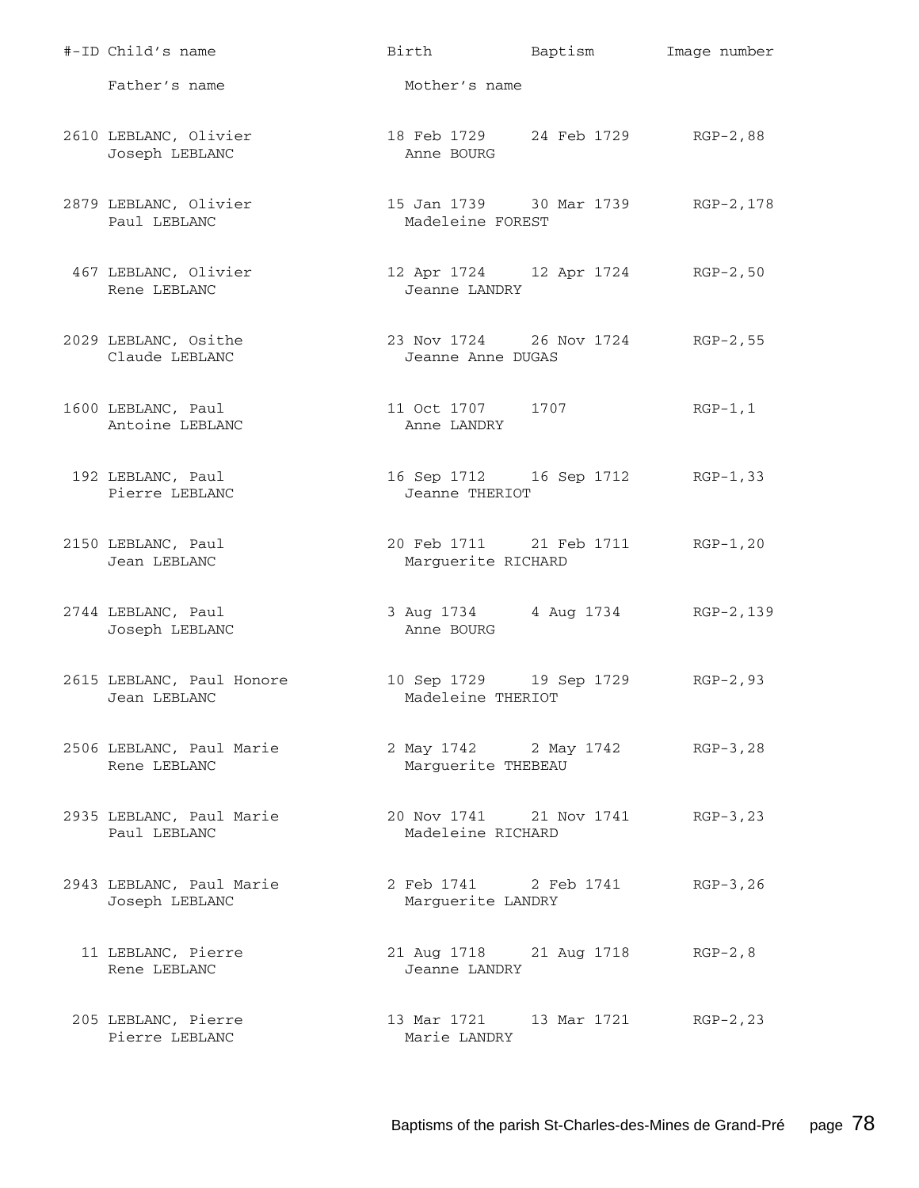| #-ID | Child's name | Birth | Baptism | Image number |
|---|---|---|---|---|
| | Father's name | Mother's name | | |
| 2610 | LEBLANC, Olivier | 18 Feb 1729 | 24 Feb 1729 | RGP-2,88 |
| | Joseph LEBLANC | Anne BOURG | | |
| 2879 | LEBLANC, Olivier | 15 Jan 1739 | 30 Mar 1739 | RGP-2,178 |
| | Paul LEBLANC | Madeleine FOREST | | |
| 467 | LEBLANC, Olivier | 12 Apr 1724 | 12 Apr 1724 | RGP-2,50 |
| | Rene LEBLANC | Jeanne LANDRY | | |
| 2029 | LEBLANC, Osithe | 23 Nov 1724 | 26 Nov 1724 | RGP-2,55 |
| | Claude LEBLANC | Jeanne Anne DUGAS | | |
| 1600 | LEBLANC, Paul | 11 Oct 1707 | 1707 | RGP-1,1 |
| | Antoine LEBLANC | Anne LANDRY | | |
| 192 | LEBLANC, Paul | 16 Sep 1712 | 16 Sep 1712 | RGP-1,33 |
| | Pierre LEBLANC | Jeanne THERIOT | | |
| 2150 | LEBLANC, Paul | 20 Feb 1711 | 21 Feb 1711 | RGP-1,20 |
| | Jean LEBLANC | Marguerite RICHARD | | |
| 2744 | LEBLANC, Paul | 3 Aug 1734 | 4 Aug 1734 | RGP-2,139 |
| | Joseph LEBLANC | Anne BOURG | | |
| 2615 | LEBLANC, Paul Honore | 10 Sep 1729 | 19 Sep 1729 | RGP-2,93 |
| | Jean LEBLANC | Madeleine THERIOT | | |
| 2506 | LEBLANC, Paul Marie | 2 May 1742 | 2 May 1742 | RGP-3,28 |
| | Rene LEBLANC | Marguerite THEBEAU | | |
| 2935 | LEBLANC, Paul Marie | 20 Nov 1741 | 21 Nov 1741 | RGP-3,23 |
| | Paul LEBLANC | Madeleine RICHARD | | |
| 2943 | LEBLANC, Paul Marie | 2 Feb 1741 | 2 Feb 1741 | RGP-3,26 |
| | Joseph LEBLANC | Marguerite LANDRY | | |
| 11 | LEBLANC, Pierre | 21 Aug 1718 | 21 Aug 1718 | RGP-2,8 |
| | Rene LEBLANC | Jeanne LANDRY | | |
| 205 | LEBLANC, Pierre | 13 Mar 1721 | 13 Mar 1721 | RGP-2,23 |
| | Pierre LEBLANC | Marie LANDRY | | |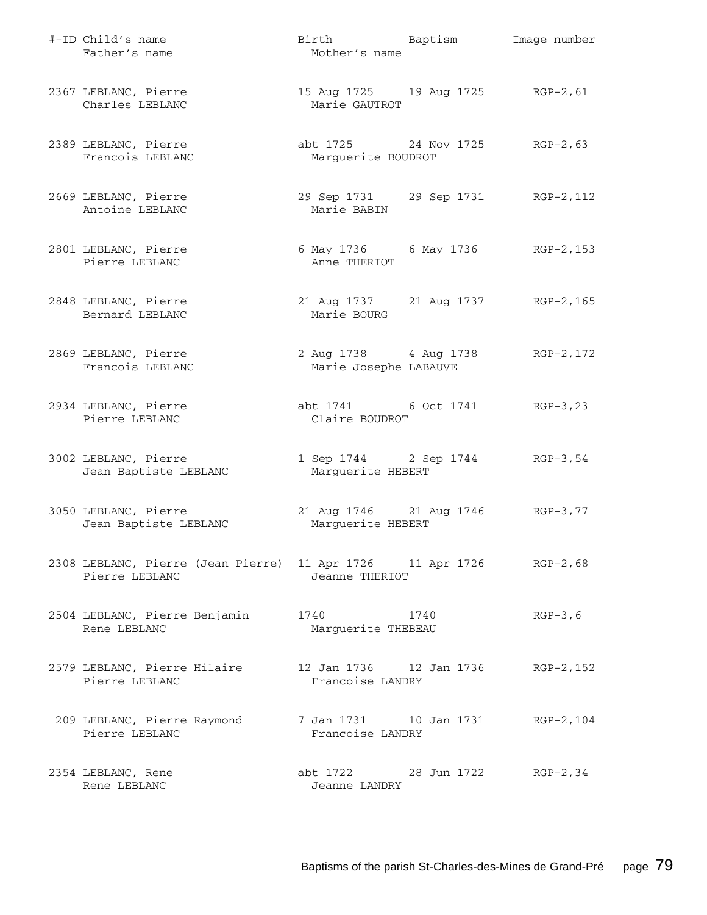| #-ID | Child's name / Father's name | Birth | Baptism / Mother's name | Image number |
|---|---|---|---|---|
| 2367 | LEBLANC, Pierre<br>Charles LEBLANC | 15 Aug 1725 | 19 Aug 1725<br>Marie GAUTROT | RGP-2,61 |
| 2389 | LEBLANC, Pierre<br>Francois LEBLANC | abt 1725 | 24 Nov 1725<br>Marguerite BOUDROT | RGP-2,63 |
| 2669 | LEBLANC, Pierre<br>Antoine LEBLANC | 29 Sep 1731 | 29 Sep 1731<br>Marie BABIN | RGP-2,112 |
| 2801 | LEBLANC, Pierre<br>Pierre LEBLANC | 6 May 1736 | 6 May 1736<br>Anne THERIOT | RGP-2,153 |
| 2848 | LEBLANC, Pierre<br>Bernard LEBLANC | 21 Aug 1737 | 21 Aug 1737<br>Marie BOURG | RGP-2,165 |
| 2869 | LEBLANC, Pierre<br>Francois LEBLANC | 2 Aug 1738 | 4 Aug 1738<br>Marie Josephe LABAUVE | RGP-2,172 |
| 2934 | LEBLANC, Pierre<br>Pierre LEBLANC | abt 1741 | 6 Oct 1741<br>Claire BOUDROT | RGP-3,23 |
| 3002 | LEBLANC, Pierre<br>Jean Baptiste LEBLANC | 1 Sep 1744 | 2 Sep 1744<br>Marguerite HEBERT | RGP-3,54 |
| 3050 | LEBLANC, Pierre<br>Jean Baptiste LEBLANC | 21 Aug 1746 | 21 Aug 1746<br>Marguerite HEBERT | RGP-3,77 |
| 2308 | LEBLANC, Pierre (Jean Pierre)<br>Pierre LEBLANC | 11 Apr 1726 | 11 Apr 1726<br>Jeanne THERIOT | RGP-2,68 |
| 2504 | LEBLANC, Pierre Benjamin<br>Rene LEBLANC | 1740 | 1740<br>Marguerite THEBEAU | RGP-3,6 |
| 2579 | LEBLANC, Pierre Hilaire<br>Pierre LEBLANC | 12 Jan 1736 | 12 Jan 1736<br>Francoise LANDRY | RGP-2,152 |
| 209 | LEBLANC, Pierre Raymond<br>Pierre LEBLANC | 7 Jan 1731 | 10 Jan 1731<br>Francoise LANDRY | RGP-2,104 |
| 2354 | LEBLANC, Rene<br>Rene LEBLANC | abt 1722 | 28 Jun 1722<br>Jeanne LANDRY | RGP-2,34 |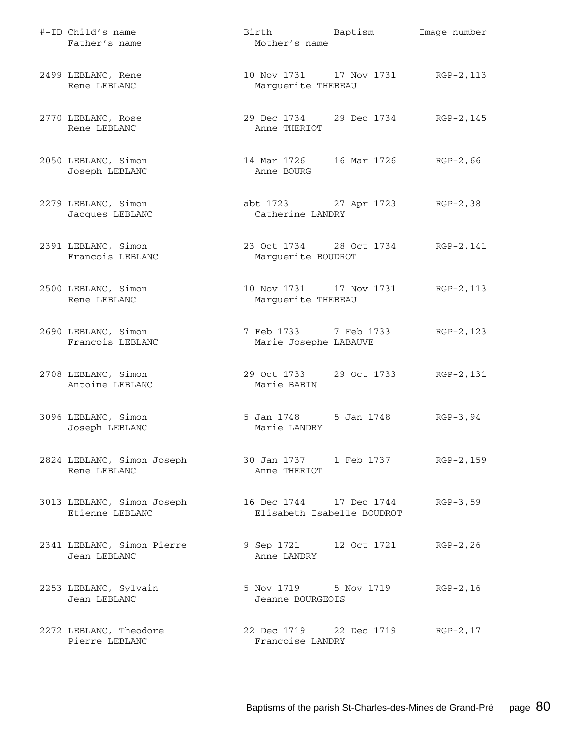| #-ID | Child's name / Father's name | Birth / Mother's name | Baptism | Image number |
|---|---|---|---|---|
| 2499 | LEBLANC, Rene<br>Rene LEBLANC | 10 Nov 1731<br>Marguerite THEBEAU | 17 Nov 1731 | RGP-2,113 |
| 2770 | LEBLANC, Rose<br>Rene LEBLANC | 29 Dec 1734<br>Anne THERIOT | 29 Dec 1734 | RGP-2,145 |
| 2050 | LEBLANC, Simon<br>Joseph LEBLANC | 14 Mar 1726<br>Anne BOURG | 16 Mar 1726 | RGP-2,66 |
| 2279 | LEBLANC, Simon<br>Jacques LEBLANC | abt 1723<br>Catherine LANDRY | 27 Apr 1723 | RGP-2,38 |
| 2391 | LEBLANC, Simon<br>Francois LEBLANC | 23 Oct 1734<br>Marguerite BOUDROT | 28 Oct 1734 | RGP-2,141 |
| 2500 | LEBLANC, Simon<br>Rene LEBLANC | 10 Nov 1731<br>Marguerite THEBEAU | 17 Nov 1731 | RGP-2,113 |
| 2690 | LEBLANC, Simon<br>Francois LEBLANC | 7 Feb 1733<br>Marie Josephe LABAUVE | 7 Feb 1733 | RGP-2,123 |
| 2708 | LEBLANC, Simon<br>Antoine LEBLANC | 29 Oct 1733<br>Marie BABIN | 29 Oct 1733 | RGP-2,131 |
| 3096 | LEBLANC, Simon<br>Joseph LEBLANC | 5 Jan 1748<br>Marie LANDRY | 5 Jan 1748 | RGP-3,94 |
| 2824 | LEBLANC, Simon Joseph<br>Rene LEBLANC | 30 Jan 1737<br>Anne THERIOT | 1 Feb 1737 | RGP-2,159 |
| 3013 | LEBLANC, Simon Joseph<br>Etienne LEBLANC | 16 Dec 1744<br>Elisabeth Isabelle BOUDROT | 17 Dec 1744 | RGP-3,59 |
| 2341 | LEBLANC, Simon Pierre<br>Jean LEBLANC | 9 Sep 1721<br>Anne LANDRY | 12 Oct 1721 | RGP-2,26 |
| 2253 | LEBLANC, Sylvain<br>Jean LEBLANC | 5 Nov 1719<br>Jeanne BOURGEOIS | 5 Nov 1719 | RGP-2,16 |
| 2272 | LEBLANC, Theodore<br>Pierre LEBLANC | 22 Dec 1719<br>Francoise LANDRY | 22 Dec 1719 | RGP-2,17 |

Baptisms of the parish St-Charles-des-Mines de Grand-Pré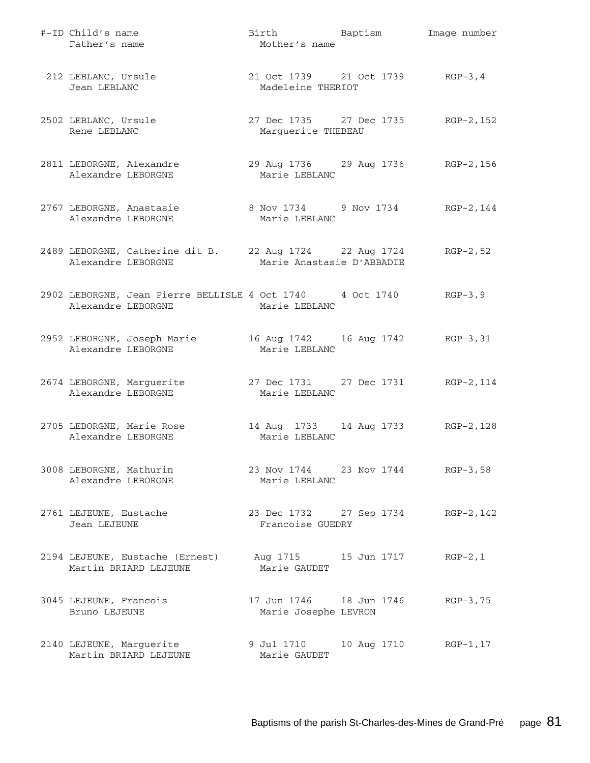| #-ID | Child's name<br>Father's name | Birth<br>Mother's name | Baptism | Image number |
|---|---|---|---|---|
| 212 | LEBLANC, Ursule<br>Jean LEBLANC | 21 Oct 1739<br>Madeleine THERIOT | 21 Oct 1739 | RGP-3,4 |
| 2502 | LEBLANC, Ursule<br>Rene LEBLANC | 27 Dec 1735<br>Marguerite THEBEAU | 27 Dec 1735 | RGP-2,152 |
| 2811 | LEBORGNE, Alexandre<br>Alexandre LEBORGNE | 29 Aug 1736<br>Marie LEBLANC | 29 Aug 1736 | RGP-2,156 |
| 2767 | LEBORGNE, Anastasie<br>Alexandre LEBORGNE | 8 Nov 1734<br>Marie LEBLANC | 9 Nov 1734 | RGP-2,144 |
| 2489 | LEBORGNE, Catherine dit B.<br>Alexandre LEBORGNE | 22 Aug 1724<br>Marie Anastasie D'ABBADIE | 22 Aug 1724 | RGP-2,52 |
| 2902 | LEBORGNE, Jean Pierre BELLISLE<br>Alexandre LEBORGNE | 4 Oct 1740<br>Marie LEBLANC | 4 Oct 1740 | RGP-3,9 |
| 2952 | LEBORGNE, Joseph Marie<br>Alexandre LEBORGNE | 16 Aug 1742<br>Marie LEBLANC | 16 Aug 1742 | RGP-3,31 |
| 2674 | LEBORGNE, Marguerite<br>Alexandre LEBORGNE | 27 Dec 1731<br>Marie LEBLANC | 27 Dec 1731 | RGP-2,114 |
| 2705 | LEBORGNE, Marie Rose<br>Alexandre LEBORGNE | 14 Aug 1733<br>Marie LEBLANC | 14 Aug 1733 | RGP-2,128 |
| 3008 | LEBORGNE, Mathurin<br>Alexandre LEBORGNE | 23 Nov 1744<br>Marie LEBLANC | 23 Nov 1744 | RGP-3,58 |
| 2761 | LEJEUNE, Eustache<br>Jean LEJEUNE | 23 Dec 1732<br>Francoise GUEDRY | 27 Sep 1734 | RGP-2,142 |
| 2194 | LEJEUNE, Eustache (Ernest)<br>Martin BRIARD LEJEUNE | Aug 1715<br>Marie GAUDET | 15 Jun 1717 | RGP-2,1 |
| 3045 | LEJEUNE, Francois<br>Bruno LEJEUNE | 17 Jun 1746<br>Marie Josephe LEVRON | 18 Jun 1746 | RGP-3,75 |
| 2140 | LEJEUNE, Marguerite<br>Martin BRIARD LEJEUNE | 9 Jul 1710<br>Marie GAUDET | 10 Aug 1710 | RGP-1,17 |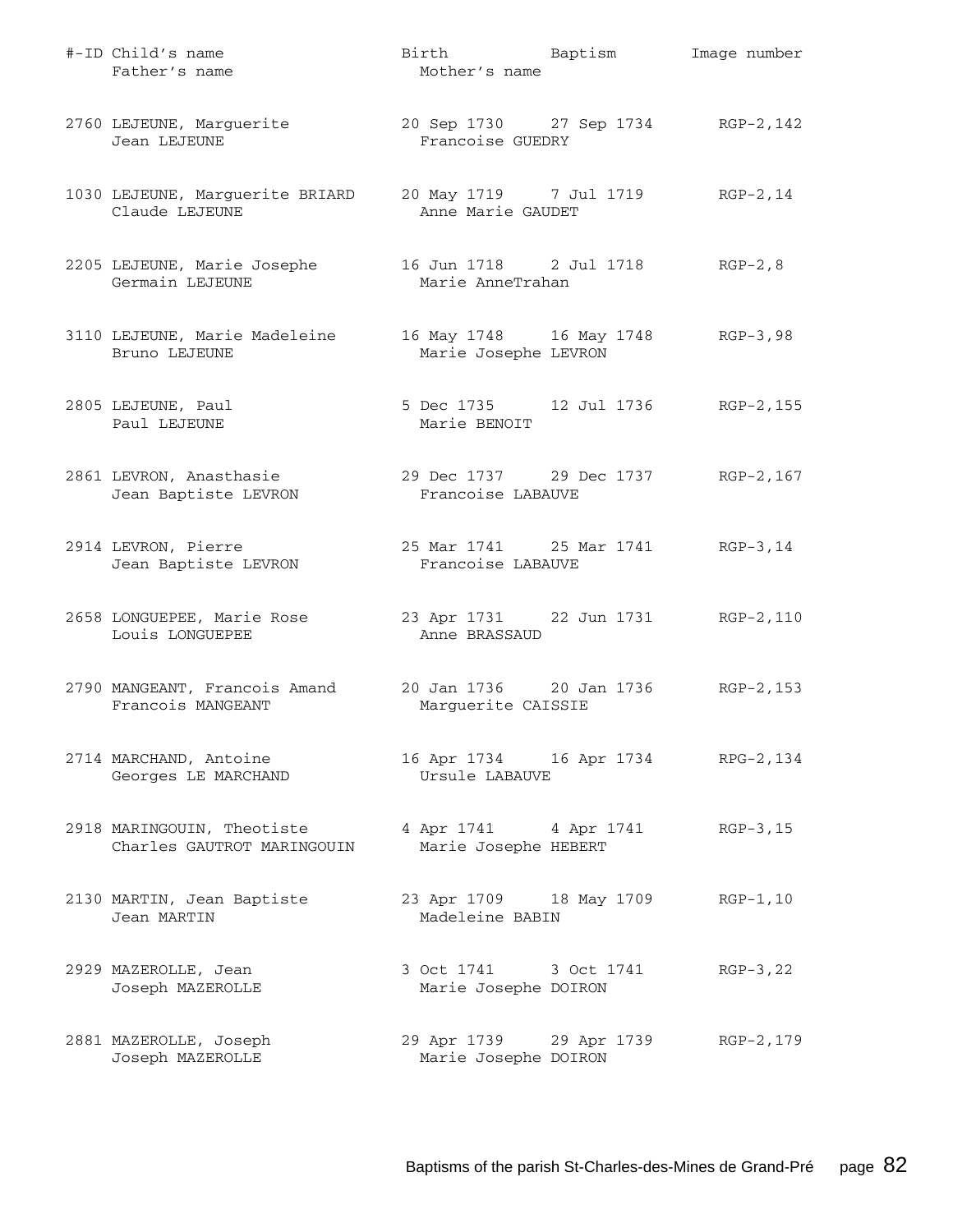| #-ID | Child's name / Father's name | Birth / Mother's name | Baptism | Image number |
|---|---|---|---|---|
| 2760 | LEJEUNE, Marguerite | 20 Sep 1730 | 27 Sep 1734 | RGP-2,142 |
| | Jean LEJEUNE | Francoise GUEDRY | | |
| 1030 | LEJEUNE, Marguerite BRIARD | 20 May 1719 | 7 Jul 1719 | RGP-2,14 |
| | Claude LEJEUNE | Anne Marie GAUDET | | |
| 2205 | LEJEUNE, Marie Josephe | 16 Jun 1718 | 2 Jul 1718 | RGP-2,8 |
| | Germain LEJEUNE | Marie AnneTrahan | | |
| 3110 | LEJEUNE, Marie Madeleine | 16 May 1748 | 16 May 1748 | RGP-3,98 |
| | Bruno LEJEUNE | Marie Josephe LEVRON | | |
| 2805 | LEJEUNE, Paul | 5 Dec 1735 | 12 Jul 1736 | RGP-2,155 |
| | Paul LEJEUNE | Marie BENOIT | | |
| 2861 | LEVRON, Anasthasie | 29 Dec 1737 | 29 Dec 1737 | RGP-2,167 |
| | Jean Baptiste LEVRON | Francoise LABAUVE | | |
| 2914 | LEVRON, Pierre | 25 Mar 1741 | 25 Mar 1741 | RGP-3,14 |
| | Jean Baptiste LEVRON | Francoise LABAUVE | | |
| 2658 | LONGUEPEE, Marie Rose | 23 Apr 1731 | 22 Jun 1731 | RGP-2,110 |
| | Louis LONGUEPEE | Anne BRASSAUD | | |
| 2790 | MANGEANT, Francois Amand | 20 Jan 1736 | 20 Jan 1736 | RGP-2,153 |
| | Francois MANGEANT | Marguerite CAISSIE | | |
| 2714 | MARCHAND, Antoine | 16 Apr 1734 | 16 Apr 1734 | RPG-2,134 |
| | Georges LE MARCHAND | Ursule LABAUVE | | |
| 2918 | MARINGOUIN, Theotiste | 4 Apr 1741 | 4 Apr 1741 | RGP-3,15 |
| | Charles GAUTROT MARINGOUIN | Marie Josephe HEBERT | | |
| 2130 | MARTIN, Jean Baptiste | 23 Apr 1709 | 18 May 1709 | RGP-1,10 |
| | Jean MARTIN | Madeleine BABIN | | |
| 2929 | MAZEROLLE, Jean | 3 Oct 1741 | 3 Oct 1741 | RGP-3,22 |
| | Joseph MAZEROLLE | Marie Josephe DOIRON | | |
| 2881 | MAZEROLLE, Joseph | 29 Apr 1739 | 29 Apr 1739 | RGP-2,179 |
| | Joseph MAZEROLLE | Marie Josephe DOIRON | | |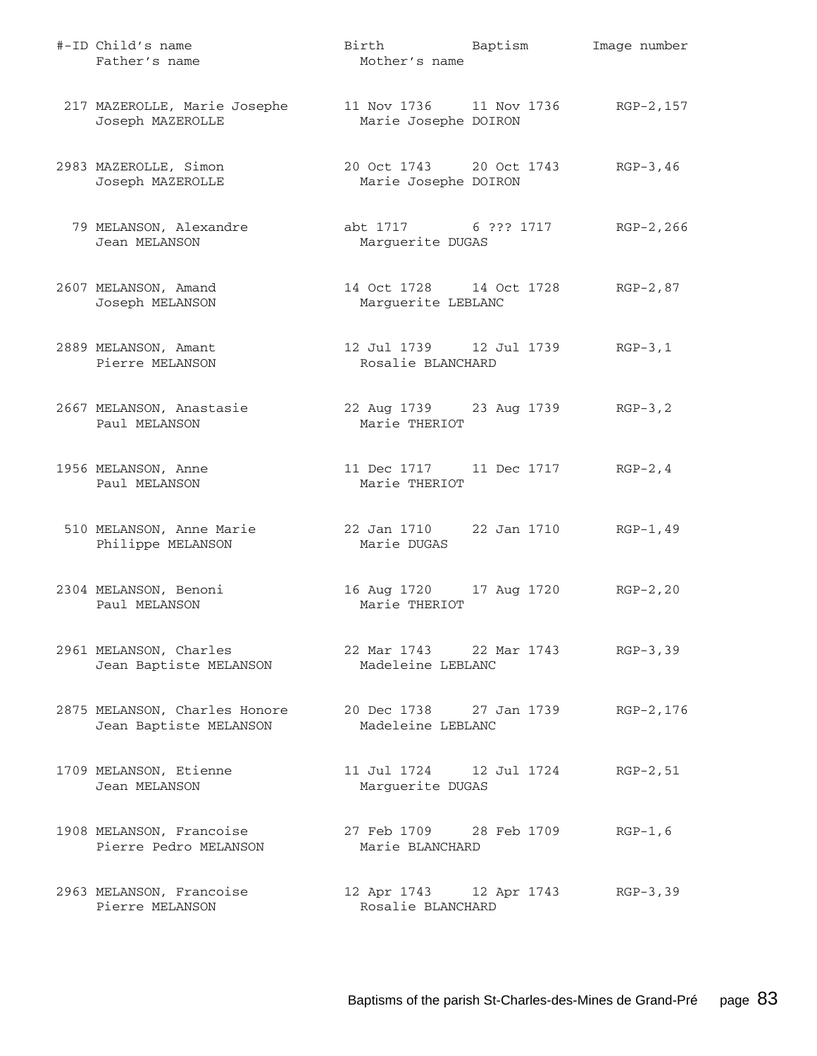| #-ID | Child's name / Father's name | Birth / Mother's name | Baptism | Image number |
|---|---|---|---|---|
| 217 | MAZEROLLE, Marie Josephe<br>Joseph MAZEROLLE | 11 Nov 1736<br>Marie Josephe DOIRON | 11 Nov 1736 | RGP-2,157 |
| 2983 | MAZEROLLE, Simon<br>Joseph MAZEROLLE | 20 Oct 1743<br>Marie Josephe DOIRON | 20 Oct 1743 | RGP-3,46 |
| 79 | MELANSON, Alexandre<br>Jean MELANSON | abt 1717<br>Marguerite DUGAS | 6 ??? 1717 | RGP-2,266 |
| 2607 | MELANSON, Amand<br>Joseph MELANSON | 14 Oct 1728<br>Marguerite LEBLANC | 14 Oct 1728 | RGP-2,87 |
| 2889 | MELANSON, Amant<br>Pierre MELANSON | 12 Jul 1739<br>Rosalie BLANCHARD | 12 Jul 1739 | RGP-3,1 |
| 2667 | MELANSON, Anastasie<br>Paul MELANSON | 22 Aug 1739<br>Marie THERIOT | 23 Aug 1739 | RGP-3,2 |
| 1956 | MELANSON, Anne<br>Paul MELANSON | 11 Dec 1717<br>Marie THERIOT | 11 Dec 1717 | RGP-2,4 |
| 510 | MELANSON, Anne Marie<br>Philippe MELANSON | 22 Jan 1710<br>Marie DUGAS | 22 Jan 1710 | RGP-1,49 |
| 2304 | MELANSON, Benoni<br>Paul MELANSON | 16 Aug 1720<br>Marie THERIOT | 17 Aug 1720 | RGP-2,20 |
| 2961 | MELANSON, Charles<br>Jean Baptiste MELANSON | 22 Mar 1743<br>Madeleine LEBLANC | 22 Mar 1743 | RGP-3,39 |
| 2875 | MELANSON, Charles Honore<br>Jean Baptiste MELANSON | 20 Dec 1738<br>Madeleine LEBLANC | 27 Jan 1739 | RGP-2,176 |
| 1709 | MELANSON, Etienne<br>Jean MELANSON | 11 Jul 1724<br>Marguerite DUGAS | 12 Jul 1724 | RGP-2,51 |
| 1908 | MELANSON, Francoise<br>Pierre Pedro MELANSON | 27 Feb 1709<br>Marie BLANCHARD | 28 Feb 1709 | RGP-1,6 |
| 2963 | MELANSON, Francoise<br>Pierre MELANSON | 12 Apr 1743<br>Rosalie BLANCHARD | 12 Apr 1743 | RGP-3,39 |

Baptisms of the parish St-Charles-des-Mines de Grand-Pré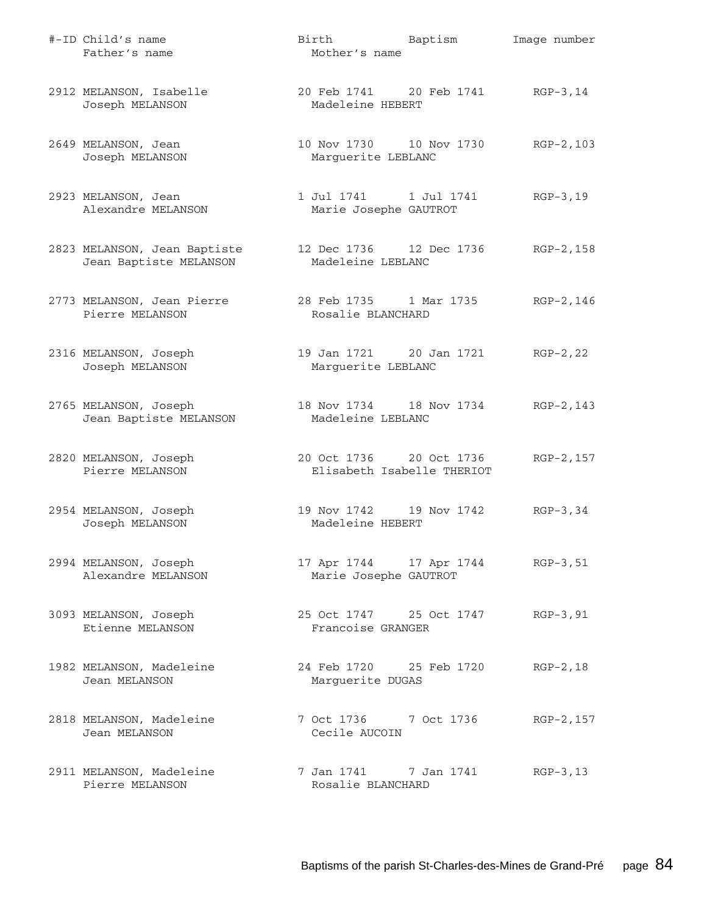| #-ID | Child's name / Father's name | Birth / Mother's name | Baptism | Image number |
|---|---|---|---|---|
| 2912 | MELANSON, Isabelle<br>Joseph MELANSON | 20 Feb 1741<br>Madeleine HEBERT | 20 Feb 1741 | RGP-3,14 |
| 2649 | MELANSON, Jean<br>Joseph MELANSON | 10 Nov 1730<br>Marguerite LEBLANC | 10 Nov 1730 | RGP-2,103 |
| 2923 | MELANSON, Jean<br>Alexandre MELANSON | 1 Jul 1741<br>Marie Josephe GAUTROT | 1 Jul 1741 | RGP-3,19 |
| 2823 | MELANSON, Jean Baptiste<br>Jean Baptiste MELANSON | 12 Dec 1736<br>Madeleine LEBLANC | 12 Dec 1736 | RGP-2,158 |
| 2773 | MELANSON, Jean Pierre<br>Pierre MELANSON | 28 Feb 1735<br>Rosalie BLANCHARD | 1 Mar 1735 | RGP-2,146 |
| 2316 | MELANSON, Joseph<br>Joseph MELANSON | 19 Jan 1721<br>Marguerite LEBLANC | 20 Jan 1721 | RGP-2,22 |
| 2765 | MELANSON, Joseph<br>Jean Baptiste MELANSON | 18 Nov 1734<br>Madeleine LEBLANC | 18 Nov 1734 | RGP-2,143 |
| 2820 | MELANSON, Joseph<br>Pierre MELANSON | 20 Oct 1736<br>Elisabeth Isabelle THERIOT | 20 Oct 1736 | RGP-2,157 |
| 2954 | MELANSON, Joseph<br>Joseph MELANSON | 19 Nov 1742<br>Madeleine HEBERT | 19 Nov 1742 | RGP-3,34 |
| 2994 | MELANSON, Joseph<br>Alexandre MELANSON | 17 Apr 1744<br>Marie Josephe GAUTROT | 17 Apr 1744 | RGP-3,51 |
| 3093 | MELANSON, Joseph<br>Etienne MELANSON | 25 Oct 1747<br>Francoise GRANGER | 25 Oct 1747 | RGP-3,91 |
| 1982 | MELANSON, Madeleine<br>Jean MELANSON | 24 Feb 1720<br>Marguerite DUGAS | 25 Feb 1720 | RGP-2,18 |
| 2818 | MELANSON, Madeleine<br>Jean MELANSON | 7 Oct 1736<br>Cecile AUCOIN | 7 Oct 1736 | RGP-2,157 |
| 2911 | MELANSON, Madeleine<br>Pierre MELANSON | 7 Jan 1741<br>Rosalie BLANCHARD | 7 Jan 1741 | RGP-3,13 |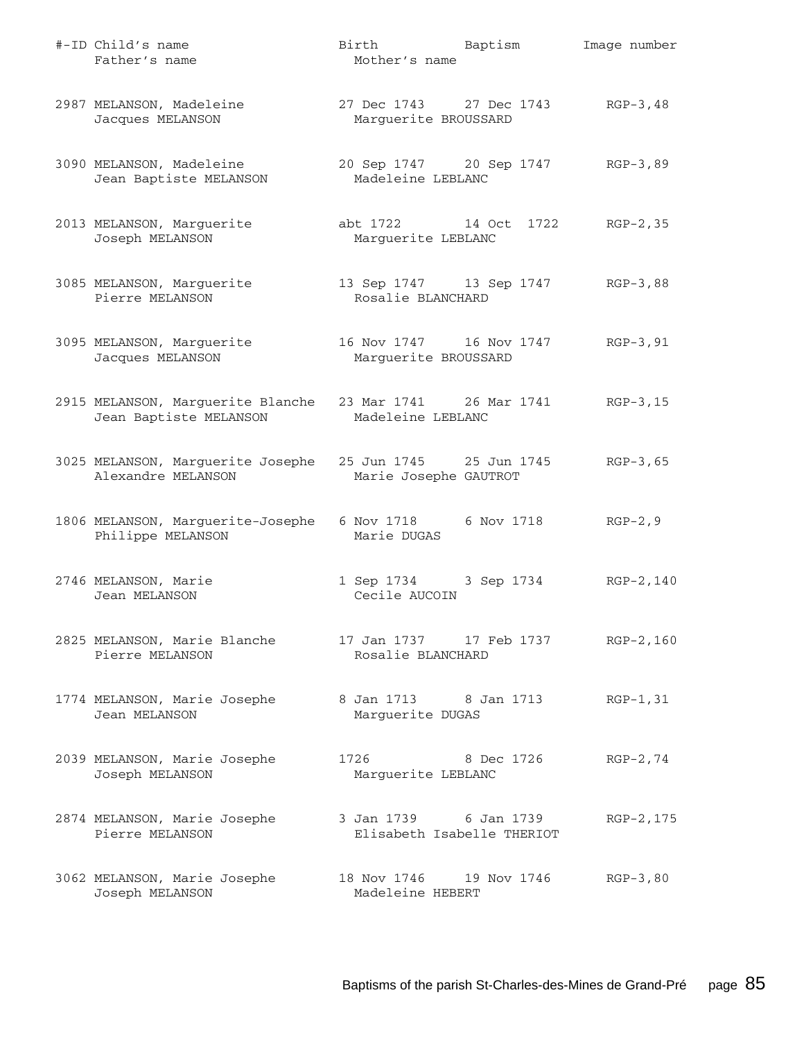| #-ID | Child's name<br>Father's name | Birth<br>Mother's name | Baptism | Image number |
|---|---|---|---|---|
| 2987 | MELANSON, Madeleine<br>Jacques MELANSON | 27 Dec 1743<br>Marguerite BROUSSARD | 27 Dec 1743 | RGP-3,48 |
| 3090 | MELANSON, Madeleine<br>Jean Baptiste MELANSON | 20 Sep 1747<br>Madeleine LEBLANC | 20 Sep 1747 | RGP-3,89 |
| 2013 | MELANSON, Marguerite<br>Joseph MELANSON | abt 1722<br>Marguerite LEBLANC | 14 Oct 1722 | RGP-2,35 |
| 3085 | MELANSON, Marguerite<br>Pierre MELANSON | 13 Sep 1747<br>Rosalie BLANCHARD | 13 Sep 1747 | RGP-3,88 |
| 3095 | MELANSON, Marguerite<br>Jacques MELANSON | 16 Nov 1747<br>Marguerite BROUSSARD | 16 Nov 1747 | RGP-3,91 |
| 2915 | MELANSON, Marguerite Blanche<br>Jean Baptiste MELANSON | 23 Mar 1741<br>Madeleine LEBLANC | 26 Mar 1741 | RGP-3,15 |
| 3025 | MELANSON, Marguerite Josephe<br>Alexandre MELANSON | 25 Jun 1745<br>Marie Josephe GAUTROT | 25 Jun 1745 | RGP-3,65 |
| 1806 | MELANSON, Marguerite-Josephe<br>Philippe MELANSON | 6 Nov 1718<br>Marie DUGAS | 6 Nov 1718 | RGP-2,9 |
| 2746 | MELANSON, Marie<br>Jean MELANSON | 1 Sep 1734<br>Cecile AUCOIN | 3 Sep 1734 | RGP-2,140 |
| 2825 | MELANSON, Marie Blanche<br>Pierre MELANSON | 17 Jan 1737<br>Rosalie BLANCHARD | 17 Feb 1737 | RGP-2,160 |
| 1774 | MELANSON, Marie Josephe<br>Jean MELANSON | 8 Jan 1713<br>Marguerite DUGAS | 8 Jan 1713 | RGP-1,31 |
| 2039 | MELANSON, Marie Josephe<br>Joseph MELANSON | 1726<br>Marguerite LEBLANC | 8 Dec 1726 | RGP-2,74 |
| 2874 | MELANSON, Marie Josephe<br>Pierre MELANSON | 3 Jan 1739<br>Elisabeth Isabelle THERIOT | 6 Jan 1739 | RGP-2,175 |
| 3062 | MELANSON, Marie Josephe<br>Joseph MELANSON | 18 Nov 1746<br>Madeleine HEBERT | 19 Nov 1746 | RGP-3,80 |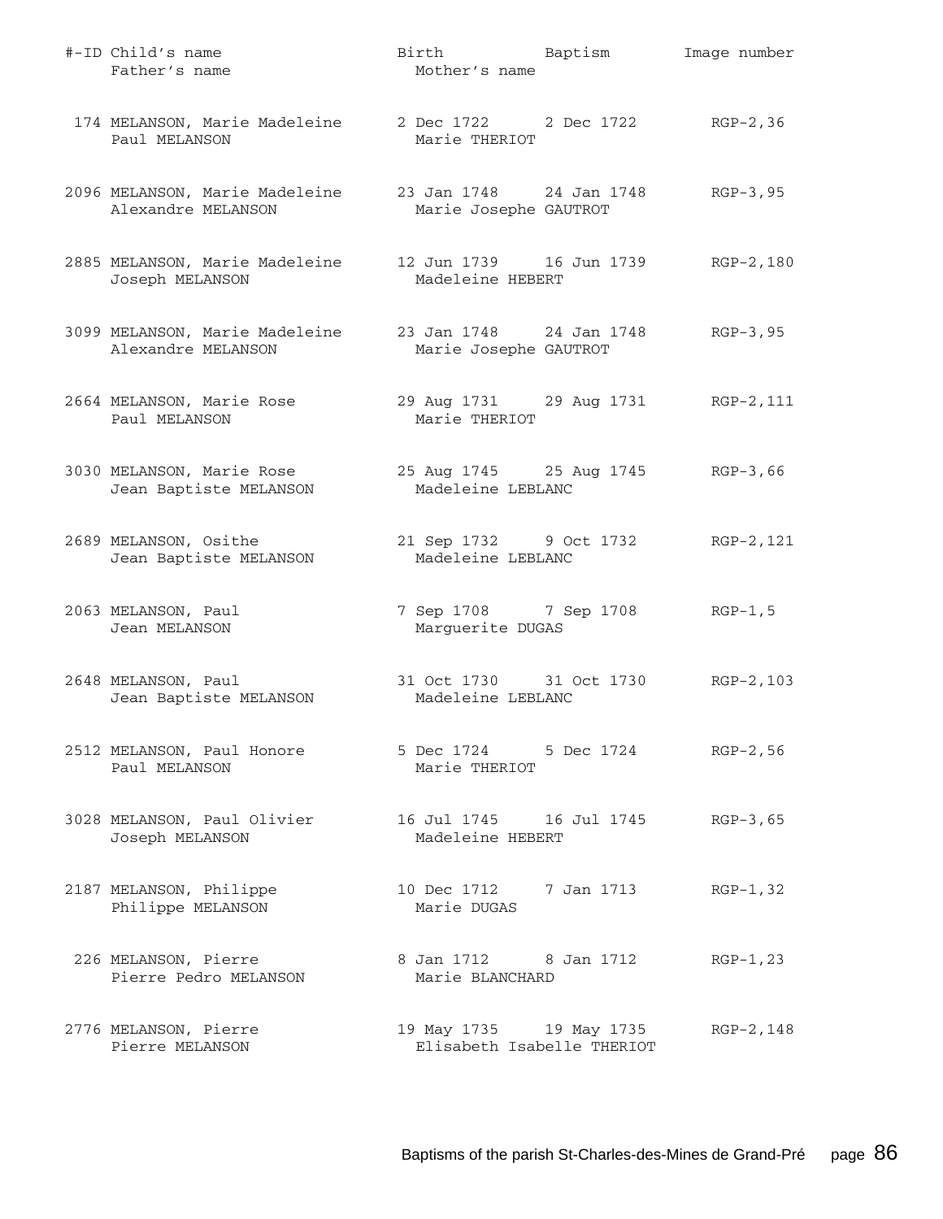| #-ID | Child's name / Father's name | Birth / Mother's name | Baptism | Image number |
|---|---|---|---|---|
| 174 | MELANSON, Marie Madeleine<br>Paul MELANSON | 2 Dec 1722<br>Marie THERIOT | 2 Dec 1722 | RGP-2,36 |
| 2096 | MELANSON, Marie Madeleine<br>Alexandre MELANSON | 23 Jan 1748<br>Marie Josephe GAUTROT | 24 Jan 1748 | RGP-3,95 |
| 2885 | MELANSON, Marie Madeleine<br>Joseph MELANSON | 12 Jun 1739<br>Madeleine HEBERT | 16 Jun 1739 | RGP-2,180 |
| 3099 | MELANSON, Marie Madeleine<br>Alexandre MELANSON | 23 Jan 1748<br>Marie Josephe GAUTROT | 24 Jan 1748 | RGP-3,95 |
| 2664 | MELANSON, Marie Rose<br>Paul MELANSON | 29 Aug 1731<br>Marie THERIOT | 29 Aug 1731 | RGP-2,111 |
| 3030 | MELANSON, Marie Rose<br>Jean Baptiste MELANSON | 25 Aug 1745<br>Madeleine LEBLANC | 25 Aug 1745 | RGP-3,66 |
| 2689 | MELANSON, Osithe<br>Jean Baptiste MELANSON | 21 Sep 1732<br>Madeleine LEBLANC | 9 Oct 1732 | RGP-2,121 |
| 2063 | MELANSON, Paul<br>Jean MELANSON | 7 Sep 1708<br>Marguerite DUGAS | 7 Sep 1708 | RGP-1,5 |
| 2648 | MELANSON, Paul<br>Jean Baptiste MELANSON | 31 Oct 1730<br>Madeleine LEBLANC | 31 Oct 1730 | RGP-2,103 |
| 2512 | MELANSON, Paul Honore<br>Paul MELANSON | 5 Dec 1724<br>Marie THERIOT | 5 Dec 1724 | RGP-2,56 |
| 3028 | MELANSON, Paul Olivier<br>Joseph MELANSON | 16 Jul 1745<br>Madeleine HEBERT | 16 Jul 1745 | RGP-3,65 |
| 2187 | MELANSON, Philippe<br>Philippe MELANSON | 10 Dec 1712<br>Marie DUGAS | 7 Jan 1713 | RGP-1,32 |
| 226 | MELANSON, Pierre<br>Pierre Pedro MELANSON | 8 Jan 1712<br>Marie BLANCHARD | 8 Jan 1712 | RGP-1,23 |
| 2776 | MELANSON, Pierre<br>Pierre MELANSON | 19 May 1735<br>Elisabeth Isabelle THERIOT | 19 May 1735 | RGP-2,148 |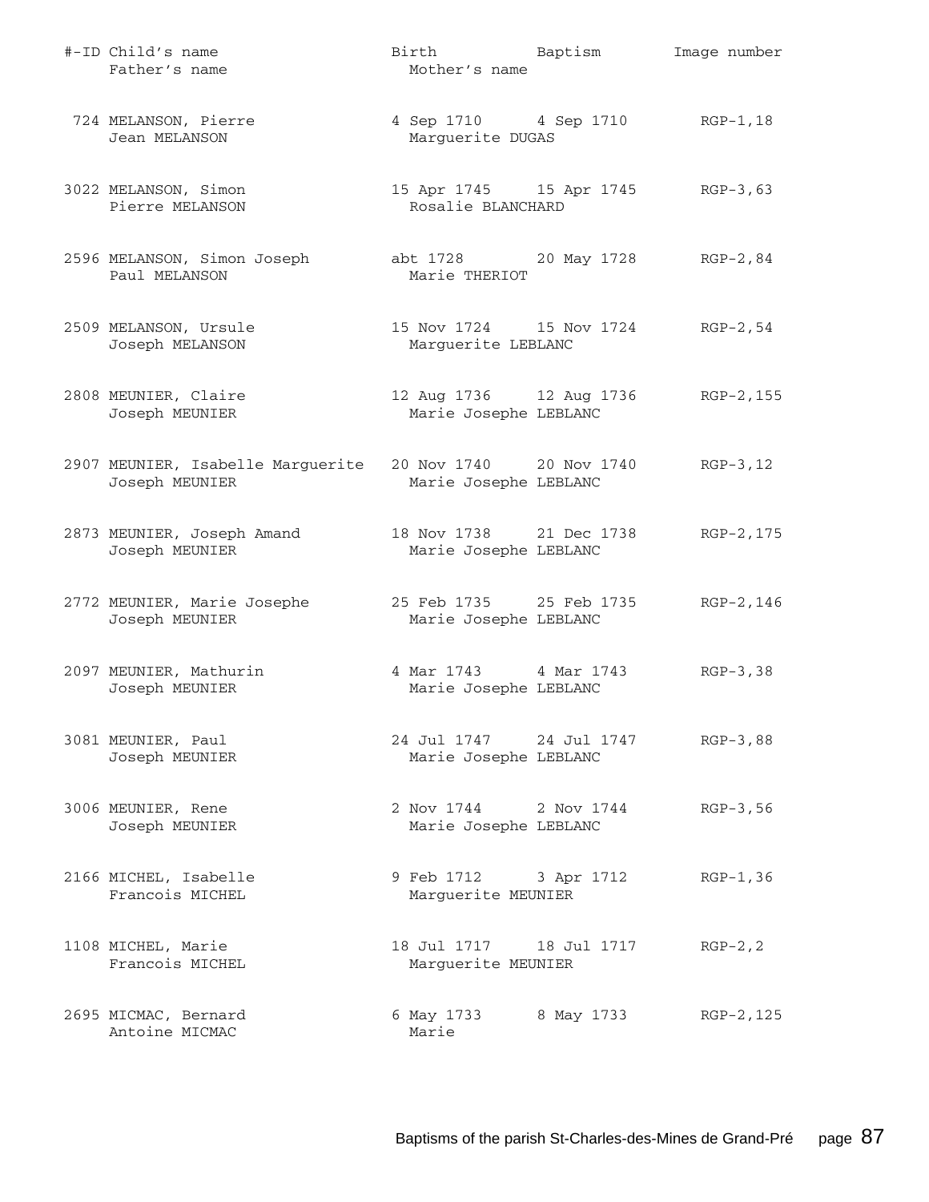| #-ID | Child's name / Father's name | Birth / Mother's name | Baptism | Image number |
|---|---|---|---|---|
| 724 | MELANSON, Pierre<br>Jean MELANSON | 4 Sep 1710<br>Marguerite DUGAS | 4 Sep 1710 | RGP-1,18 |
| 3022 | MELANSON, Simon<br>Pierre MELANSON | 15 Apr 1745<br>Rosalie BLANCHARD | 15 Apr 1745 | RGP-3,63 |
| 2596 | MELANSON, Simon Joseph<br>Paul MELANSON | abt 1728<br>Marie THERIOT | 20 May 1728 | RGP-2,84 |
| 2509 | MELANSON, Ursule<br>Joseph MELANSON | 15 Nov 1724<br>Marguerite LEBLANC | 15 Nov 1724 | RGP-2,54 |
| 2808 | MEUNIER, Claire<br>Joseph MEUNIER | 12 Aug 1736<br>Marie Josephe LEBLANC | 12 Aug 1736 | RGP-2,155 |
| 2907 | MEUNIER, Isabelle Marguerite<br>Joseph MEUNIER | 20 Nov 1740<br>Marie Josephe LEBLANC | 20 Nov 1740 | RGP-3,12 |
| 2873 | MEUNIER, Joseph Amand<br>Joseph MEUNIER | 18 Nov 1738<br>Marie Josephe LEBLANC | 21 Dec 1738 | RGP-2,175 |
| 2772 | MEUNIER, Marie Josephe<br>Joseph MEUNIER | 25 Feb 1735<br>Marie Josephe LEBLANC | 25 Feb 1735 | RGP-2,146 |
| 2097 | MEUNIER, Mathurin<br>Joseph MEUNIER | 4 Mar 1743<br>Marie Josephe LEBLANC | 4 Mar 1743 | RGP-3,38 |
| 3081 | MEUNIER, Paul<br>Joseph MEUNIER | 24 Jul 1747<br>Marie Josephe LEBLANC | 24 Jul 1747 | RGP-3,88 |
| 3006 | MEUNIER, Rene<br>Joseph MEUNIER | 2 Nov 1744<br>Marie Josephe LEBLANC | 2 Nov 1744 | RGP-3,56 |
| 2166 | MICHEL, Isabelle<br>Francois MICHEL | 9 Feb 1712<br>Marguerite MEUNIER | 3 Apr 1712 | RGP-1,36 |
| 1108 | MICHEL, Marie<br>Francois MICHEL | 18 Jul 1717<br>Marguerite MEUNIER | 18 Jul 1717 | RGP-2,2 |
| 2695 | MICMAC, Bernard<br>Antoine MICMAC | 6 May 1733<br>Marie | 8 May 1733 | RGP-2,125 |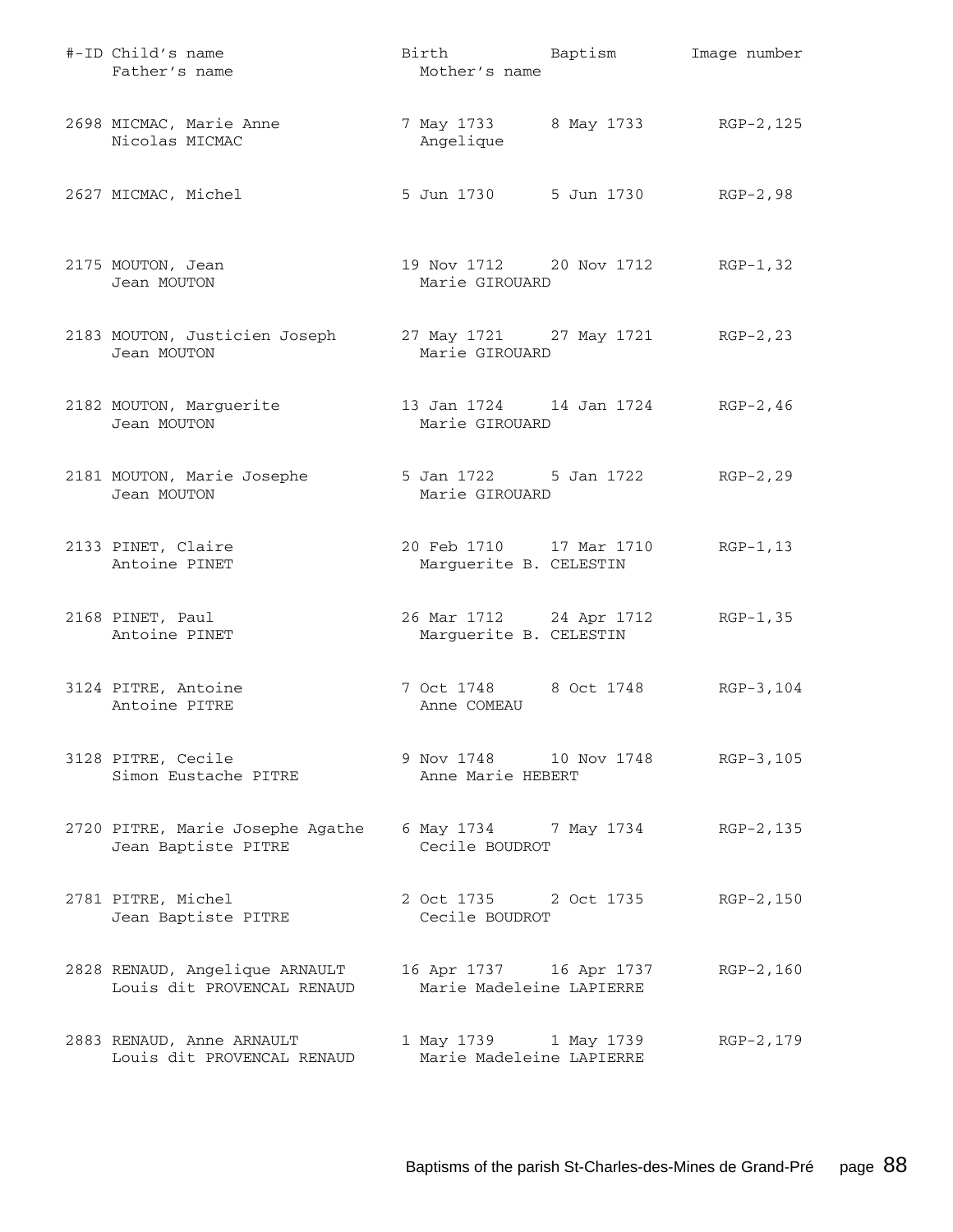| #-ID | Child's name / Father's name | Birth / Mother's name | Baptism | Image number |
|---|---|---|---|---|
| 2698 | MICMAC, Marie Anne<br>Nicolas MICMAC | 7 May 1733<br>Angelique | 8 May 1733 | RGP-2,125 |
| 2627 | MICMAC, Michel | 5 Jun 1730 | 5 Jun 1730 | RGP-2,98 |
| 2175 | MOUTON, Jean<br>Jean MOUTON | 19 Nov 1712<br>Marie GIROUARD | 20 Nov 1712 | RGP-1,32 |
| 2183 | MOUTON, Justicien Joseph<br>Jean MOUTON | 27 May 1721<br>Marie GIROUARD | 27 May 1721 | RGP-2,23 |
| 2182 | MOUTON, Marguerite<br>Jean MOUTON | 13 Jan 1724<br>Marie GIROUARD | 14 Jan 1724 | RGP-2,46 |
| 2181 | MOUTON, Marie Josephe<br>Jean MOUTON | 5 Jan 1722<br>Marie GIROUARD | 5 Jan 1722 | RGP-2,29 |
| 2133 | PINET, Claire<br>Antoine PINET | 20 Feb 1710<br>Marguerite B. CELESTIN | 17 Mar 1710 | RGP-1,13 |
| 2168 | PINET, Paul<br>Antoine PINET | 26 Mar 1712<br>Marguerite B. CELESTIN | 24 Apr 1712 | RGP-1,35 |
| 3124 | PITRE, Antoine<br>Antoine PITRE | 7 Oct 1748<br>Anne COMEAU | 8 Oct 1748 | RGP-3,104 |
| 3128 | PITRE, Cecile<br>Simon Eustache PITRE | 9 Nov 1748<br>Anne Marie HEBERT | 10 Nov 1748 | RGP-3,105 |
| 2720 | PITRE, Marie Josephe Agathe<br>Jean Baptiste PITRE | 6 May 1734<br>Cecile BOUDROT | 7 May 1734 | RGP-2,135 |
| 2781 | PITRE, Michel<br>Jean Baptiste PITRE | 2 Oct 1735<br>Cecile BOUDROT | 2 Oct 1735 | RGP-2,150 |
| 2828 | RENAUD, Angelique ARNAULT<br>Louis dit PROVENCAL RENAUD | 16 Apr 1737<br>Marie Madeleine LAPIERRE | 16 Apr 1737 | RGP-2,160 |
| 2883 | RENAUD, Anne ARNAULT<br>Louis dit PROVENCAL RENAUD | 1 May 1739<br>Marie Madeleine LAPIERRE | 1 May 1739 | RGP-2,179 |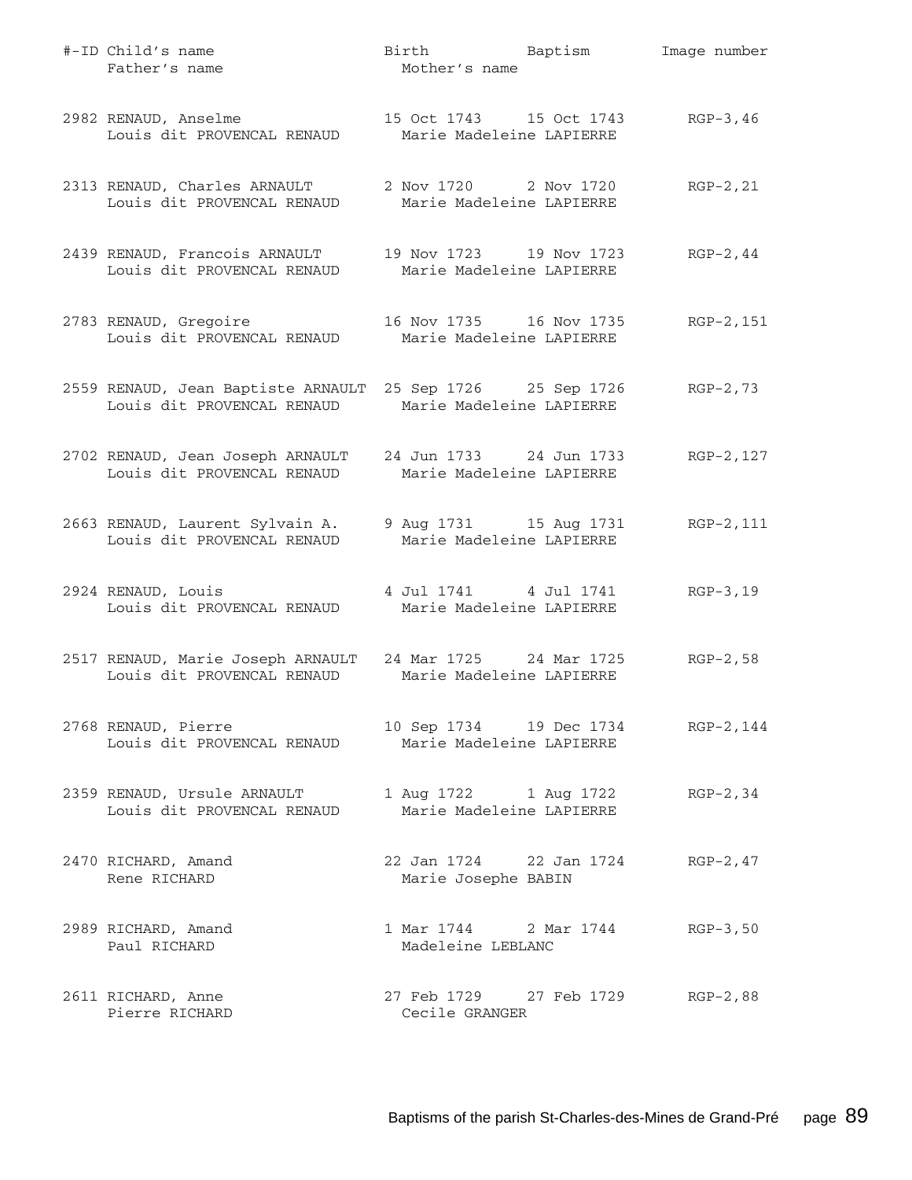| #-ID | Child's name / Father's name | Birth / Mother's name | Baptism | Image number |
|---|---|---|---|---|
| 2982 | RENAUD, Anselme | 15 Oct 1743 | 15 Oct 1743 | RGP-3,46 |
| | Louis dit PROVENCAL RENAUD | Marie Madeleine LAPIERRE | | |
| 2313 | RENAUD, Charles ARNAULT | 2 Nov 1720 | 2 Nov 1720 | RGP-2,21 |
| | Louis dit PROVENCAL RENAUD | Marie Madeleine LAPIERRE | | |
| 2439 | RENAUD, Francois ARNAULT | 19 Nov 1723 | 19 Nov 1723 | RGP-2,44 |
| | Louis dit PROVENCAL RENAUD | Marie Madeleine LAPIERRE | | |
| 2783 | RENAUD, Gregoire | 16 Nov 1735 | 16 Nov 1735 | RGP-2,151 |
| | Louis dit PROVENCAL RENAUD | Marie Madeleine LAPIERRE | | |
| 2559 | RENAUD, Jean Baptiste ARNAULT | 25 Sep 1726 | 25 Sep 1726 | RGP-2,73 |
| | Louis dit PROVENCAL RENAUD | Marie Madeleine LAPIERRE | | |
| 2702 | RENAUD, Jean Joseph ARNAULT | 24 Jun 1733 | 24 Jun 1733 | RGP-2,127 |
| | Louis dit PROVENCAL RENAUD | Marie Madeleine LAPIERRE | | |
| 2663 | RENAUD, Laurent Sylvain A. | 9 Aug 1731 | 15 Aug 1731 | RGP-2,111 |
| | Louis dit PROVENCAL RENAUD | Marie Madeleine LAPIERRE | | |
| 2924 | RENAUD, Louis | 4 Jul 1741 | 4 Jul 1741 | RGP-3,19 |
| | Louis dit PROVENCAL RENAUD | Marie Madeleine LAPIERRE | | |
| 2517 | RENAUD, Marie Joseph ARNAULT | 24 Mar 1725 | 24 Mar 1725 | RGP-2,58 |
| | Louis dit PROVENCAL RENAUD | Marie Madeleine LAPIERRE | | |
| 2768 | RENAUD, Pierre | 10 Sep 1734 | 19 Dec 1734 | RGP-2,144 |
| | Louis dit PROVENCAL RENAUD | Marie Madeleine LAPIERRE | | |
| 2359 | RENAUD, Ursule ARNAULT | 1 Aug 1722 | 1 Aug 1722 | RGP-2,34 |
| | Louis dit PROVENCAL RENAUD | Marie Madeleine LAPIERRE | | |
| 2470 | RICHARD, Amand | 22 Jan 1724 | 22 Jan 1724 | RGP-2,47 |
| | Rene RICHARD | Marie Josephe BABIN | | |
| 2989 | RICHARD, Amand | 1 Mar 1744 | 2 Mar 1744 | RGP-3,50 |
| | Paul RICHARD | Madeleine LEBLANC | | |
| 2611 | RICHARD, Anne | 27 Feb 1729 | 27 Feb 1729 | RGP-2,88 |
| | Pierre RICHARD | Cecile GRANGER | | |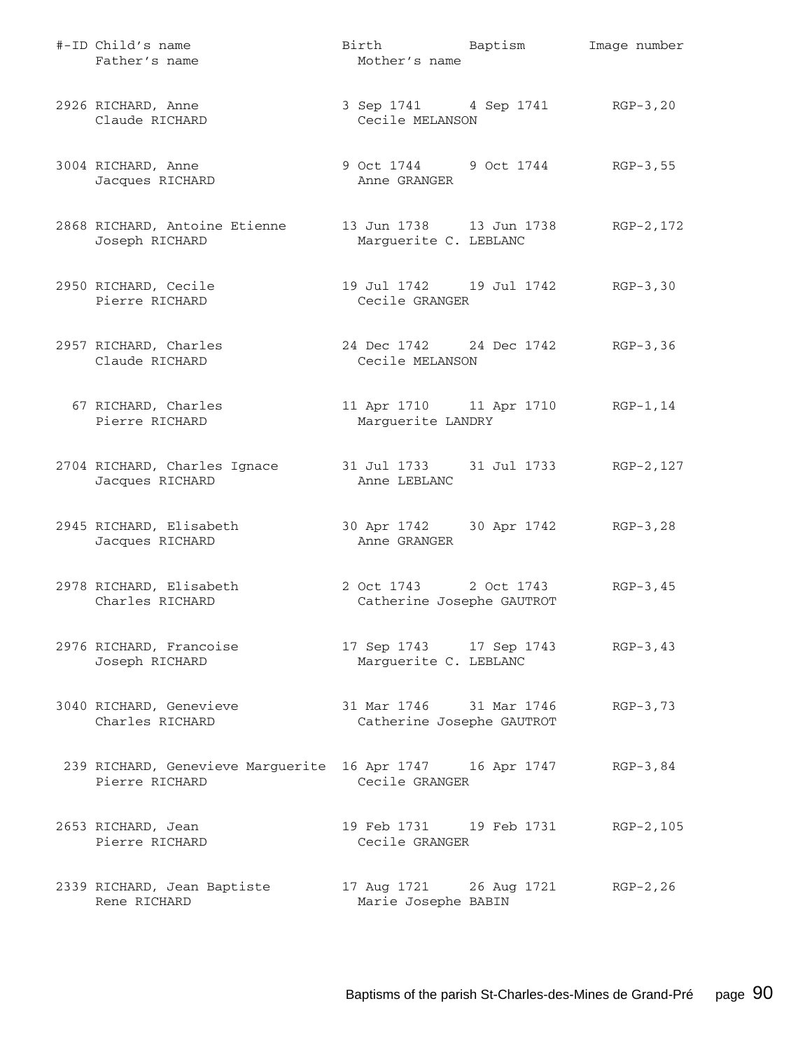| #-ID | Child's name / Father's name | Birth / Mother's name | Baptism | Image number |
|---|---|---|---|---|
| 2926 | RICHARD, Anne | 3 Sep 1741 | 4 Sep 1741 | RGP-3,20 |
| | Claude RICHARD | Cecile MELANSON | | |
| 3004 | RICHARD, Anne | 9 Oct 1744 | 9 Oct 1744 | RGP-3,55 |
| | Jacques RICHARD | Anne GRANGER | | |
| 2868 | RICHARD, Antoine Etienne | 13 Jun 1738 | 13 Jun 1738 | RGP-2,172 |
| | Joseph RICHARD | Marguerite C. LEBLANC | | |
| 2950 | RICHARD, Cecile | 19 Jul 1742 | 19 Jul 1742 | RGP-3,30 |
| | Pierre RICHARD | Cecile GRANGER | | |
| 2957 | RICHARD, Charles | 24 Dec 1742 | 24 Dec 1742 | RGP-3,36 |
| | Claude RICHARD | Cecile MELANSON | | |
| 67 | RICHARD, Charles | 11 Apr 1710 | 11 Apr 1710 | RGP-1,14 |
| | Pierre RICHARD | Marguerite LANDRY | | |
| 2704 | RICHARD, Charles Ignace | 31 Jul 1733 | 31 Jul 1733 | RGP-2,127 |
| | Jacques RICHARD | Anne LEBLANC | | |
| 2945 | RICHARD, Elisabeth | 30 Apr 1742 | 30 Apr 1742 | RGP-3,28 |
| | Jacques RICHARD | Anne GRANGER | | |
| 2978 | RICHARD, Elisabeth | 2 Oct 1743 | 2 Oct 1743 | RGP-3,45 |
| | Charles RICHARD | Catherine Josephe GAUTROT | | |
| 2976 | RICHARD, Francoise | 17 Sep 1743 | 17 Sep 1743 | RGP-3,43 |
| | Joseph RICHARD | Marguerite C. LEBLANC | | |
| 3040 | RICHARD, Genevieve | 31 Mar 1746 | 31 Mar 1746 | RGP-3,73 |
| | Charles RICHARD | Catherine Josephe GAUTROT | | |
| 239 | RICHARD, Genevieve Marguerite | 16 Apr 1747 | 16 Apr 1747 | RGP-3,84 |
| | Pierre RICHARD | Cecile GRANGER | | |
| 2653 | RICHARD, Jean | 19 Feb 1731 | 19 Feb 1731 | RGP-2,105 |
| | Pierre RICHARD | Cecile GRANGER | | |
| 2339 | RICHARD, Jean Baptiste | 17 Aug 1721 | 26 Aug 1721 | RGP-2,26 |
| | Rene RICHARD | Marie Josephe BABIN | | |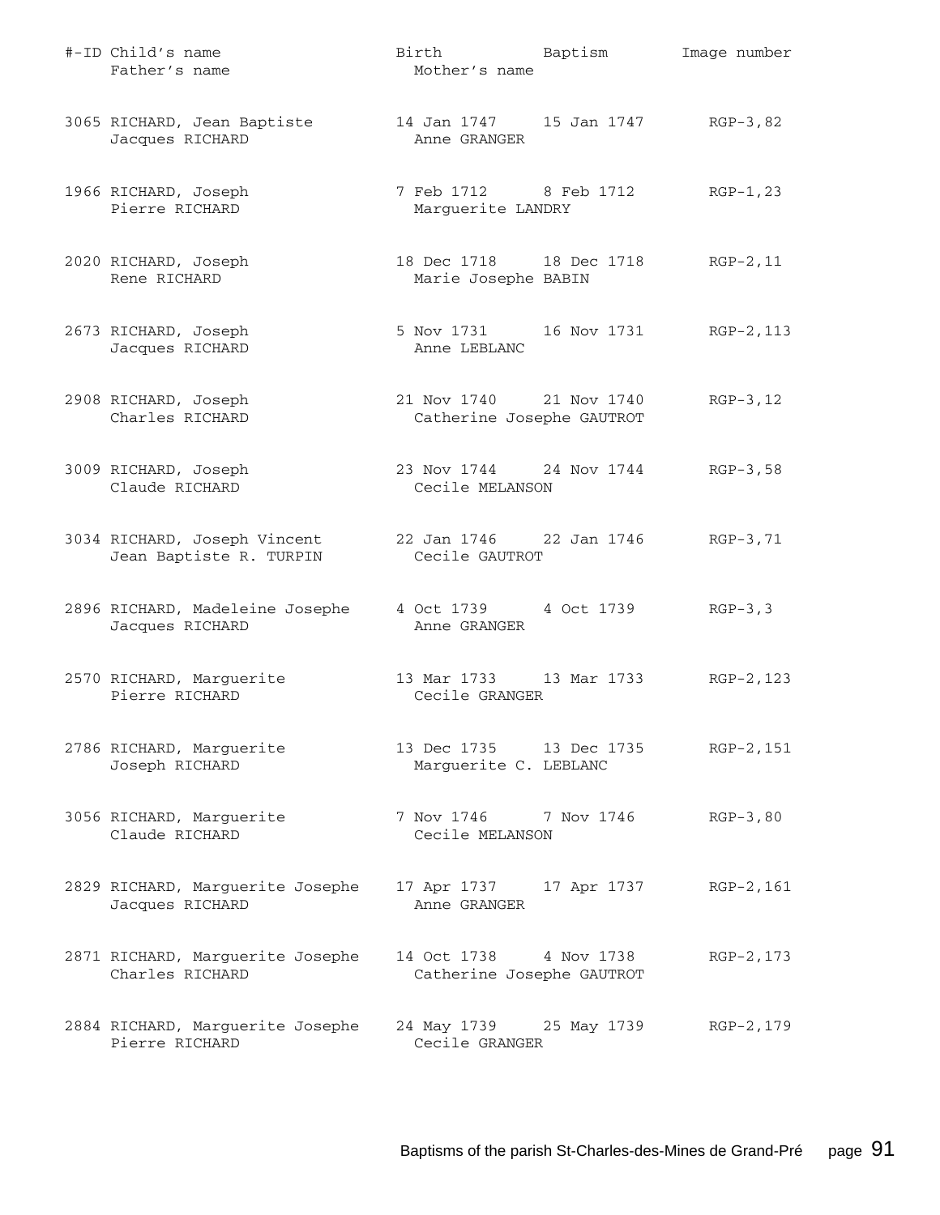| #-ID | Child's name / Father's name | Birth / Mother's name | Baptism | Image number |
|---|---|---|---|---|
| 3065 | RICHARD, Jean Baptiste | 14 Jan 1747 | 15 Jan 1747 | RGP-3,82 |
| | Jacques RICHARD | Anne GRANGER | | |
| 1966 | RICHARD, Joseph | 7 Feb 1712 | 8 Feb 1712 | RGP-1,23 |
| | Pierre RICHARD | Marguerite LANDRY | | |
| 2020 | RICHARD, Joseph | 18 Dec 1718 | 18 Dec 1718 | RGP-2,11 |
| | Rene RICHARD | Marie Josephe BABIN | | |
| 2673 | RICHARD, Joseph | 5 Nov 1731 | 16 Nov 1731 | RGP-2,113 |
| | Jacques RICHARD | Anne LEBLANC | | |
| 2908 | RICHARD, Joseph | 21 Nov 1740 | 21 Nov 1740 | RGP-3,12 |
| | Charles RICHARD | Catherine Josephe GAUTROT | | |
| 3009 | RICHARD, Joseph | 23 Nov 1744 | 24 Nov 1744 | RGP-3,58 |
| | Claude RICHARD | Cecile MELANSON | | |
| 3034 | RICHARD, Joseph Vincent | 22 Jan 1746 | 22 Jan 1746 | RGP-3,71 |
| | Jean Baptiste R. TURPIN | Cecile GAUTROT | | |
| 2896 | RICHARD, Madeleine Josephe | 4 Oct 1739 | 4 Oct 1739 | RGP-3,3 |
| | Jacques RICHARD | Anne GRANGER | | |
| 2570 | RICHARD, Marguerite | 13 Mar 1733 | 13 Mar 1733 | RGP-2,123 |
| | Pierre RICHARD | Cecile GRANGER | | |
| 2786 | RICHARD, Marguerite | 13 Dec 1735 | 13 Dec 1735 | RGP-2,151 |
| | Joseph RICHARD | Marguerite C. LEBLANC | | |
| 3056 | RICHARD, Marguerite | 7 Nov 1746 | 7 Nov 1746 | RGP-3,80 |
| | Claude RICHARD | Cecile MELANSON | | |
| 2829 | RICHARD, Marguerite Josephe | 17 Apr 1737 | 17 Apr 1737 | RGP-2,161 |
| | Jacques RICHARD | Anne GRANGER | | |
| 2871 | RICHARD, Marguerite Josephe | 14 Oct 1738 | 4 Nov 1738 | RGP-2,173 |
| | Charles RICHARD | Catherine Josephe GAUTROT | | |
| 2884 | RICHARD, Marguerite Josephe | 24 May 1739 | 25 May 1739 | RGP-2,179 |
| | Pierre RICHARD | Cecile GRANGER | | |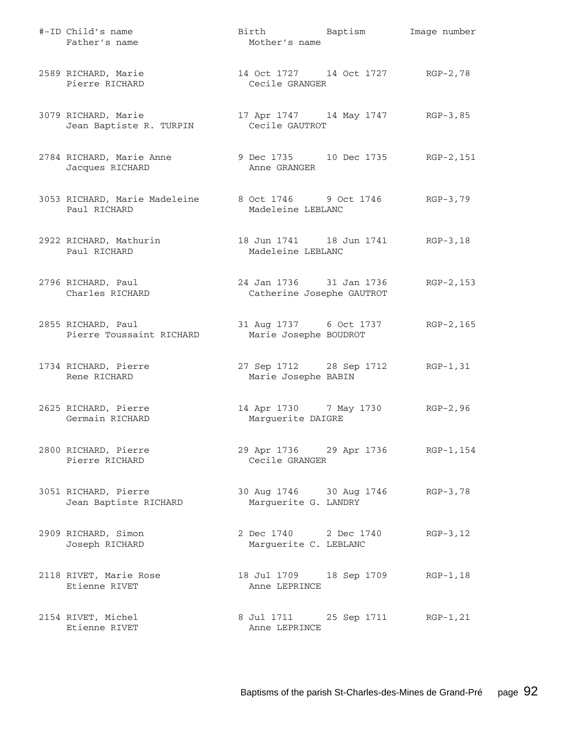| #-ID | Child's name / Father's name | Birth / Mother's name | Baptism | Image number |
|---|---|---|---|---|
| 2589 | RICHARD, Marie<br>Pierre RICHARD | 14 Oct 1727<br>Cecile GRANGER | 14 Oct 1727 | RGP-2,78 |
| 3079 | RICHARD, Marie<br>Jean Baptiste R. TURPIN | 17 Apr 1747<br>Cecile GAUTROT | 14 May 1747 | RGP-3,85 |
| 2784 | RICHARD, Marie Anne<br>Jacques RICHARD | 9 Dec 1735<br>Anne GRANGER | 10 Dec 1735 | RGP-2,151 |
| 3053 | RICHARD, Marie Madeleine<br>Paul RICHARD | 8 Oct 1746<br>Madeleine LEBLANC | 9 Oct 1746 | RGP-3,79 |
| 2922 | RICHARD, Mathurin<br>Paul RICHARD | 18 Jun 1741<br>Madeleine LEBLANC | 18 Jun 1741 | RGP-3,18 |
| 2796 | RICHARD, Paul<br>Charles RICHARD | 24 Jan 1736<br>Catherine Josephe GAUTROT | 31 Jan 1736 | RGP-2,153 |
| 2855 | RICHARD, Paul<br>Pierre Toussaint RICHARD | 31 Aug 1737<br>Marie Josephe BOUDROT | 6 Oct 1737 | RGP-2,165 |
| 1734 | RICHARD, Pierre<br>Rene RICHARD | 27 Sep 1712<br>Marie Josephe BABIN | 28 Sep 1712 | RGP-1,31 |
| 2625 | RICHARD, Pierre<br>Germain RICHARD | 14 Apr 1730<br>Marguerite DAIGRE | 7 May 1730 | RGP-2,96 |
| 2800 | RICHARD, Pierre<br>Pierre RICHARD | 29 Apr 1736<br>Cecile GRANGER | 29 Apr 1736 | RGP-1,154 |
| 3051 | RICHARD, Pierre<br>Jean Baptiste RICHARD | 30 Aug 1746<br>Marguerite G. LANDRY | 30 Aug 1746 | RGP-3,78 |
| 2909 | RICHARD, Simon<br>Joseph RICHARD | 2 Dec 1740<br>Marguerite C. LEBLANC | 2 Dec 1740 | RGP-3,12 |
| 2118 | RIVET, Marie Rose<br>Etienne RIVET | 18 Jul 1709<br>Anne LEPRINCE | 18 Sep 1709 | RGP-1,18 |
| 2154 | RIVET, Michel<br>Etienne RIVET | 8 Jul 1711<br>Anne LEPRINCE | 25 Sep 1711 | RGP-1,21 |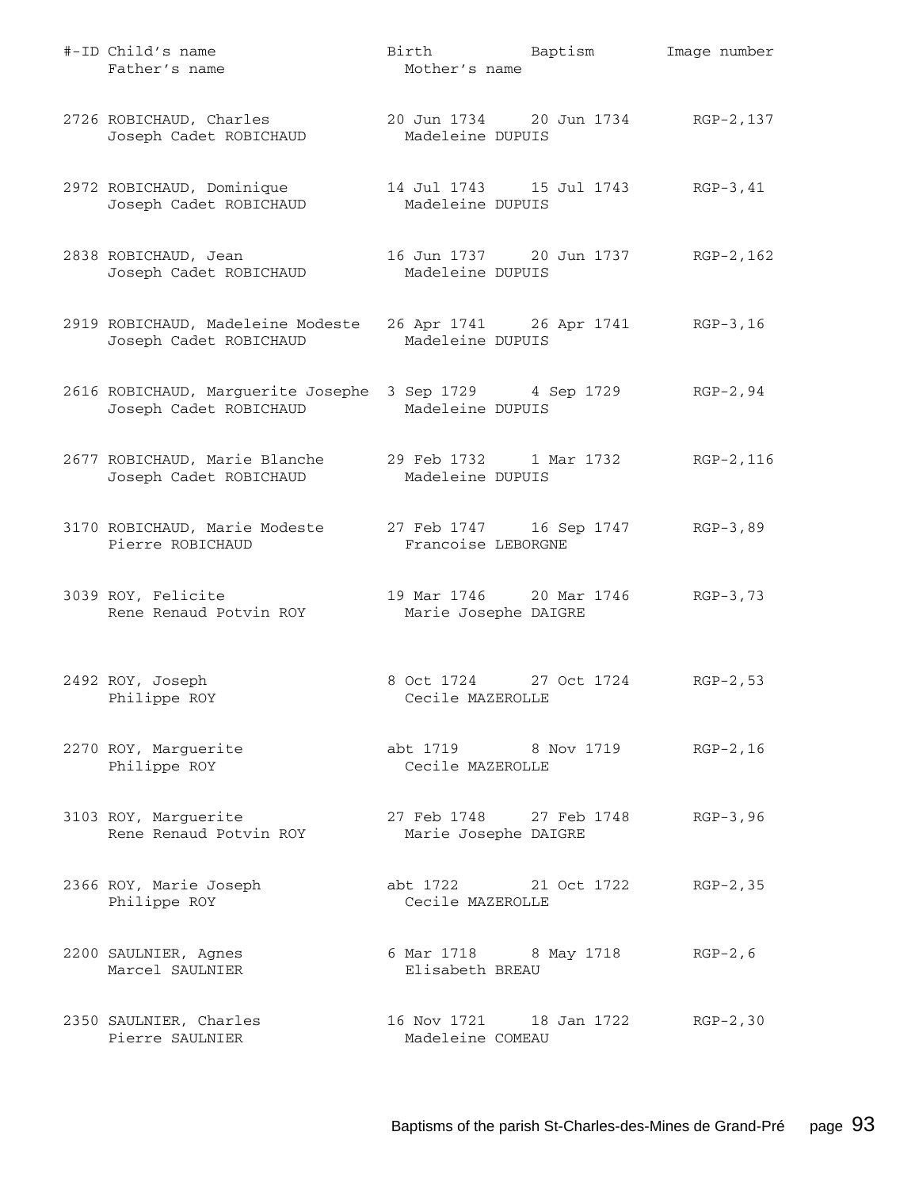| #-ID | Child's name / Father's name | Birth / Mother's name | Baptism | Image number |
|---|---|---|---|---|
| 2726 | ROBICHAUD, Charles<br>Joseph Cadet ROBICHAUD | 20 Jun 1734<br>Madeleine DUPUIS | 20 Jun 1734 | RGP-2,137 |
| 2972 | ROBICHAUD, Dominique<br>Joseph Cadet ROBICHAUD | 14 Jul 1743<br>Madeleine DUPUIS | 15 Jul 1743 | RGP-3,41 |
| 2838 | ROBICHAUD, Jean<br>Joseph Cadet ROBICHAUD | 16 Jun 1737<br>Madeleine DUPUIS | 20 Jun 1737 | RGP-2,162 |
| 2919 | ROBICHAUD, Madeleine Modeste<br>Joseph Cadet ROBICHAUD | 26 Apr 1741<br>Madeleine DUPUIS | 26 Apr 1741 | RGP-3,16 |
| 2616 | ROBICHAUD, Marguerite Josephe<br>Joseph Cadet ROBICHAUD | 3 Sep 1729<br>Madeleine DUPUIS | 4 Sep 1729 | RGP-2,94 |
| 2677 | ROBICHAUD, Marie Blanche<br>Joseph Cadet ROBICHAUD | 29 Feb 1732<br>Madeleine DUPUIS | 1 Mar 1732 | RGP-2,116 |
| 3170 | ROBICHAUD, Marie Modeste<br>Pierre ROBICHAUD | 27 Feb 1747<br>Francoise LEBORGNE | 16 Sep 1747 | RGP-3,89 |
| 3039 | ROY, Felicite<br>Rene Renaud Potvin ROY | 19 Mar 1746<br>Marie Josephe DAIGRE | 20 Mar 1746 | RGP-3,73 |
| 2492 | ROY, Joseph<br>Philippe ROY | 8 Oct 1724<br>Cecile MAZEROLLE | 27 Oct 1724 | RGP-2,53 |
| 2270 | ROY, Marguerite<br>Philippe ROY | abt 1719<br>Cecile MAZEROLLE | 8 Nov 1719 | RGP-2,16 |
| 3103 | ROY, Marguerite<br>Rene Renaud Potvin ROY | 27 Feb 1748<br>Marie Josephe DAIGRE | 27 Feb 1748 | RGP-3,96 |
| 2366 | ROY, Marie Joseph<br>Philippe ROY | abt 1722<br>Cecile MAZEROLLE | 21 Oct 1722 | RGP-2,35 |
| 2200 | SAULNIER, Agnes<br>Marcel SAULNIER | 6 Mar 1718<br>Elisabeth BREAU | 8 May 1718 | RGP-2,6 |
| 2350 | SAULNIER, Charles<br>Pierre SAULNIER | 16 Nov 1721<br>Madeleine COMEAU | 18 Jan 1722 | RGP-2,30 |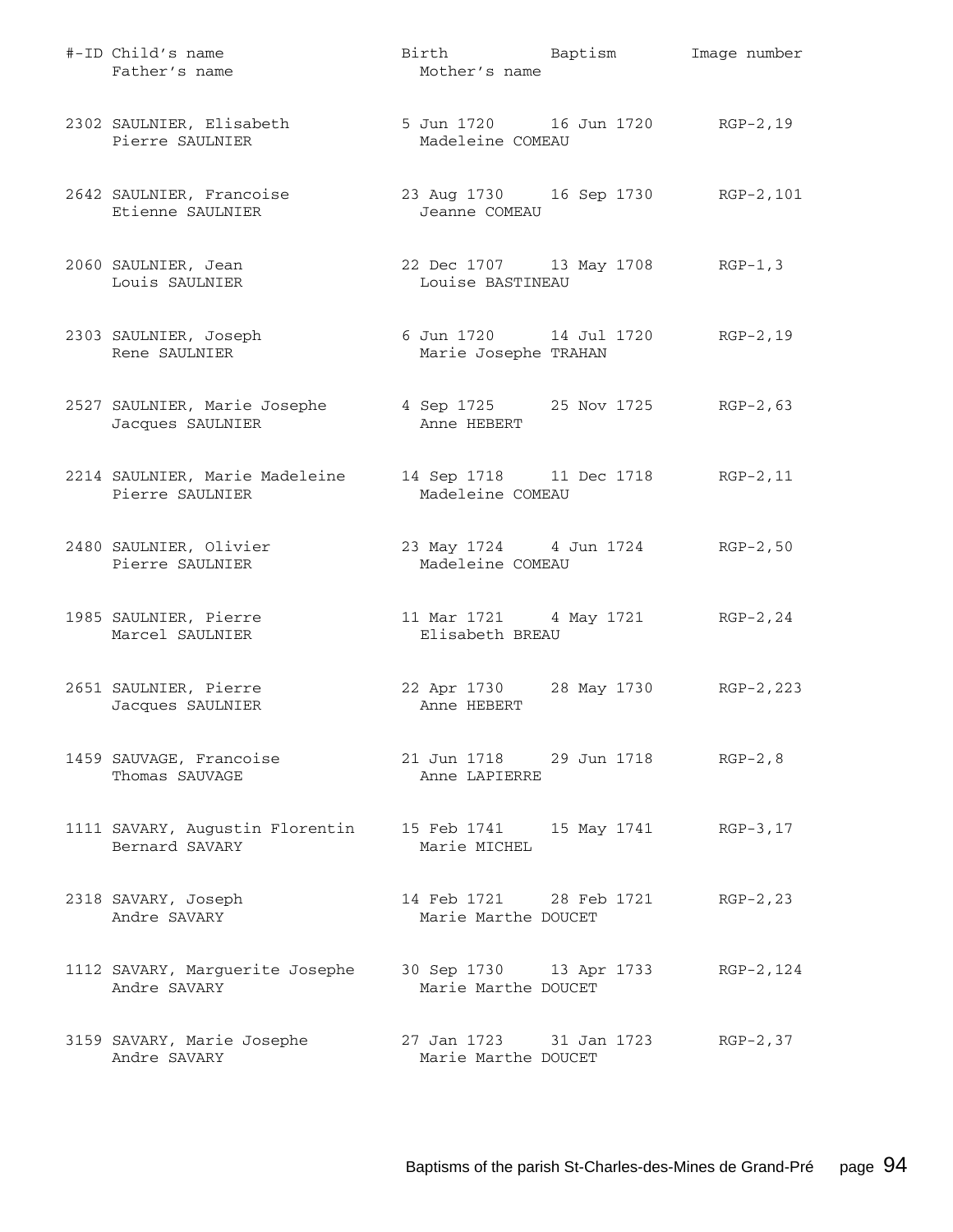| #-ID | Child's name / Father's name | Birth / Mother's name | Baptism | Image number |
|---|---|---|---|---|
| 2302 | SAULNIER, Elisabeth<br>Pierre SAULNIER | 5 Jun 1720<br>Madeleine COMEAU | 16 Jun 1720 | RGP-2,19 |
| 2642 | SAULNIER, Francoise<br>Etienne SAULNIER | 23 Aug 1730<br>Jeanne COMEAU | 16 Sep 1730 | RGP-2,101 |
| 2060 | SAULNIER, Jean<br>Louis SAULNIER | 22 Dec 1707<br>Louise BASTINEAU | 13 May 1708 | RGP-1,3 |
| 2303 | SAULNIER, Joseph<br>Rene SAULNIER | 6 Jun 1720<br>Marie Josephe TRAHAN | 14 Jul 1720 | RGP-2,19 |
| 2527 | SAULNIER, Marie Josephe<br>Jacques SAULNIER | 4 Sep 1725<br>Anne HEBERT | 25 Nov 1725 | RGP-2,63 |
| 2214 | SAULNIER, Marie Madeleine<br>Pierre SAULNIER | 14 Sep 1718<br>Madeleine COMEAU | 11 Dec 1718 | RGP-2,11 |
| 2480 | SAULNIER, Olivier<br>Pierre SAULNIER | 23 May 1724<br>Madeleine COMEAU | 4 Jun 1724 | RGP-2,50 |
| 1985 | SAULNIER, Pierre<br>Marcel SAULNIER | 11 Mar 1721<br>Elisabeth BREAU | 4 May 1721 | RGP-2,24 |
| 2651 | SAULNIER, Pierre<br>Jacques SAULNIER | 22 Apr 1730<br>Anne HEBERT | 28 May 1730 | RGP-2,223 |
| 1459 | SAUVAGE, Francoise<br>Thomas SAUVAGE | 21 Jun 1718<br>Anne LAPIERRE | 29 Jun 1718 | RGP-2,8 |
| 1111 | SAVARY, Augustin Florentin<br>Bernard SAVARY | 15 Feb 1741<br>Marie MICHEL | 15 May 1741 | RGP-3,17 |
| 2318 | SAVARY, Joseph<br>Andre SAVARY | 14 Feb 1721<br>Marie Marthe DOUCET | 28 Feb 1721 | RGP-2,23 |
| 1112 | SAVARY, Marguerite Josephe<br>Andre SAVARY | 30 Sep 1730<br>Marie Marthe DOUCET | 13 Apr 1733 | RGP-2,124 |
| 3159 | SAVARY, Marie Josephe<br>Andre SAVARY | 27 Jan 1723<br>Marie Marthe DOUCET | 31 Jan 1723 | RGP-2,37 |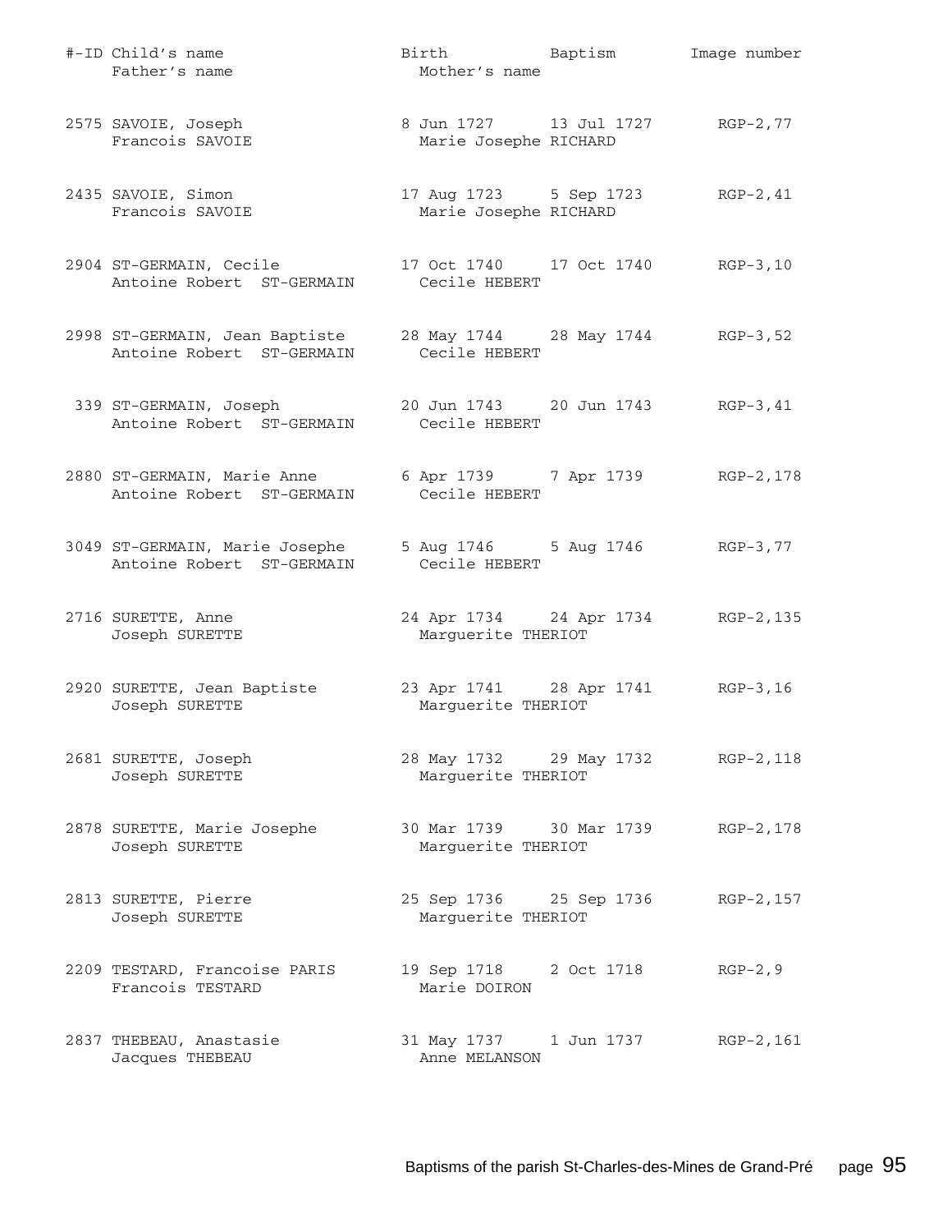| #-ID | Child's name / Father's name | Birth / Mother's name | Baptism | Image number |
|---|---|---|---|---|
| 2575 | SAVOIE, Joseph<br>Francois SAVOIE | 8 Jun 1727<br>Marie Josephe RICHARD | 13 Jul 1727 | RGP-2,77 |
| 2435 | SAVOIE, Simon<br>Francois SAVOIE | 17 Aug 1723<br>Marie Josephe RICHARD | 5 Sep 1723 | RGP-2,41 |
| 2904 | ST-GERMAIN, Cecile<br>Antoine Robert ST-GERMAIN | 17 Oct 1740<br>Cecile HEBERT | 17 Oct 1740 | RGP-3,10 |
| 2998 | ST-GERMAIN, Jean Baptiste<br>Antoine Robert ST-GERMAIN | 28 May 1744<br>Cecile HEBERT | 28 May 1744 | RGP-3,52 |
| 339 | ST-GERMAIN, Joseph<br>Antoine Robert ST-GERMAIN | 20 Jun 1743<br>Cecile HEBERT | 20 Jun 1743 | RGP-3,41 |
| 2880 | ST-GERMAIN, Marie Anne<br>Antoine Robert ST-GERMAIN | 6 Apr 1739<br>Cecile HEBERT | 7 Apr 1739 | RGP-2,178 |
| 3049 | ST-GERMAIN, Marie Josephe<br>Antoine Robert ST-GERMAIN | 5 Aug 1746<br>Cecile HEBERT | 5 Aug 1746 | RGP-3,77 |
| 2716 | SURETTE, Anne<br>Joseph SURETTE | 24 Apr 1734<br>Marguerite THERIOT | 24 Apr 1734 | RGP-2,135 |
| 2920 | SURETTE, Jean Baptiste<br>Joseph SURETTE | 23 Apr 1741<br>Marguerite THERIOT | 28 Apr 1741 | RGP-3,16 |
| 2681 | SURETTE, Joseph<br>Joseph SURETTE | 28 May 1732<br>Marguerite THERIOT | 29 May 1732 | RGP-2,118 |
| 2878 | SURETTE, Marie Josephe<br>Joseph SURETTE | 30 Mar 1739<br>Marguerite THERIOT | 30 Mar 1739 | RGP-2,178 |
| 2813 | SURETTE, Pierre<br>Joseph SURETTE | 25 Sep 1736<br>Marguerite THERIOT | 25 Sep 1736 | RGP-2,157 |
| 2209 | TESTARD, Francoise PARIS<br>Francois TESTARD | 19 Sep 1718<br>Marie DOIRON | 2 Oct 1718 | RGP-2,9 |
| 2837 | THEBEAU, Anastasie<br>Jacques THEBEAU | 31 May 1737<br>Anne MELANSON | 1 Jun 1737 | RGP-2,161 |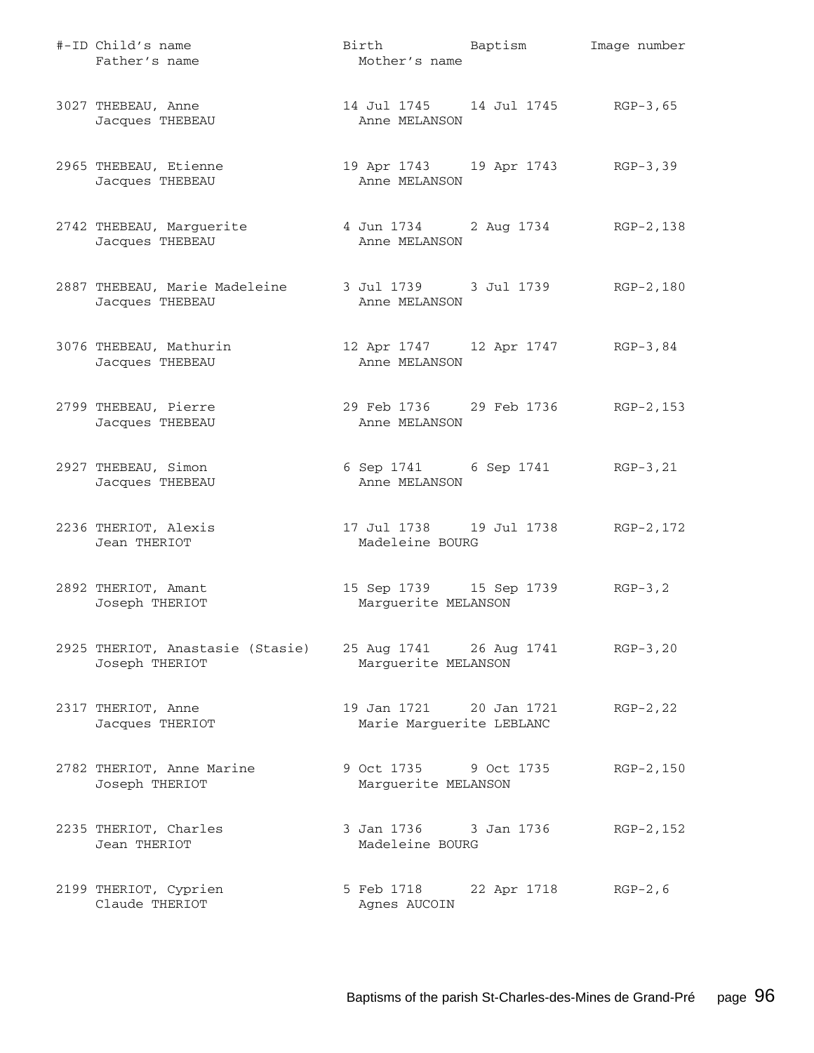| #-ID | Child's name / Father's name | Birth / Mother's name | Baptism | Image number |
|---|---|---|---|---|
| 3027 | THEBEAU, Anne<br>Jacques THEBEAU | 14 Jul 1745<br>Anne MELANSON | 14 Jul 1745 | RGP-3,65 |
| 2965 | THEBEAU, Etienne<br>Jacques THEBEAU | 19 Apr 1743<br>Anne MELANSON | 19 Apr 1743 | RGP-3,39 |
| 2742 | THEBEAU, Marguerite<br>Jacques THEBEAU | 4 Jun 1734<br>Anne MELANSON | 2 Aug 1734 | RGP-2,138 |
| 2887 | THEBEAU, Marie Madeleine<br>Jacques THEBEAU | 3 Jul 1739<br>Anne MELANSON | 3 Jul 1739 | RGP-2,180 |
| 3076 | THEBEAU, Mathurin<br>Jacques THEBEAU | 12 Apr 1747<br>Anne MELANSON | 12 Apr 1747 | RGP-3,84 |
| 2799 | THEBEAU, Pierre<br>Jacques THEBEAU | 29 Feb 1736<br>Anne MELANSON | 29 Feb 1736 | RGP-2,153 |
| 2927 | THEBEAU, Simon<br>Jacques THEBEAU | 6 Sep 1741<br>Anne MELANSON | 6 Sep 1741 | RGP-3,21 |
| 2236 | THERIOT, Alexis<br>Jean THERIOT | 17 Jul 1738<br>Madeleine BOURG | 19 Jul 1738 | RGP-2,172 |
| 2892 | THERIOT, Amant<br>Joseph THERIOT | 15 Sep 1739<br>Marguerite MELANSON | 15 Sep 1739 | RGP-3,2 |
| 2925 | THERIOT, Anastasie (Stasie)<br>Joseph THERIOT | 25 Aug 1741<br>Marguerite MELANSON | 26 Aug 1741 | RGP-3,20 |
| 2317 | THERIOT, Anne<br>Jacques THERIOT | 19 Jan 1721<br>Marie Marguerite LEBLANC | 20 Jan 1721 | RGP-2,22 |
| 2782 | THERIOT, Anne Marine<br>Joseph THERIOT | 9 Oct 1735<br>Marguerite MELANSON | 9 Oct 1735 | RGP-2,150 |
| 2235 | THERIOT, Charles<br>Jean THERIOT | 3 Jan 1736<br>Madeleine BOURG | 3 Jan 1736 | RGP-2,152 |
| 2199 | THERIOT, Cyprien<br>Claude THERIOT | 5 Feb 1718<br>Agnes AUCOIN | 22 Apr 1718 | RGP-2,6 |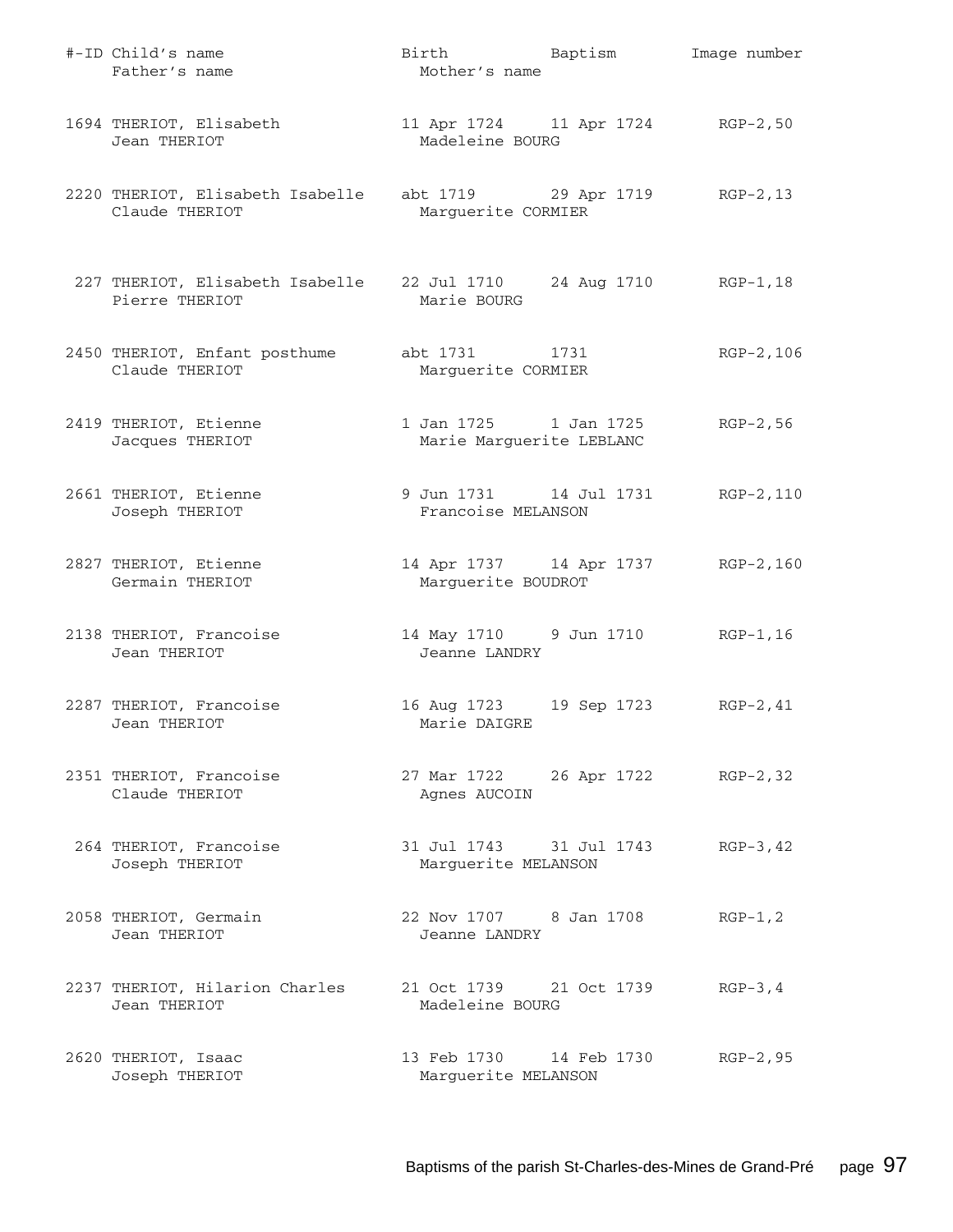| #-ID | Child's name / Father's name | Birth / Mother's name | Baptism | Image number |
|---|---|---|---|---|
| 1694 | THERIOT, Elisabeth<br>Jean THERIOT | 11 Apr 1724<br>Madeleine BOURG | 11 Apr 1724 | RGP-2,50 |
| 2220 | THERIOT, Elisabeth Isabelle<br>Claude THERIOT | abt 1719<br>Marguerite CORMIER | 29 Apr 1719 | RGP-2,13 |
| 227 | THERIOT, Elisabeth Isabelle<br>Pierre THERIOT | 22 Jul 1710<br>Marie BOURG | 24 Aug 1710 | RGP-1,18 |
| 2450 | THERIOT, Enfant posthume<br>Claude THERIOT | abt 1731<br>Marguerite CORMIER | 1731 | RGP-2,106 |
| 2419 | THERIOT, Etienne<br>Jacques THERIOT | 1 Jan 1725<br>Marie Marguerite LEBLANC | 1 Jan 1725 | RGP-2,56 |
| 2661 | THERIOT, Etienne<br>Joseph THERIOT | 9 Jun 1731<br>Francoise MELANSON | 14 Jul 1731 | RGP-2,110 |
| 2827 | THERIOT, Etienne<br>Germain THERIOT | 14 Apr 1737<br>Marguerite BOUDROT | 14 Apr 1737 | RGP-2,160 |
| 2138 | THERIOT, Francoise<br>Jean THERIOT | 14 May 1710<br>Jeanne LANDRY | 9 Jun 1710 | RGP-1,16 |
| 2287 | THERIOT, Francoise<br>Jean THERIOT | 16 Aug 1723<br>Marie DAIGRE | 19 Sep 1723 | RGP-2,41 |
| 2351 | THERIOT, Francoise<br>Claude THERIOT | 27 Mar 1722<br>Agnes AUCOIN | 26 Apr 1722 | RGP-2,32 |
| 264 | THERIOT, Francoise<br>Joseph THERIOT | 31 Jul 1743<br>Marguerite MELANSON | 31 Jul 1743 | RGP-3,42 |
| 2058 | THERIOT, Germain<br>Jean THERIOT | 22 Nov 1707<br>Jeanne LANDRY | 8 Jan 1708 | RGP-1,2 |
| 2237 | THERIOT, Hilarion Charles<br>Jean THERIOT | 21 Oct 1739<br>Madeleine BOURG | 21 Oct 1739 | RGP-3,4 |
| 2620 | THERIOT, Isaac<br>Joseph THERIOT | 13 Feb 1730<br>Marguerite MELANSON | 14 Feb 1730 | RGP-2,95 |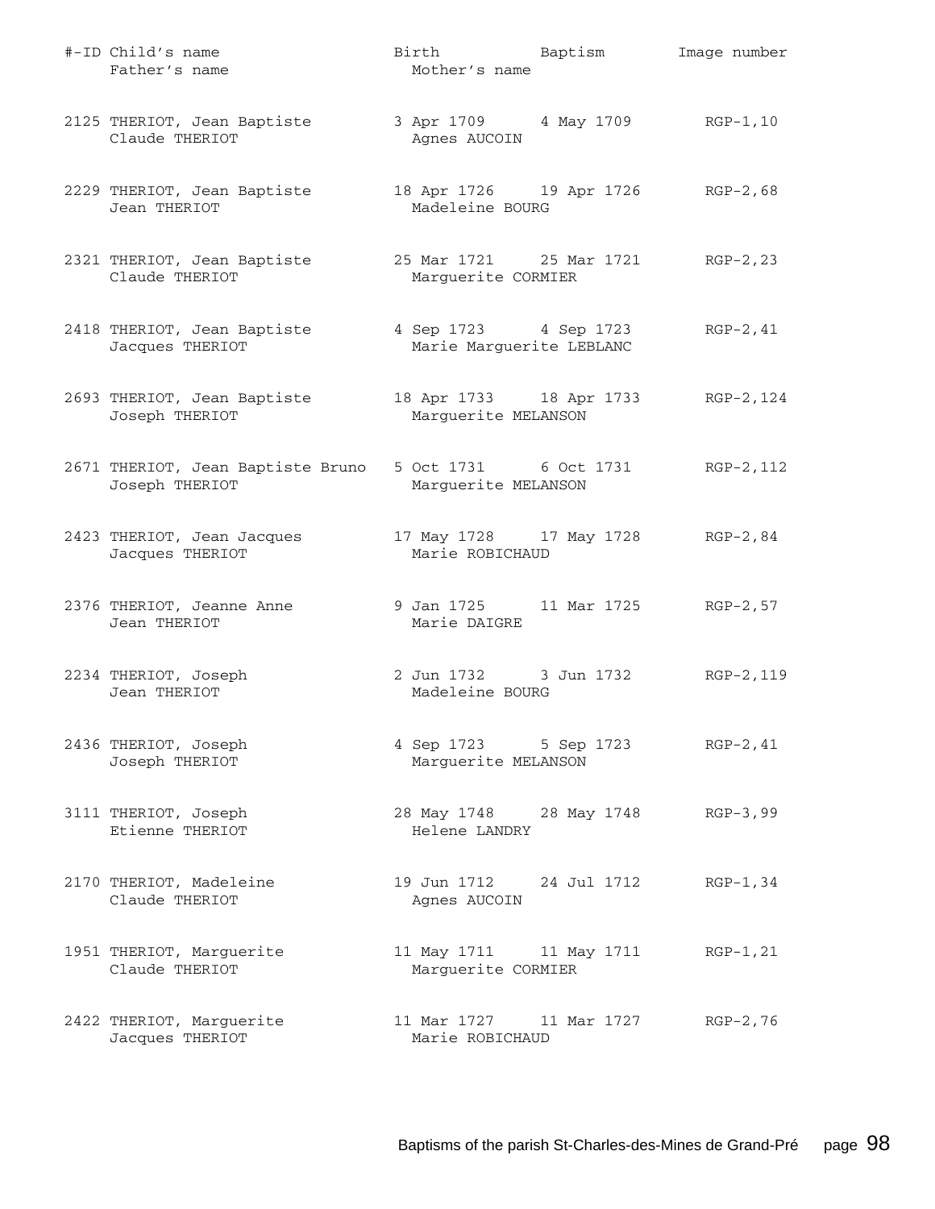| #-ID | Child's name / Father's name | Birth / Mother's name | Baptism | Image number |
|---|---|---|---|---|
| 2125 | THERIOT, Jean Baptiste | 3 Apr 1709 | 4 May 1709 | RGP-1,10 |
| | Claude THERIOT | Agnes AUCOIN | | |
| 2229 | THERIOT, Jean Baptiste | 18 Apr 1726 | 19 Apr 1726 | RGP-2,68 |
| | Jean THERIOT | Madeleine BOURG | | |
| 2321 | THERIOT, Jean Baptiste | 25 Mar 1721 | 25 Mar 1721 | RGP-2,23 |
| | Claude THERIOT | Marguerite CORMIER | | |
| 2418 | THERIOT, Jean Baptiste | 4 Sep 1723 | 4 Sep 1723 | RGP-2,41 |
| | Jacques THERIOT | Marie Marguerite LEBLANC | | |
| 2693 | THERIOT, Jean Baptiste | 18 Apr 1733 | 18 Apr 1733 | RGP-2,124 |
| | Joseph THERIOT | Marguerite MELANSON | | |
| 2671 | THERIOT, Jean Baptiste Bruno | 5 Oct 1731 | 6 Oct 1731 | RGP-2,112 |
| | Joseph THERIOT | Marguerite MELANSON | | |
| 2423 | THERIOT, Jean Jacques | 17 May 1728 | 17 May 1728 | RGP-2,84 |
| | Jacques THERIOT | Marie ROBICHAUD | | |
| 2376 | THERIOT, Jeanne Anne | 9 Jan 1725 | 11 Mar 1725 | RGP-2,57 |
| | Jean THERIOT | Marie DAIGRE | | |
| 2234 | THERIOT, Joseph | 2 Jun 1732 | 3 Jun 1732 | RGP-2,119 |
| | Jean THERIOT | Madeleine BOURG | | |
| 2436 | THERIOT, Joseph | 4 Sep 1723 | 5 Sep 1723 | RGP-2,41 |
| | Joseph THERIOT | Marguerite MELANSON | | |
| 3111 | THERIOT, Joseph | 28 May 1748 | 28 May 1748 | RGP-3,99 |
| | Etienne THERIOT | Helene LANDRY | | |
| 2170 | THERIOT, Madeleine | 19 Jun 1712 | 24 Jul 1712 | RGP-1,34 |
| | Claude THERIOT | Agnes AUCOIN | | |
| 1951 | THERIOT, Marguerite | 11 May 1711 | 11 May 1711 | RGP-1,21 |
| | Claude THERIOT | Marguerite CORMIER | | |
| 2422 | THERIOT, Marguerite | 11 Mar 1727 | 11 Mar 1727 | RGP-2,76 |
| | Jacques THERIOT | Marie ROBICHAUD | | |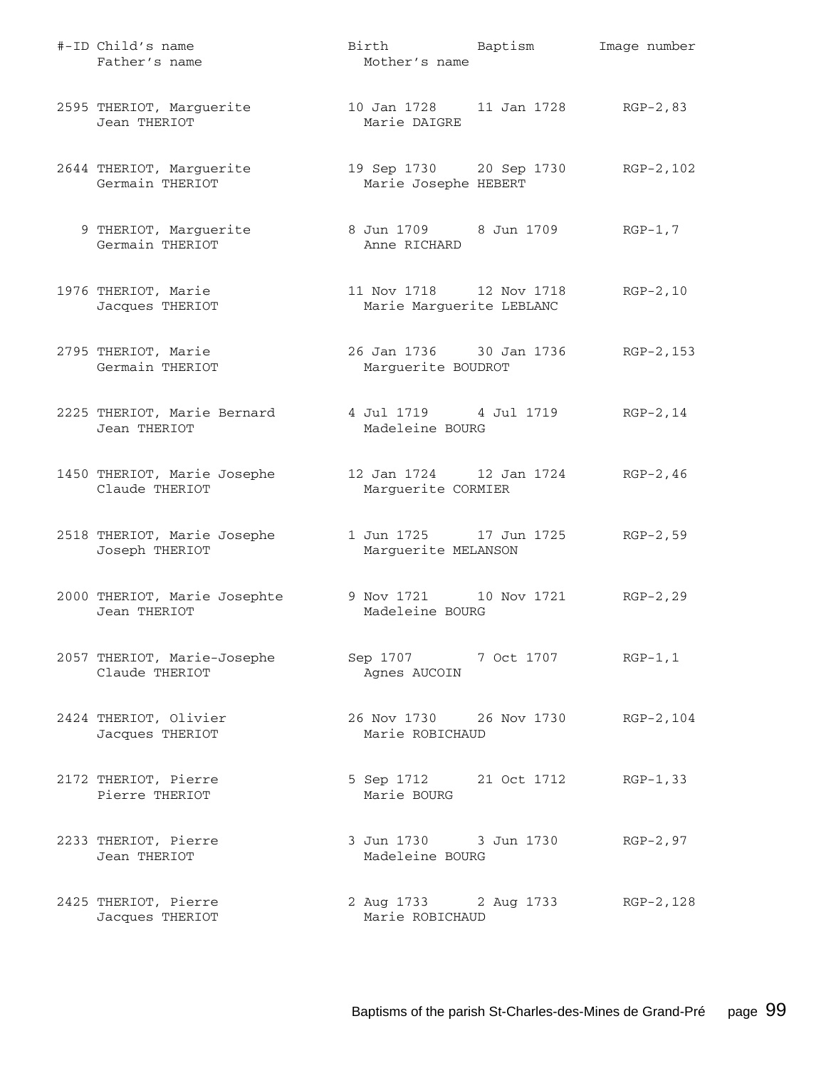| #-ID | Child's name / Father's name | Birth / Mother's name | Baptism | Image number |
|---|---|---|---|---|
| 2595 | THERIOT, Marguerite<br>Jean THERIOT | 10 Jan 1728<br>Marie DAIGRE | 11 Jan 1728 | RGP-2,83 |
| 2644 | THERIOT, Marguerite<br>Germain THERIOT | 19 Sep 1730<br>Marie Josephe HEBERT | 20 Sep 1730 | RGP-2,102 |
| 9 | THERIOT, Marguerite<br>Germain THERIOT | 8 Jun 1709<br>Anne RICHARD | 8 Jun 1709 | RGP-1,7 |
| 1976 | THERIOT, Marie<br>Jacques THERIOT | 11 Nov 1718<br>Marie Marguerite LEBLANC | 12 Nov 1718 | RGP-2,10 |
| 2795 | THERIOT, Marie<br>Germain THERIOT | 26 Jan 1736<br>Marguerite BOUDROT | 30 Jan 1736 | RGP-2,153 |
| 2225 | THERIOT, Marie Bernard<br>Jean THERIOT | 4 Jul 1719<br>Madeleine BOURG | 4 Jul 1719 | RGP-2,14 |
| 1450 | THERIOT, Marie Josephe<br>Claude THERIOT | 12 Jan 1724<br>Marguerite CORMIER | 12 Jan 1724 | RGP-2,46 |
| 2518 | THERIOT, Marie Josephe<br>Joseph THERIOT | 1 Jun 1725<br>Marguerite MELANSON | 17 Jun 1725 | RGP-2,59 |
| 2000 | THERIOT, Marie Josephte<br>Jean THERIOT | 9 Nov 1721<br>Madeleine BOURG | 10 Nov 1721 | RGP-2,29 |
| 2057 | THERIOT, Marie-Josephe<br>Claude THERIOT | Sep 1707<br>Agnes AUCOIN | 7 Oct 1707 | RGP-1,1 |
| 2424 | THERIOT, Olivier<br>Jacques THERIOT | 26 Nov 1730<br>Marie ROBICHAUD | 26 Nov 1730 | RGP-2,104 |
| 2172 | THERIOT, Pierre<br>Pierre THERIOT | 5 Sep 1712<br>Marie BOURG | 21 Oct 1712 | RGP-1,33 |
| 2233 | THERIOT, Pierre<br>Jean THERIOT | 3 Jun 1730<br>Madeleine BOURG | 3 Jun 1730 | RGP-2,97 |
| 2425 | THERIOT, Pierre<br>Jacques THERIOT | 2 Aug 1733<br>Marie ROBICHAUD | 2 Aug 1733 | RGP-2,128 |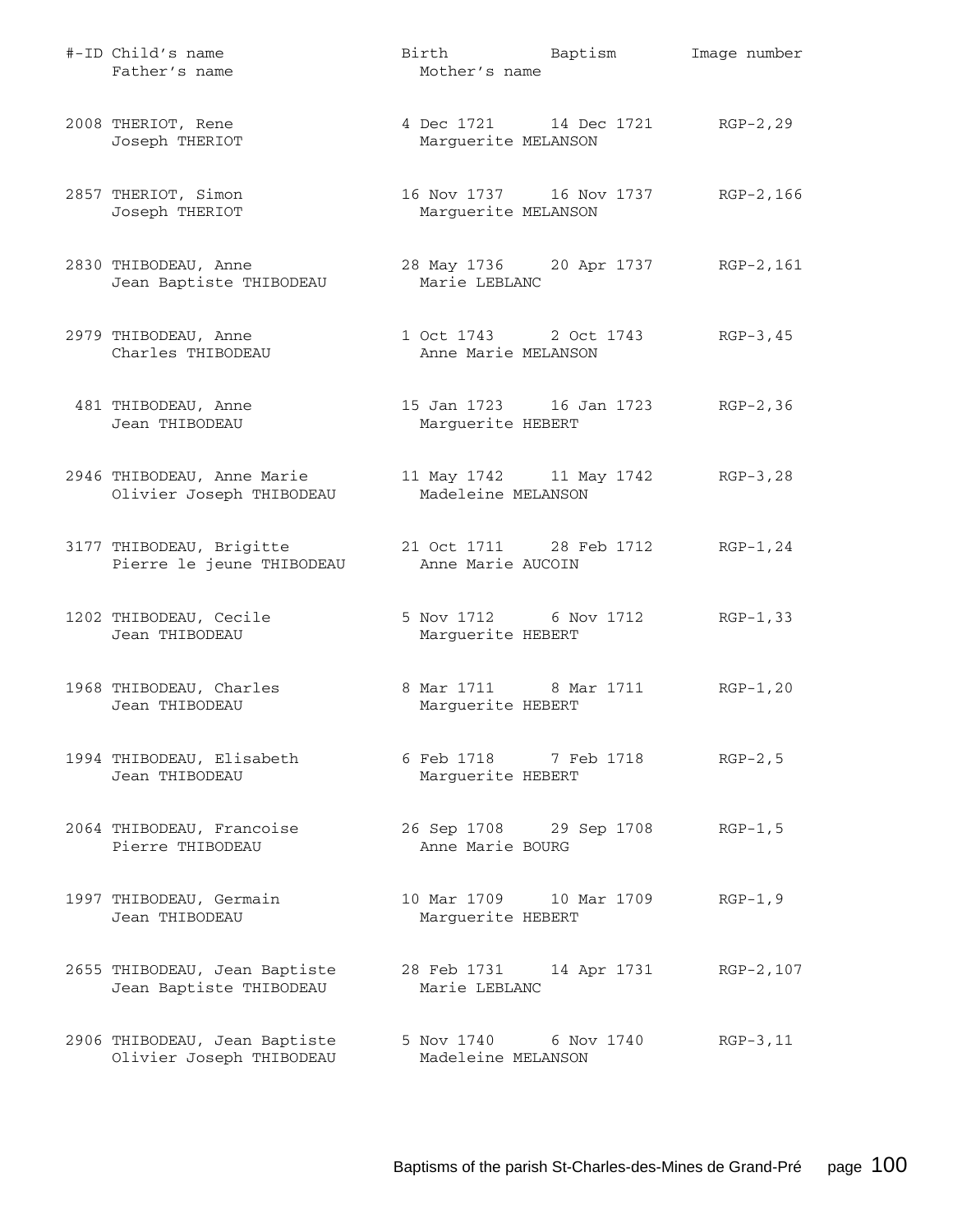| #-ID | Child's name / Father's name | Birth / Mother's name | Baptism | Image number |
|---|---|---|---|---|
| 2008 | THERIOT, Rene<br>Joseph THERIOT | 4 Dec 1721<br>Marguerite MELANSON | 14 Dec 1721 | RGP-2,29 |
| 2857 | THERIOT, Simon<br>Joseph THERIOT | 16 Nov 1737<br>Marguerite MELANSON | 16 Nov 1737 | RGP-2,166 |
| 2830 | THIBODEAU, Anne<br>Jean Baptiste THIBODEAU | 28 May 1736<br>Marie LEBLANC | 20 Apr 1737 | RGP-2,161 |
| 2979 | THIBODEAU, Anne<br>Charles THIBODEAU | 1 Oct 1743<br>Anne Marie MELANSON | 2 Oct 1743 | RGP-3,45 |
| 481 | THIBODEAU, Anne<br>Jean THIBODEAU | 15 Jan 1723<br>Marguerite HEBERT | 16 Jan 1723 | RGP-2,36 |
| 2946 | THIBODEAU, Anne Marie<br>Olivier Joseph THIBODEAU | 11 May 1742<br>Madeleine MELANSON | 11 May 1742 | RGP-3,28 |
| 3177 | THIBODEAU, Brigitte<br>Pierre le jeune THIBODEAU | 21 Oct 1711<br>Anne Marie AUCOIN | 28 Feb 1712 | RGP-1,24 |
| 1202 | THIBODEAU, Cecile<br>Jean THIBODEAU | 5 Nov 1712<br>Marguerite HEBERT | 6 Nov 1712 | RGP-1,33 |
| 1968 | THIBODEAU, Charles<br>Jean THIBODEAU | 8 Mar 1711<br>Marguerite HEBERT | 8 Mar 1711 | RGP-1,20 |
| 1994 | THIBODEAU, Elisabeth<br>Jean THIBODEAU | 6 Feb 1718<br>Marguerite HEBERT | 7 Feb 1718 | RGP-2,5 |
| 2064 | THIBODEAU, Francoise<br>Pierre THIBODEAU | 26 Sep 1708<br>Anne Marie BOURG | 29 Sep 1708 | RGP-1,5 |
| 1997 | THIBODEAU, Germain<br>Jean THIBODEAU | 10 Mar 1709<br>Marguerite HEBERT | 10 Mar 1709 | RGP-1,9 |
| 2655 | THIBODEAU, Jean Baptiste<br>Jean Baptiste THIBODEAU | 28 Feb 1731<br>Marie LEBLANC | 14 Apr 1731 | RGP-2,107 |
| 2906 | THIBODEAU, Jean Baptiste<br>Olivier Joseph THIBODEAU | 5 Nov 1740<br>Madeleine MELANSON | 6 Nov 1740 | RGP-3,11 |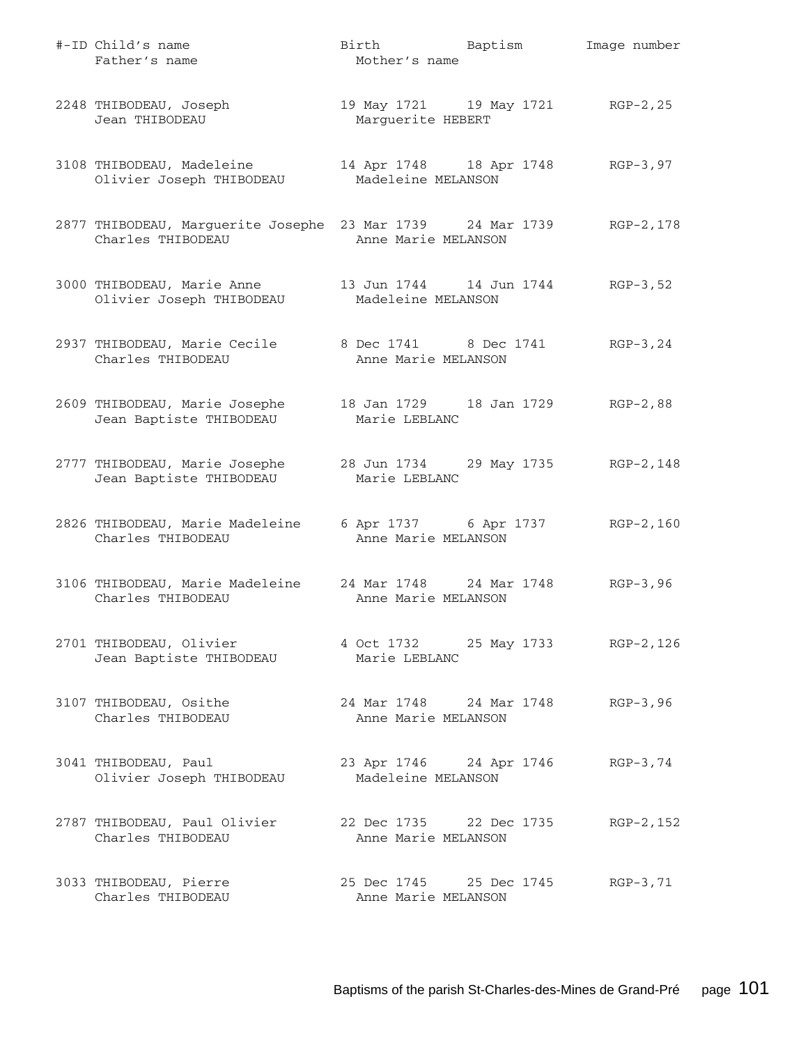| #-ID | Child's name / Father's name | Birth / Mother's name | Baptism | Image number |
|---|---|---|---|---|
| 2248 | THIBODEAU, Joseph<br>Jean THIBODEAU | 19 May 1721<br>Marguerite HEBERT | 19 May 1721 | RGP-2,25 |
| 3108 | THIBODEAU, Madeleine<br>Olivier Joseph THIBODEAU | 14 Apr 1748<br>Madeleine MELANSON | 18 Apr 1748 | RGP-3,97 |
| 2877 | THIBODEAU, Marguerite Josephe<br>Charles THIBODEAU | 23 Mar 1739<br>Anne Marie MELANSON | 24 Mar 1739 | RGP-2,178 |
| 3000 | THIBODEAU, Marie Anne<br>Olivier Joseph THIBODEAU | 13 Jun 1744<br>Madeleine MELANSON | 14 Jun 1744 | RGP-3,52 |
| 2937 | THIBODEAU, Marie Cecile<br>Charles THIBODEAU | 8 Dec 1741<br>Anne Marie MELANSON | 8 Dec 1741 | RGP-3,24 |
| 2609 | THIBODEAU, Marie Josephe<br>Jean Baptiste THIBODEAU | 18 Jan 1729<br>Marie LEBLANC | 18 Jan 1729 | RGP-2,88 |
| 2777 | THIBODEAU, Marie Josephe<br>Jean Baptiste THIBODEAU | 28 Jun 1734<br>Marie LEBLANC | 29 May 1735 | RGP-2,148 |
| 2826 | THIBODEAU, Marie Madeleine<br>Charles THIBODEAU | 6 Apr 1737<br>Anne Marie MELANSON | 6 Apr 1737 | RGP-2,160 |
| 3106 | THIBODEAU, Marie Madeleine<br>Charles THIBODEAU | 24 Mar 1748<br>Anne Marie MELANSON | 24 Mar 1748 | RGP-3,96 |
| 2701 | THIBODEAU, Olivier<br>Jean Baptiste THIBODEAU | 4 Oct 1732<br>Marie LEBLANC | 25 May 1733 | RGP-2,126 |
| 3107 | THIBODEAU, Osithe<br>Charles THIBODEAU | 24 Mar 1748<br>Anne Marie MELANSON | 24 Mar 1748 | RGP-3,96 |
| 3041 | THIBODEAU, Paul<br>Olivier Joseph THIBODEAU | 23 Apr 1746<br>Madeleine MELANSON | 24 Apr 1746 | RGP-3,74 |
| 2787 | THIBODEAU, Paul Olivier<br>Charles THIBODEAU | 22 Dec 1735<br>Anne Marie MELANSON | 22 Dec 1735 | RGP-2,152 |
| 3033 | THIBODEAU, Pierre<br>Charles THIBODEAU | 25 Dec 1745<br>Anne Marie MELANSON | 25 Dec 1745 | RGP-3,71 |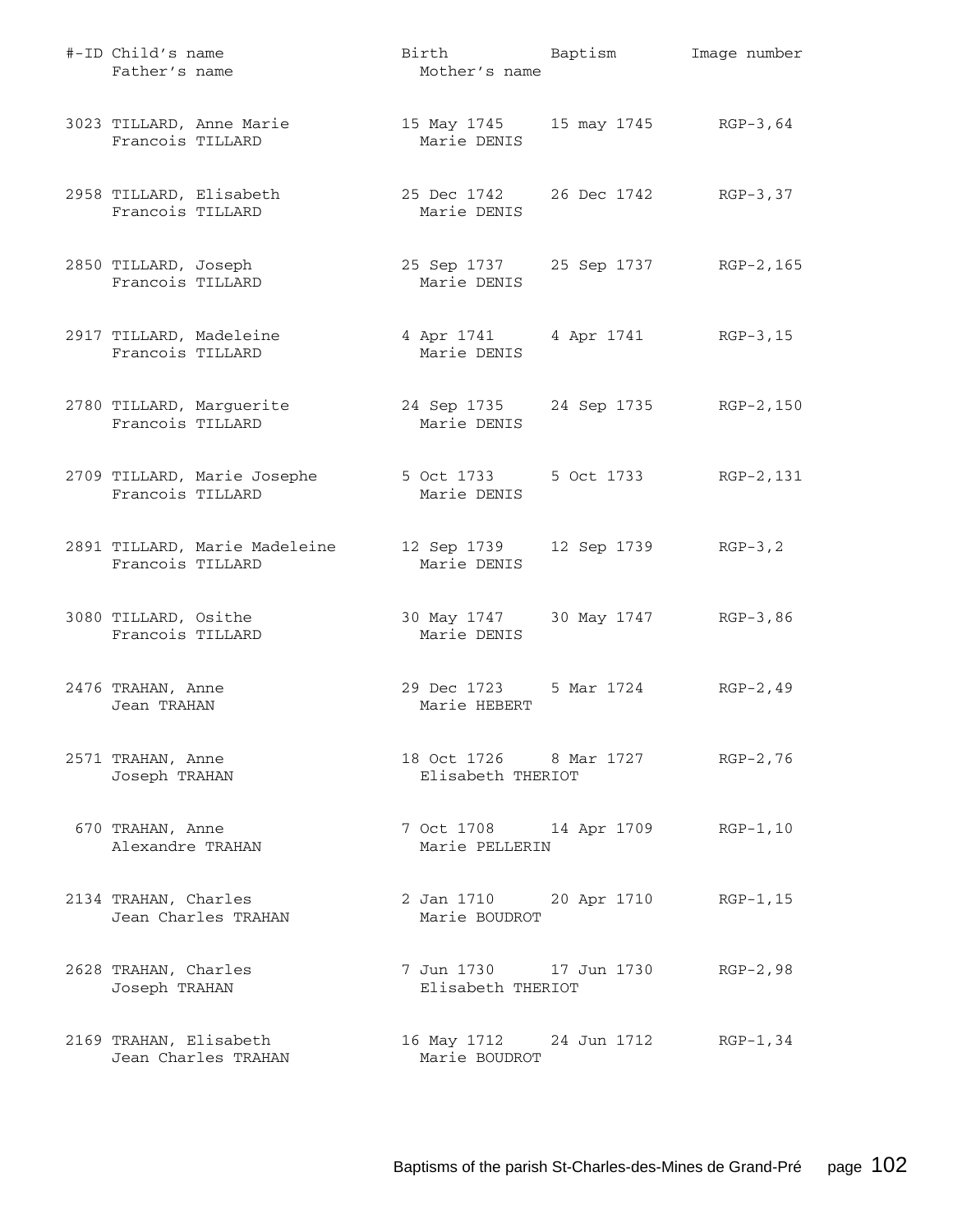| #-ID | Child's name / Father's name | Birth / Mother's name | Baptism | Image number |
|---|---|---|---|---|
| 3023 | TILLARD, Anne Marie<br>Francois TILLARD | 15 May 1745<br>Marie DENIS | 15 may 1745 | RGP-3,64 |
| 2958 | TILLARD, Elisabeth<br>Francois TILLARD | 25 Dec 1742<br>Marie DENIS | 26 Dec 1742 | RGP-3,37 |
| 2850 | TILLARD, Joseph<br>Francois TILLARD | 25 Sep 1737<br>Marie DENIS | 25 Sep 1737 | RGP-2,165 |
| 2917 | TILLARD, Madeleine<br>Francois TILLARD | 4 Apr 1741<br>Marie DENIS | 4 Apr 1741 | RGP-3,15 |
| 2780 | TILLARD, Marguerite<br>Francois TILLARD | 24 Sep 1735<br>Marie DENIS | 24 Sep 1735 | RGP-2,150 |
| 2709 | TILLARD, Marie Josephe<br>Francois TILLARD | 5 Oct 1733<br>Marie DENIS | 5 Oct 1733 | RGP-2,131 |
| 2891 | TILLARD, Marie Madeleine<br>Francois TILLARD | 12 Sep 1739<br>Marie DENIS | 12 Sep 1739 | RGP-3,2 |
| 3080 | TILLARD, Osithe<br>Francois TILLARD | 30 May 1747<br>Marie DENIS | 30 May 1747 | RGP-3,86 |
| 2476 | TRAHAN, Anne<br>Jean TRAHAN | 29 Dec 1723<br>Marie HEBERT | 5 Mar 1724 | RGP-2,49 |
| 2571 | TRAHAN, Anne<br>Joseph TRAHAN | 18 Oct 1726<br>Elisabeth THERIOT | 8 Mar 1727 | RGP-2,76 |
| 670 | TRAHAN, Anne<br>Alexandre TRAHAN | 7 Oct 1708<br>Marie PELLERIN | 14 Apr 1709 | RGP-1,10 |
| 2134 | TRAHAN, Charles<br>Jean Charles TRAHAN | 2 Jan 1710<br>Marie BOUDROT | 20 Apr 1710 | RGP-1,15 |
| 2628 | TRAHAN, Charles<br>Joseph TRAHAN | 7 Jun 1730<br>Elisabeth THERIOT | 17 Jun 1730 | RGP-2,98 |
| 2169 | TRAHAN, Elisabeth<br>Jean Charles TRAHAN | 16 May 1712<br>Marie BOUDROT | 24 Jun 1712 | RGP-1,34 |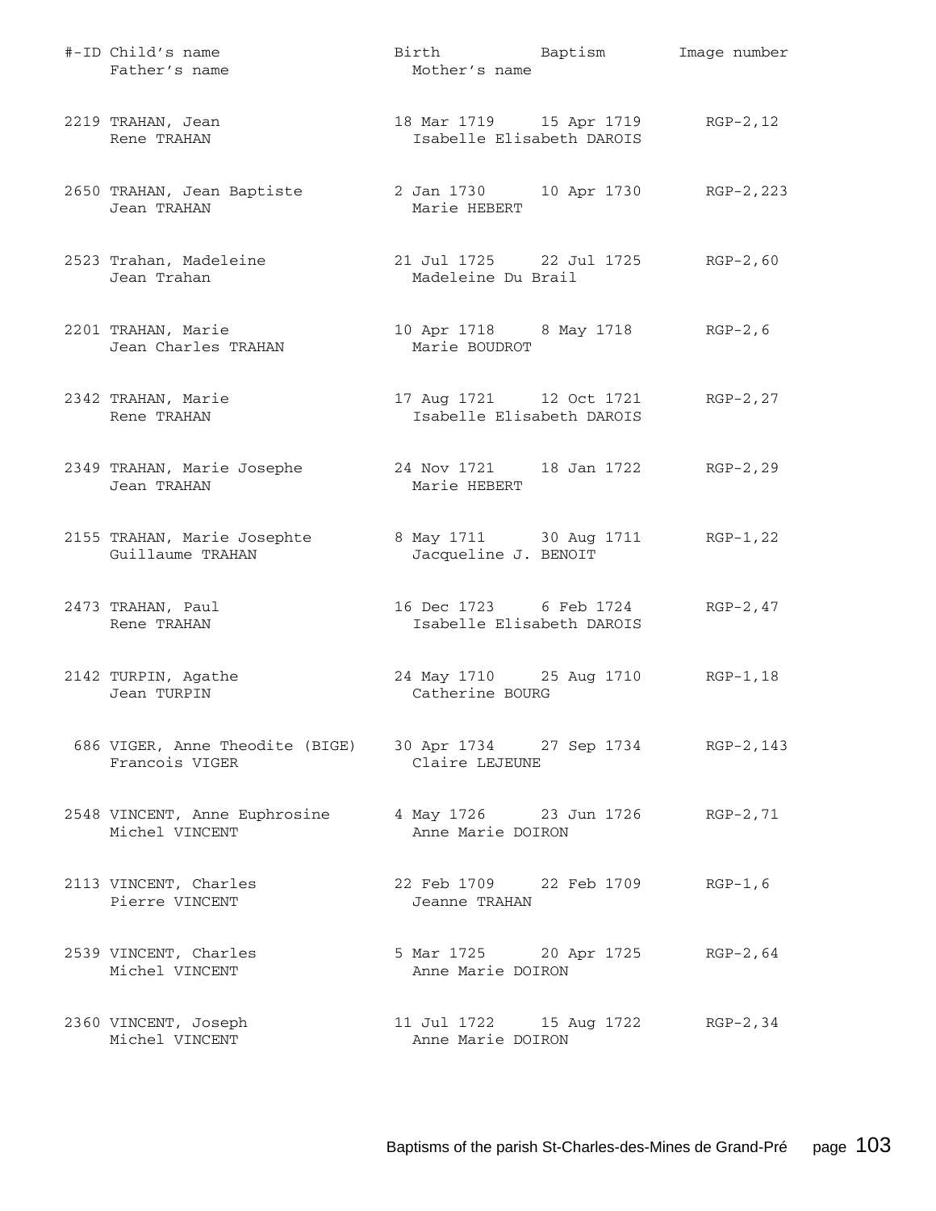| #-ID | Child's name / Father's name | Birth / Mother's name | Baptism | Image number |
|---|---|---|---|---|
| 2219 | TRAHAN, Jean<br>Rene TRAHAN | 18 Mar 1719<br>Isabelle Elisabeth DAROIS | 15 Apr 1719 | RGP-2,12 |
| 2650 | TRAHAN, Jean Baptiste<br>Jean TRAHAN | 2 Jan 1730<br>Marie HEBERT | 10 Apr 1730 | RGP-2,223 |
| 2523 | Trahan, Madeleine<br>Jean Trahan | 21 Jul 1725<br>Madeleine Du Brail | 22 Jul 1725 | RGP-2,60 |
| 2201 | TRAHAN, Marie<br>Jean Charles TRAHAN | 10 Apr 1718<br>Marie BOUDROT | 8 May 1718 | RGP-2,6 |
| 2342 | TRAHAN, Marie<br>Rene TRAHAN | 17 Aug 1721<br>Isabelle Elisabeth DAROIS | 12 Oct 1721 | RGP-2,27 |
| 2349 | TRAHAN, Marie Josephe<br>Jean TRAHAN | 24 Nov 1721<br>Marie HEBERT | 18 Jan 1722 | RGP-2,29 |
| 2155 | TRAHAN, Marie Josephte<br>Guillaume TRAHAN | 8 May 1711<br>Jacqueline J. BENOIT | 30 Aug 1711 | RGP-1,22 |
| 2473 | TRAHAN, Paul<br>Rene TRAHAN | 16 Dec 1723<br>Isabelle Elisabeth DAROIS | 6 Feb 1724 | RGP-2,47 |
| 2142 | TURPIN, Agathe<br>Jean TURPIN | 24 May 1710<br>Catherine BOURG | 25 Aug 1710 | RGP-1,18 |
| 686 | VIGER, Anne Theodite (BIGE)<br>Francois VIGER | 30 Apr 1734<br>Claire LEJEUNE | 27 Sep 1734 | RGP-2,143 |
| 2548 | VINCENT, Anne Euphrosine<br>Michel VINCENT | 4 May 1726<br>Anne Marie DOIRON | 23 Jun 1726 | RGP-2,71 |
| 2113 | VINCENT, Charles<br>Pierre VINCENT | 22 Feb 1709<br>Jeanne TRAHAN | 22 Feb 1709 | RGP-1,6 |
| 2539 | VINCENT, Charles<br>Michel VINCENT | 5 Mar 1725<br>Anne Marie DOIRON | 20 Apr 1725 | RGP-2,64 |
| 2360 | VINCENT, Joseph<br>Michel VINCENT | 11 Jul 1722<br>Anne Marie DOIRON | 15 Aug 1722 | RGP-2,34 |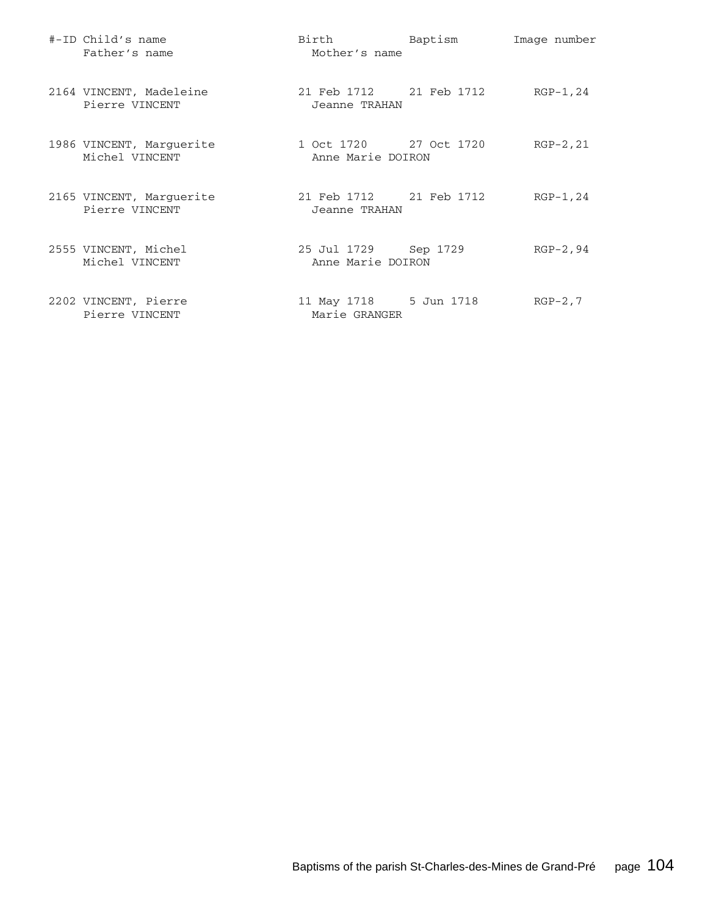| #-ID | Child's name / Father's name | Birth / Mother's name | Baptism | Image number |
|---|---|---|---|---|
| 2164 | VINCENT, Madeleine<br>Pierre VINCENT | 21 Feb 1712<br>Jeanne TRAHAN | 21 Feb 1712 | RGP-1,24 |
| 1986 | VINCENT, Marguerite<br>Michel VINCENT | 1 Oct 1720<br>Anne Marie DOIRON | 27 Oct 1720 | RGP-2,21 |
| 2165 | VINCENT, Marguerite<br>Pierre VINCENT | 21 Feb 1712<br>Jeanne TRAHAN | 21 Feb 1712 | RGP-1,24 |
| 2555 | VINCENT, Michel<br>Michel VINCENT | 25 Jul 1729<br>Anne Marie DOIRON | Sep 1729 | RGP-2,94 |
| 2202 | VINCENT, Pierre<br>Pierre VINCENT | 11 May 1718<br>Marie GRANGER | 5 Jun 1718 | RGP-2,7 |